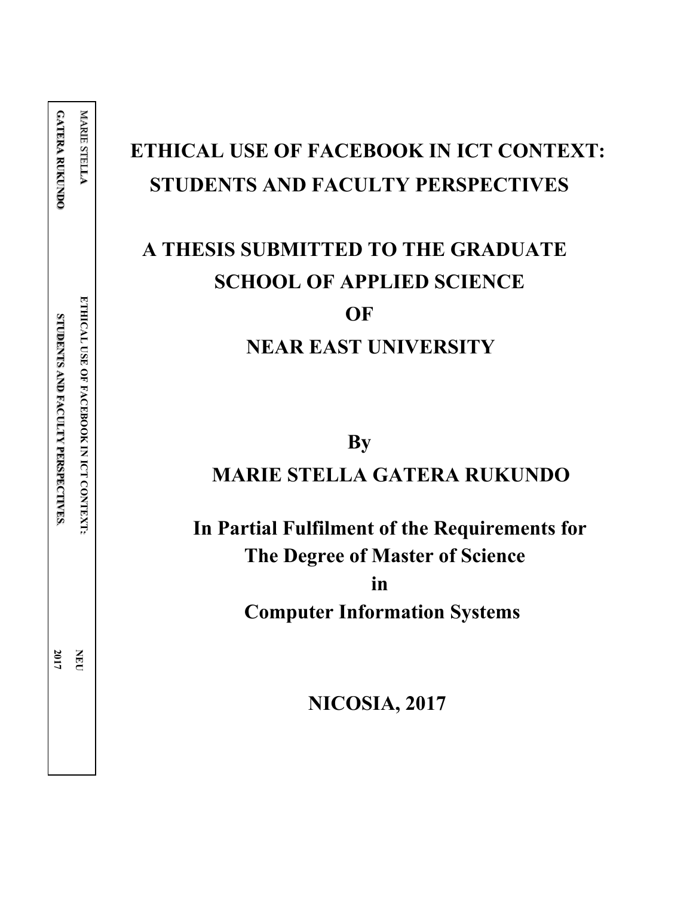# ETHICAL USE OF FACEBOOK IN ICT CONTEXT: STUDENTS AND FACULTY PERSPECTIVES

**A THESIS SUBMITTED TO THE GRADUATE SCHOOL OF APPLIED SCIENCE**

**OF**

**NEAR EAST UNIVERSITY**

**By**

**MARIE STELLA GATERA RUKUNDO**

**In Partial Fulfilment of the Requirements for The Degree of Master of Science**

**in**

**Computer Information Systems**

**NICOSIA, 2017**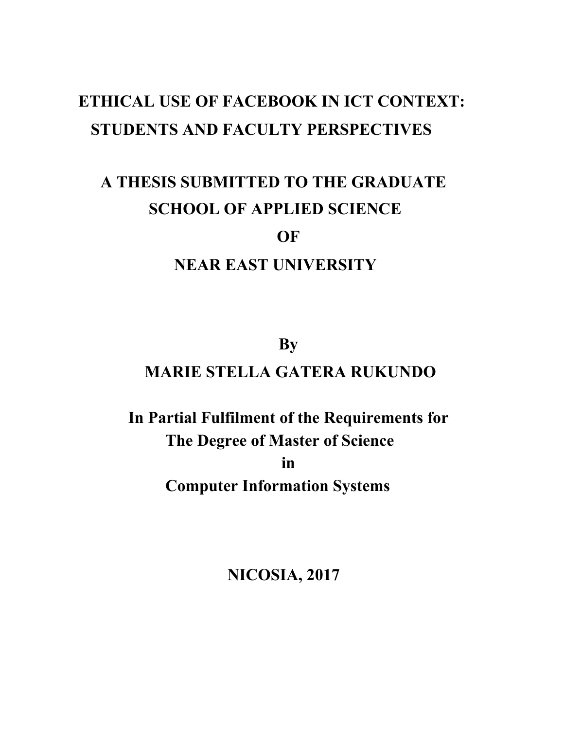# ETHICAL USE OF FACEBOOK IN ICT CONTEXT: STUDENTS AND FACULTY PERSPECTIVES

## A THESIS SUBMITTED TO THE GRADUATE SCHOOL OF APPLIED SCIENCE OF NEAR EAST UNIVERSITY

**By**

**MARIE STELLA GATERA RUKUNDO**

**In Partial Fulfilment of the Requirements for The Degree of Master of Science in Computer Information Systems**

**NICOSIA, 2017**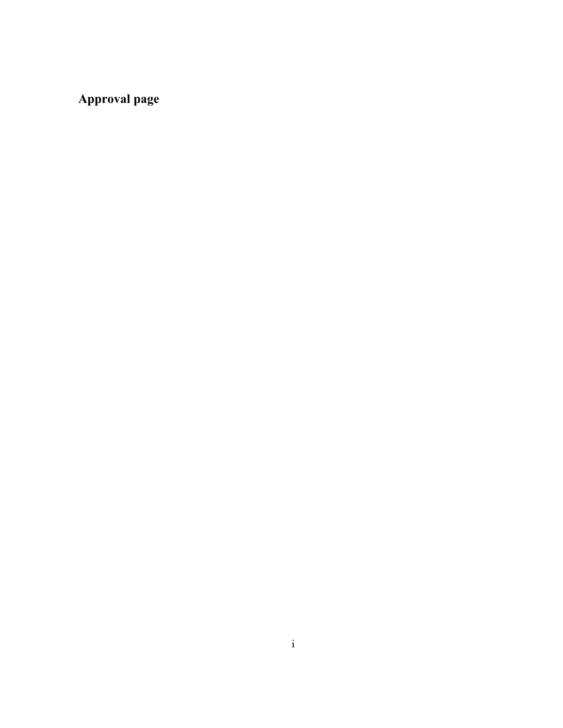## Approval page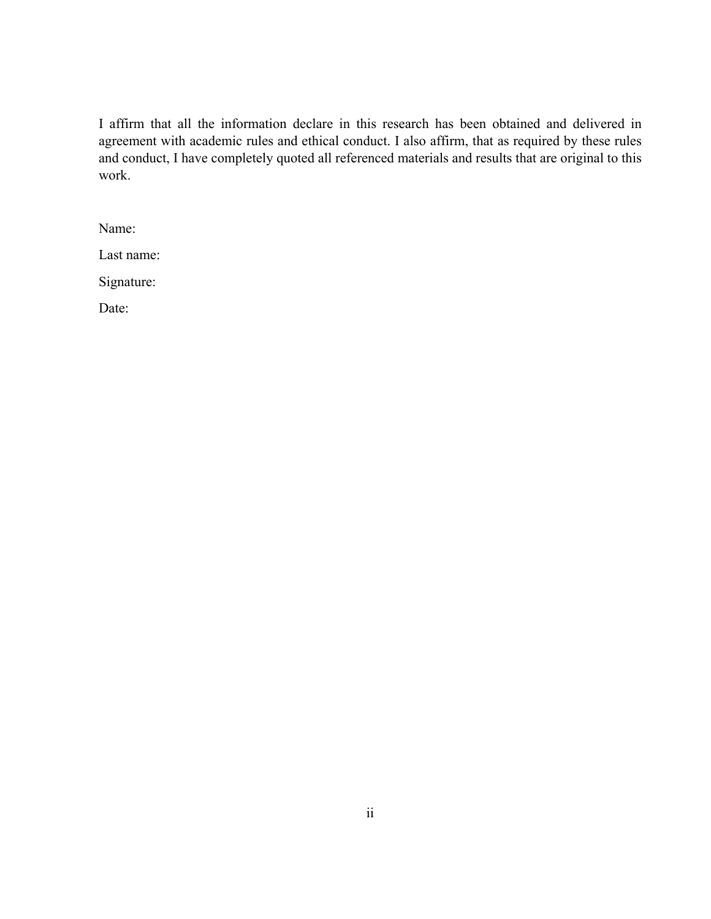I affirm that all the information declare in this research has been obtained and delivered in agreement with academic rules and ethical conduct. I also affirm, that as required by these rules and conduct, I have completely quoted all referenced materials and results that are original to this work.

Name:

Last name:

Signature:

Date: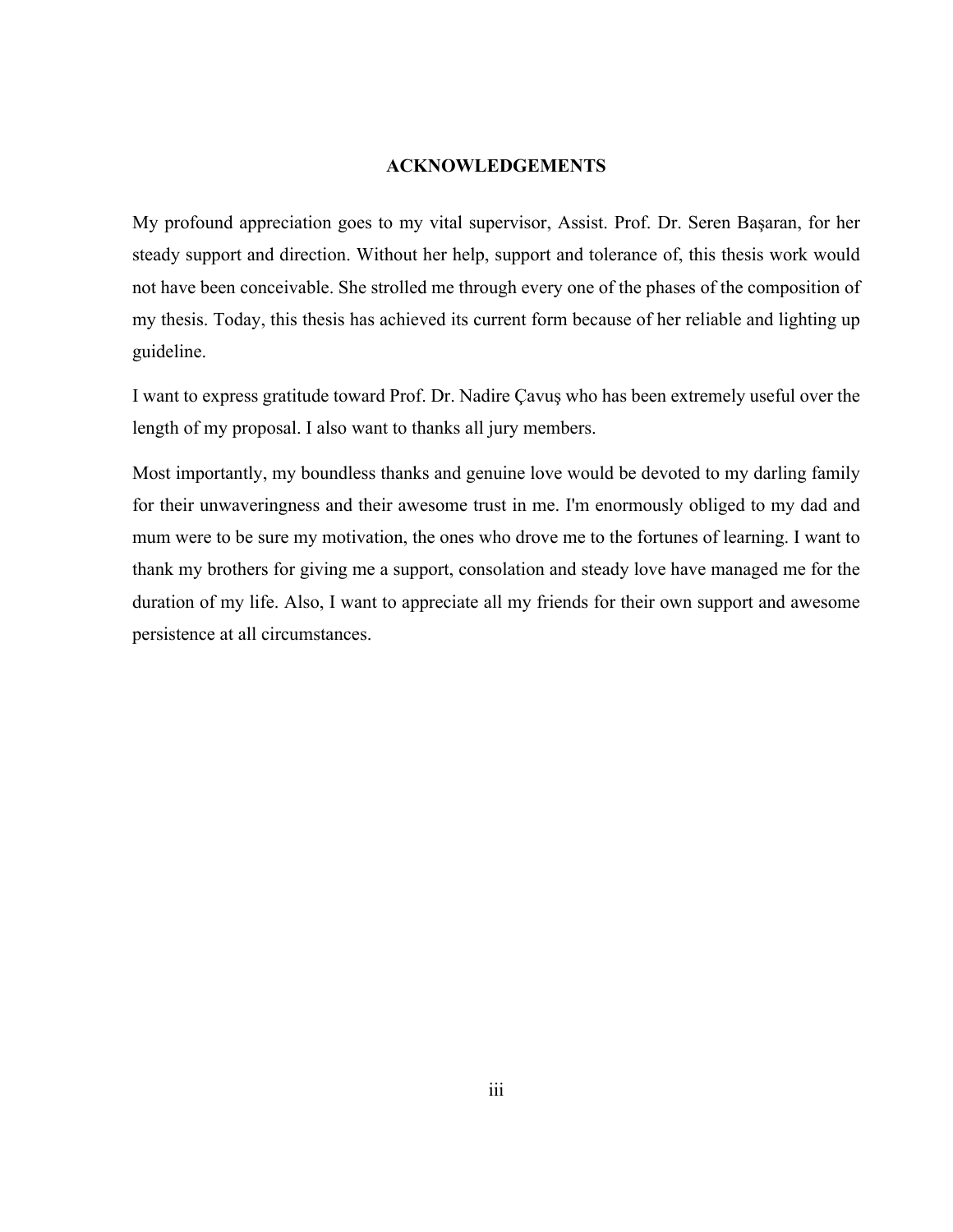## ACKNOWLEDGEMENTS

My profound appreciation goes to my vital supervisor, Assist. Prof. Dr. Seren Başaran, for her steady support and direction. Without her help, support and tolerance of, this thesis work would not have been conceivable. She strolled me through every one of the phases of the composition of my thesis. Today, this thesis has achieved its current form because of her reliable and lighting up guideline.

I want to express gratitude toward Prof. Dr. Nadire Çavuş who has been extremely useful over the length of my proposal. I also want to thanks all jury members.

Most importantly, my boundless thanks and genuine love would be devoted to my darling family for their unwaveringness and their awesome trust in me. I'm enormously obliged to my dad and mum were to be sure my motivation, the ones who drove me to the fortunes of learning. I want to thank my brothers for giving me a support, consolation and steady love have managed me for the duration of my life. Also, I want to appreciate all my friends for their own support and awesome persistence at all circumstances.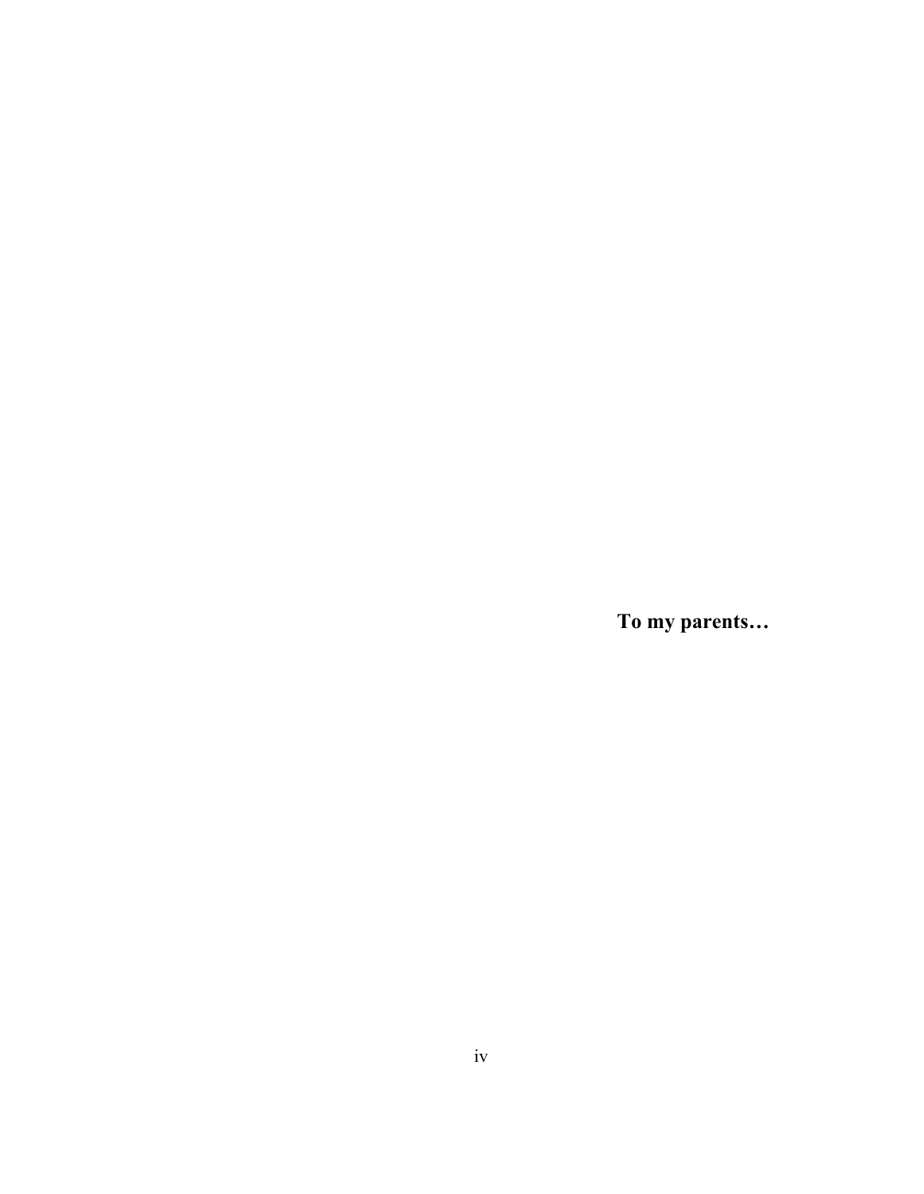**To my parents…**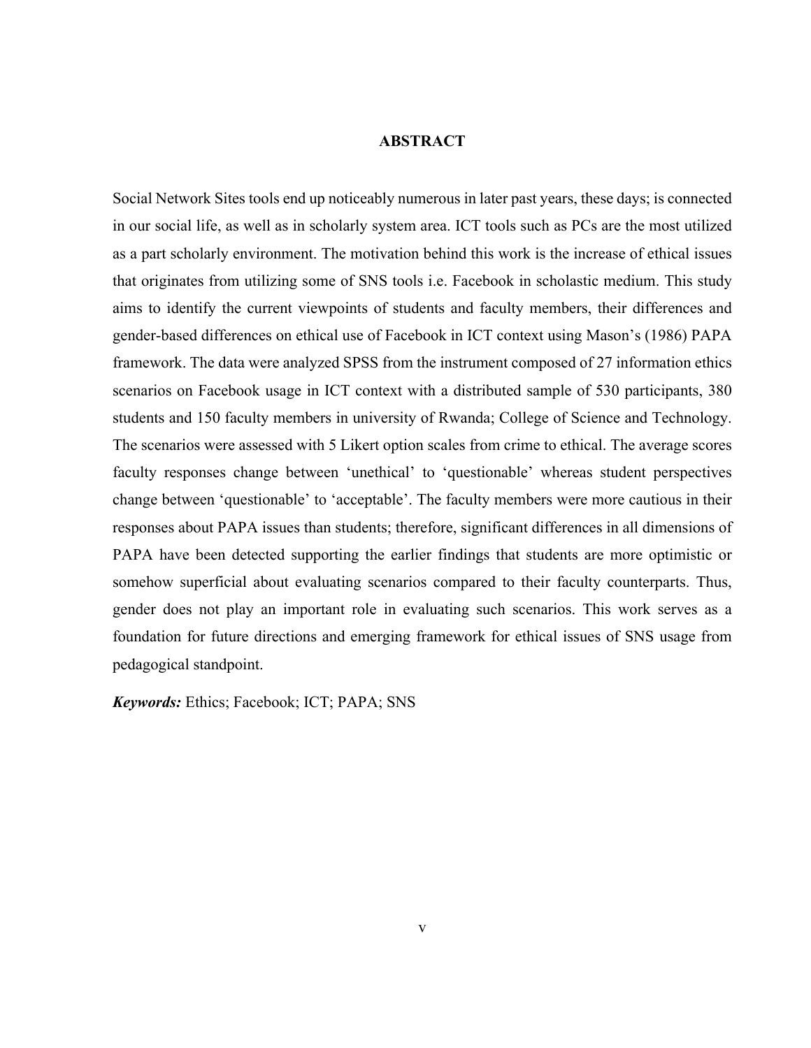# ABSTRACT

Social Network Sites tools end up noticeably numerous in later past years, these days; is connected in our social life, as well as in scholarly system area. ICT tools such as PCs are the most utilized as a part scholarly environment. The motivation behind this work is the increase of ethical issues that originates from utilizing some of SNS tools i.e. Facebook in scholastic medium. This study aims to identify the current viewpoints of students and faculty members, their differences and gender-based differences on ethical use of Facebook in ICT context using Mason's (1986) PAPA framework. The data were analyzed SPSS from the instrument composed of 27 information ethics scenarios on Facebook usage in ICT context with a distributed sample of 530 participants, 380 students and 150 faculty members in university of Rwanda; College of Science and Technology. The scenarios were assessed with 5 Likert option scales from crime to ethical. The average scores faculty responses change between 'unethical' to 'questionable' whereas student perspectives change between 'questionable' to 'acceptable'. The faculty members were more cautious in their responses about PAPA issues than students; therefore, significant differences in all dimensions of PAPA have been detected supporting the earlier findings that students are more optimistic or somehow superficial about evaluating scenarios compared to their faculty counterparts. Thus, gender does not play an important role in evaluating such scenarios. This work serves as a foundation for future directions and emerging framework for ethical issues of SNS usage from pedagogical standpoint.

***Keywords:*** Ethics; Facebook; ICT; PAPA; SNS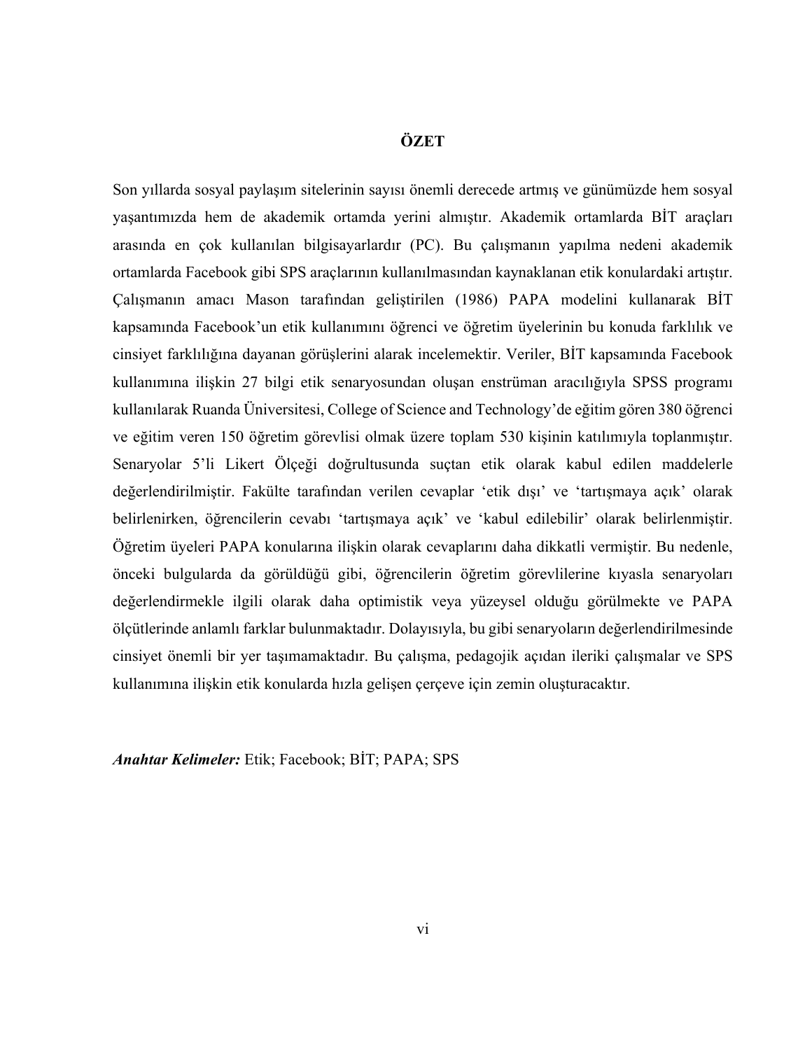# ÖZET

Son yıllarda sosyal paylaşım sitelerinin sayısı önemli derecede artmış ve günümüzde hem sosyal yaşantımızda hem de akademik ortamda yerini almıştır. Akademik ortamlarda BİT araçları arasında en çok kullanılan bilgisayarlardır (PC). Bu çalışmanın yapılma nedeni akademik ortamlarda Facebook gibi SPS araçlarının kullanılmasından kaynaklanan etik konulardaki artıştır. Çalışmanın amacı Mason tarafından geliştirilen (1986) PAPA modelini kullanarak BİT kapsamında Facebook'un etik kullanımını öğrenci ve öğretim üyelerinin bu konuda farklılık ve cinsiyet farklılığına dayanan görüşlerini alarak incelemektir. Veriler, BİT kapsamında Facebook kullanımına ilişkin 27 bilgi etik senaryosundan oluşan enstrüman aracılığıyla SPSS programı kullanılarak Ruanda Üniversitesi, College of Science and Technology'de eğitim gören 380 öğrenci ve eğitim veren 150 öğretim görevlisi olmak üzere toplam 530 kişinin katılımıyla toplanmıştır. Senaryolar 5'li Likert Ölçeği doğrultusunda suçtan etik olarak kabul edilen maddelerle değerlendirilmiştir. Fakülte tarafından verilen cevaplar 'etik dışı' ve 'tartışmaya açık' olarak belirlenirken, öğrencilerin cevabı 'tartışmaya açık' ve 'kabul edilebilir' olarak belirlenmiştir. Öğretim üyeleri PAPA konularına ilişkin olarak cevaplarını daha dikkatli vermiştir. Bu nedenle, önceki bulgularda da görüldüğü gibi, öğrencilerin öğretim görevlilerine kıyasla senaryoları değerlendirmekle ilgili olarak daha optimistik veya yüzeysel olduğu görülmekte ve PAPA ölçütlerinde anlamlı farklar bulunmaktadır. Dolayısıyla, bu gibi senaryoların değerlendirilmesinde cinsiyet önemli bir yer taşımamaktadır. Bu çalışma, pedagojik açıdan ileriki çalışmalar ve SPS kullanımına ilişkin etik konularda hızla gelişen çerçeve için zemin oluşturacaktır.

***Anahtar Kelimeler:*** Etik; Facebook; BİT; PAPA; SPS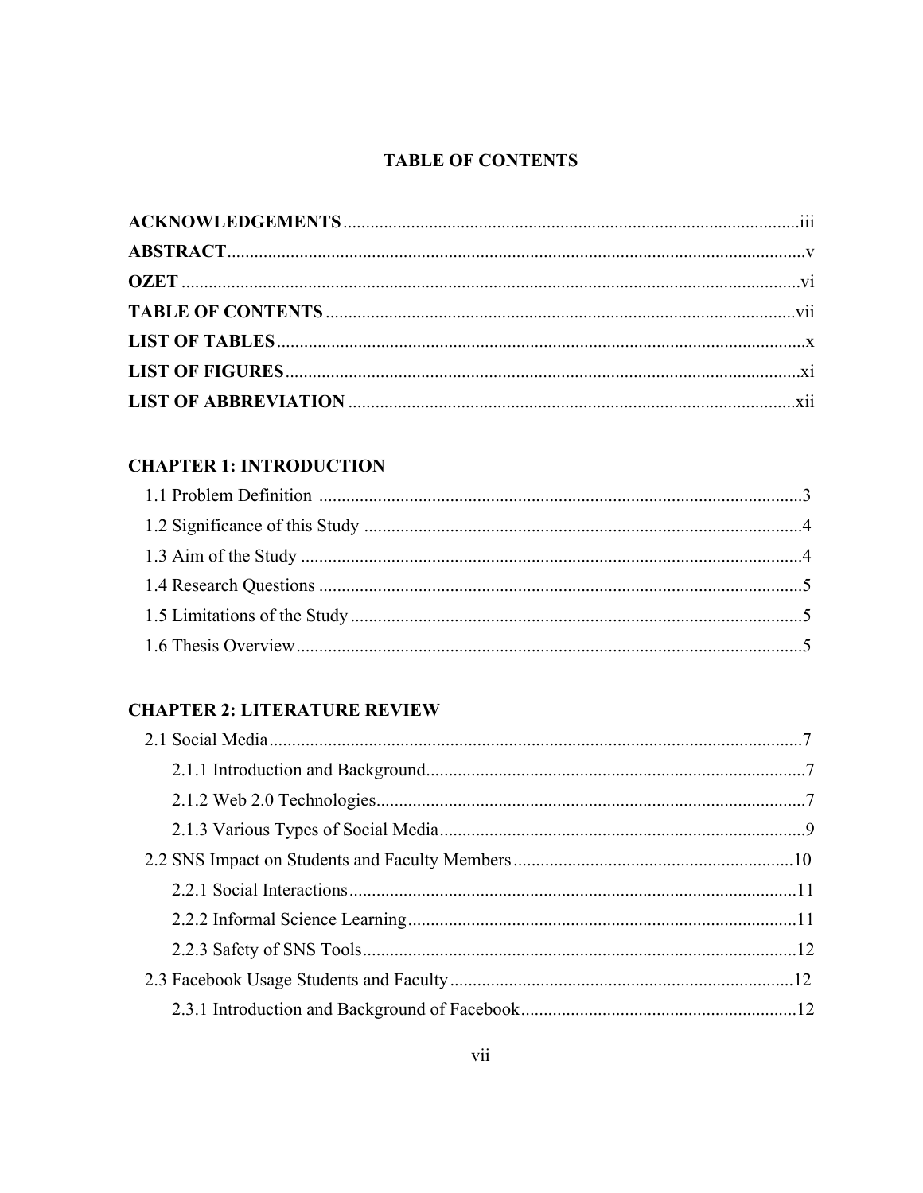## TABLE OF CONTENTS

**ACKNOWLEDGEMENTS** .......... iii
**ABSTRACT** .......... v
**OZET** .......... vi
**TABLE OF CONTENTS** .......... vii
**LIST OF TABLES** .......... x
**LIST OF FIGURES** .......... xi
**LIST OF ABBREVIATION** .......... xii

**CHAPTER 1: INTRODUCTION**

- 1.1 Problem Definition .......... 3
- 1.2 Significance of this Study .......... 4
- 1.3 Aim of the Study .......... 4
- 1.4 Research Questions .......... 5
- 1.5 Limitations of the Study .......... 5
- 1.6 Thesis Overview .......... 5

**CHAPTER 2: LITERATURE REVIEW**

- 2.1 Social Media .......... 7
    - 2.1.1 Introduction and Background .......... 7
    - 2.1.2 Web 2.0 Technologies .......... 7
    - 2.1.3 Various Types of Social Media .......... 9
- 2.2 SNS Impact on Students and Faculty Members .......... 10
    - 2.2.1 Social Interactions .......... 11
    - 2.2.2 Informal Science Learning .......... 11
    - 2.2.3 Safety of SNS Tools .......... 12
- 2.3 Facebook Usage Students and Faculty .......... 12
    - 2.3.1 Introduction and Background of Facebook .......... 12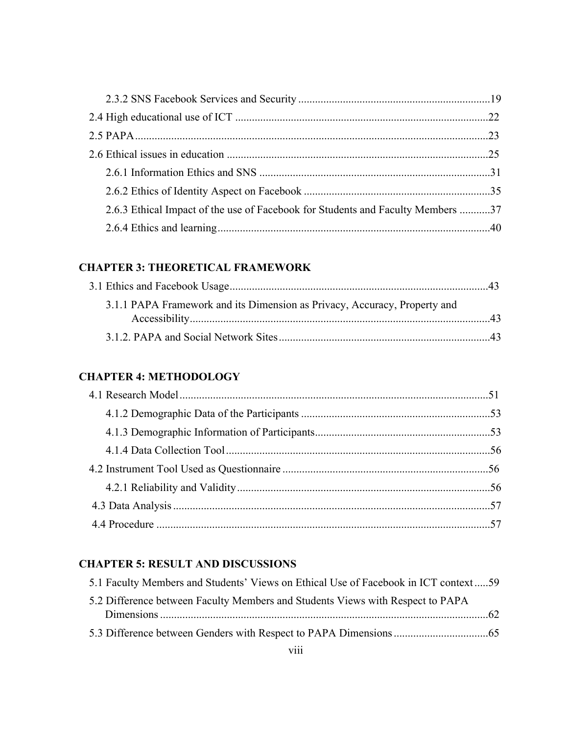2.3.2 SNS Facebook Services and Security ....................................................................19

2.4 High educational use of ICT ..........................................................................................22

2.5 PAPA .............................................................................................................................23

2.6 Ethical issues in education .............................................................................................25

2.6.1 Information Ethics and SNS ..................................................................................31

2.6.2 Ethics of Identity Aspect on Facebook ...................................................................35

2.6.3 Ethical Impact of the use of Facebook for Students and Faculty Members ...........37

2.6.4 Ethics and learning..................................................................................................40

**CHAPTER 3: THEORETICAL FRAMEWORK**

3.1 Ethics and Facebook Usage............................................................................................43

3.1.1 PAPA Framework and its Dimension as Privacy, Accuracy, Property and Accessibility...........................................................................................................43

3.1.2. PAPA and Social Network Sites...........................................................................43

**CHAPTER 4: METHODOLOGY**

4.1 Research Model ..............................................................................................................51

4.1.2 Demographic Data of the Participants ....................................................................53

4.1.3 Demographic Information of Participants...............................................................53

4.1.4 Data Collection Tool...............................................................................................56

4.2 Instrument Tool Used as Questionnaire ..........................................................................56

4.2.1 Reliability and Validity...........................................................................................56

4.3 Data Analysis ..................................................................................................................57

4.4 Procedure ........................................................................................................................57

**CHAPTER 5: RESULT AND DISCUSSIONS**

5.1 Faculty Members and Students' Views on Ethical Use of Facebook in ICT context .....59

5.2 Difference between Faculty Members and Students Views with Respect to PAPA Dimensions .......................................................................................................................62

5.3 Difference between Genders with Respect to PAPA Dimensions ..................................65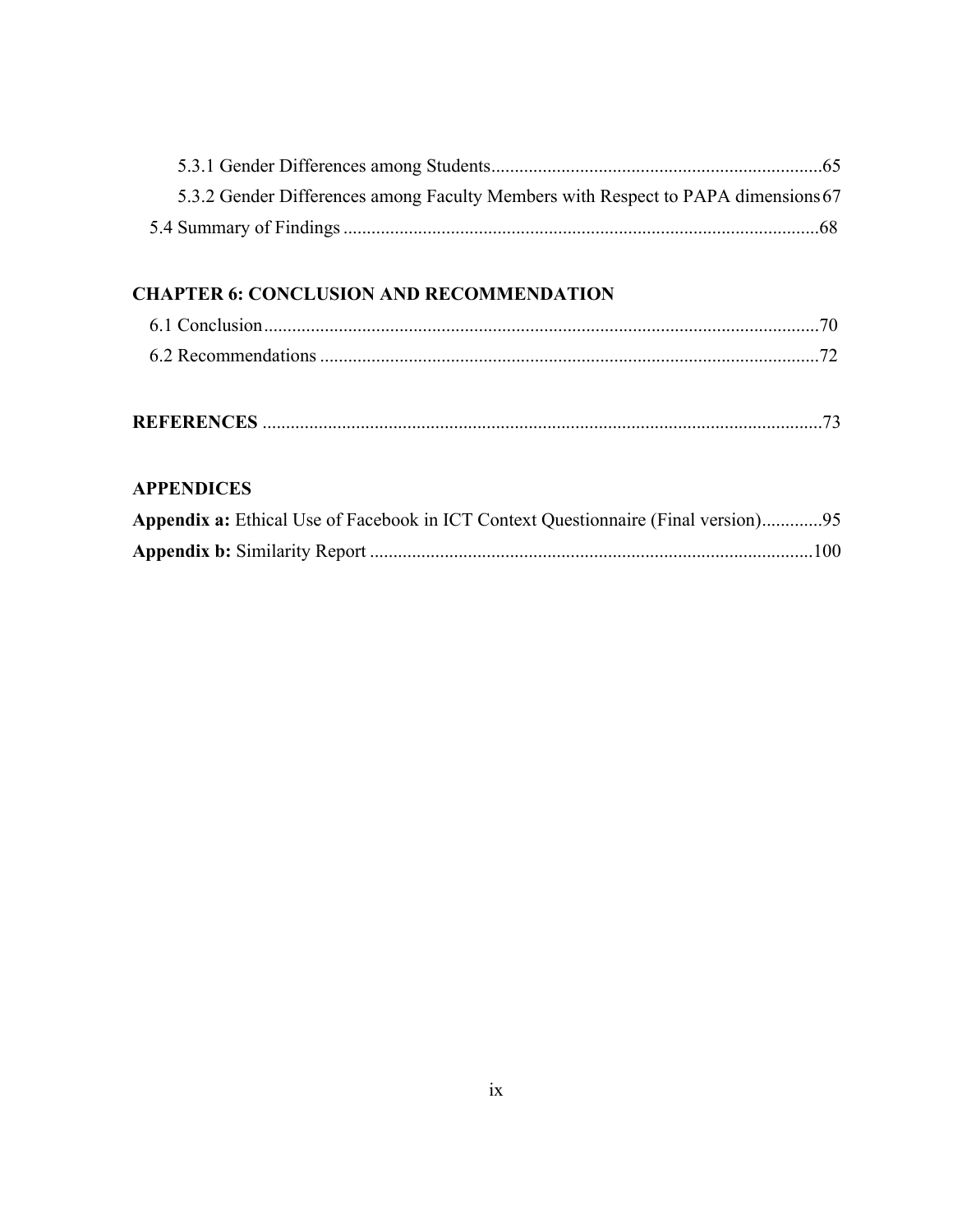5.3.1 Gender Differences among Students......................................................................65

5.3.2 Gender Differences among Faculty Members with Respect to PAPA dimensions 67

5.4 Summary of Findings .....................................................................................................68

**CHAPTER 6: CONCLUSION AND RECOMMENDATION**

6.1 Conclusion.......................................................................................................................70

6.2 Recommendations ...........................................................................................................72

**REFERENCES** .......................................................................................................................73

**APPENDICES**

**Appendix a:** Ethical Use of Facebook in ICT Context Questionnaire (Final version).............95

**Appendix b:** Similarity Report ..............................................................................................100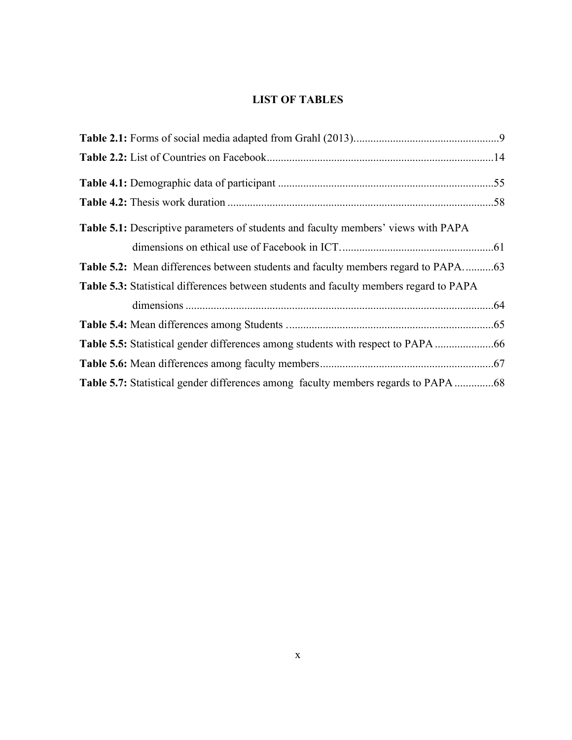# LIST OF TABLES

**Table 2.1:** Forms of social media adapted from Grahl (2013)....................................................9

**Table 2.2:** List of Countries on Facebook................................................................................14

**Table 4.1:** Demographic data of participant ............................................................................55

**Table 4.2:** Thesis work duration ..............................................................................................58

**Table 5.1:** Descriptive parameters of students and faculty members' views with PAPA dimensions on ethical use of Facebook in ICT.......................................................61

**Table 5.2:** Mean differences between students and faculty members regard to PAPA...........63

**Table 5.3:** Statistical differences between students and faculty members regard to PAPA dimensions .............................................................................................................64

**Table 5.4:** Mean differences among Students ..........................................................................65

**Table 5.5:** Statistical gender differences among students with respect to PAPA .....................66

**Table 5.6:** Mean differences among faculty members..............................................................67

**Table 5.7:** Statistical gender differences among faculty members regards to PAPA ..............68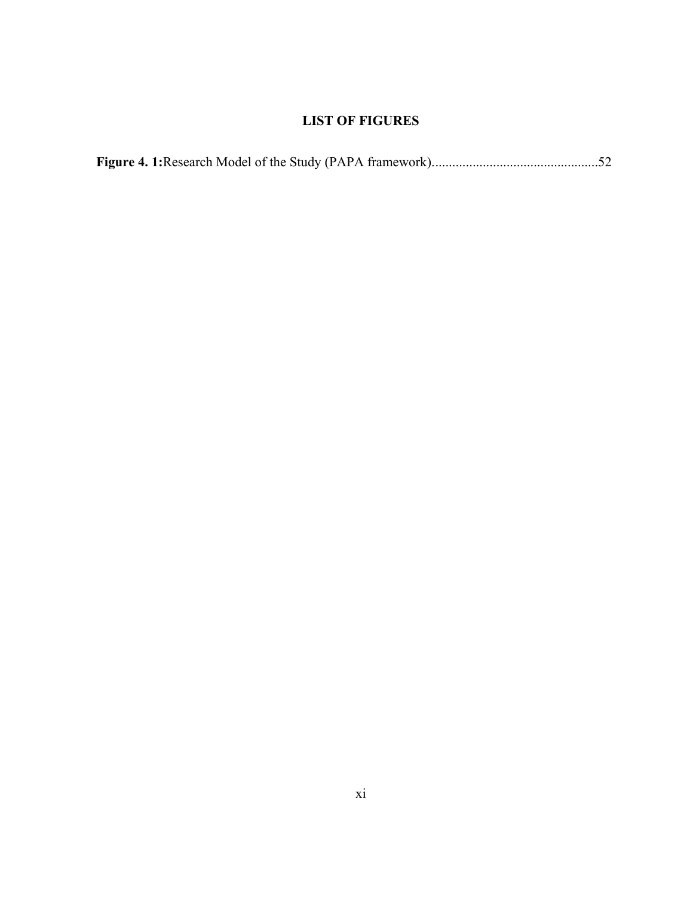## LIST OF FIGURES

**Figure 4. 1:**Research Model of the Study (PAPA framework)................................................52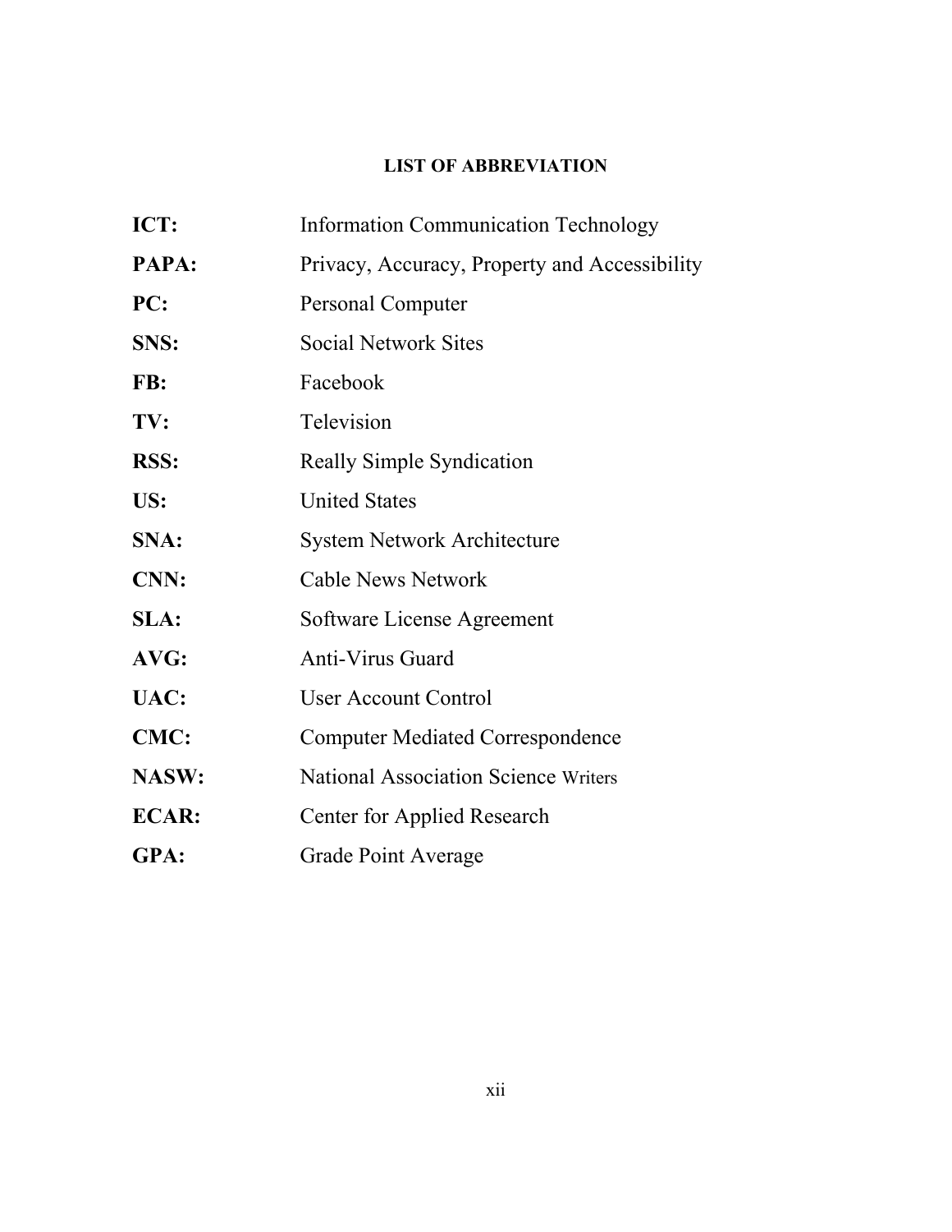## LIST OF ABBREVIATION

| | |
|---|---|
| **ICT:** | Information Communication Technology |
| **PAPA:** | Privacy, Accuracy, Property and Accessibility |
| **PC:** | Personal Computer |
| **SNS:** | Social Network Sites |
| **FB:** | Facebook |
| **TV:** | Television |
| **RSS:** | Really Simple Syndication |
| **US:** | United States |
| **SNA:** | System Network Architecture |
| **CNN:** | Cable News Network |
| **SLA:** | Software License Agreement |
| **AVG:** | Anti-Virus Guard |
| **UAC:** | User Account Control |
| **CMC:** | Computer Mediated Correspondence |
| **NASW:** | National Association Science Writers |
| **ECAR:** | Center for Applied Research |
| **GPA:** | Grade Point Average |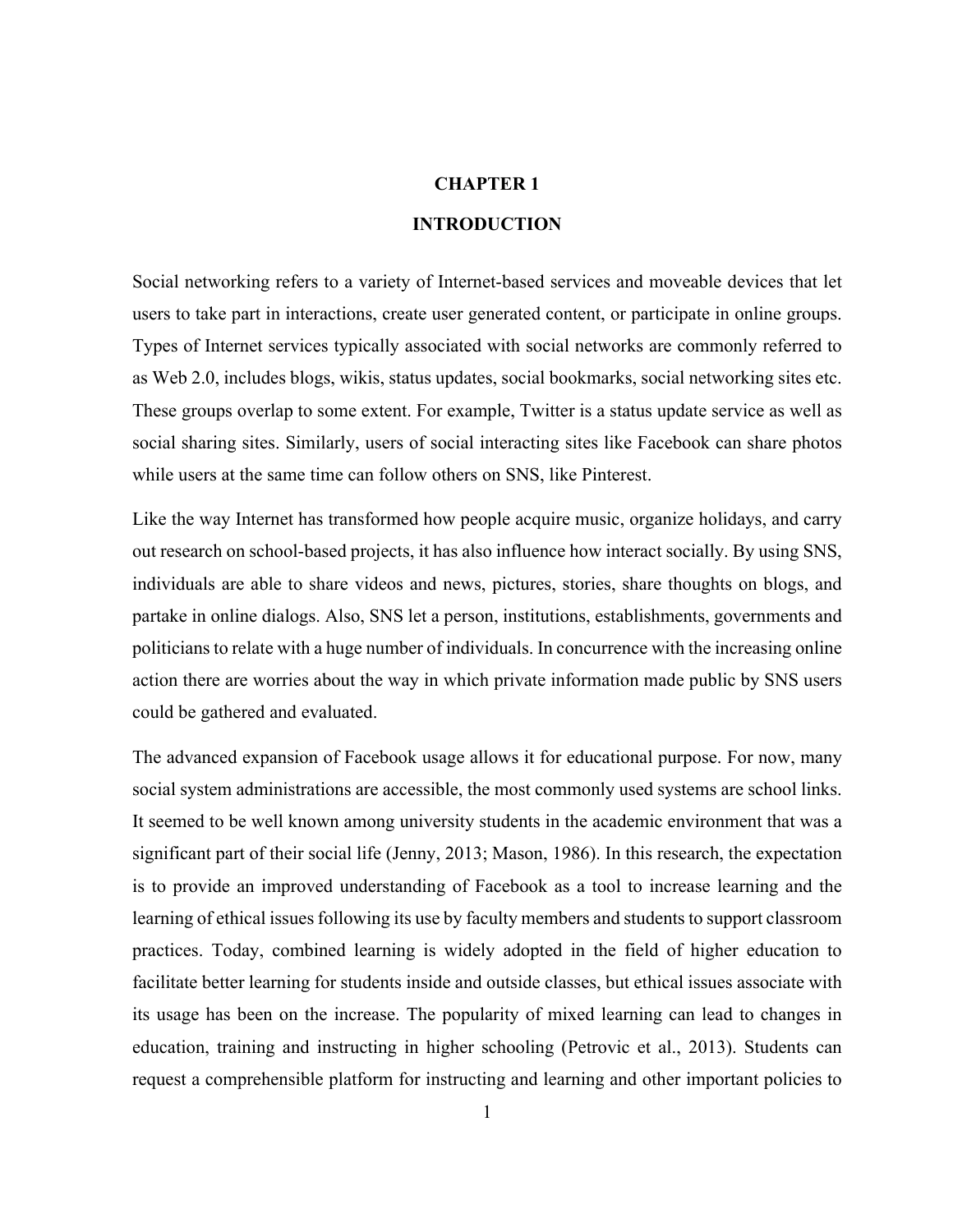# CHAPTER 1

# INTRODUCTION

Social networking refers to a variety of Internet-based services and moveable devices that let users to take part in interactions, create user generated content, or participate in online groups. Types of Internet services typically associated with social networks are commonly referred to as Web 2.0, includes blogs, wikis, status updates, social bookmarks, social networking sites etc. These groups overlap to some extent. For example, Twitter is a status update service as well as social sharing sites. Similarly, users of social interacting sites like Facebook can share photos while users at the same time can follow others on SNS, like Pinterest.

Like the way Internet has transformed how people acquire music, organize holidays, and carry out research on school-based projects, it has also influence how interact socially. By using SNS, individuals are able to share videos and news, pictures, stories, share thoughts on blogs, and partake in online dialogs. Also, SNS let a person, institutions, establishments, governments and politicians to relate with a huge number of individuals. In concurrence with the increasing online action there are worries about the way in which private information made public by SNS users could be gathered and evaluated.

The advanced expansion of Facebook usage allows it for educational purpose. For now, many social system administrations are accessible, the most commonly used systems are school links. It seemed to be well known among university students in the academic environment that was a significant part of their social life (Jenny, 2013; Mason, 1986). In this research, the expectation is to provide an improved understanding of Facebook as a tool to increase learning and the learning of ethical issues following its use by faculty members and students to support classroom practices. Today, combined learning is widely adopted in the field of higher education to facilitate better learning for students inside and outside classes, but ethical issues associate with its usage has been on the increase. The popularity of mixed learning can lead to changes in education, training and instructing in higher schooling (Petrovic et al., 2013). Students can request a comprehensible platform for instructing and learning and other important policies to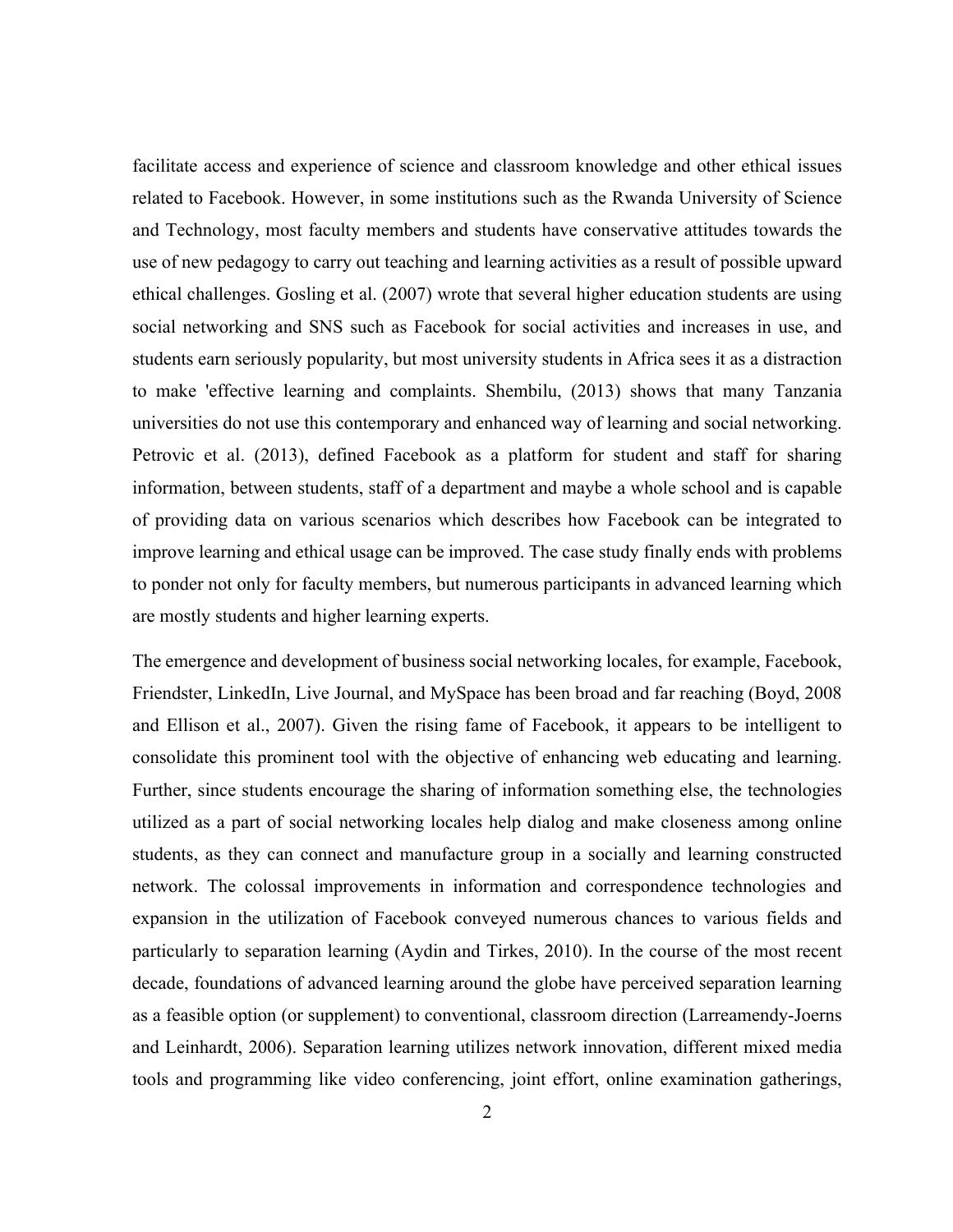facilitate access and experience of science and classroom knowledge and other ethical issues related to Facebook. However, in some institutions such as the Rwanda University of Science and Technology, most faculty members and students have conservative attitudes towards the use of new pedagogy to carry out teaching and learning activities as a result of possible upward ethical challenges. Gosling et al. (2007) wrote that several higher education students are using social networking and SNS such as Facebook for social activities and increases in use, and students earn seriously popularity, but most university students in Africa sees it as a distraction to make 'effective learning and complaints. Shembilu, (2013) shows that many Tanzania universities do not use this contemporary and enhanced way of learning and social networking. Petrovic et al. (2013), defined Facebook as a platform for student and staff for sharing information, between students, staff of a department and maybe a whole school and is capable of providing data on various scenarios which describes how Facebook can be integrated to improve learning and ethical usage can be improved. The case study finally ends with problems to ponder not only for faculty members, but numerous participants in advanced learning which are mostly students and higher learning experts.

The emergence and development of business social networking locales, for example, Facebook, Friendster, LinkedIn, Live Journal, and MySpace has been broad and far reaching (Boyd, 2008 and Ellison et al., 2007). Given the rising fame of Facebook, it appears to be intelligent to consolidate this prominent tool with the objective of enhancing web educating and learning. Further, since students encourage the sharing of information something else, the technologies utilized as a part of social networking locales help dialog and make closeness among online students, as they can connect and manufacture group in a socially and learning constructed network. The colossal improvements in information and correspondence technologies and expansion in the utilization of Facebook conveyed numerous chances to various fields and particularly to separation learning (Aydin and Tirkes, 2010). In the course of the most recent decade, foundations of advanced learning around the globe have perceived separation learning as a feasible option (or supplement) to conventional, classroom direction (Larreamendy-Joerns and Leinhardt, 2006). Separation learning utilizes network innovation, different mixed media tools and programming like video conferencing, joint effort, online examination gatherings,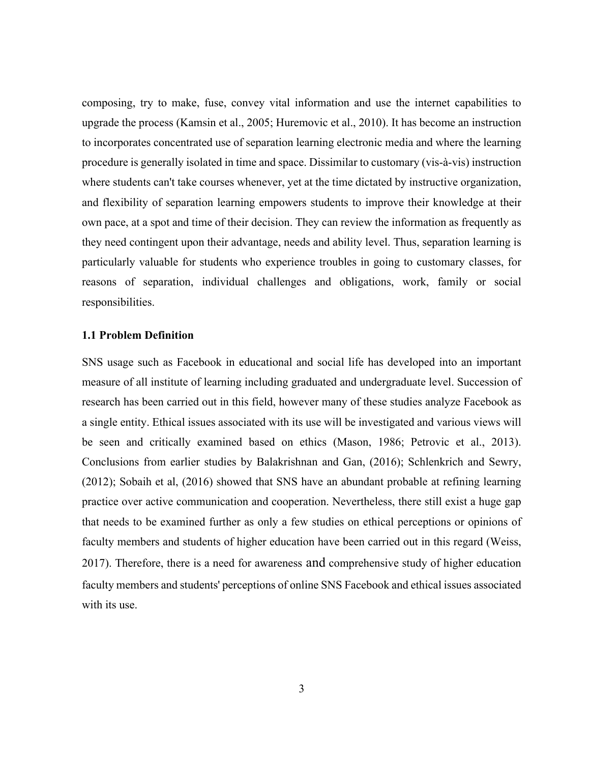composing, try to make, fuse, convey vital information and use the internet capabilities to upgrade the process (Kamsin et al., 2005; Huremovic et al., 2010). It has become an instruction to incorporates concentrated use of separation learning electronic media and where the learning procedure is generally isolated in time and space. Dissimilar to customary (vis-à-vis) instruction where students can't take courses whenever, yet at the time dictated by instructive organization, and flexibility of separation learning empowers students to improve their knowledge at their own pace, at a spot and time of their decision. They can review the information as frequently as they need contingent upon their advantage, needs and ability level. Thus, separation learning is particularly valuable for students who experience troubles in going to customary classes, for reasons of separation, individual challenges and obligations, work, family or social responsibilities.

### 1.1 Problem Definition

SNS usage such as Facebook in educational and social life has developed into an important measure of all institute of learning including graduated and undergraduate level. Succession of research has been carried out in this field, however many of these studies analyze Facebook as a single entity. Ethical issues associated with its use will be investigated and various views will be seen and critically examined based on ethics (Mason, 1986; Petrovic et al., 2013). Conclusions from earlier studies by Balakrishnan and Gan, (2016); Schlenkrich and Sewry, (2012); Sobaih et al, (2016) showed that SNS have an abundant probable at refining learning practice over active communication and cooperation. Nevertheless, there still exist a huge gap that needs to be examined further as only a few studies on ethical perceptions or opinions of faculty members and students of higher education have been carried out in this regard (Weiss, 2017). Therefore, there is a need for awareness and comprehensive study of higher education faculty members and students' perceptions of online SNS Facebook and ethical issues associated with its use.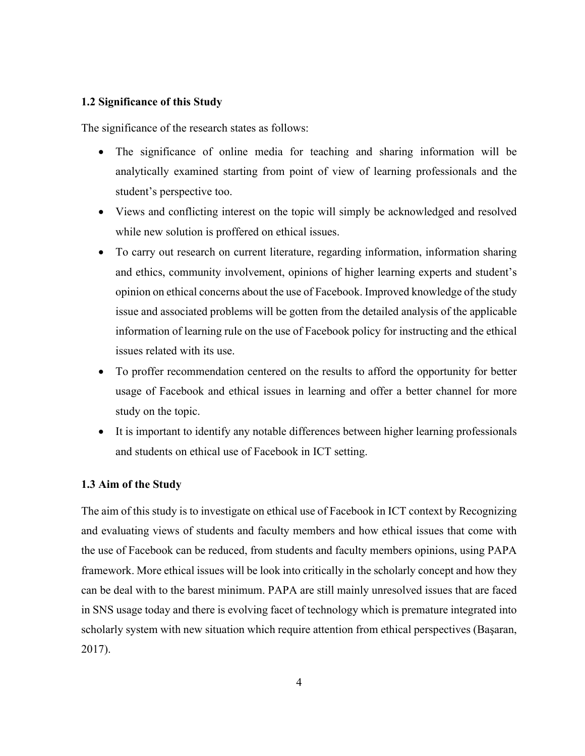### 1.2 Significance of this Study

The significance of the research states as follows:

- The significance of online media for teaching and sharing information will be analytically examined starting from point of view of learning professionals and the student's perspective too.
- Views and conflicting interest on the topic will simply be acknowledged and resolved while new solution is proffered on ethical issues.
- To carry out research on current literature, regarding information, information sharing and ethics, community involvement, opinions of higher learning experts and student's opinion on ethical concerns about the use of Facebook. Improved knowledge of the study issue and associated problems will be gotten from the detailed analysis of the applicable information of learning rule on the use of Facebook policy for instructing and the ethical issues related with its use.
- To proffer recommendation centered on the results to afford the opportunity for better usage of Facebook and ethical issues in learning and offer a better channel for more study on the topic.
- It is important to identify any notable differences between higher learning professionals and students on ethical use of Facebook in ICT setting.

### 1.3 Aim of the Study

The aim of this study is to investigate on ethical use of Facebook in ICT context by Recognizing and evaluating views of students and faculty members and how ethical issues that come with the use of Facebook can be reduced, from students and faculty members opinions, using PAPA framework. More ethical issues will be look into critically in the scholarly concept and how they can be deal with to the barest minimum. PAPA are still mainly unresolved issues that are faced in SNS usage today and there is evolving facet of technology which is premature integrated into scholarly system with new situation which require attention from ethical perspectives (Başaran, 2017).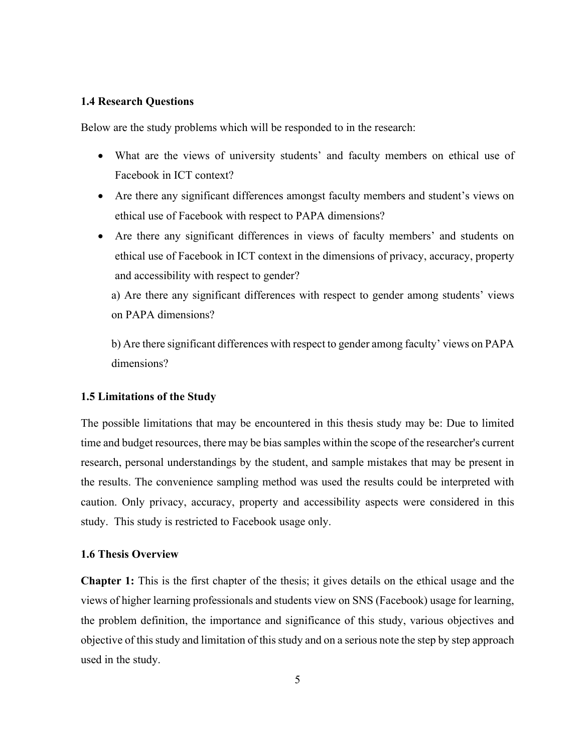### 1.4 Research Questions

Below are the study problems which will be responded to in the research:

- What are the views of university students' and faculty members on ethical use of Facebook in ICT context?
- Are there any significant differences amongst faculty members and student's views on ethical use of Facebook with respect to PAPA dimensions?
- Are there any significant differences in views of faculty members' and students on ethical use of Facebook in ICT context in the dimensions of privacy, accuracy, property and accessibility with respect to gender?

  a) Are there any significant differences with respect to gender among students' views on PAPA dimensions?

  b) Are there significant differences with respect to gender among faculty' views on PAPA dimensions?

### 1.5 Limitations of the Study

The possible limitations that may be encountered in this thesis study may be: Due to limited time and budget resources, there may be bias samples within the scope of the researcher's current research, personal understandings by the student, and sample mistakes that may be present in the results. The convenience sampling method was used the results could be interpreted with caution. Only privacy, accuracy, property and accessibility aspects were considered in this study. This study is restricted to Facebook usage only.

### 1.6 Thesis Overview

**Chapter 1:** This is the first chapter of the thesis; it gives details on the ethical usage and the views of higher learning professionals and students view on SNS (Facebook) usage for learning, the problem definition, the importance and significance of this study, various objectives and objective of this study and limitation of this study and on a serious note the step by step approach used in the study.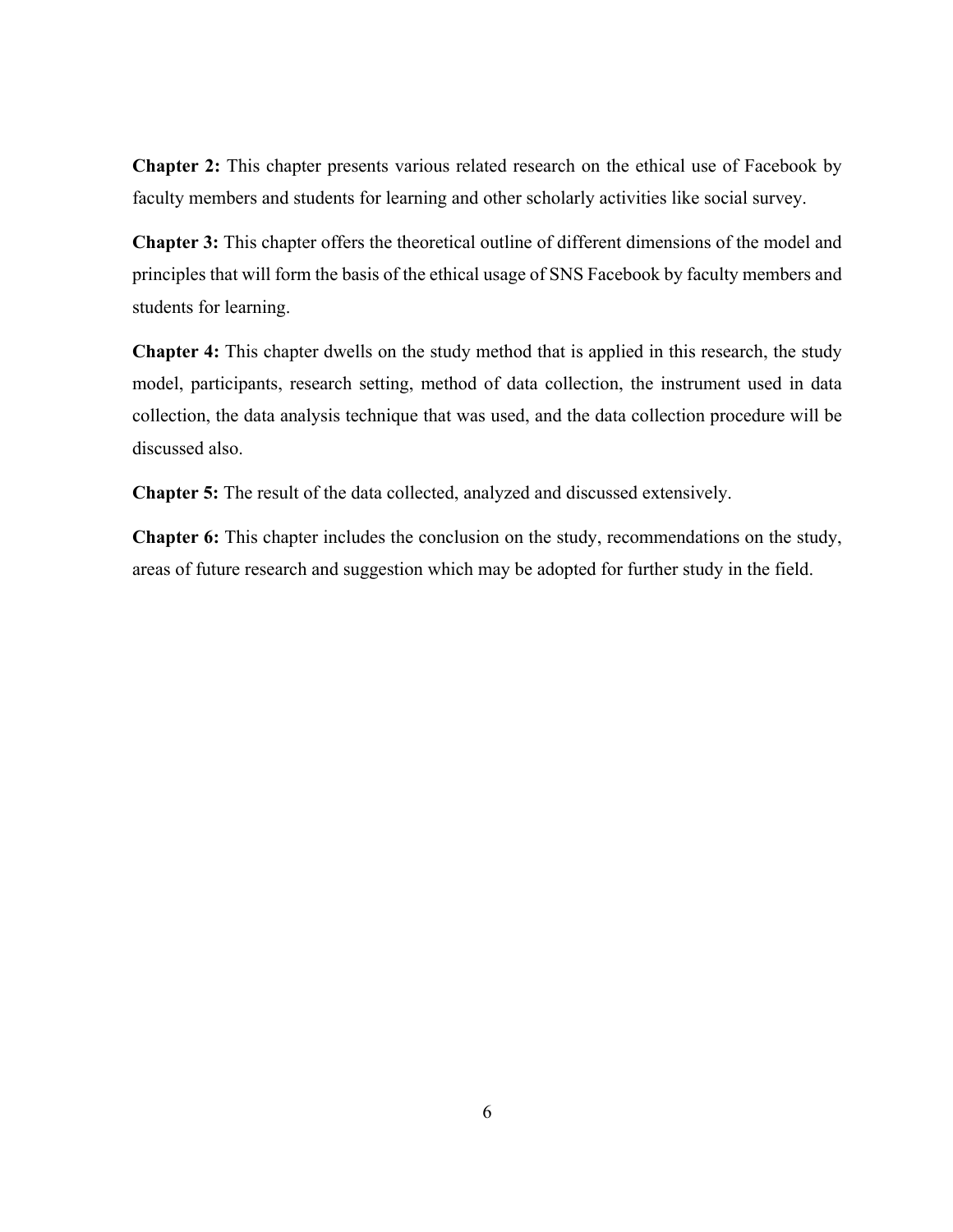**Chapter 2:** This chapter presents various related research on the ethical use of Facebook by faculty members and students for learning and other scholarly activities like social survey.

**Chapter 3:** This chapter offers the theoretical outline of different dimensions of the model and principles that will form the basis of the ethical usage of SNS Facebook by faculty members and students for learning.

**Chapter 4:** This chapter dwells on the study method that is applied in this research, the study model, participants, research setting, method of data collection, the instrument used in data collection, the data analysis technique that was used, and the data collection procedure will be discussed also.

**Chapter 5:** The result of the data collected, analyzed and discussed extensively.

**Chapter 6:** This chapter includes the conclusion on the study, recommendations on the study, areas of future research and suggestion which may be adopted for further study in the field.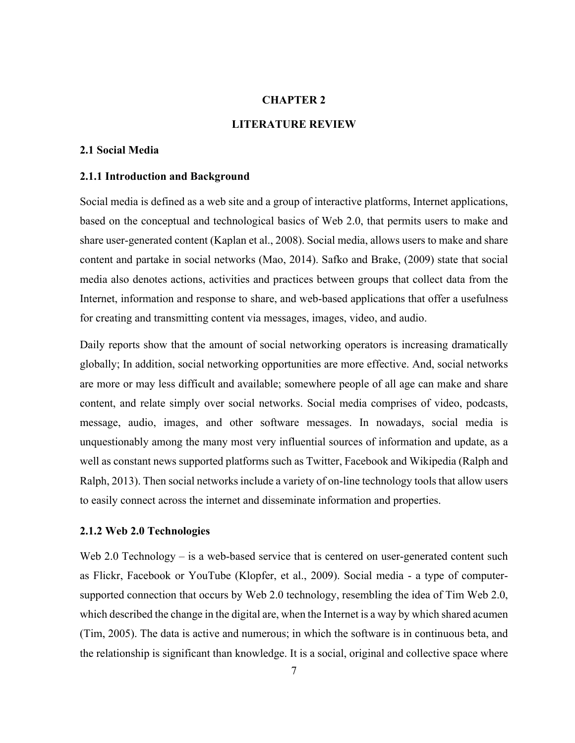# CHAPTER 2

# LITERATURE REVIEW

## 2.1 Social Media

### 2.1.1 Introduction and Background

Social media is defined as a web site and a group of interactive platforms, Internet applications, based on the conceptual and technological basics of Web 2.0, that permits users to make and share user-generated content (Kaplan et al., 2008). Social media, allows users to make and share content and partake in social networks (Mao, 2014). Safko and Brake, (2009) state that social media also denotes actions, activities and practices between groups that collect data from the Internet, information and response to share, and web-based applications that offer a usefulness for creating and transmitting content via messages, images, video, and audio.

Daily reports show that the amount of social networking operators is increasing dramatically globally; In addition, social networking opportunities are more effective. And, social networks are more or may less difficult and available; somewhere people of all age can make and share content, and relate simply over social networks. Social media comprises of video, podcasts, message, audio, images, and other software messages. In nowadays, social media is unquestionably among the many most very influential sources of information and update, as a well as constant news supported platforms such as Twitter, Facebook and Wikipedia (Ralph and Ralph, 2013). Then social networks include a variety of on-line technology tools that allow users to easily connect across the internet and disseminate information and properties.

### 2.1.2 Web 2.0 Technologies

Web 2.0 Technology – is a web-based service that is centered on user-generated content such as Flickr, Facebook or YouTube (Klopfer, et al., 2009). Social media - a type of computer-supported connection that occurs by Web 2.0 technology, resembling the idea of Tim Web 2.0, which described the change in the digital are, when the Internet is a way by which shared acumen (Tim, 2005). The data is active and numerous; in which the software is in continuous beta, and the relationship is significant than knowledge. It is a social, original and collective space where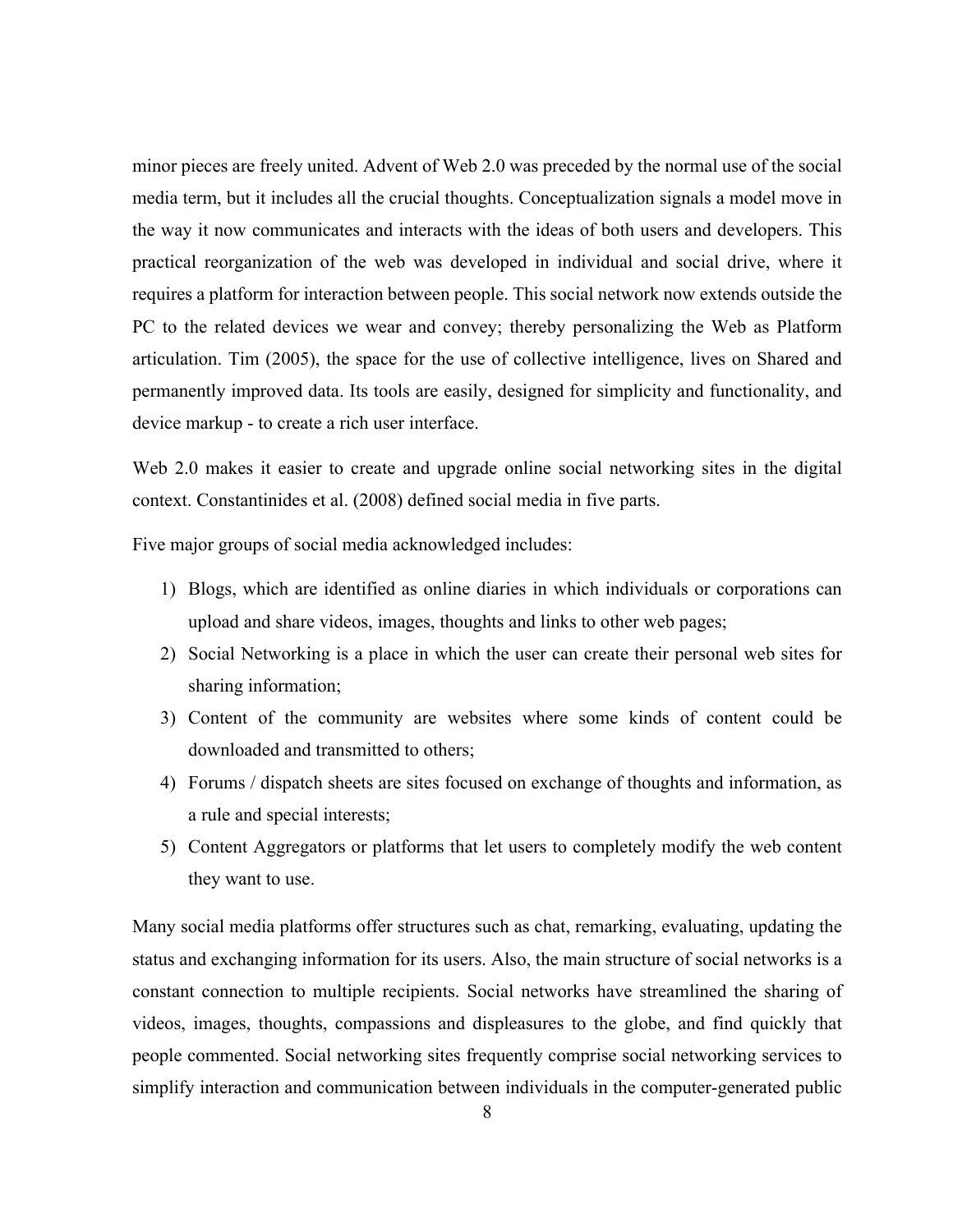minor pieces are freely united. Advent of Web 2.0 was preceded by the normal use of the social media term, but it includes all the crucial thoughts. Conceptualization signals a model move in the way it now communicates and interacts with the ideas of both users and developers. This practical reorganization of the web was developed in individual and social drive, where it requires a platform for interaction between people. This social network now extends outside the PC to the related devices we wear and convey; thereby personalizing the Web as Platform articulation. Tim (2005), the space for the use of collective intelligence, lives on Shared and permanently improved data. Its tools are easily, designed for simplicity and functionality, and device markup - to create a rich user interface.

Web 2.0 makes it easier to create and upgrade online social networking sites in the digital context. Constantinides et al. (2008) defined social media in five parts.

Five major groups of social media acknowledged includes:

1) Blogs, which are identified as online diaries in which individuals or corporations can upload and share videos, images, thoughts and links to other web pages;
2) Social Networking is a place in which the user can create their personal web sites for sharing information;
3) Content of the community are websites where some kinds of content could be downloaded and transmitted to others;
4) Forums / dispatch sheets are sites focused on exchange of thoughts and information, as a rule and special interests;
5) Content Aggregators or platforms that let users to completely modify the web content they want to use.

Many social media platforms offer structures such as chat, remarking, evaluating, updating the status and exchanging information for its users. Also, the main structure of social networks is a constant connection to multiple recipients. Social networks have streamlined the sharing of videos, images, thoughts, compassions and displeasures to the globe, and find quickly that people commented. Social networking sites frequently comprise social networking services to simplify interaction and communication between individuals in the computer-generated public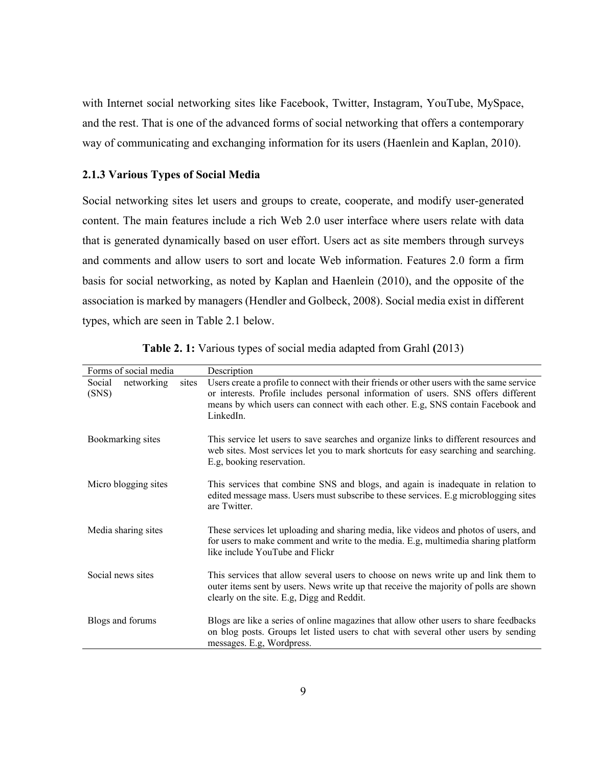with Internet social networking sites like Facebook, Twitter, Instagram, YouTube, MySpace, and the rest. That is one of the advanced forms of social networking that offers a contemporary way of communicating and exchanging information for its users (Haenlein and Kaplan, 2010).

### 2.1.3 Various Types of Social Media

Social networking sites let users and groups to create, cooperate, and modify user-generated content. The main features include a rich Web 2.0 user interface where users relate with data that is generated dynamically based on user effort. Users act as site members through surveys and comments and allow users to sort and locate Web information. Features 2.0 form a firm basis for social networking, as noted by Kaplan and Haenlein (2010), and the opposite of the association is marked by managers (Hendler and Golbeck, 2008). Social media exist in different types, which are seen in Table 2.1 below.

**Table 2. 1:** Various types of social media adapted from Grahl **(**2013)

| Forms of social media | Description |
|---|---|
| Social networking sites (SNS) | Users create a profile to connect with their friends or other users with the same service or interests. Profile includes personal information of users. SNS offers different means by which users can connect with each other. E.g, SNS contain Facebook and LinkedIn. |
| Bookmarking sites | This service let users to save searches and organize links to different resources and web sites. Most services let you to mark shortcuts for easy searching and searching. E.g, booking reservation. |
| Micro blogging sites | This services that combine SNS and blogs, and again is inadequate in relation to edited message mass. Users must subscribe to these services. E.g microblogging sites are Twitter. |
| Media sharing sites | These services let uploading and sharing media, like videos and photos of users, and for users to make comment and write to the media. E.g, multimedia sharing platform like include YouTube and Flickr |
| Social news sites | This services that allow several users to choose on news write up and link them to outer items sent by users. News write up that receive the majority of polls are shown clearly on the site. E.g, Digg and Reddit. |
| Blogs and forums | Blogs are like a series of online magazines that allow other users to share feedbacks on blog posts. Groups let listed users to chat with several other users by sending messages. E.g, Wordpress. |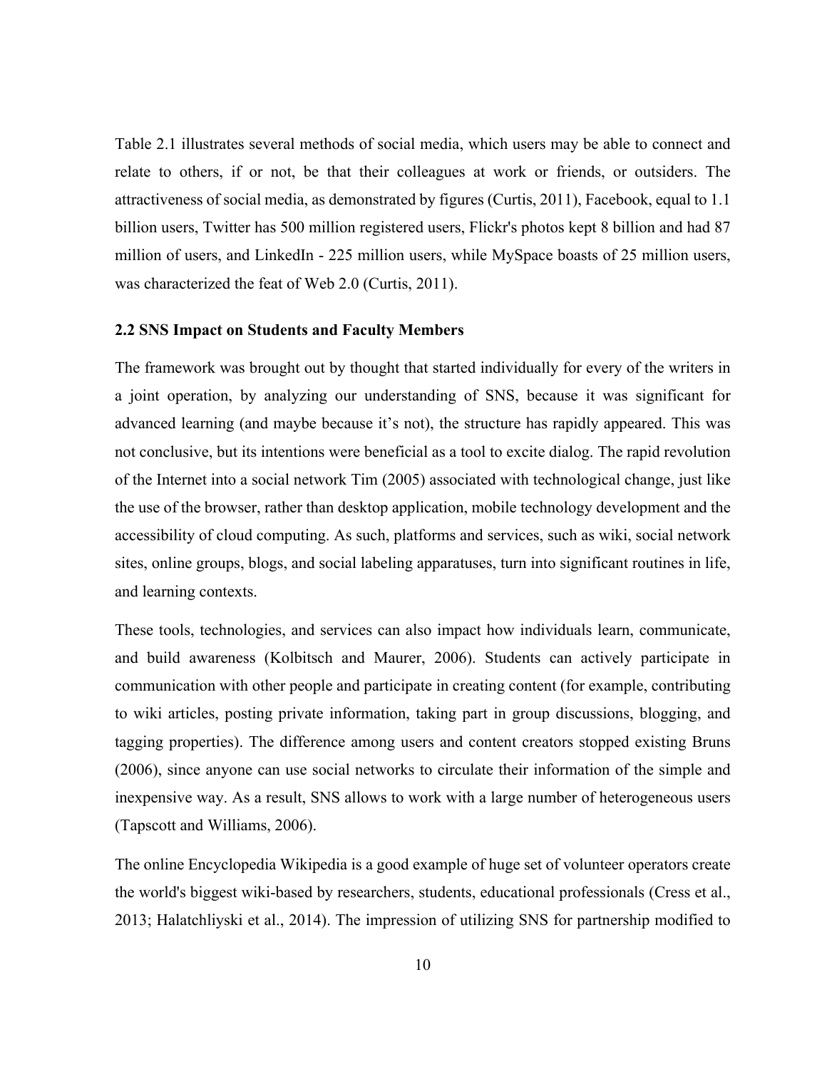Table 2.1 illustrates several methods of social media, which users may be able to connect and relate to others, if or not, be that their colleagues at work or friends, or outsiders. The attractiveness of social media, as demonstrated by figures (Curtis, 2011), Facebook, equal to 1.1 billion users, Twitter has 500 million registered users, Flickr's photos kept 8 billion and had 87 million of users, and LinkedIn - 225 million users, while MySpace boasts of 25 million users, was characterized the feat of Web 2.0 (Curtis, 2011).

### 2.2 SNS Impact on Students and Faculty Members

The framework was brought out by thought that started individually for every of the writers in a joint operation, by analyzing our understanding of SNS, because it was significant for advanced learning (and maybe because it's not), the structure has rapidly appeared. This was not conclusive, but its intentions were beneficial as a tool to excite dialog. The rapid revolution of the Internet into a social network Tim (2005) associated with technological change, just like the use of the browser, rather than desktop application, mobile technology development and the accessibility of cloud computing. As such, platforms and services, such as wiki, social network sites, online groups, blogs, and social labeling apparatuses, turn into significant routines in life, and learning contexts.

These tools, technologies, and services can also impact how individuals learn, communicate, and build awareness (Kolbitsch and Maurer, 2006). Students can actively participate in communication with other people and participate in creating content (for example, contributing to wiki articles, posting private information, taking part in group discussions, blogging, and tagging properties). The difference among users and content creators stopped existing Bruns (2006), since anyone can use social networks to circulate their information of the simple and inexpensive way. As a result, SNS allows to work with a large number of heterogeneous users (Tapscott and Williams, 2006).

The online Encyclopedia Wikipedia is a good example of huge set of volunteer operators create the world's biggest wiki-based by researchers, students, educational professionals (Cress et al., 2013; Halatchliyski et al., 2014). The impression of utilizing SNS for partnership modified to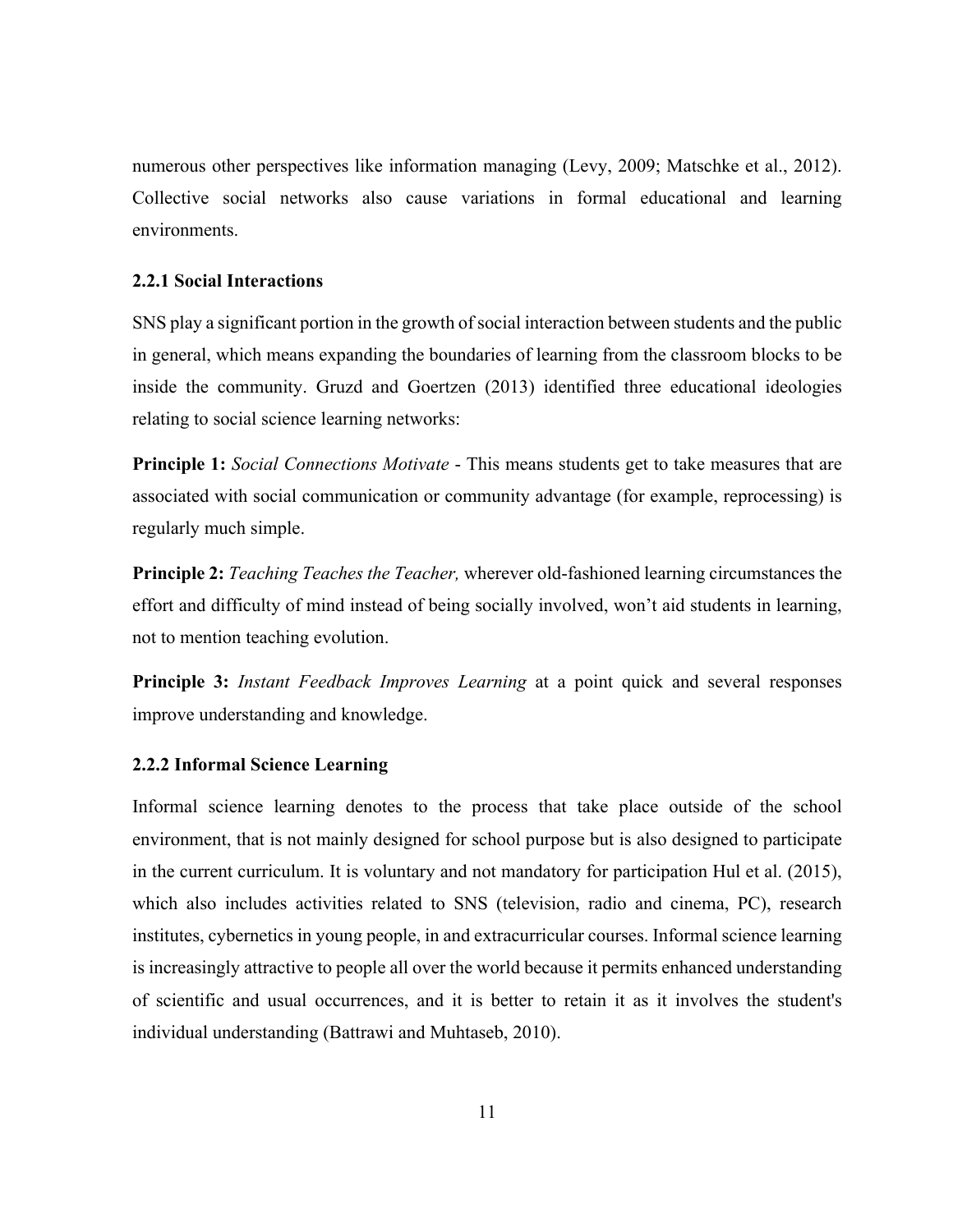numerous other perspectives like information managing (Levy, 2009; Matschke et al., 2012). Collective social networks also cause variations in formal educational and learning environments.

### 2.2.1 Social Interactions

SNS play a significant portion in the growth of social interaction between students and the public in general, which means expanding the boundaries of learning from the classroom blocks to be inside the community. Gruzd and Goertzen (2013) identified three educational ideologies relating to social science learning networks:

**Principle 1:** *Social Connections Motivate* - This means students get to take measures that are associated with social communication or community advantage (for example, reprocessing) is regularly much simple.

**Principle 2:** *Teaching Teaches the Teacher,* wherever old-fashioned learning circumstances the effort and difficulty of mind instead of being socially involved, won't aid students in learning, not to mention teaching evolution.

**Principle 3:** *Instant Feedback Improves Learning* at a point quick and several responses improve understanding and knowledge.

### 2.2.2 Informal Science Learning

Informal science learning denotes to the process that take place outside of the school environment, that is not mainly designed for school purpose but is also designed to participate in the current curriculum. It is voluntary and not mandatory for participation Hul et al. (2015), which also includes activities related to SNS (television, radio and cinema, PC), research institutes, cybernetics in young people, in and extracurricular courses. Informal science learning is increasingly attractive to people all over the world because it permits enhanced understanding of scientific and usual occurrences, and it is better to retain it as it involves the student's individual understanding (Battrawi and Muhtaseb, 2010).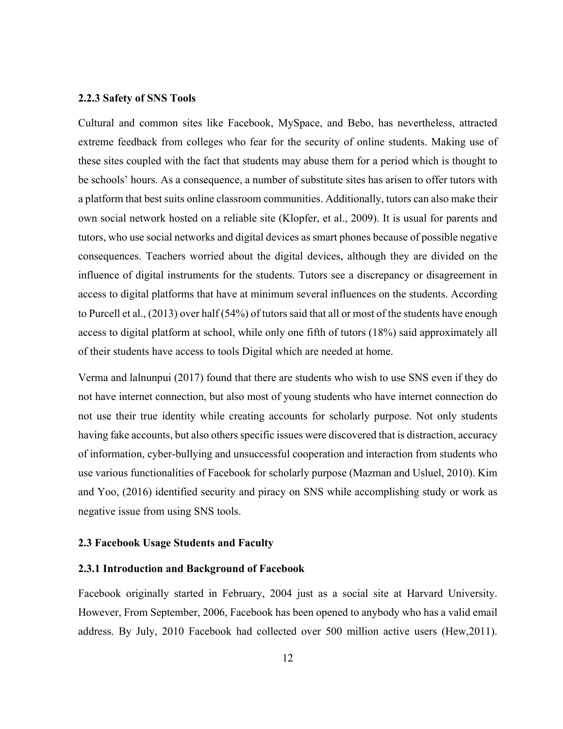### 2.2.3 Safety of SNS Tools

Cultural and common sites like Facebook, MySpace, and Bebo, has nevertheless, attracted extreme feedback from colleges who fear for the security of online students. Making use of these sites coupled with the fact that students may abuse them for a period which is thought to be schools' hours. As a consequence, a number of substitute sites has arisen to offer tutors with a platform that best suits online classroom communities. Additionally, tutors can also make their own social network hosted on a reliable site (Klopfer, et al., 2009). It is usual for parents and tutors, who use social networks and digital devices as smart phones because of possible negative consequences. Teachers worried about the digital devices, although they are divided on the influence of digital instruments for the students. Tutors see a discrepancy or disagreement in access to digital platforms that have at minimum several influences on the students. According to Purcell et al., (2013) over half (54%) of tutors said that all or most of the students have enough access to digital platform at school, while only one fifth of tutors (18%) said approximately all of their students have access to tools Digital which are needed at home.

Verma and lalnunpui (2017) found that there are students who wish to use SNS even if they do not have internet connection, but also most of young students who have internet connection do not use their true identity while creating accounts for scholarly purpose. Not only students having fake accounts, but also others specific issues were discovered that is distraction, accuracy of information, cyber-bullying and unsuccessful cooperation and interaction from students who use various functionalities of Facebook for scholarly purpose (Mazman and Usluel, 2010). Kim and Yoo, (2016) identified security and piracy on SNS while accomplishing study or work as negative issue from using SNS tools.

## 2.3 Facebook Usage Students and Faculty

### 2.3.1 Introduction and Background of Facebook

Facebook originally started in February, 2004 just as a social site at Harvard University. However, From September, 2006, Facebook has been opened to anybody who has a valid email address. By July, 2010 Facebook had collected over 500 million active users (Hew,2011).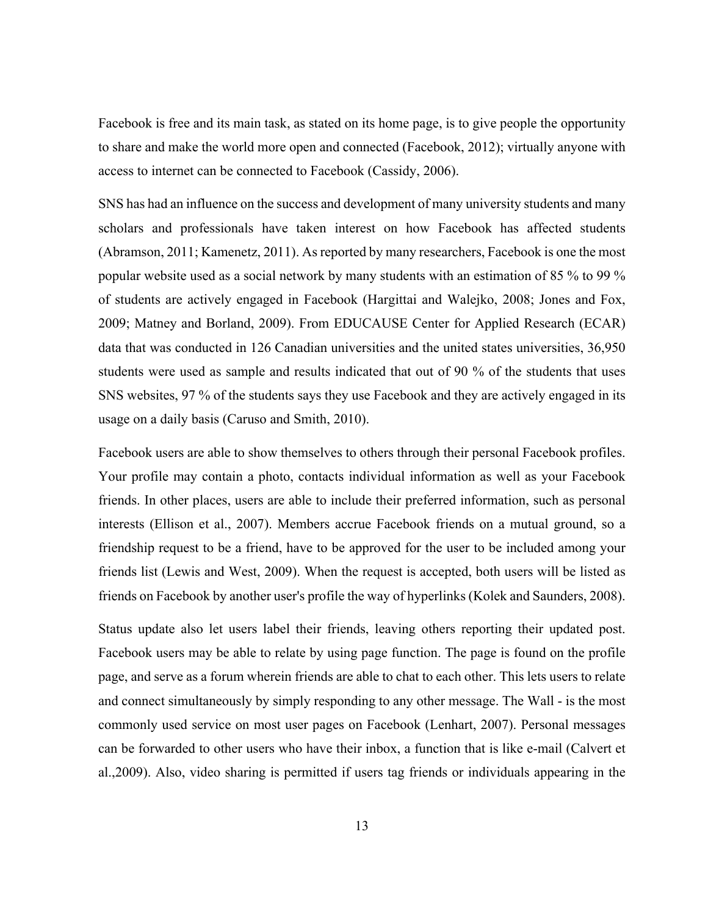Facebook is free and its main task, as stated on its home page, is to give people the opportunity to share and make the world more open and connected (Facebook, 2012); virtually anyone with access to internet can be connected to Facebook (Cassidy, 2006).

SNS has had an influence on the success and development of many university students and many scholars and professionals have taken interest on how Facebook has affected students (Abramson, 2011; Kamenetz, 2011). As reported by many researchers, Facebook is one the most popular website used as a social network by many students with an estimation of 85 % to 99 % of students are actively engaged in Facebook (Hargittai and Walejko, 2008; Jones and Fox, 2009; Matney and Borland, 2009). From EDUCAUSE Center for Applied Research (ECAR) data that was conducted in 126 Canadian universities and the united states universities, 36,950 students were used as sample and results indicated that out of 90 % of the students that uses SNS websites, 97 % of the students says they use Facebook and they are actively engaged in its usage on a daily basis (Caruso and Smith, 2010).

Facebook users are able to show themselves to others through their personal Facebook profiles. Your profile may contain a photo, contacts individual information as well as your Facebook friends. In other places, users are able to include their preferred information, such as personal interests (Ellison et al., 2007). Members accrue Facebook friends on a mutual ground, so a friendship request to be a friend, have to be approved for the user to be included among your friends list (Lewis and West, 2009). When the request is accepted, both users will be listed as friends on Facebook by another user's profile the way of hyperlinks (Kolek and Saunders, 2008).

Status update also let users label their friends, leaving others reporting their updated post. Facebook users may be able to relate by using page function. The page is found on the profile page, and serve as a forum wherein friends are able to chat to each other. This lets users to relate and connect simultaneously by simply responding to any other message. The Wall - is the most commonly used service on most user pages on Facebook (Lenhart, 2007). Personal messages can be forwarded to other users who have their inbox, a function that is like e-mail (Calvert et al.,2009). Also, video sharing is permitted if users tag friends or individuals appearing in the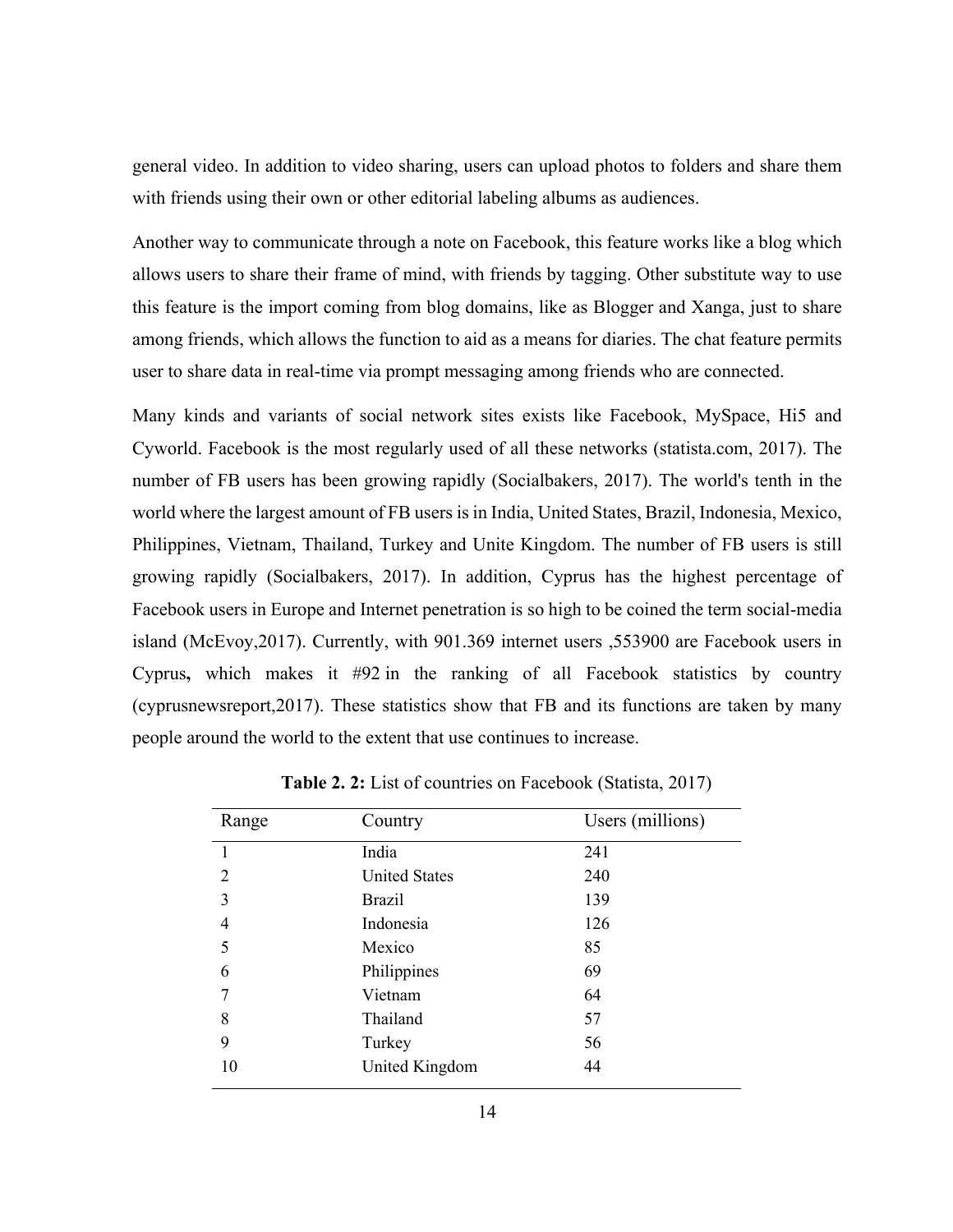general video. In addition to video sharing, users can upload photos to folders and share them with friends using their own or other editorial labeling albums as audiences.

Another way to communicate through a note on Facebook, this feature works like a blog which allows users to share their frame of mind, with friends by tagging. Other substitute way to use this feature is the import coming from blog domains, like as Blogger and Xanga, just to share among friends, which allows the function to aid as a means for diaries. The chat feature permits user to share data in real-time via prompt messaging among friends who are connected.

Many kinds and variants of social network sites exists like Facebook, MySpace, Hi5 and Cyworld. Facebook is the most regularly used of all these networks (statista.com, 2017). The number of FB users has been growing rapidly (Socialbakers, 2017). The world's tenth in the world where the largest amount of FB users is in India, United States, Brazil, Indonesia, Mexico, Philippines, Vietnam, Thailand, Turkey and Unite Kingdom. The number of FB users is still growing rapidly (Socialbakers, 2017). In addition, Cyprus has the highest percentage of Facebook users in Europe and Internet penetration is so high to be coined the term social-media island (McEvoy,2017). Currently, with 901.369 internet users ,553900 are Facebook users in Cyprus**,** which makes it #92 in the ranking of all Facebook statistics by country (cyprusnewsreport,2017). These statistics show that FB and its functions are taken by many people around the world to the extent that use continues to increase.

**Table 2. 2:** List of countries on Facebook (Statista, 2017)

| Range | Country | Users (millions) |
|---|---|---|
| 1 | India | 241 |
| 2 | United States | 240 |
| 3 | Brazil | 139 |
| 4 | Indonesia | 126 |
| 5 | Mexico | 85 |
| 6 | Philippines | 69 |
| 7 | Vietnam | 64 |
| 8 | Thailand | 57 |
| 9 | Turkey | 56 |
| 10 | United Kingdom | 44 |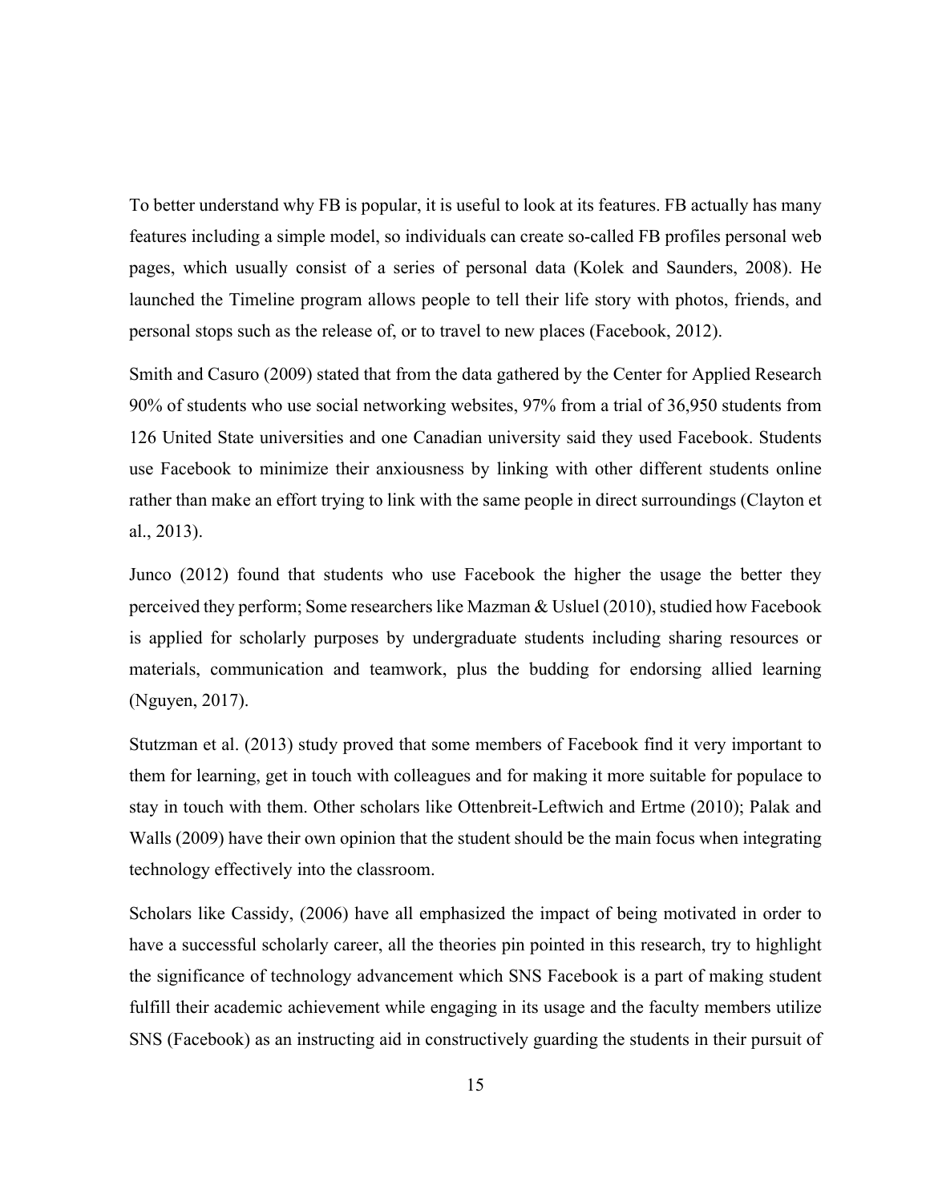To better understand why FB is popular, it is useful to look at its features. FB actually has many features including a simple model, so individuals can create so-called FB profiles personal web pages, which usually consist of a series of personal data (Kolek and Saunders, 2008). He launched the Timeline program allows people to tell their life story with photos, friends, and personal stops such as the release of, or to travel to new places (Facebook, 2012).

Smith and Casuro (2009) stated that from the data gathered by the Center for Applied Research 90% of students who use social networking websites, 97% from a trial of 36,950 students from 126 United State universities and one Canadian university said they used Facebook. Students use Facebook to minimize their anxiousness by linking with other different students online rather than make an effort trying to link with the same people in direct surroundings (Clayton et al., 2013).

Junco (2012) found that students who use Facebook the higher the usage the better they perceived they perform; Some researchers like Mazman & Usluel (2010), studied how Facebook is applied for scholarly purposes by undergraduate students including sharing resources or materials, communication and teamwork, plus the budding for endorsing allied learning (Nguyen, 2017).

Stutzman et al. (2013) study proved that some members of Facebook find it very important to them for learning, get in touch with colleagues and for making it more suitable for populace to stay in touch with them. Other scholars like Ottenbreit-Leftwich and Ertme (2010); Palak and Walls (2009) have their own opinion that the student should be the main focus when integrating technology effectively into the classroom.

Scholars like Cassidy, (2006) have all emphasized the impact of being motivated in order to have a successful scholarly career, all the theories pin pointed in this research, try to highlight the significance of technology advancement which SNS Facebook is a part of making student fulfill their academic achievement while engaging in its usage and the faculty members utilize SNS (Facebook) as an instructing aid in constructively guarding the students in their pursuit of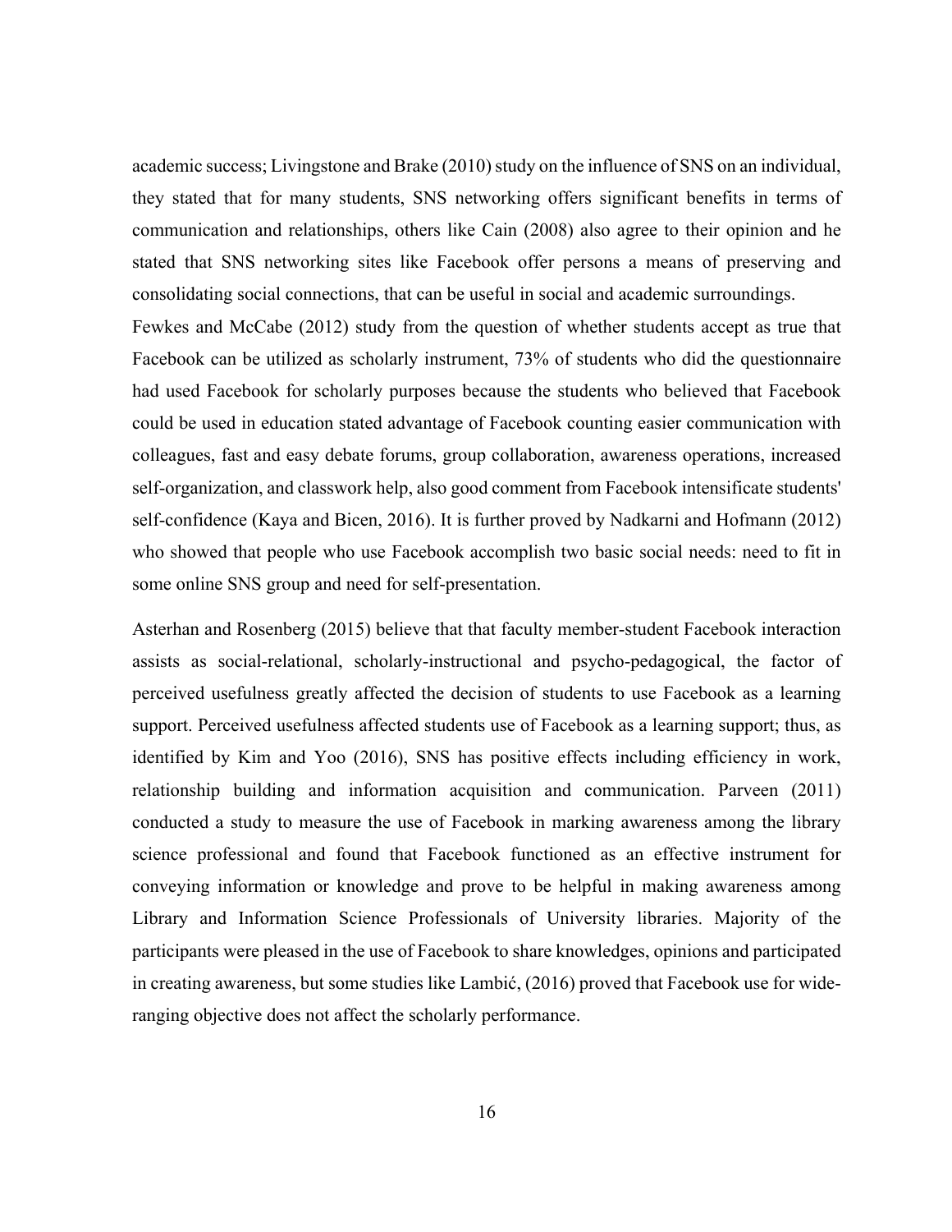academic success; Livingstone and Brake (2010) study on the influence of SNS on an individual, they stated that for many students, SNS networking offers significant benefits in terms of communication and relationships, others like Cain (2008) also agree to their opinion and he stated that SNS networking sites like Facebook offer persons a means of preserving and consolidating social connections, that can be useful in social and academic surroundings.
Fewkes and McCabe (2012) study from the question of whether students accept as true that Facebook can be utilized as scholarly instrument, 73% of students who did the questionnaire had used Facebook for scholarly purposes because the students who believed that Facebook could be used in education stated advantage of Facebook counting easier communication with colleagues, fast and easy debate forums, group collaboration, awareness operations, increased self-organization, and classwork help, also good comment from Facebook intensificate students' self-confidence (Kaya and Bicen, 2016). It is further proved by Nadkarni and Hofmann (2012) who showed that people who use Facebook accomplish two basic social needs: need to fit in some online SNS group and need for self-presentation.

Asterhan and Rosenberg (2015) believe that that faculty member-student Facebook interaction assists as social-relational, scholarly-instructional and psycho-pedagogical, the factor of perceived usefulness greatly affected the decision of students to use Facebook as a learning support. Perceived usefulness affected students use of Facebook as a learning support; thus, as identified by Kim and Yoo (2016), SNS has positive effects including efficiency in work, relationship building and information acquisition and communication. Parveen (2011) conducted a study to measure the use of Facebook in marking awareness among the library science professional and found that Facebook functioned as an effective instrument for conveying information or knowledge and prove to be helpful in making awareness among Library and Information Science Professionals of University libraries. Majority of the participants were pleased in the use of Facebook to share knowledges, opinions and participated in creating awareness, but some studies like Lambić, (2016) proved that Facebook use for wide-ranging objective does not affect the scholarly performance.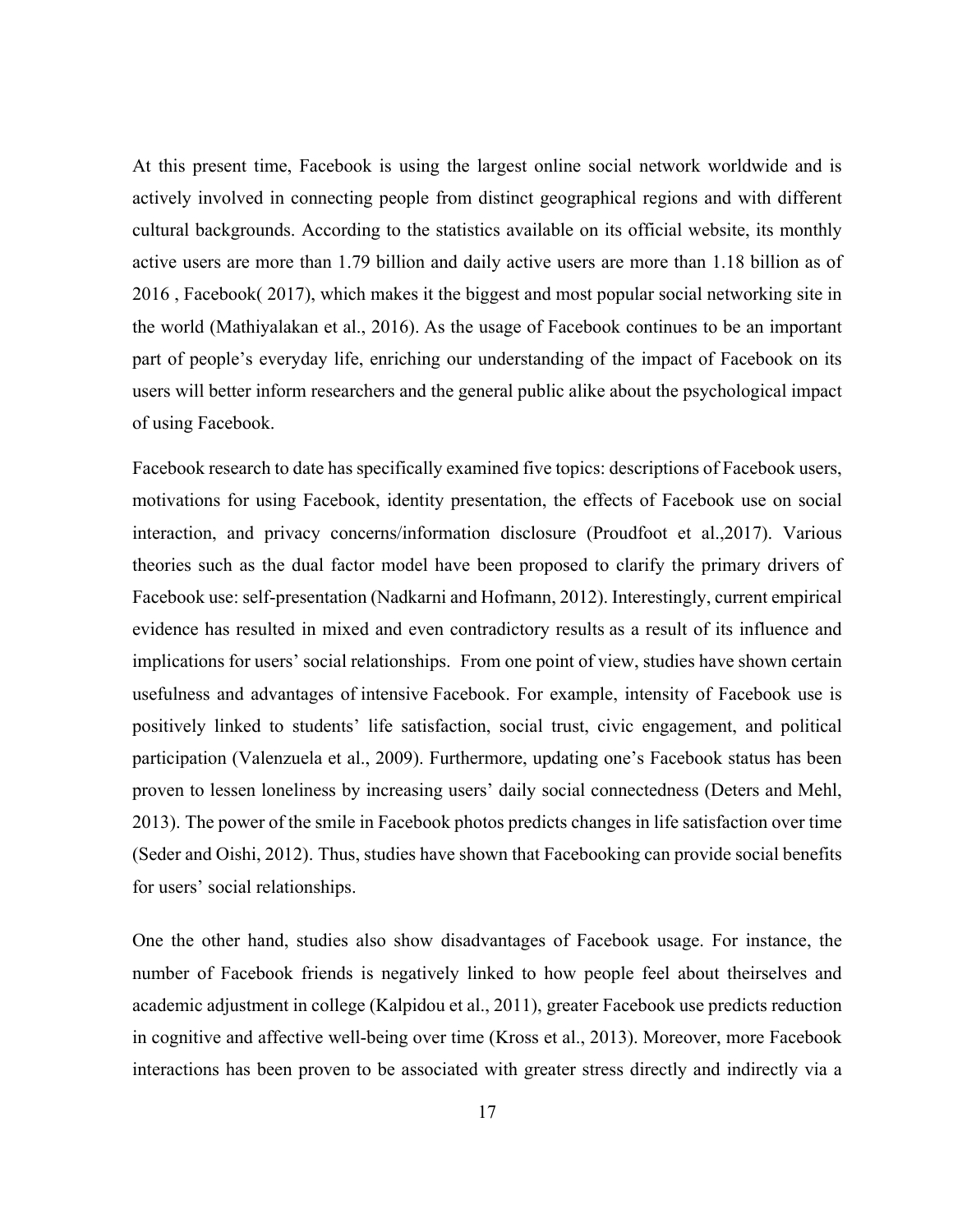At this present time, Facebook is using the largest online social network worldwide and is actively involved in connecting people from distinct geographical regions and with different cultural backgrounds. According to the statistics available on its official website, its monthly active users are more than 1.79 billion and daily active users are more than 1.18 billion as of 2016 , Facebook( 2017), which makes it the biggest and most popular social networking site in the world (Mathiyalakan et al., 2016). As the usage of Facebook continues to be an important part of people's everyday life, enriching our understanding of the impact of Facebook on its users will better inform researchers and the general public alike about the psychological impact of using Facebook.

Facebook research to date has specifically examined five topics: descriptions of Facebook users, motivations for using Facebook, identity presentation, the effects of Facebook use on social interaction, and privacy concerns/information disclosure (Proudfoot et al.,2017). Various theories such as the dual factor model have been proposed to clarify the primary drivers of Facebook use: self-presentation (Nadkarni and Hofmann, 2012). Interestingly, current empirical evidence has resulted in mixed and even contradictory results as a result of its influence and implications for users' social relationships. From one point of view, studies have shown certain usefulness and advantages of intensive Facebook. For example, intensity of Facebook use is positively linked to students' life satisfaction, social trust, civic engagement, and political participation (Valenzuela et al., 2009). Furthermore, updating one's Facebook status has been proven to lessen loneliness by increasing users' daily social connectedness (Deters and Mehl, 2013). The power of the smile in Facebook photos predicts changes in life satisfaction over time (Seder and Oishi, 2012). Thus, studies have shown that Facebooking can provide social benefits for users' social relationships.

One the other hand, studies also show disadvantages of Facebook usage. For instance, the number of Facebook friends is negatively linked to how people feel about theirselves and academic adjustment in college (Kalpidou et al., 2011), greater Facebook use predicts reduction in cognitive and affective well-being over time (Kross et al., 2013). Moreover, more Facebook interactions has been proven to be associated with greater stress directly and indirectly via a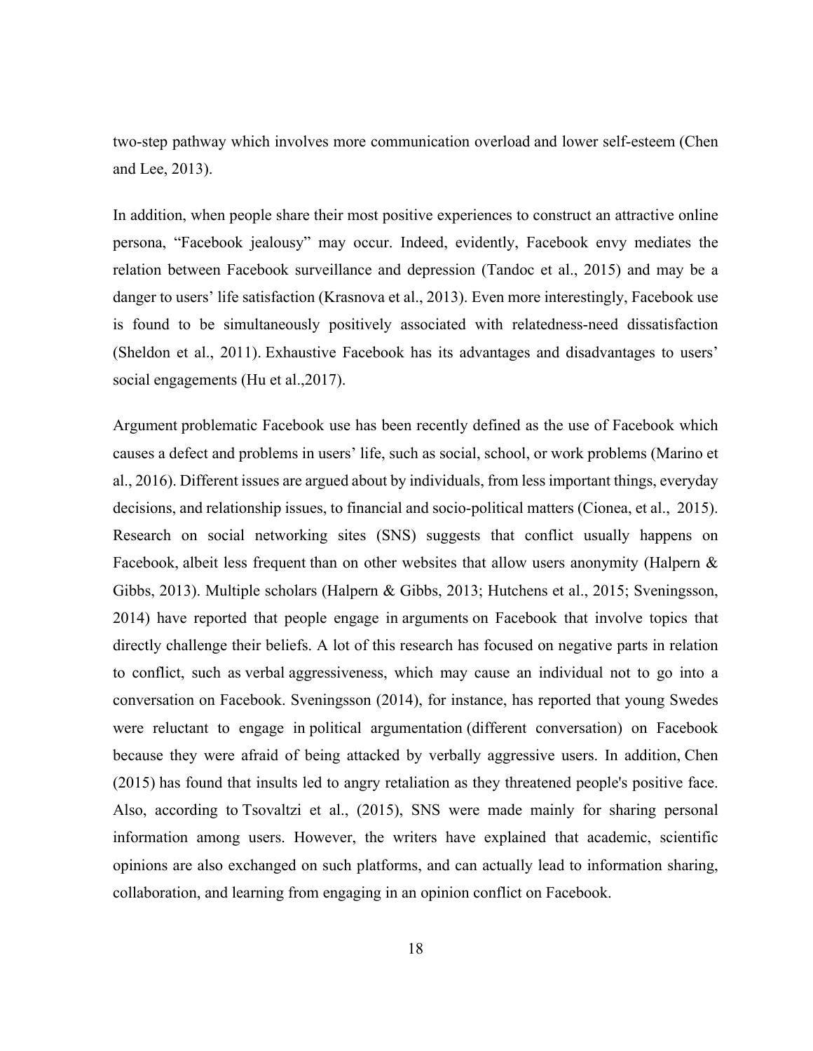two-step pathway which involves more communication overload and lower self-esteem (Chen and Lee, 2013).

In addition, when people share their most positive experiences to construct an attractive online persona, “Facebook jealousy” may occur. Indeed, evidently, Facebook envy mediates the relation between Facebook surveillance and depression (Tandoc et al., 2015) and may be a danger to users’ life satisfaction (Krasnova et al., 2013). Even more interestingly, Facebook use is found to be simultaneously positively associated with relatedness-need dissatisfaction (Sheldon et al., 2011). Exhaustive Facebook has its advantages and disadvantages to users’ social engagements (Hu et al.,2017).

Argument problematic Facebook use has been recently defined as the use of Facebook which causes a defect and problems in users’ life, such as social, school, or work problems (Marino et al., 2016). Different issues are argued about by individuals, from less important things, everyday decisions, and relationship issues, to financial and socio-political matters (Cionea, et al., 2015). Research on social networking sites (SNS) suggests that conflict usually happens on Facebook, albeit less frequent than on other websites that allow users anonymity (Halpern & Gibbs, 2013). Multiple scholars (Halpern & Gibbs, 2013; Hutchens et al., 2015; Sveningsson, 2014) have reported that people engage in arguments on Facebook that involve topics that directly challenge their beliefs. A lot of this research has focused on negative parts in relation to conflict, such as verbal aggressiveness, which may cause an individual not to go into a conversation on Facebook. Sveningsson (2014), for instance, has reported that young Swedes were reluctant to engage in political argumentation (different conversation) on Facebook because they were afraid of being attacked by verbally aggressive users. In addition, Chen (2015) has found that insults led to angry retaliation as they threatened people's positive face. Also, according to Tsovaltzi et al., (2015), SNS were made mainly for sharing personal information among users. However, the writers have explained that academic, scientific opinions are also exchanged on such platforms, and can actually lead to information sharing, collaboration, and learning from engaging in an opinion conflict on Facebook.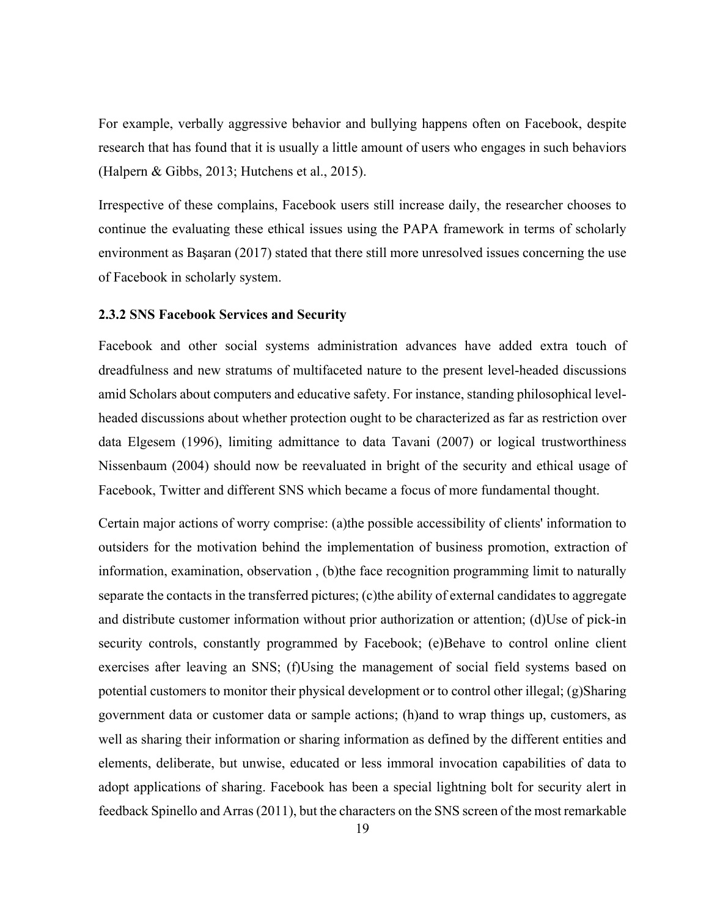For example, verbally aggressive behavior and bullying happens often on Facebook, despite research that has found that it is usually a little amount of users who engages in such behaviors (Halpern & Gibbs, 2013; Hutchens et al., 2015).

Irrespective of these complains, Facebook users still increase daily, the researcher chooses to continue the evaluating these ethical issues using the PAPA framework in terms of scholarly environment as Başaran (2017) stated that there still more unresolved issues concerning the use of Facebook in scholarly system.

### 2.3.2 SNS Facebook Services and Security

Facebook and other social systems administration advances have added extra touch of dreadfulness and new stratums of multifaceted nature to the present level-headed discussions amid Scholars about computers and educative safety. For instance, standing philosophical level-headed discussions about whether protection ought to be characterized as far as restriction over data Elgesem (1996), limiting admittance to data Tavani (2007) or logical trustworthiness Nissenbaum (2004) should now be reevaluated in bright of the security and ethical usage of Facebook, Twitter and different SNS which became a focus of more fundamental thought.

Certain major actions of worry comprise: (a)the possible accessibility of clients' information to outsiders for the motivation behind the implementation of business promotion, extraction of information, examination, observation , (b)the face recognition programming limit to naturally separate the contacts in the transferred pictures; (c)the ability of external candidates to aggregate and distribute customer information without prior authorization or attention; (d)Use of pick-in security controls, constantly programmed by Facebook; (e)Behave to control online client exercises after leaving an SNS; (f)Using the management of social field systems based on potential customers to monitor their physical development or to control other illegal; (g)Sharing government data or customer data or sample actions; (h)and to wrap things up, customers, as well as sharing their information or sharing information as defined by the different entities and elements, deliberate, but unwise, educated or less immoral invocation capabilities of data to adopt applications of sharing. Facebook has been a special lightning bolt for security alert in feedback Spinello and Arras (2011), but the characters on the SNS screen of the most remarkable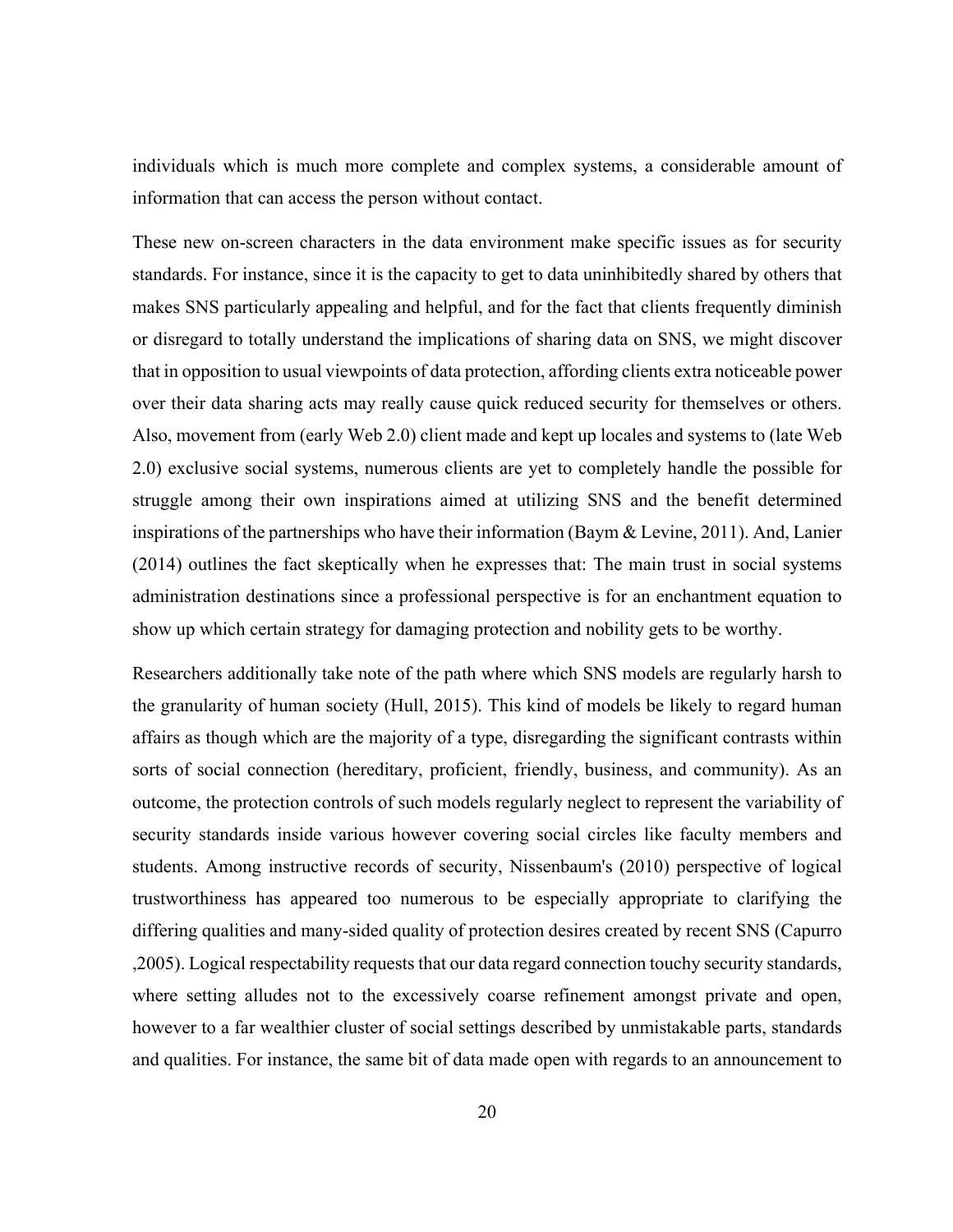individuals which is much more complete and complex systems, a considerable amount of information that can access the person without contact.

These new on-screen characters in the data environment make specific issues as for security standards. For instance, since it is the capacity to get to data uninhibitedly shared by others that makes SNS particularly appealing and helpful, and for the fact that clients frequently diminish or disregard to totally understand the implications of sharing data on SNS, we might discover that in opposition to usual viewpoints of data protection, affording clients extra noticeable power over their data sharing acts may really cause quick reduced security for themselves or others. Also, movement from (early Web 2.0) client made and kept up locales and systems to (late Web 2.0) exclusive social systems, numerous clients are yet to completely handle the possible for struggle among their own inspirations aimed at utilizing SNS and the benefit determined inspirations of the partnerships who have their information (Baym & Levine, 2011). And, Lanier (2014) outlines the fact skeptically when he expresses that: The main trust in social systems administration destinations since a professional perspective is for an enchantment equation to show up which certain strategy for damaging protection and nobility gets to be worthy.

Researchers additionally take note of the path where which SNS models are regularly harsh to the granularity of human society (Hull, 2015). This kind of models be likely to regard human affairs as though which are the majority of a type, disregarding the significant contrasts within sorts of social connection (hereditary, proficient, friendly, business, and community). As an outcome, the protection controls of such models regularly neglect to represent the variability of security standards inside various however covering social circles like faculty members and students. Among instructive records of security, Nissenbaum's (2010) perspective of logical trustworthiness has appeared too numerous to be especially appropriate to clarifying the differing qualities and many-sided quality of protection desires created by recent SNS (Capurro ,2005). Logical respectability requests that our data regard connection touchy security standards, where setting alludes not to the excessively coarse refinement amongst private and open, however to a far wealthier cluster of social settings described by unmistakable parts, standards and qualities. For instance, the same bit of data made open with regards to an announcement to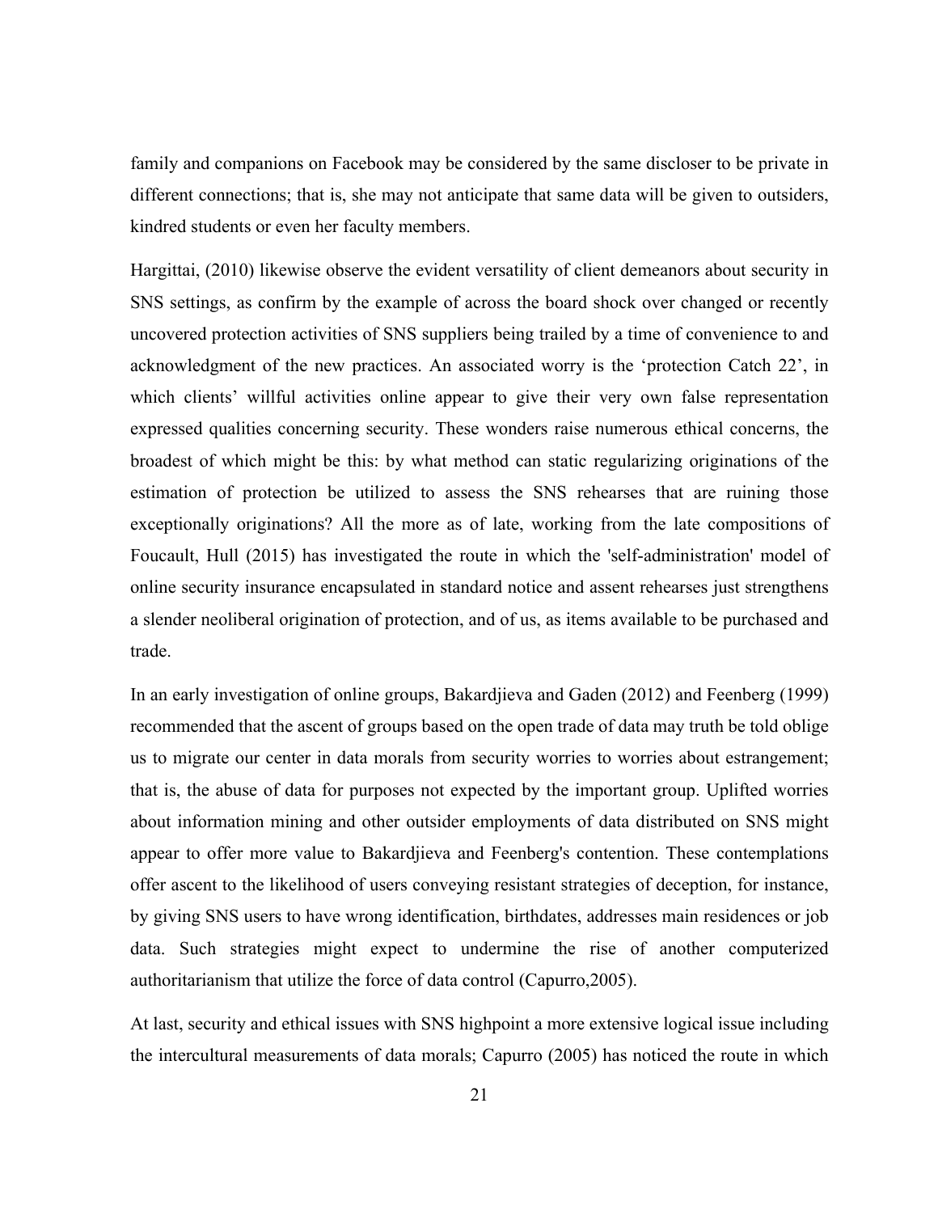family and companions on Facebook may be considered by the same discloser to be private in different connections; that is, she may not anticipate that same data will be given to outsiders, kindred students or even her faculty members.

Hargittai, (2010) likewise observe the evident versatility of client demeanors about security in SNS settings, as confirm by the example of across the board shock over changed or recently uncovered protection activities of SNS suppliers being trailed by a time of convenience to and acknowledgment of the new practices. An associated worry is the 'protection Catch 22', in which clients' willful activities online appear to give their very own false representation expressed qualities concerning security. These wonders raise numerous ethical concerns, the broadest of which might be this: by what method can static regularizing originations of the estimation of protection be utilized to assess the SNS rehearses that are ruining those exceptionally originations? All the more as of late, working from the late compositions of Foucault, Hull (2015) has investigated the route in which the 'self-administration' model of online security insurance encapsulated in standard notice and assent rehearses just strengthens a slender neoliberal origination of protection, and of us, as items available to be purchased and trade.

In an early investigation of online groups, Bakardjieva and Gaden (2012) and Feenberg (1999) recommended that the ascent of groups based on the open trade of data may truth be told oblige us to migrate our center in data morals from security worries to worries about estrangement; that is, the abuse of data for purposes not expected by the important group. Uplifted worries about information mining and other outsider employments of data distributed on SNS might appear to offer more value to Bakardjieva and Feenberg's contention. These contemplations offer ascent to the likelihood of users conveying resistant strategies of deception, for instance, by giving SNS users to have wrong identification, birthdates, addresses main residences or job data. Such strategies might expect to undermine the rise of another computerized authoritarianism that utilize the force of data control (Capurro,2005).

At last, security and ethical issues with SNS highpoint a more extensive logical issue including the intercultural measurements of data morals; Capurro (2005) has noticed the route in which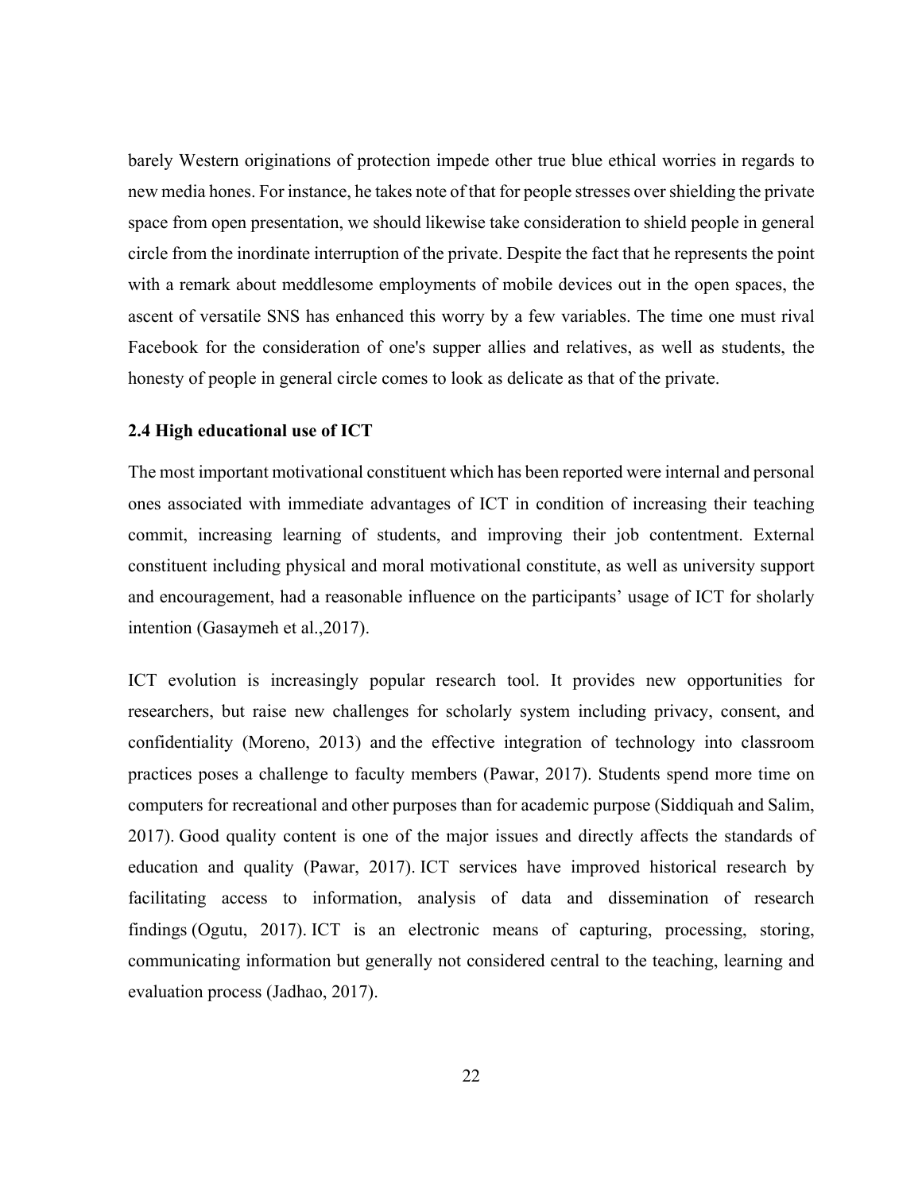barely Western originations of protection impede other true blue ethical worries in regards to new media hones. For instance, he takes note of that for people stresses over shielding the private space from open presentation, we should likewise take consideration to shield people in general circle from the inordinate interruption of the private. Despite the fact that he represents the point with a remark about meddlesome employments of mobile devices out in the open spaces, the ascent of versatile SNS has enhanced this worry by a few variables. The time one must rival Facebook for the consideration of one's supper allies and relatives, as well as students, the honesty of people in general circle comes to look as delicate as that of the private.

### 2.4 High educational use of ICT

The most important motivational constituent which has been reported were internal and personal ones associated with immediate advantages of ICT in condition of increasing their teaching commit, increasing learning of students, and improving their job contentment. External constituent including physical and moral motivational constitute, as well as university support and encouragement, had a reasonable influence on the participants' usage of ICT for sholarly intention (Gasaymeh et al.,2017).

ICT evolution is increasingly popular research tool. It provides new opportunities for researchers, but raise new challenges for scholarly system including privacy, consent, and confidentiality (Moreno, 2013) and the effective integration of technology into classroom practices poses a challenge to faculty members (Pawar, 2017). Students spend more time on computers for recreational and other purposes than for academic purpose (Siddiquah and Salim, 2017). Good quality content is one of the major issues and directly affects the standards of education and quality (Pawar, 2017). ICT services have improved historical research by facilitating access to information, analysis of data and dissemination of research findings (Ogutu, 2017). ICT is an electronic means of capturing, processing, storing, communicating information but generally not considered central to the teaching, learning and evaluation process (Jadhao, 2017).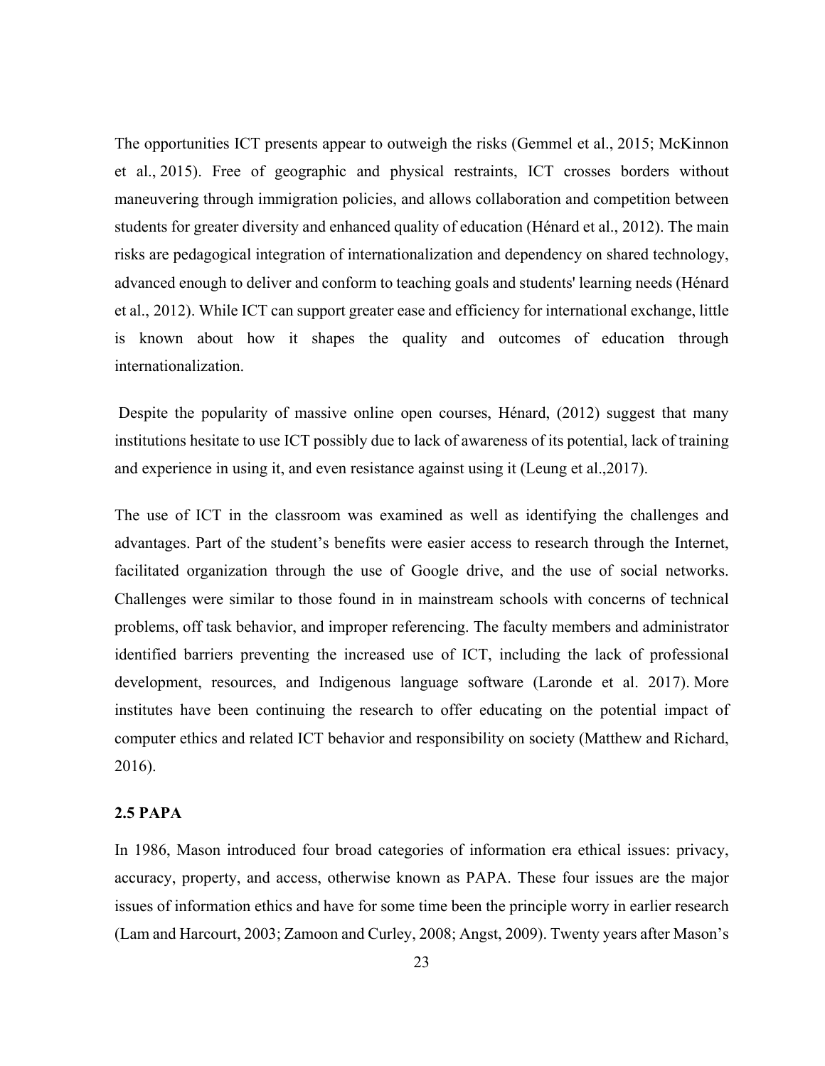The opportunities ICT presents appear to outweigh the risks (Gemmel et al., 2015; McKinnon et al., 2015). Free of geographic and physical restraints, ICT crosses borders without maneuvering through immigration policies, and allows collaboration and competition between students for greater diversity and enhanced quality of education (Hénard et al., 2012). The main risks are pedagogical integration of internationalization and dependency on shared technology, advanced enough to deliver and conform to teaching goals and students' learning needs (Hénard et al., 2012). While ICT can support greater ease and efficiency for international exchange, little is known about how it shapes the quality and outcomes of education through internationalization.

Despite the popularity of massive online open courses, Hénard, (2012) suggest that many institutions hesitate to use ICT possibly due to lack of awareness of its potential, lack of training and experience in using it, and even resistance against using it (Leung et al.,2017).

The use of ICT in the classroom was examined as well as identifying the challenges and advantages. Part of the student's benefits were easier access to research through the Internet, facilitated organization through the use of Google drive, and the use of social networks. Challenges were similar to those found in in mainstream schools with concerns of technical problems, off task behavior, and improper referencing. The faculty members and administrator identified barriers preventing the increased use of ICT, including the lack of professional development, resources, and Indigenous language software (Laronde et al. 2017). More institutes have been continuing the research to offer educating on the potential impact of computer ethics and related ICT behavior and responsibility on society (Matthew and Richard, 2016).

### 2.5 PAPA

In 1986, Mason introduced four broad categories of information era ethical issues: privacy, accuracy, property, and access, otherwise known as PAPA. These four issues are the major issues of information ethics and have for some time been the principle worry in earlier research (Lam and Harcourt, 2003; Zamoon and Curley, 2008; Angst, 2009). Twenty years after Mason's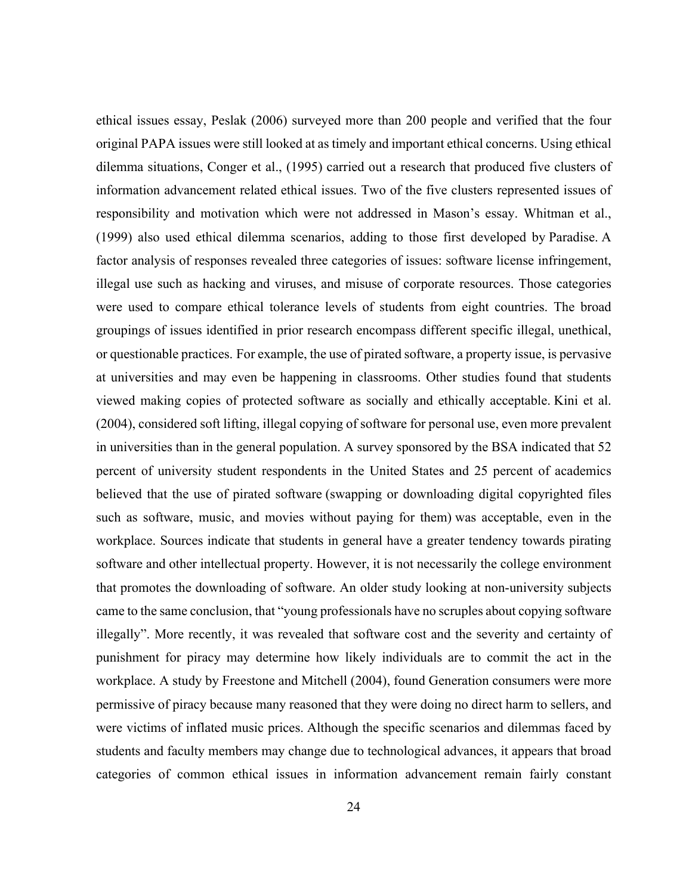ethical issues essay, Peslak (2006) surveyed more than 200 people and verified that the four original PAPA issues were still looked at as timely and important ethical concerns. Using ethical dilemma situations, Conger et al., (1995) carried out a research that produced five clusters of information advancement related ethical issues. Two of the five clusters represented issues of responsibility and motivation which were not addressed in Mason's essay. Whitman et al., (1999) also used ethical dilemma scenarios, adding to those first developed by Paradise. A factor analysis of responses revealed three categories of issues: software license infringement, illegal use such as hacking and viruses, and misuse of corporate resources. Those categories were used to compare ethical tolerance levels of students from eight countries. The broad groupings of issues identified in prior research encompass different specific illegal, unethical, or questionable practices. For example, the use of pirated software, a property issue, is pervasive at universities and may even be happening in classrooms. Other studies found that students viewed making copies of protected software as socially and ethically acceptable. Kini et al. (2004), considered soft lifting, illegal copying of software for personal use, even more prevalent in universities than in the general population. A survey sponsored by the BSA indicated that 52 percent of university student respondents in the United States and 25 percent of academics believed that the use of pirated software (swapping or downloading digital copyrighted files such as software, music, and movies without paying for them) was acceptable, even in the workplace. Sources indicate that students in general have a greater tendency towards pirating software and other intellectual property. However, it is not necessarily the college environment that promotes the downloading of software. An older study looking at non-university subjects came to the same conclusion, that "young professionals have no scruples about copying software illegally". More recently, it was revealed that software cost and the severity and certainty of punishment for piracy may determine how likely individuals are to commit the act in the workplace. A study by Freestone and Mitchell (2004), found Generation consumers were more permissive of piracy because many reasoned that they were doing no direct harm to sellers, and were victims of inflated music prices. Although the specific scenarios and dilemmas faced by students and faculty members may change due to technological advances, it appears that broad categories of common ethical issues in information advancement remain fairly constant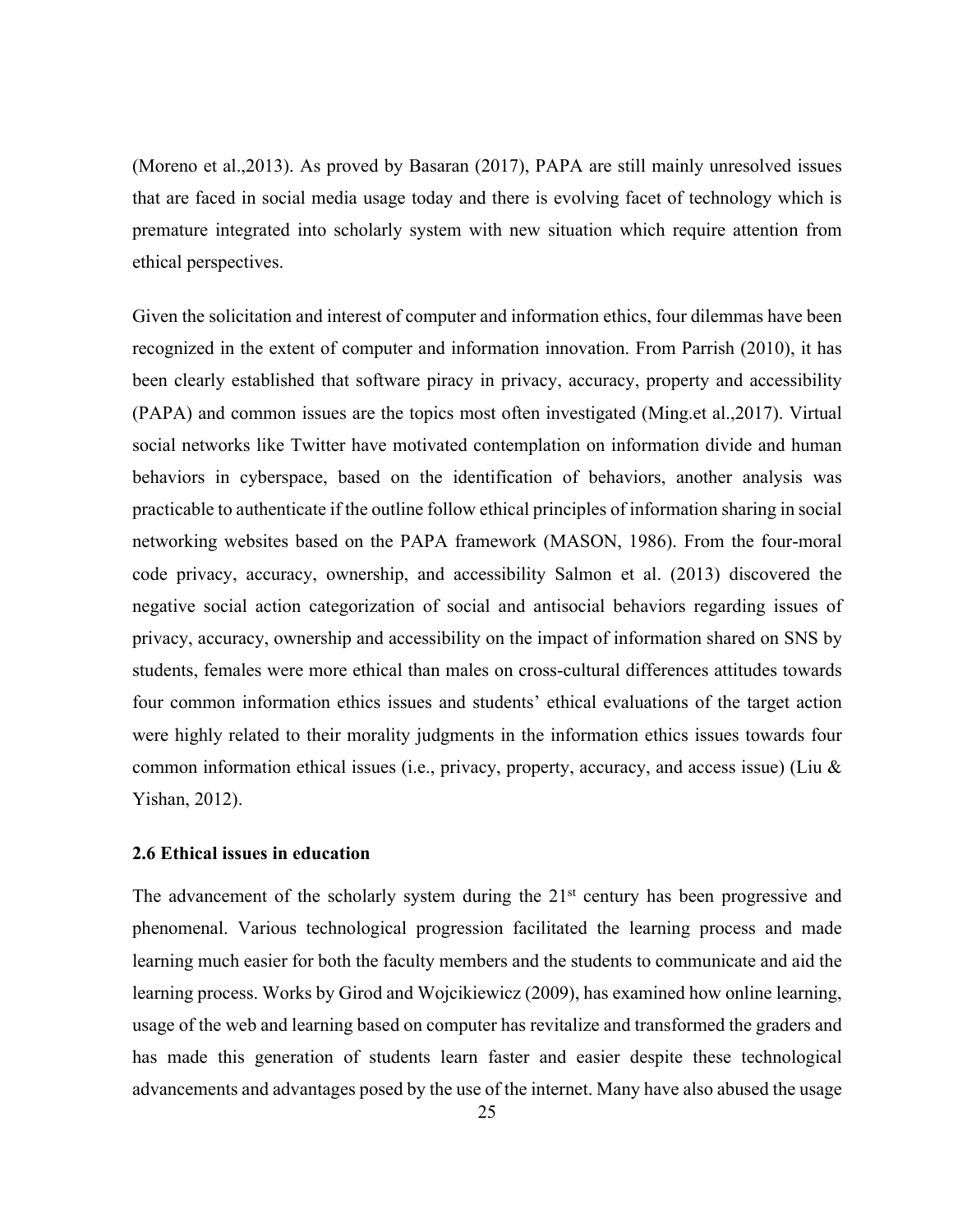(Moreno et al.,2013). As proved by Basaran (2017), PAPA are still mainly unresolved issues that are faced in social media usage today and there is evolving facet of technology which is premature integrated into scholarly system with new situation which require attention from ethical perspectives.

Given the solicitation and interest of computer and information ethics, four dilemmas have been recognized in the extent of computer and information innovation. From Parrish (2010), it has been clearly established that software piracy in privacy, accuracy, property and accessibility (PAPA) and common issues are the topics most often investigated (Ming.et al.,2017). Virtual social networks like Twitter have motivated contemplation on information divide and human behaviors in cyberspace, based on the identification of behaviors, another analysis was practicable to authenticate if the outline follow ethical principles of information sharing in social networking websites based on the PAPA framework (MASON, 1986). From the four-moral code privacy, accuracy, ownership, and accessibility Salmon et al. (2013) discovered the negative social action categorization of social and antisocial behaviors regarding issues of privacy, accuracy, ownership and accessibility on the impact of information shared on SNS by students, females were more ethical than males on cross-cultural differences attitudes towards four common information ethics issues and students' ethical evaluations of the target action were highly related to their morality judgments in the information ethics issues towards four common information ethical issues (i.e., privacy, property, accuracy, and access issue) (Liu & Yishan, 2012).

**2.6 Ethical issues in education**

The advancement of the scholarly system during the 21st century has been progressive and phenomenal. Various technological progression facilitated the learning process and made learning much easier for both the faculty members and the students to communicate and aid the learning process. Works by Girod and Wojcikiewicz (2009), has examined how online learning, usage of the web and learning based on computer has revitalize and transformed the graders and has made this generation of students learn faster and easier despite these technological advancements and advantages posed by the use of the internet. Many have also abused the usage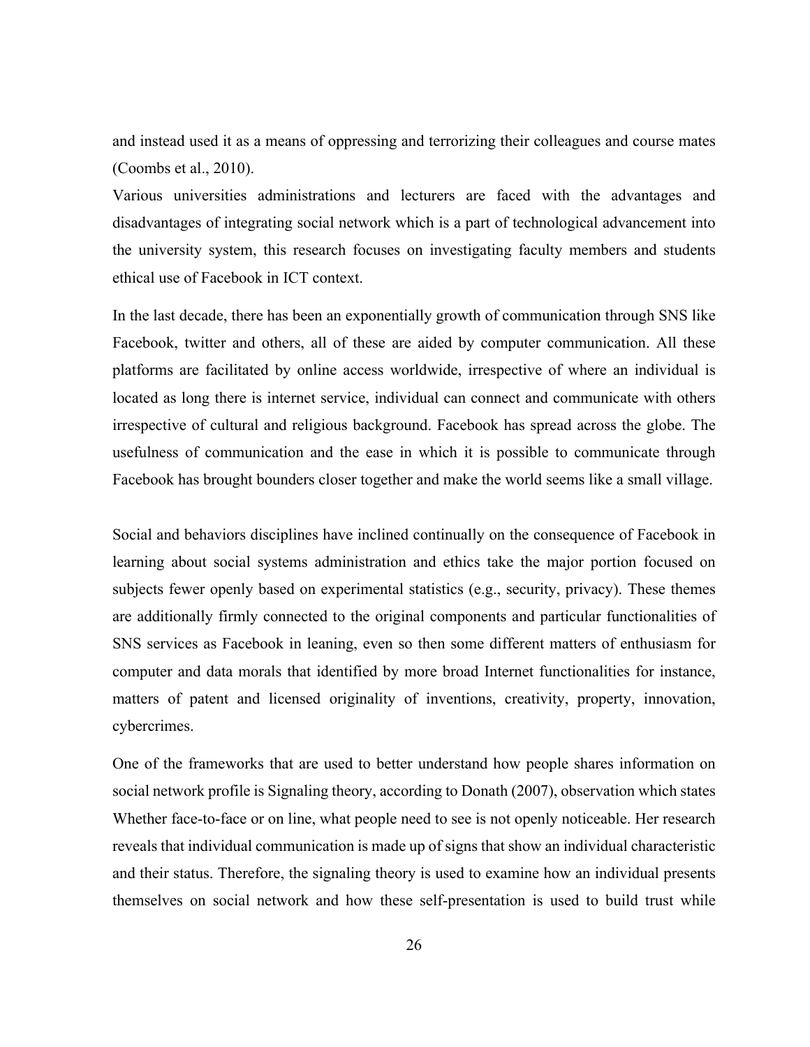and instead used it as a means of oppressing and terrorizing their colleagues and course mates (Coombs et al., 2010).

Various universities administrations and lecturers are faced with the advantages and disadvantages of integrating social network which is a part of technological advancement into the university system, this research focuses on investigating faculty members and students ethical use of Facebook in ICT context.

In the last decade, there has been an exponentially growth of communication through SNS like Facebook, twitter and others, all of these are aided by computer communication. All these platforms are facilitated by online access worldwide, irrespective of where an individual is located as long there is internet service, individual can connect and communicate with others irrespective of cultural and religious background. Facebook has spread across the globe. The usefulness of communication and the ease in which it is possible to communicate through Facebook has brought bounders closer together and make the world seems like a small village.

Social and behaviors disciplines have inclined continually on the consequence of Facebook in learning about social systems administration and ethics take the major portion focused on subjects fewer openly based on experimental statistics (e.g., security, privacy). These themes are additionally firmly connected to the original components and particular functionalities of SNS services as Facebook in leaning, even so then some different matters of enthusiasm for computer and data morals that identified by more broad Internet functionalities for instance, matters of patent and licensed originality of inventions, creativity, property, innovation, cybercrimes.

One of the frameworks that are used to better understand how people shares information on social network profile is Signaling theory, according to Donath (2007), observation which states Whether face-to-face or on line, what people need to see is not openly noticeable. Her research reveals that individual communication is made up of signs that show an individual characteristic and their status. Therefore, the signaling theory is used to examine how an individual presents themselves on social network and how these self-presentation is used to build trust while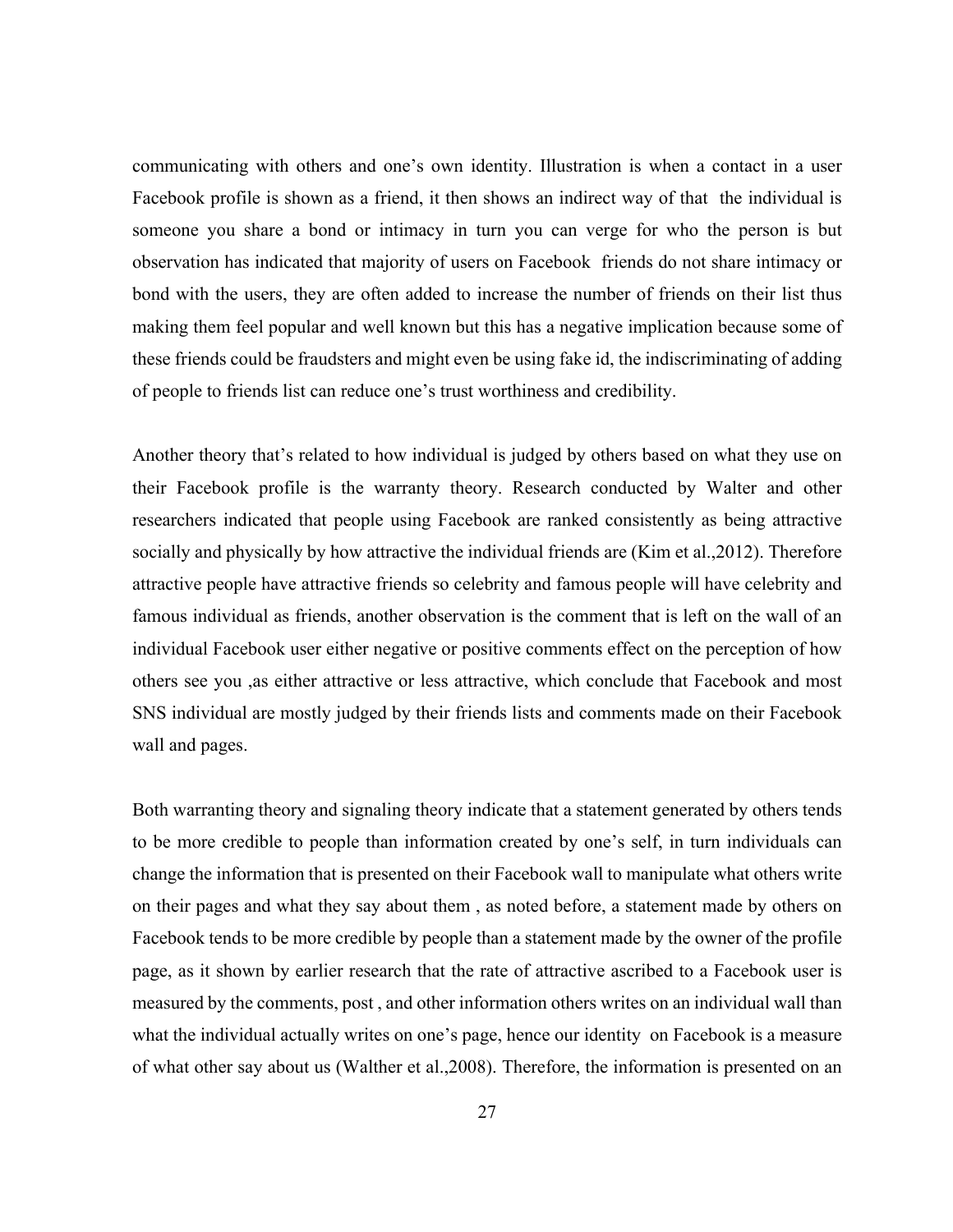communicating with others and one's own identity. Illustration is when a contact in a user Facebook profile is shown as a friend, it then shows an indirect way of that the individual is someone you share a bond or intimacy in turn you can verge for who the person is but observation has indicated that majority of users on Facebook friends do not share intimacy or bond with the users, they are often added to increase the number of friends on their list thus making them feel popular and well known but this has a negative implication because some of these friends could be fraudsters and might even be using fake id, the indiscriminating of adding of people to friends list can reduce one's trust worthiness and credibility.

Another theory that's related to how individual is judged by others based on what they use on their Facebook profile is the warranty theory. Research conducted by Walter and other researchers indicated that people using Facebook are ranked consistently as being attractive socially and physically by how attractive the individual friends are (Kim et al.,2012). Therefore attractive people have attractive friends so celebrity and famous people will have celebrity and famous individual as friends, another observation is the comment that is left on the wall of an individual Facebook user either negative or positive comments effect on the perception of how others see you ,as either attractive or less attractive, which conclude that Facebook and most SNS individual are mostly judged by their friends lists and comments made on their Facebook wall and pages.

Both warranting theory and signaling theory indicate that a statement generated by others tends to be more credible to people than information created by one's self, in turn individuals can change the information that is presented on their Facebook wall to manipulate what others write on their pages and what they say about them , as noted before, a statement made by others on Facebook tends to be more credible by people than a statement made by the owner of the profile page, as it shown by earlier research that the rate of attractive ascribed to a Facebook user is measured by the comments, post , and other information others writes on an individual wall than what the individual actually writes on one's page, hence our identity on Facebook is a measure of what other say about us (Walther et al.,2008). Therefore, the information is presented on an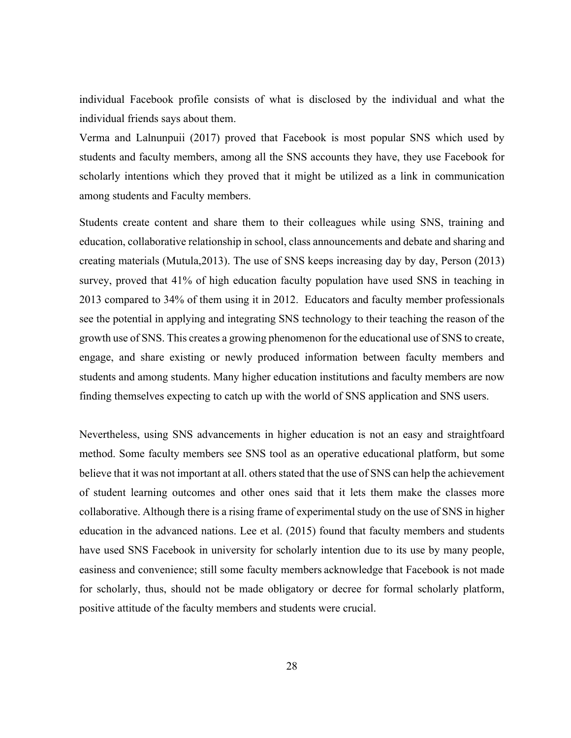individual Facebook profile consists of what is disclosed by the individual and what the individual friends says about them.

Verma and Lalnunpuii (2017) proved that Facebook is most popular SNS which used by students and faculty members, among all the SNS accounts they have, they use Facebook for scholarly intentions which they proved that it might be utilized as a link in communication among students and Faculty members.

Students create content and share them to their colleagues while using SNS, training and education, collaborative relationship in school, class announcements and debate and sharing and creating materials (Mutula,2013). The use of SNS keeps increasing day by day, Person (2013) survey, proved that 41% of high education faculty population have used SNS in teaching in 2013 compared to 34% of them using it in 2012. Educators and faculty member professionals see the potential in applying and integrating SNS technology to their teaching the reason of the growth use of SNS. This creates a growing phenomenon for the educational use of SNS to create, engage, and share existing or newly produced information between faculty members and students and among students. Many higher education institutions and faculty members are now finding themselves expecting to catch up with the world of SNS application and SNS users.

Nevertheless, using SNS advancements in higher education is not an easy and straightfoard method. Some faculty members see SNS tool as an operative educational platform, but some believe that it was not important at all. others stated that the use of SNS can help the achievement of student learning outcomes and other ones said that it lets them make the classes more collaborative. Although there is a rising frame of experimental study on the use of SNS in higher education in the advanced nations. Lee et al. (2015) found that faculty members and students have used SNS Facebook in university for scholarly intention due to its use by many people, easiness and convenience; still some faculty members acknowledge that Facebook is not made for scholarly, thus, should not be made obligatory or decree for formal scholarly platform, positive attitude of the faculty members and students were crucial.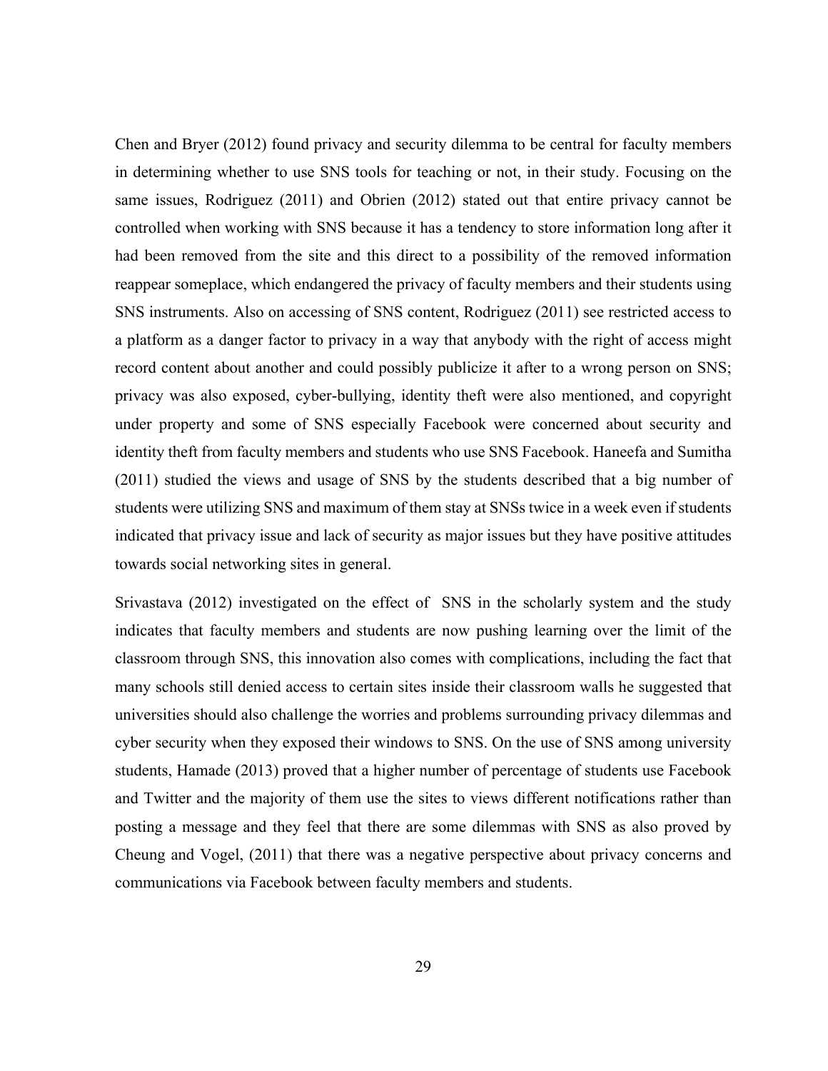Chen and Bryer (2012) found privacy and security dilemma to be central for faculty members in determining whether to use SNS tools for teaching or not, in their study. Focusing on the same issues, Rodriguez (2011) and Obrien (2012) stated out that entire privacy cannot be controlled when working with SNS because it has a tendency to store information long after it had been removed from the site and this direct to a possibility of the removed information reappear someplace, which endangered the privacy of faculty members and their students using SNS instruments. Also on accessing of SNS content, Rodriguez (2011) see restricted access to a platform as a danger factor to privacy in a way that anybody with the right of access might record content about another and could possibly publicize it after to a wrong person on SNS; privacy was also exposed, cyber-bullying, identity theft were also mentioned, and copyright under property and some of SNS especially Facebook were concerned about security and identity theft from faculty members and students who use SNS Facebook. Haneefa and Sumitha (2011) studied the views and usage of SNS by the students described that a big number of students were utilizing SNS and maximum of them stay at SNSs twice in a week even if students indicated that privacy issue and lack of security as major issues but they have positive attitudes towards social networking sites in general.

Srivastava (2012) investigated on the effect of SNS in the scholarly system and the study indicates that faculty members and students are now pushing learning over the limit of the classroom through SNS, this innovation also comes with complications, including the fact that many schools still denied access to certain sites inside their classroom walls he suggested that universities should also challenge the worries and problems surrounding privacy dilemmas and cyber security when they exposed their windows to SNS. On the use of SNS among university students, Hamade (2013) proved that a higher number of percentage of students use Facebook and Twitter and the majority of them use the sites to views different notifications rather than posting a message and they feel that there are some dilemmas with SNS as also proved by Cheung and Vogel, (2011) that there was a negative perspective about privacy concerns and communications via Facebook between faculty members and students.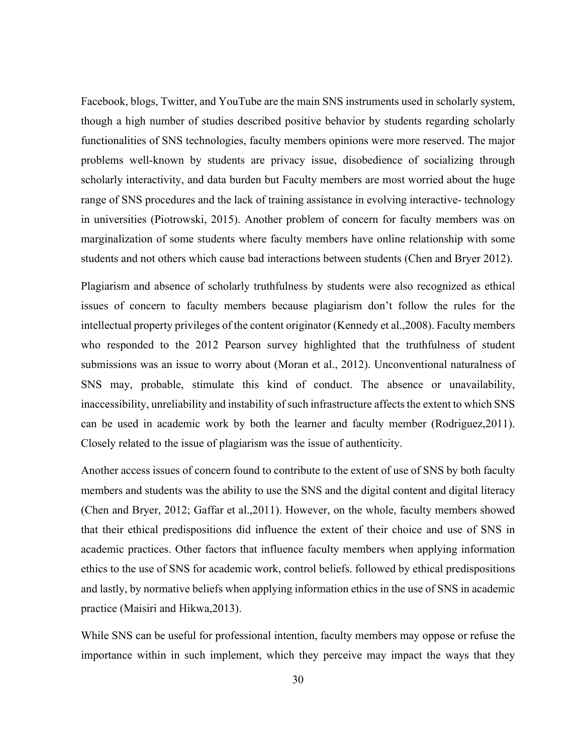Facebook, blogs, Twitter, and YouTube are the main SNS instruments used in scholarly system, though a high number of studies described positive behavior by students regarding scholarly functionalities of SNS technologies, faculty members opinions were more reserved. The major problems well-known by students are privacy issue, disobedience of socializing through scholarly interactivity, and data burden but Faculty members are most worried about the huge range of SNS procedures and the lack of training assistance in evolving interactive- technology in universities (Piotrowski, 2015). Another problem of concern for faculty members was on marginalization of some students where faculty members have online relationship with some students and not others which cause bad interactions between students (Chen and Bryer 2012).

Plagiarism and absence of scholarly truthfulness by students were also recognized as ethical issues of concern to faculty members because plagiarism don't follow the rules for the intellectual property privileges of the content originator (Kennedy et al.,2008). Faculty members who responded to the 2012 Pearson survey highlighted that the truthfulness of student submissions was an issue to worry about (Moran et al., 2012). Unconventional naturalness of SNS may, probable, stimulate this kind of conduct. The absence or unavailability, inaccessibility, unreliability and instability of such infrastructure affects the extent to which SNS can be used in academic work by both the learner and faculty member (Rodriguez,2011). Closely related to the issue of plagiarism was the issue of authenticity.

Another access issues of concern found to contribute to the extent of use of SNS by both faculty members and students was the ability to use the SNS and the digital content and digital literacy (Chen and Bryer, 2012; Gaffar et al.,2011). However, on the whole, faculty members showed that their ethical predispositions did influence the extent of their choice and use of SNS in academic practices. Other factors that influence faculty members when applying information ethics to the use of SNS for academic work, control beliefs. followed by ethical predispositions and lastly, by normative beliefs when applying information ethics in the use of SNS in academic practice (Maisiri and Hikwa,2013).

While SNS can be useful for professional intention, faculty members may oppose or refuse the importance within in such implement, which they perceive may impact the ways that they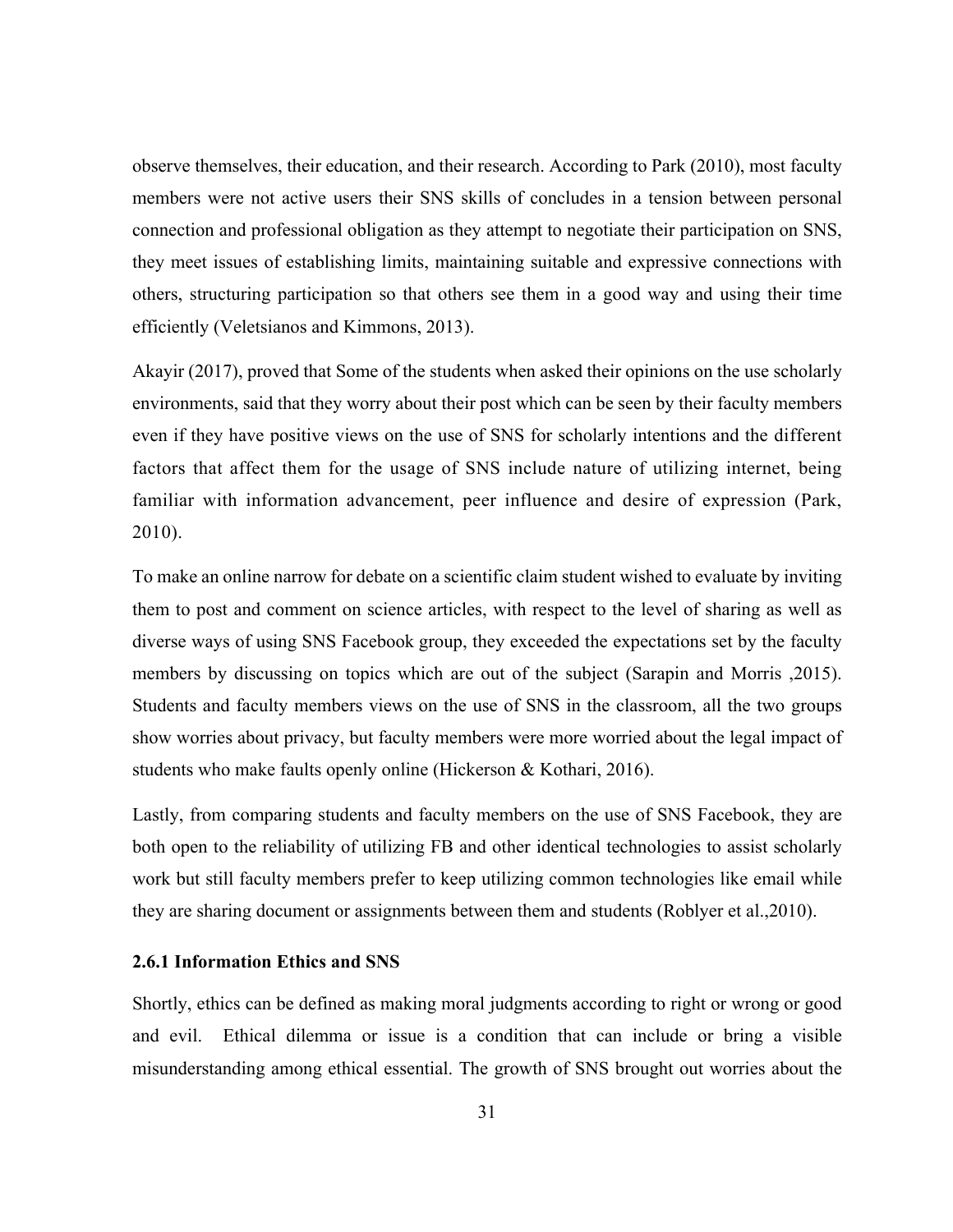observe themselves, their education, and their research. According to Park (2010), most faculty members were not active users their SNS skills of concludes in a tension between personal connection and professional obligation as they attempt to negotiate their participation on SNS, they meet issues of establishing limits, maintaining suitable and expressive connections with others, structuring participation so that others see them in a good way and using their time efficiently (Veletsianos and Kimmons, 2013).

Akayir (2017), proved that Some of the students when asked their opinions on the use scholarly environments, said that they worry about their post which can be seen by their faculty members even if they have positive views on the use of SNS for scholarly intentions and the different factors that affect them for the usage of SNS include nature of utilizing internet, being familiar with information advancement, peer influence and desire of expression (Park, 2010).

To make an online narrow for debate on a scientific claim student wished to evaluate by inviting them to post and comment on science articles, with respect to the level of sharing as well as diverse ways of using SNS Facebook group, they exceeded the expectations set by the faculty members by discussing on topics which are out of the subject (Sarapin and Morris ,2015). Students and faculty members views on the use of SNS in the classroom, all the two groups show worries about privacy, but faculty members were more worried about the legal impact of students who make faults openly online (Hickerson & Kothari, 2016).

Lastly, from comparing students and faculty members on the use of SNS Facebook, they are both open to the reliability of utilizing FB and other identical technologies to assist scholarly work but still faculty members prefer to keep utilizing common technologies like email while they are sharing document or assignments between them and students (Roblyer et al.,2010).

### 2.6.1 Information Ethics and SNS

Shortly, ethics can be defined as making moral judgments according to right or wrong or good and evil. Ethical dilemma or issue is a condition that can include or bring a visible misunderstanding among ethical essential. The growth of SNS brought out worries about the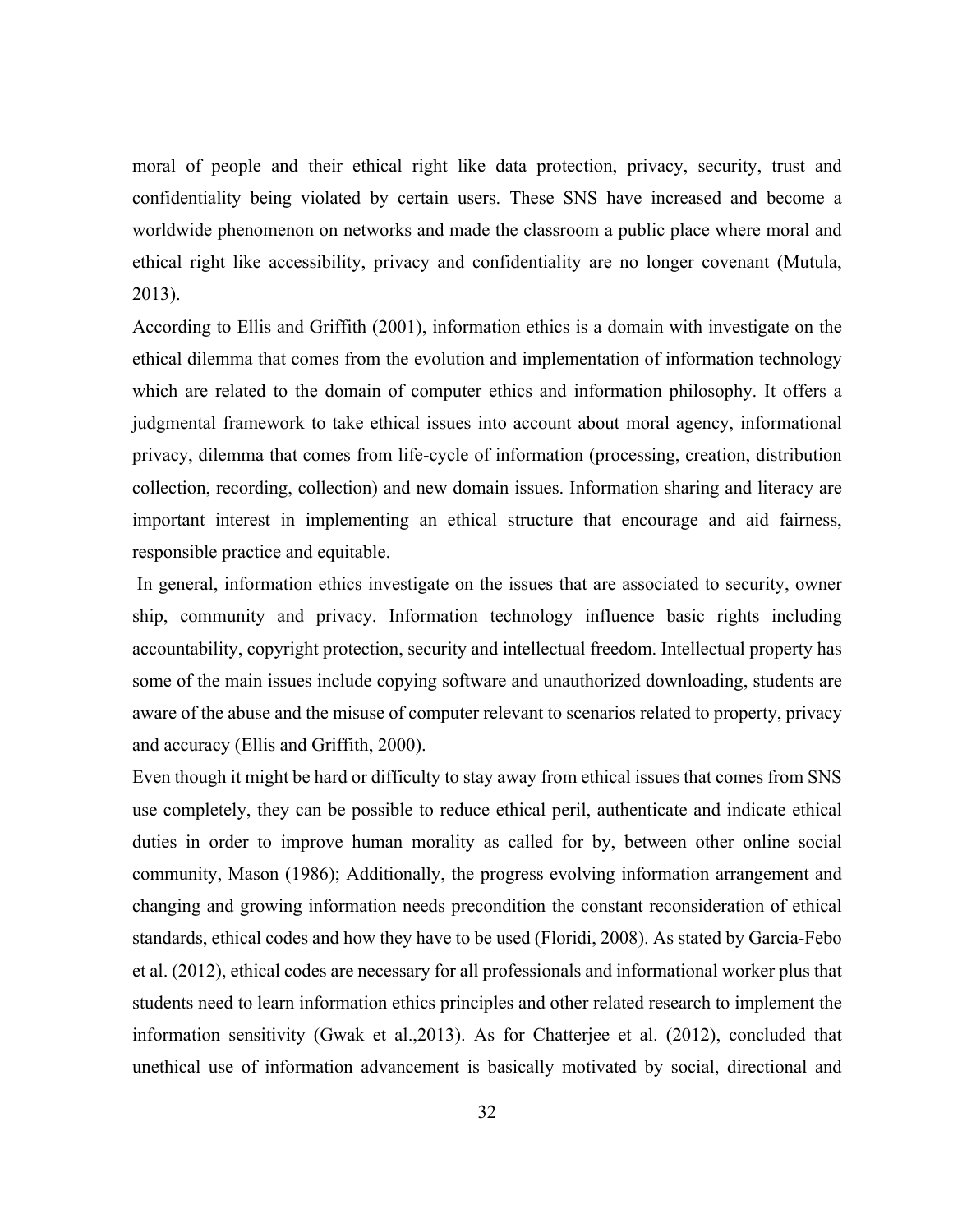moral of people and their ethical right like data protection, privacy, security, trust and confidentiality being violated by certain users. These SNS have increased and become a worldwide phenomenon on networks and made the classroom a public place where moral and ethical right like accessibility, privacy and confidentiality are no longer covenant (Mutula, 2013).

According to Ellis and Griffith (2001), information ethics is a domain with investigate on the ethical dilemma that comes from the evolution and implementation of information technology which are related to the domain of computer ethics and information philosophy. It offers a judgmental framework to take ethical issues into account about moral agency, informational privacy, dilemma that comes from life-cycle of information (processing, creation, distribution collection, recording, collection) and new domain issues. Information sharing and literacy are important interest in implementing an ethical structure that encourage and aid fairness, responsible practice and equitable.

In general, information ethics investigate on the issues that are associated to security, owner ship, community and privacy. Information technology influence basic rights including accountability, copyright protection, security and intellectual freedom. Intellectual property has some of the main issues include copying software and unauthorized downloading, students are aware of the abuse and the misuse of computer relevant to scenarios related to property, privacy and accuracy (Ellis and Griffith, 2000).

Even though it might be hard or difficulty to stay away from ethical issues that comes from SNS use completely, they can be possible to reduce ethical peril, authenticate and indicate ethical duties in order to improve human morality as called for by, between other online social community, Mason (1986); Additionally, the progress evolving information arrangement and changing and growing information needs precondition the constant reconsideration of ethical standards, ethical codes and how they have to be used (Floridi, 2008). As stated by Garcia-Febo et al. (2012), ethical codes are necessary for all professionals and informational worker plus that students need to learn information ethics principles and other related research to implement the information sensitivity (Gwak et al.,2013). As for Chatterjee et al. (2012), concluded that unethical use of information advancement is basically motivated by social, directional and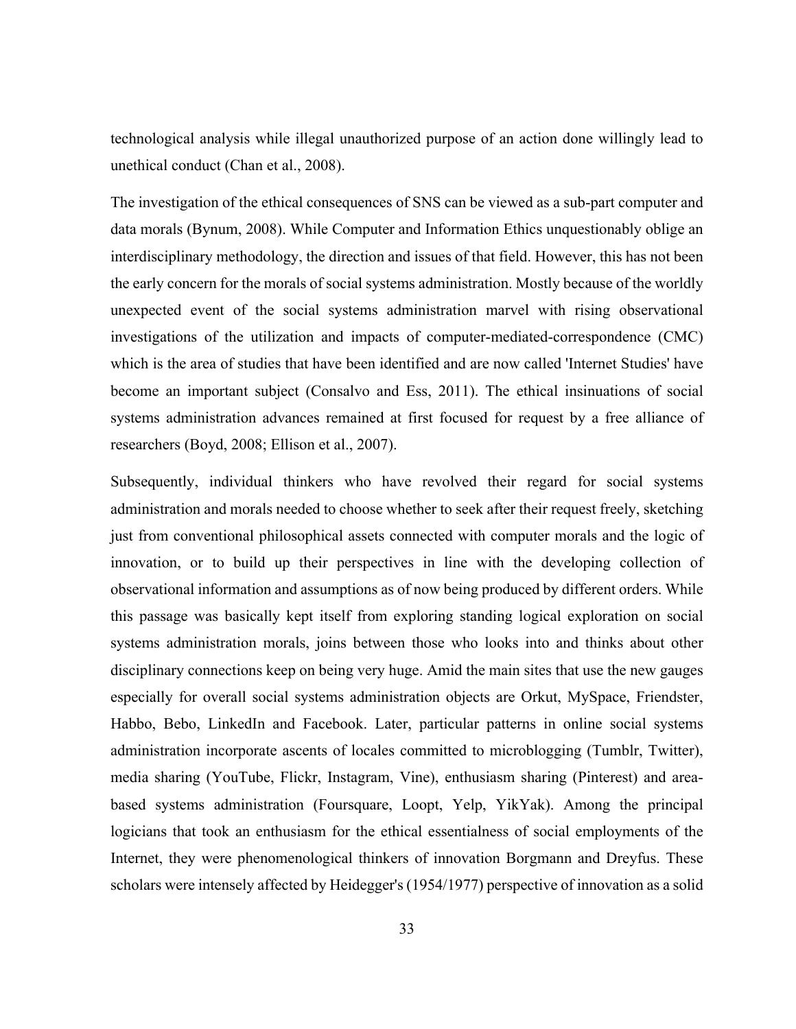technological analysis while illegal unauthorized purpose of an action done willingly lead to unethical conduct (Chan et al., 2008).

The investigation of the ethical consequences of SNS can be viewed as a sub-part computer and data morals (Bynum, 2008). While Computer and Information Ethics unquestionably oblige an interdisciplinary methodology, the direction and issues of that field. However, this has not been the early concern for the morals of social systems administration. Mostly because of the worldly unexpected event of the social systems administration marvel with rising observational investigations of the utilization and impacts of computer-mediated-correspondence (CMC) which is the area of studies that have been identified and are now called 'Internet Studies' have become an important subject (Consalvo and Ess, 2011). The ethical insinuations of social systems administration advances remained at first focused for request by a free alliance of researchers (Boyd, 2008; Ellison et al., 2007).

Subsequently, individual thinkers who have revolved their regard for social systems administration and morals needed to choose whether to seek after their request freely, sketching just from conventional philosophical assets connected with computer morals and the logic of innovation, or to build up their perspectives in line with the developing collection of observational information and assumptions as of now being produced by different orders. While this passage was basically kept itself from exploring standing logical exploration on social systems administration morals, joins between those who looks into and thinks about other disciplinary connections keep on being very huge. Amid the main sites that use the new gauges especially for overall social systems administration objects are Orkut, MySpace, Friendster, Habbo, Bebo, LinkedIn and Facebook. Later, particular patterns in online social systems administration incorporate ascents of locales committed to microblogging (Tumblr, Twitter), media sharing (YouTube, Flickr, Instagram, Vine), enthusiasm sharing (Pinterest) and area-based systems administration (Foursquare, Loopt, Yelp, YikYak). Among the principal logicians that took an enthusiasm for the ethical essentialness of social employments of the Internet, they were phenomenological thinkers of innovation Borgmann and Dreyfus. These scholars were intensely affected by Heidegger's (1954/1977) perspective of innovation as a solid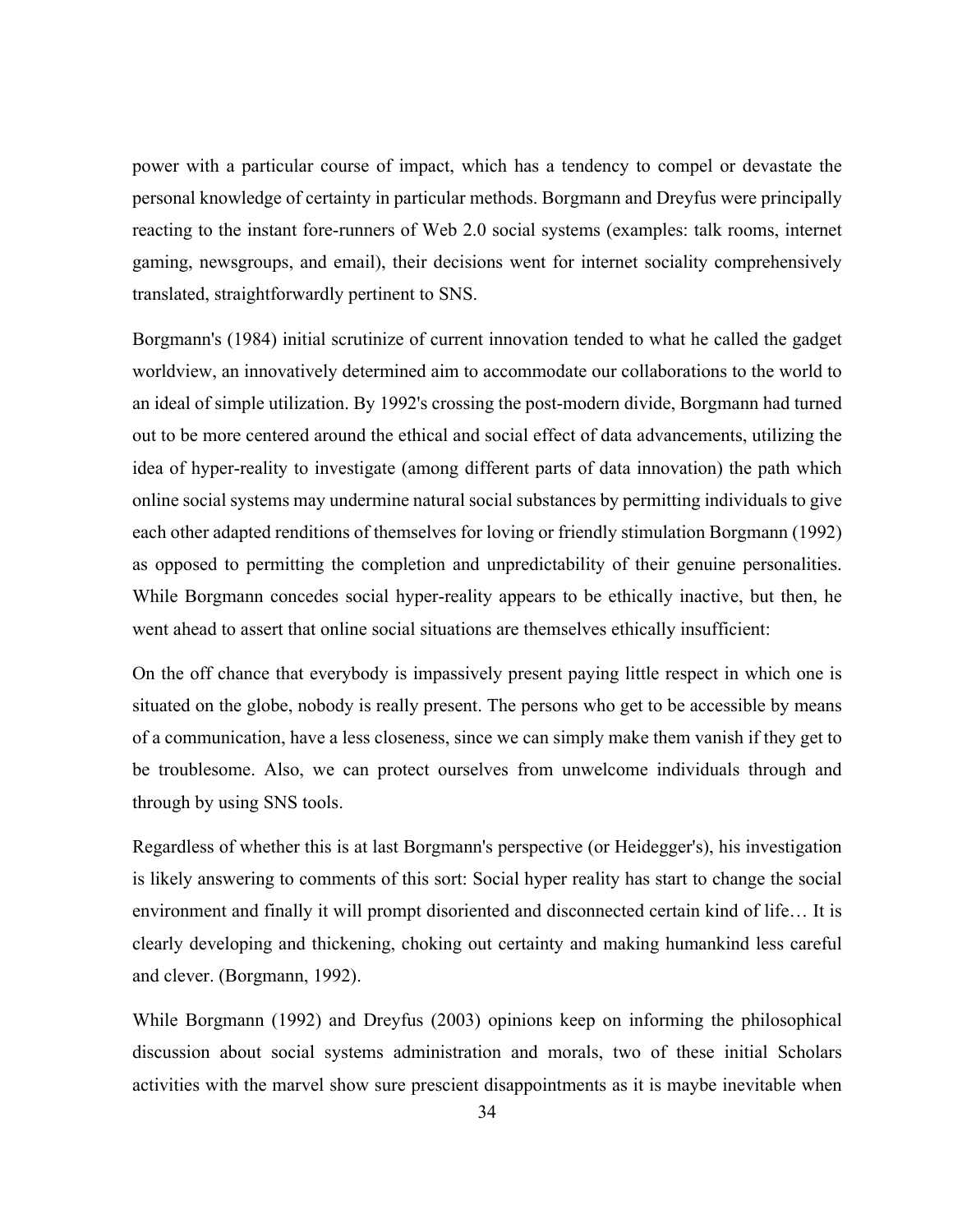power with a particular course of impact, which has a tendency to compel or devastate the personal knowledge of certainty in particular methods. Borgmann and Dreyfus were principally reacting to the instant fore-runners of Web 2.0 social systems (examples: talk rooms, internet gaming, newsgroups, and email), their decisions went for internet sociality comprehensively translated, straightforwardly pertinent to SNS.

Borgmann's (1984) initial scrutinize of current innovation tended to what he called the gadget worldview, an innovatively determined aim to accommodate our collaborations to the world to an ideal of simple utilization. By 1992's crossing the post-modern divide, Borgmann had turned out to be more centered around the ethical and social effect of data advancements, utilizing the idea of hyper-reality to investigate (among different parts of data innovation) the path which online social systems may undermine natural social substances by permitting individuals to give each other adapted renditions of themselves for loving or friendly stimulation Borgmann (1992) as opposed to permitting the completion and unpredictability of their genuine personalities. While Borgmann concedes social hyper-reality appears to be ethically inactive, but then, he went ahead to assert that online social situations are themselves ethically insufficient:

On the off chance that everybody is impassively present paying little respect in which one is situated on the globe, nobody is really present. The persons who get to be accessible by means of a communication, have a less closeness, since we can simply make them vanish if they get to be troublesome. Also, we can protect ourselves from unwelcome individuals through and through by using SNS tools.

Regardless of whether this is at last Borgmann's perspective (or Heidegger's), his investigation is likely answering to comments of this sort: Social hyper reality has start to change the social environment and finally it will prompt disoriented and disconnected certain kind of life… It is clearly developing and thickening, choking out certainty and making humankind less careful and clever. (Borgmann, 1992).

While Borgmann (1992) and Dreyfus (2003) opinions keep on informing the philosophical discussion about social systems administration and morals, two of these initial Scholars activities with the marvel show sure prescient disappointments as it is maybe inevitable when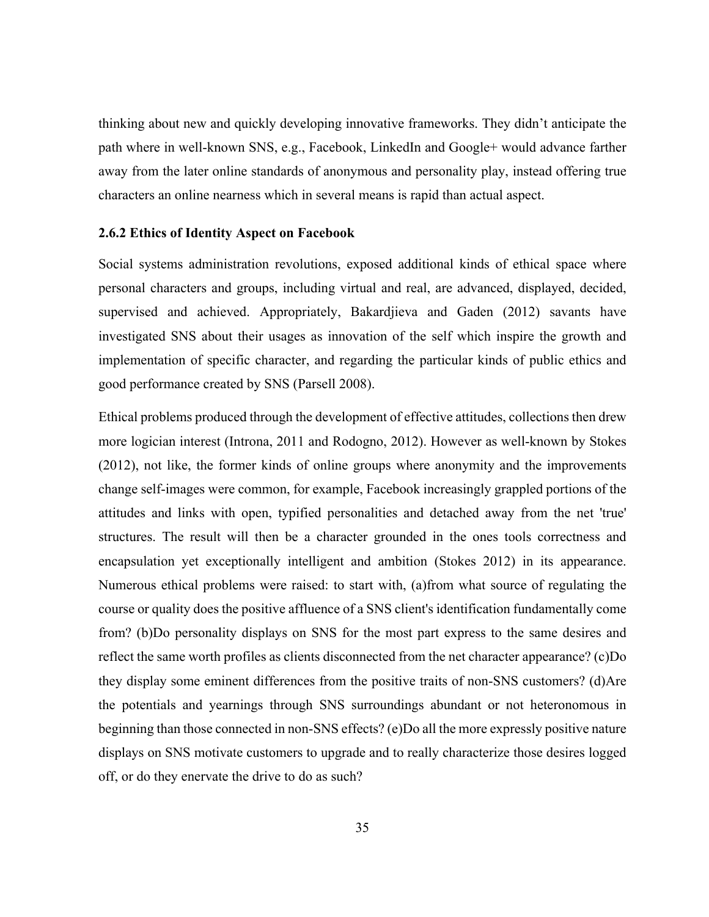thinking about new and quickly developing innovative frameworks. They didn't anticipate the path where in well-known SNS, e.g., Facebook, LinkedIn and Google+ would advance farther away from the later online standards of anonymous and personality play, instead offering true characters an online nearness which in several means is rapid than actual aspect.

### 2.6.2 Ethics of Identity Aspect on Facebook

Social systems administration revolutions, exposed additional kinds of ethical space where personal characters and groups, including virtual and real, are advanced, displayed, decided, supervised and achieved. Appropriately, Bakardjieva and Gaden (2012) savants have investigated SNS about their usages as innovation of the self which inspire the growth and implementation of specific character, and regarding the particular kinds of public ethics and good performance created by SNS (Parsell 2008).

Ethical problems produced through the development of effective attitudes, collections then drew more logician interest (Introna, 2011 and Rodogno, 2012). However as well-known by Stokes (2012), not like, the former kinds of online groups where anonymity and the improvements change self-images were common, for example, Facebook increasingly grappled portions of the attitudes and links with open, typified personalities and detached away from the net 'true' structures. The result will then be a character grounded in the ones tools correctness and encapsulation yet exceptionally intelligent and ambition (Stokes 2012) in its appearance. Numerous ethical problems were raised: to start with, (a)from what source of regulating the course or quality does the positive affluence of a SNS client's identification fundamentally come from? (b)Do personality displays on SNS for the most part express to the same desires and reflect the same worth profiles as clients disconnected from the net character appearance? (c)Do they display some eminent differences from the positive traits of non-SNS customers? (d)Are the potentials and yearnings through SNS surroundings abundant or not heteronomous in beginning than those connected in non-SNS effects? (e)Do all the more expressly positive nature displays on SNS motivate customers to upgrade and to really characterize those desires logged off, or do they enervate the drive to do as such?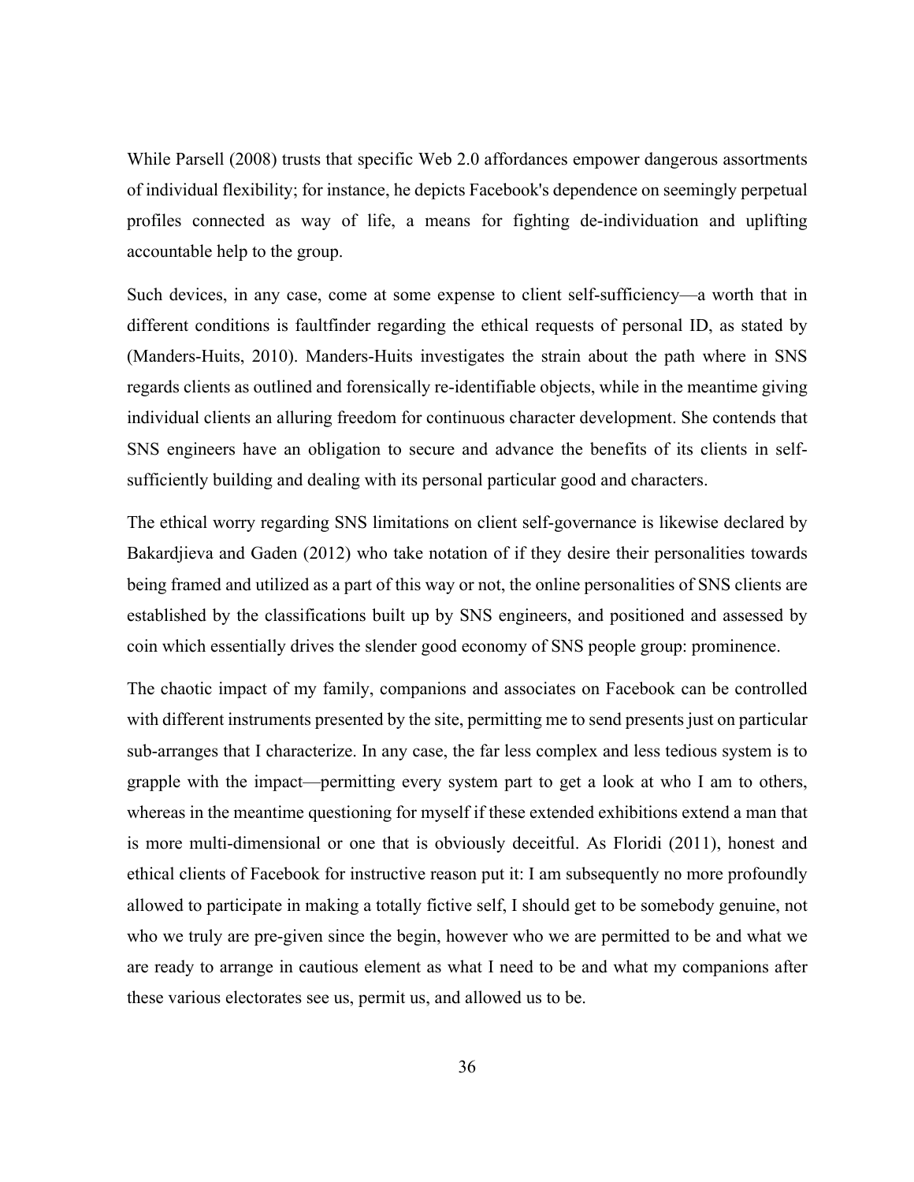While Parsell (2008) trusts that specific Web 2.0 affordances empower dangerous assortments of individual flexibility; for instance, he depicts Facebook's dependence on seemingly perpetual profiles connected as way of life, a means for fighting de-individuation and uplifting accountable help to the group.

Such devices, in any case, come at some expense to client self-sufficiency—a worth that in different conditions is faultfinder regarding the ethical requests of personal ID, as stated by (Manders-Huits, 2010). Manders-Huits investigates the strain about the path where in SNS regards clients as outlined and forensically re-identifiable objects, while in the meantime giving individual clients an alluring freedom for continuous character development. She contends that SNS engineers have an obligation to secure and advance the benefits of its clients in self-sufficiently building and dealing with its personal particular good and characters.

The ethical worry regarding SNS limitations on client self-governance is likewise declared by Bakardjieva and Gaden (2012) who take notation of if they desire their personalities towards being framed and utilized as a part of this way or not, the online personalities of SNS clients are established by the classifications built up by SNS engineers, and positioned and assessed by coin which essentially drives the slender good economy of SNS people group: prominence.

The chaotic impact of my family, companions and associates on Facebook can be controlled with different instruments presented by the site, permitting me to send presents just on particular sub-arranges that I characterize. In any case, the far less complex and less tedious system is to grapple with the impact—permitting every system part to get a look at who I am to others, whereas in the meantime questioning for myself if these extended exhibitions extend a man that is more multi-dimensional or one that is obviously deceitful. As Floridi (2011), honest and ethical clients of Facebook for instructive reason put it: I am subsequently no more profoundly allowed to participate in making a totally fictive self, I should get to be somebody genuine, not who we truly are pre-given since the begin, however who we are permitted to be and what we are ready to arrange in cautious element as what I need to be and what my companions after these various electorates see us, permit us, and allowed us to be.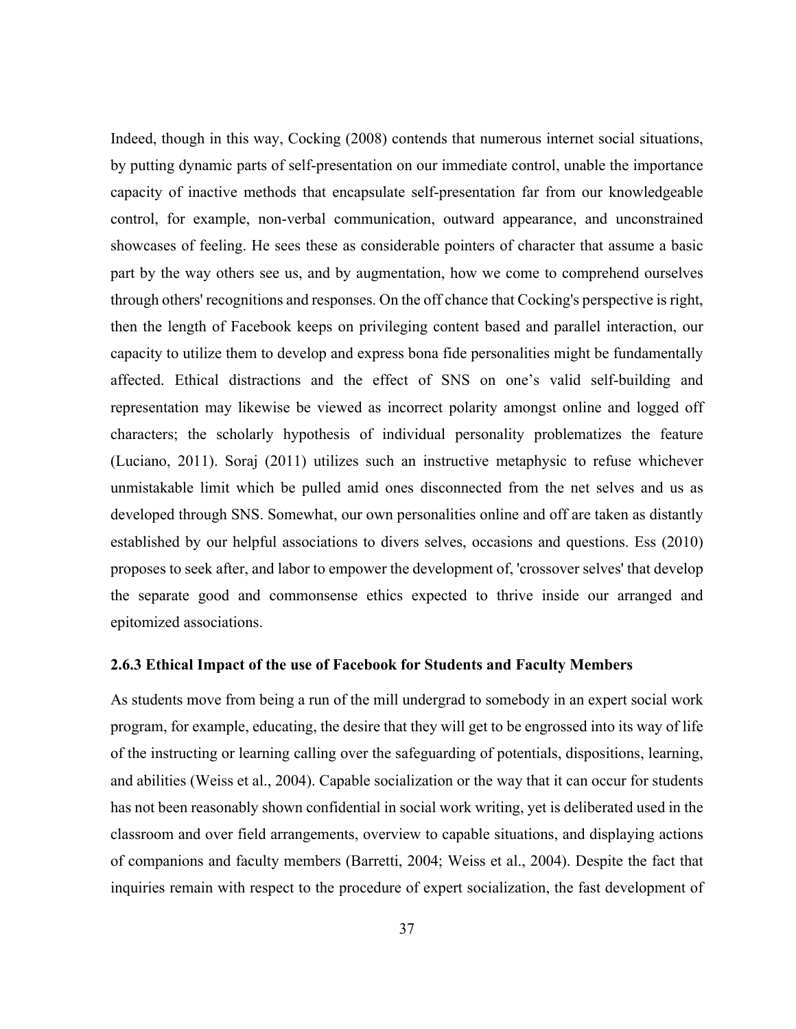Indeed, though in this way, Cocking (2008) contends that numerous internet social situations, by putting dynamic parts of self-presentation on our immediate control, unable the importance capacity of inactive methods that encapsulate self-presentation far from our knowledgeable control, for example, non-verbal communication, outward appearance, and unconstrained showcases of feeling. He sees these as considerable pointers of character that assume a basic part by the way others see us, and by augmentation, how we come to comprehend ourselves through others' recognitions and responses. On the off chance that Cocking's perspective is right, then the length of Facebook keeps on privileging content based and parallel interaction, our capacity to utilize them to develop and express bona fide personalities might be fundamentally affected. Ethical distractions and the effect of SNS on one's valid self-building and representation may likewise be viewed as incorrect polarity amongst online and logged off characters; the scholarly hypothesis of individual personality problematizes the feature (Luciano, 2011). Soraj (2011) utilizes such an instructive metaphysic to refuse whichever unmistakable limit which be pulled amid ones disconnected from the net selves and us as developed through SNS. Somewhat, our own personalities online and off are taken as distantly established by our helpful associations to divers selves, occasions and questions. Ess (2010) proposes to seek after, and labor to empower the development of, 'crossover selves' that develop the separate good and commonsense ethics expected to thrive inside our arranged and epitomized associations.

### 2.6.3 Ethical Impact of the use of Facebook for Students and Faculty Members

As students move from being a run of the mill undergrad to somebody in an expert social work program, for example, educating, the desire that they will get to be engrossed into its way of life of the instructing or learning calling over the safeguarding of potentials, dispositions, learning, and abilities (Weiss et al., 2004). Capable socialization or the way that it can occur for students has not been reasonably shown confidential in social work writing, yet is deliberated used in the classroom and over field arrangements, overview to capable situations, and displaying actions of companions and faculty members (Barretti, 2004; Weiss et al., 2004). Despite the fact that inquiries remain with respect to the procedure of expert socialization, the fast development of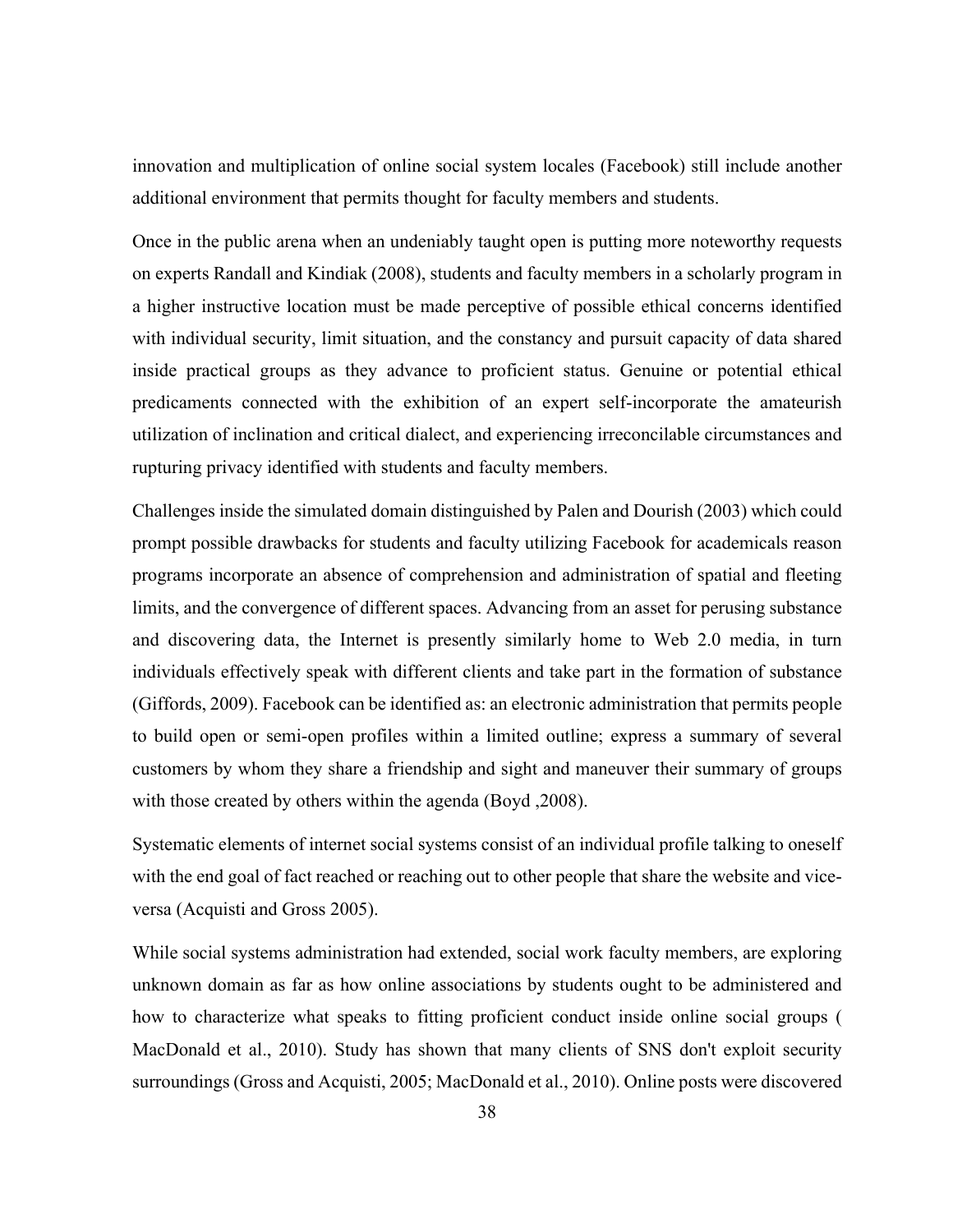innovation and multiplication of online social system locales (Facebook) still include another additional environment that permits thought for faculty members and students.

Once in the public arena when an undeniably taught open is putting more noteworthy requests on experts Randall and Kindiak (2008), students and faculty members in a scholarly program in a higher instructive location must be made perceptive of possible ethical concerns identified with individual security, limit situation, and the constancy and pursuit capacity of data shared inside practical groups as they advance to proficient status. Genuine or potential ethical predicaments connected with the exhibition of an expert self-incorporate the amateurish utilization of inclination and critical dialect, and experiencing irreconcilable circumstances and rupturing privacy identified with students and faculty members.

Challenges inside the simulated domain distinguished by Palen and Dourish (2003) which could prompt possible drawbacks for students and faculty utilizing Facebook for academicals reason programs incorporate an absence of comprehension and administration of spatial and fleeting limits, and the convergence of different spaces. Advancing from an asset for perusing substance and discovering data, the Internet is presently similarly home to Web 2.0 media, in turn individuals effectively speak with different clients and take part in the formation of substance (Giffords, 2009). Facebook can be identified as: an electronic administration that permits people to build open or semi-open profiles within a limited outline; express a summary of several customers by whom they share a friendship and sight and maneuver their summary of groups with those created by others within the agenda (Boyd ,2008).

Systematic elements of internet social systems consist of an individual profile talking to oneself with the end goal of fact reached or reaching out to other people that share the website and vice-versa (Acquisti and Gross 2005).

While social systems administration had extended, social work faculty members, are exploring unknown domain as far as how online associations by students ought to be administered and how to characterize what speaks to fitting proficient conduct inside online social groups ( MacDonald et al., 2010). Study has shown that many clients of SNS don't exploit security surroundings (Gross and Acquisti, 2005; MacDonald et al., 2010). Online posts were discovered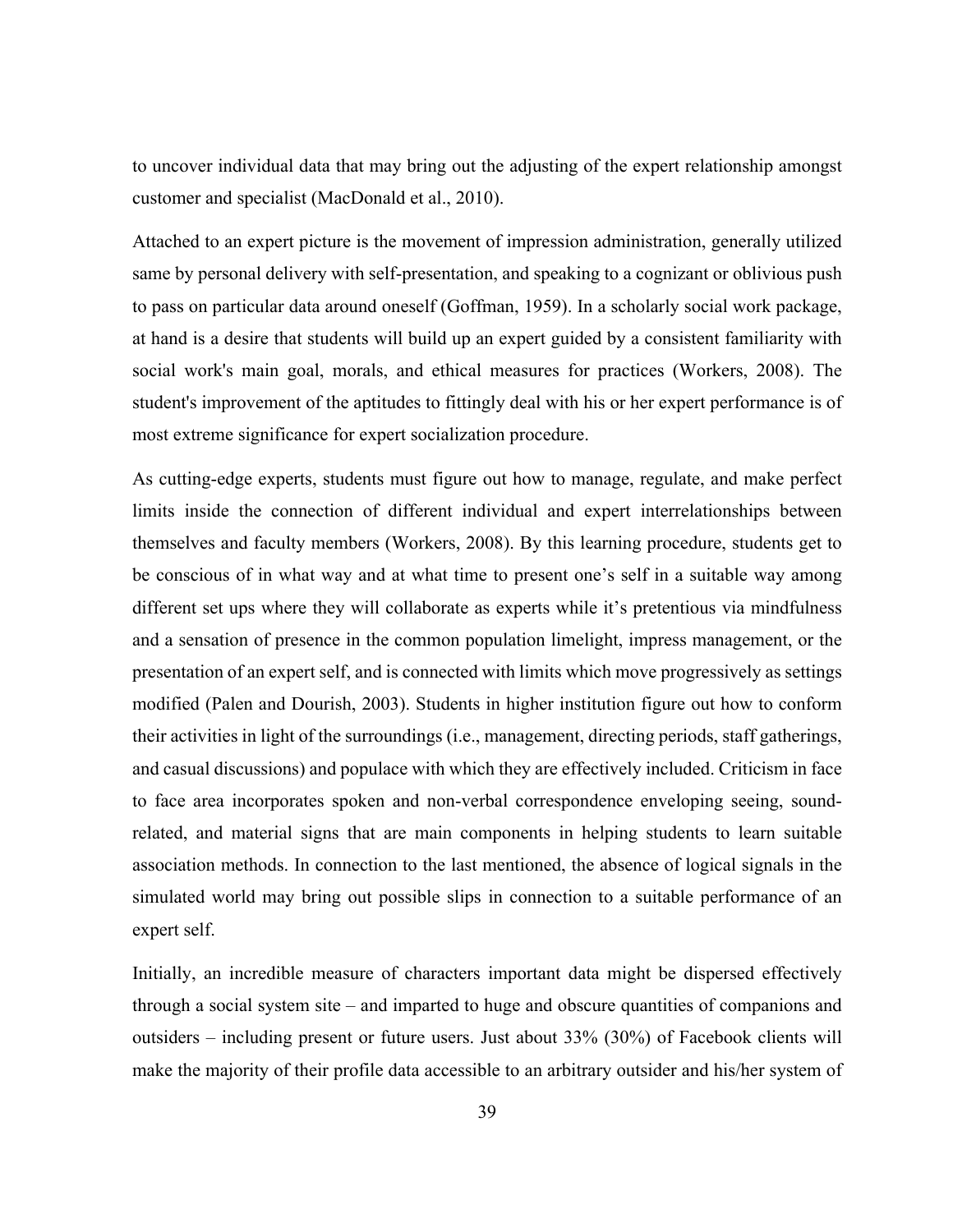to uncover individual data that may bring out the adjusting of the expert relationship amongst customer and specialist (MacDonald et al., 2010).

Attached to an expert picture is the movement of impression administration, generally utilized same by personal delivery with self-presentation, and speaking to a cognizant or oblivious push to pass on particular data around oneself (Goffman, 1959). In a scholarly social work package, at hand is a desire that students will build up an expert guided by a consistent familiarity with social work's main goal, morals, and ethical measures for practices (Workers, 2008). The student's improvement of the aptitudes to fittingly deal with his or her expert performance is of most extreme significance for expert socialization procedure.

As cutting-edge experts, students must figure out how to manage, regulate, and make perfect limits inside the connection of different individual and expert interrelationships between themselves and faculty members (Workers, 2008). By this learning procedure, students get to be conscious of in what way and at what time to present one's self in a suitable way among different set ups where they will collaborate as experts while it's pretentious via mindfulness and a sensation of presence in the common population limelight, impress management, or the presentation of an expert self, and is connected with limits which move progressively as settings modified (Palen and Dourish, 2003). Students in higher institution figure out how to conform their activities in light of the surroundings (i.e., management, directing periods, staff gatherings, and casual discussions) and populace with which they are effectively included. Criticism in face to face area incorporates spoken and non-verbal correspondence enveloping seeing, sound-related, and material signs that are main components in helping students to learn suitable association methods. In connection to the last mentioned, the absence of logical signals in the simulated world may bring out possible slips in connection to a suitable performance of an expert self.

Initially, an incredible measure of characters important data might be dispersed effectively through a social system site – and imparted to huge and obscure quantities of companions and outsiders – including present or future users. Just about 33% (30%) of Facebook clients will make the majority of their profile data accessible to an arbitrary outsider and his/her system of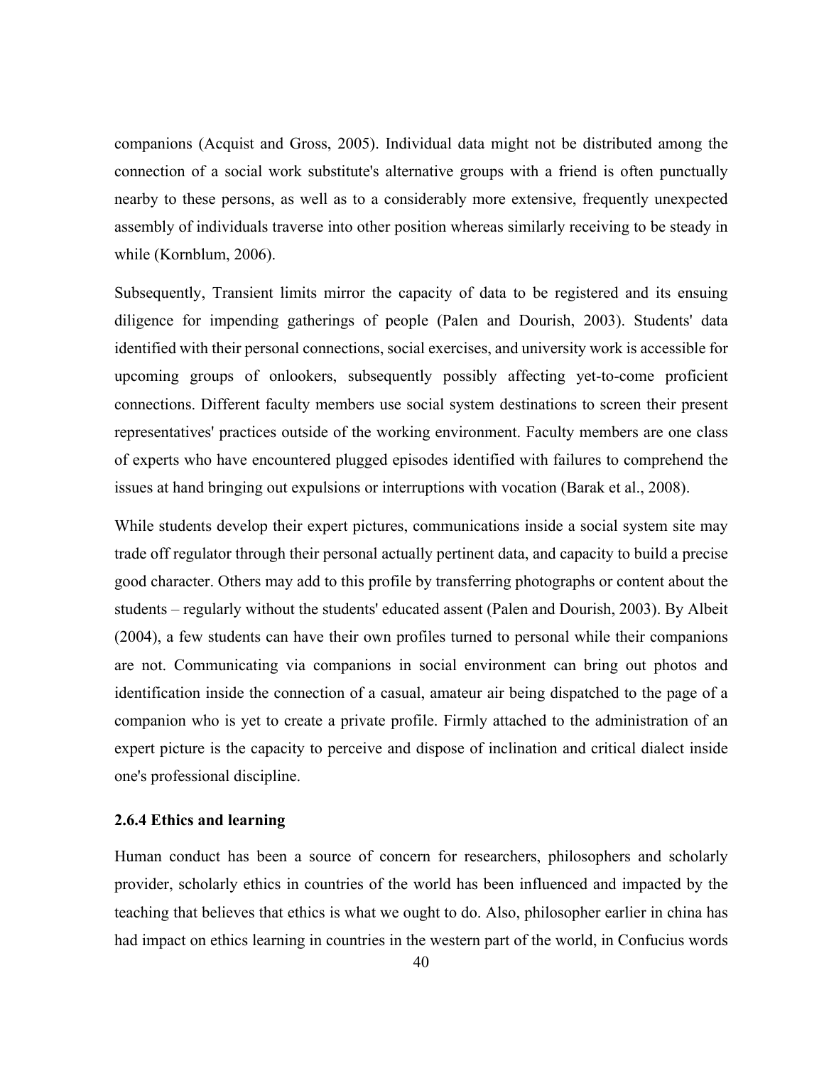companions (Acquist and Gross, 2005). Individual data might not be distributed among the connection of a social work substitute's alternative groups with a friend is often punctually nearby to these persons, as well as to a considerably more extensive, frequently unexpected assembly of individuals traverse into other position whereas similarly receiving to be steady in while (Kornblum, 2006).

Subsequently, Transient limits mirror the capacity of data to be registered and its ensuing diligence for impending gatherings of people (Palen and Dourish, 2003). Students' data identified with their personal connections, social exercises, and university work is accessible for upcoming groups of onlookers, subsequently possibly affecting yet-to-come proficient connections. Different faculty members use social system destinations to screen their present representatives' practices outside of the working environment. Faculty members are one class of experts who have encountered plugged episodes identified with failures to comprehend the issues at hand bringing out expulsions or interruptions with vocation (Barak et al., 2008).

While students develop their expert pictures, communications inside a social system site may trade off regulator through their personal actually pertinent data, and capacity to build a precise good character. Others may add to this profile by transferring photographs or content about the students – regularly without the students' educated assent (Palen and Dourish, 2003). By Albeit (2004), a few students can have their own profiles turned to personal while their companions are not. Communicating via companions in social environment can bring out photos and identification inside the connection of a casual, amateur air being dispatched to the page of a companion who is yet to create a private profile. Firmly attached to the administration of an expert picture is the capacity to perceive and dispose of inclination and critical dialect inside one's professional discipline.

### 2.6.4 Ethics and learning

Human conduct has been a source of concern for researchers, philosophers and scholarly provider, scholarly ethics in countries of the world has been influenced and impacted by the teaching that believes that ethics is what we ought to do. Also, philosopher earlier in china has had impact on ethics learning in countries in the western part of the world, in Confucius words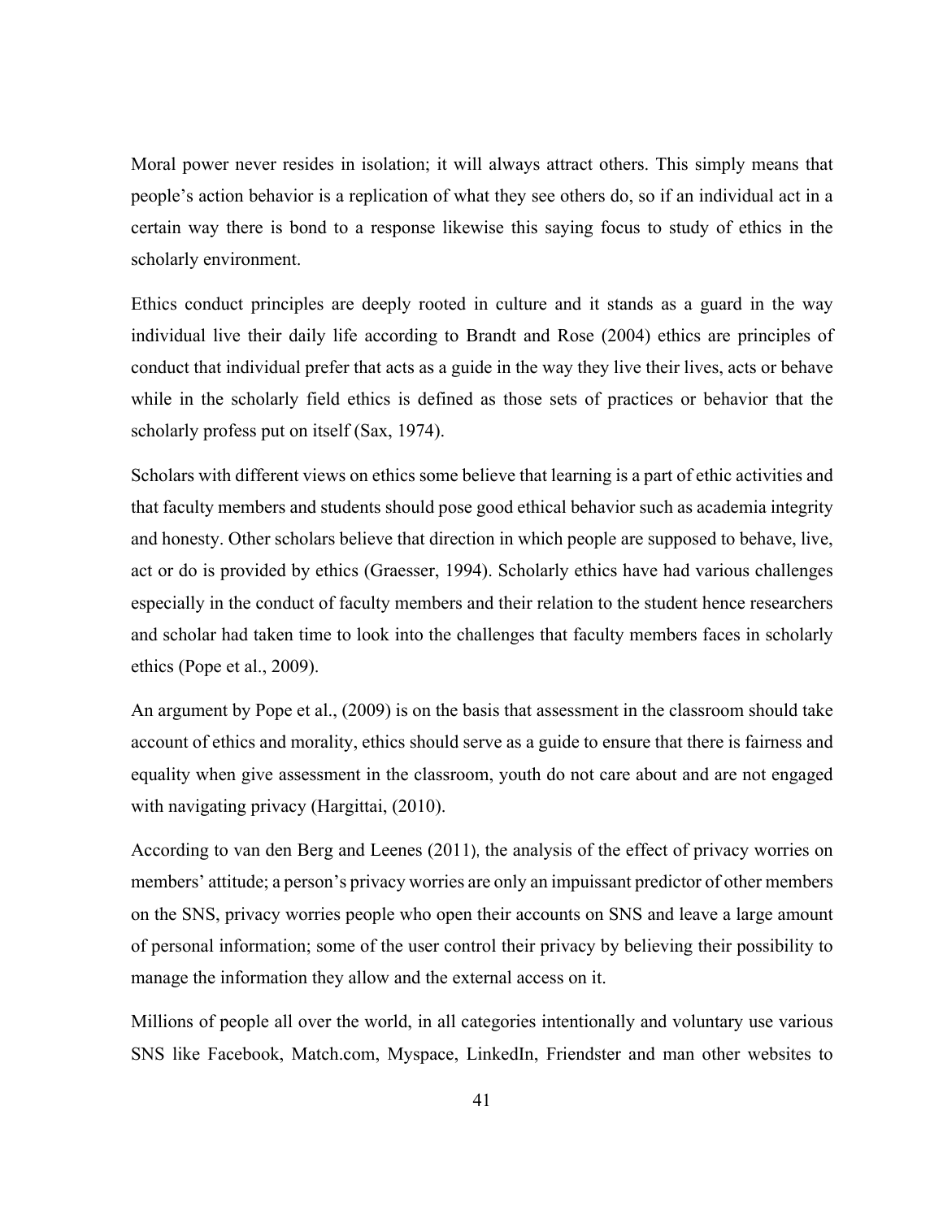Moral power never resides in isolation; it will always attract others. This simply means that people's action behavior is a replication of what they see others do, so if an individual act in a certain way there is bond to a response likewise this saying focus to study of ethics in the scholarly environment.

Ethics conduct principles are deeply rooted in culture and it stands as a guard in the way individual live their daily life according to Brandt and Rose (2004) ethics are principles of conduct that individual prefer that acts as a guide in the way they live their lives, acts or behave while in the scholarly field ethics is defined as those sets of practices or behavior that the scholarly profess put on itself (Sax, 1974).

Scholars with different views on ethics some believe that learning is a part of ethic activities and that faculty members and students should pose good ethical behavior such as academia integrity and honesty. Other scholars believe that direction in which people are supposed to behave, live, act or do is provided by ethics (Graesser, 1994). Scholarly ethics have had various challenges especially in the conduct of faculty members and their relation to the student hence researchers and scholar had taken time to look into the challenges that faculty members faces in scholarly ethics (Pope et al., 2009).

An argument by Pope et al., (2009) is on the basis that assessment in the classroom should take account of ethics and morality, ethics should serve as a guide to ensure that there is fairness and equality when give assessment in the classroom, youth do not care about and are not engaged with navigating privacy (Hargittai, (2010).

According to van den Berg and Leenes (2011), the analysis of the effect of privacy worries on members' attitude; a person's privacy worries are only an impuissant predictor of other members on the SNS, privacy worries people who open their accounts on SNS and leave a large amount of personal information; some of the user control their privacy by believing their possibility to manage the information they allow and the external access on it.

Millions of people all over the world, in all categories intentionally and voluntary use various SNS like Facebook, Match.com, Myspace, LinkedIn, Friendster and man other websites to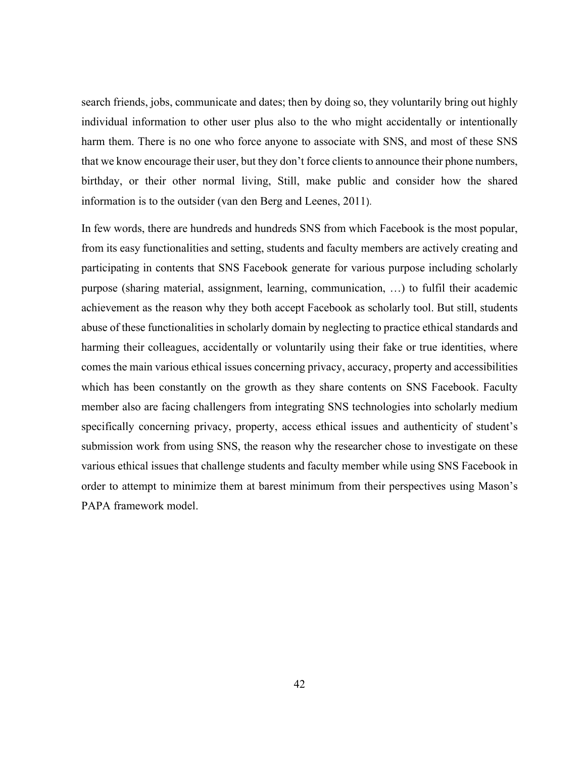search friends, jobs, communicate and dates; then by doing so, they voluntarily bring out highly individual information to other user plus also to the who might accidentally or intentionally harm them. There is no one who force anyone to associate with SNS, and most of these SNS that we know encourage their user, but they don't force clients to announce their phone numbers, birthday, or their other normal living, Still, make public and consider how the shared information is to the outsider (van den Berg and Leenes, 2011).

In few words, there are hundreds and hundreds SNS from which Facebook is the most popular, from its easy functionalities and setting, students and faculty members are actively creating and participating in contents that SNS Facebook generate for various purpose including scholarly purpose (sharing material, assignment, learning, communication, …) to fulfil their academic achievement as the reason why they both accept Facebook as scholarly tool. But still, students abuse of these functionalities in scholarly domain by neglecting to practice ethical standards and harming their colleagues, accidentally or voluntarily using their fake or true identities, where comes the main various ethical issues concerning privacy, accuracy, property and accessibilities which has been constantly on the growth as they share contents on SNS Facebook. Faculty member also are facing challengers from integrating SNS technologies into scholarly medium specifically concerning privacy, property, access ethical issues and authenticity of student's submission work from using SNS, the reason why the researcher chose to investigate on these various ethical issues that challenge students and faculty member while using SNS Facebook in order to attempt to minimize them at barest minimum from their perspectives using Mason's PAPA framework model.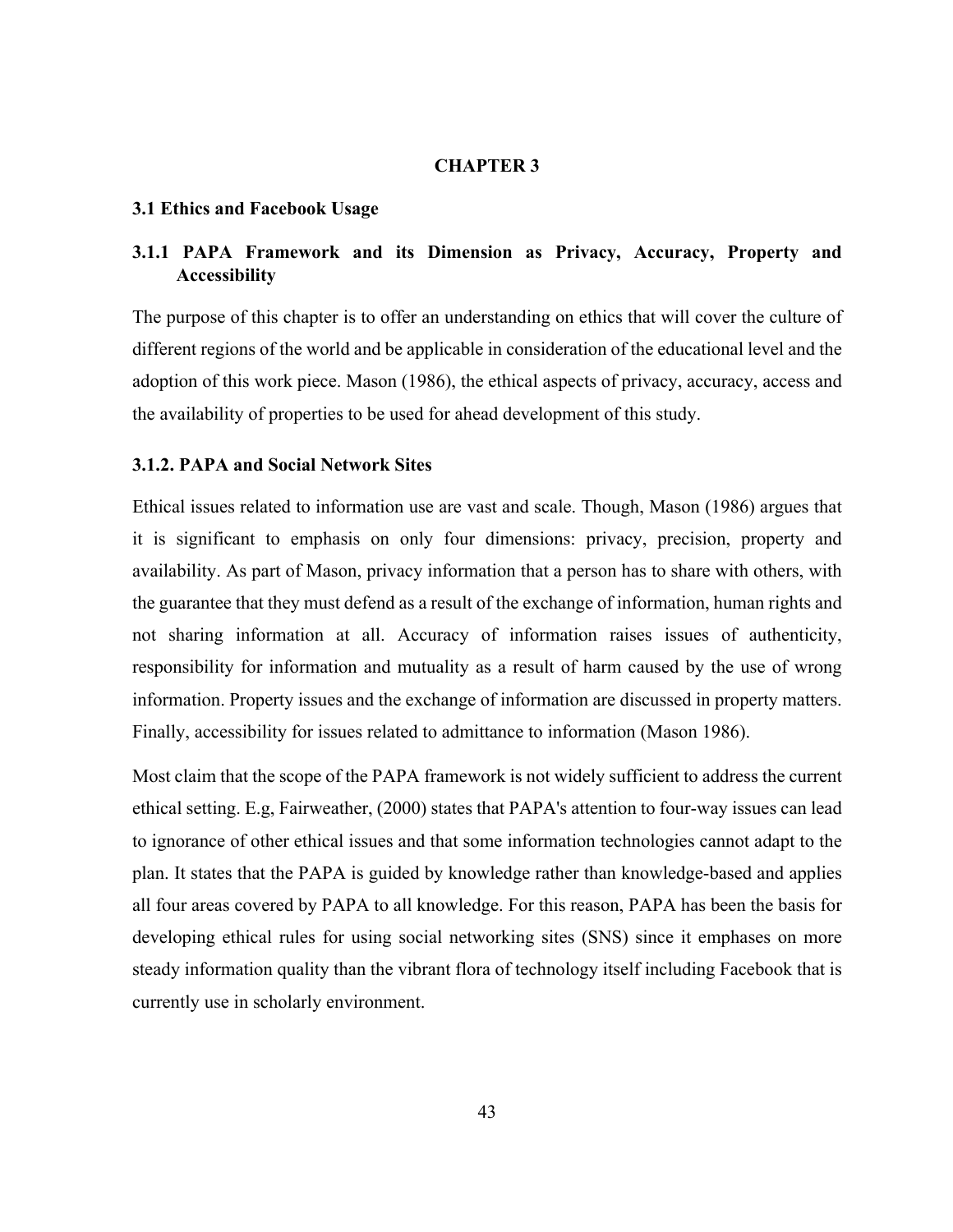# CHAPTER 3

## 3.1 Ethics and Facebook Usage

### 3.1.1 PAPA Framework and its Dimension as Privacy, Accuracy, Property and Accessibility

The purpose of this chapter is to offer an understanding on ethics that will cover the culture of different regions of the world and be applicable in consideration of the educational level and the adoption of this work piece. Mason (1986), the ethical aspects of privacy, accuracy, access and the availability of properties to be used for ahead development of this study.

### 3.1.2. PAPA and Social Network Sites

Ethical issues related to information use are vast and scale. Though, Mason (1986) argues that it is significant to emphasis on only four dimensions: privacy, precision, property and availability. As part of Mason, privacy information that a person has to share with others, with the guarantee that they must defend as a result of the exchange of information, human rights and not sharing information at all. Accuracy of information raises issues of authenticity, responsibility for information and mutuality as a result of harm caused by the use of wrong information. Property issues and the exchange of information are discussed in property matters. Finally, accessibility for issues related to admittance to information (Mason 1986).

Most claim that the scope of the PAPA framework is not widely sufficient to address the current ethical setting. E.g, Fairweather, (2000) states that PAPA's attention to four-way issues can lead to ignorance of other ethical issues and that some information technologies cannot adapt to the plan. It states that the PAPA is guided by knowledge rather than knowledge-based and applies all four areas covered by PAPA to all knowledge. For this reason, PAPA has been the basis for developing ethical rules for using social networking sites (SNS) since it emphases on more steady information quality than the vibrant flora of technology itself including Facebook that is currently use in scholarly environment.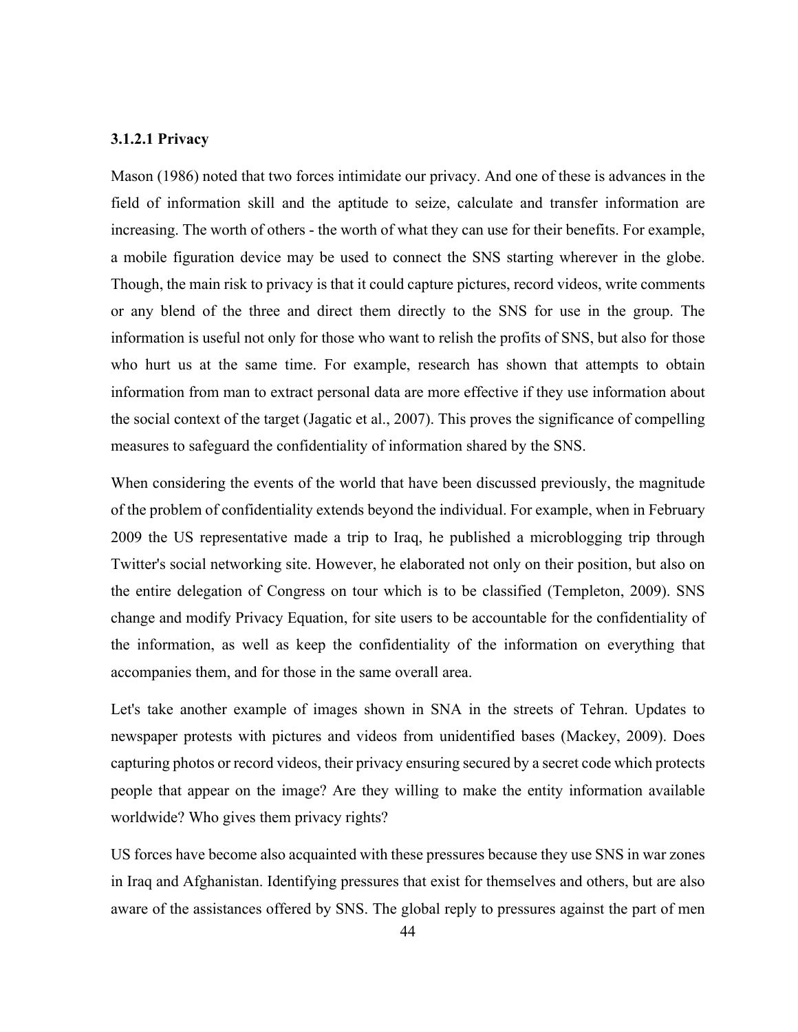### 3.1.2.1 Privacy

Mason (1986) noted that two forces intimidate our privacy. And one of these is advances in the field of information skill and the aptitude to seize, calculate and transfer information are increasing. The worth of others - the worth of what they can use for their benefits. For example, a mobile figuration device may be used to connect the SNS starting wherever in the globe. Though, the main risk to privacy is that it could capture pictures, record videos, write comments or any blend of the three and direct them directly to the SNS for use in the group. The information is useful not only for those who want to relish the profits of SNS, but also for those who hurt us at the same time. For example, research has shown that attempts to obtain information from man to extract personal data are more effective if they use information about the social context of the target (Jagatic et al., 2007). This proves the significance of compelling measures to safeguard the confidentiality of information shared by the SNS.

When considering the events of the world that have been discussed previously, the magnitude of the problem of confidentiality extends beyond the individual. For example, when in February 2009 the US representative made a trip to Iraq, he published a microblogging trip through Twitter's social networking site. However, he elaborated not only on their position, but also on the entire delegation of Congress on tour which is to be classified (Templeton, 2009). SNS change and modify Privacy Equation, for site users to be accountable for the confidentiality of the information, as well as keep the confidentiality of the information on everything that accompanies them, and for those in the same overall area.

Let's take another example of images shown in SNA in the streets of Tehran. Updates to newspaper protests with pictures and videos from unidentified bases (Mackey, 2009). Does capturing photos or record videos, their privacy ensuring secured by a secret code which protects people that appear on the image? Are they willing to make the entity information available worldwide? Who gives them privacy rights?

US forces have become also acquainted with these pressures because they use SNS in war zones in Iraq and Afghanistan. Identifying pressures that exist for themselves and others, but are also aware of the assistances offered by SNS. The global reply to pressures against the part of men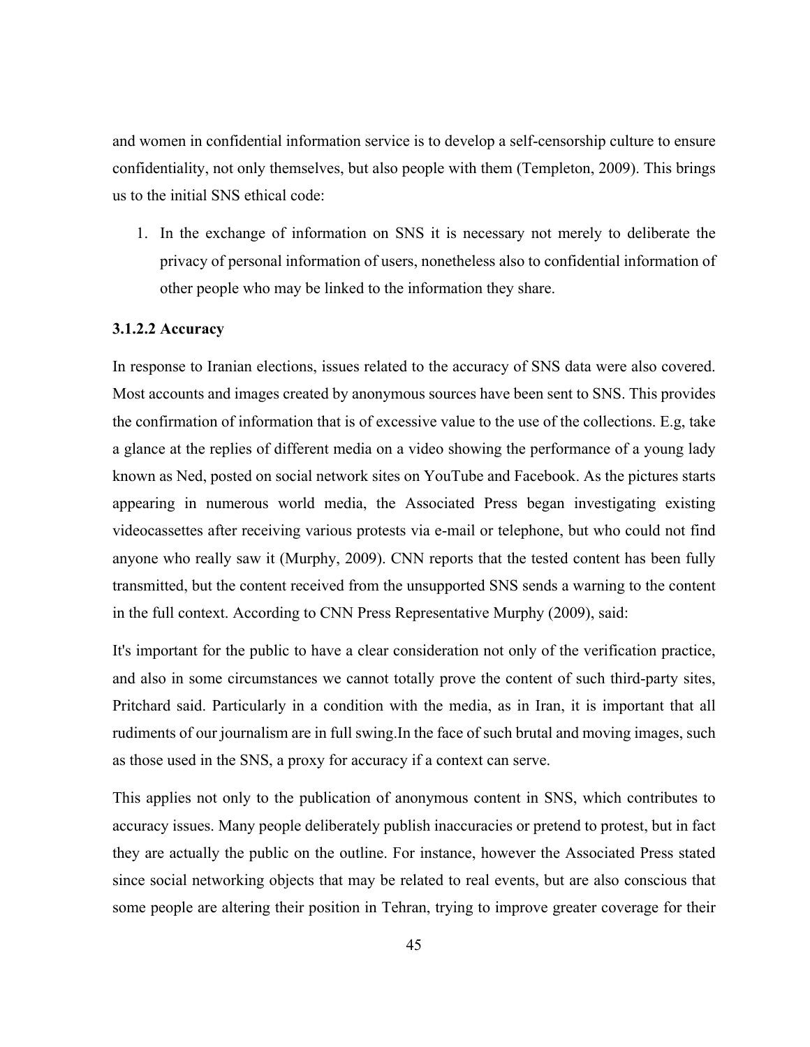and women in confidential information service is to develop a self-censorship culture to ensure confidentiality, not only themselves, but also people with them (Templeton, 2009). This brings us to the initial SNS ethical code:

1. In the exchange of information on SNS it is necessary not merely to deliberate the privacy of personal information of users, nonetheless also to confidential information of other people who may be linked to the information they share.

### 3.1.2.2 Accuracy

In response to Iranian elections, issues related to the accuracy of SNS data were also covered. Most accounts and images created by anonymous sources have been sent to SNS. This provides the confirmation of information that is of excessive value to the use of the collections. E.g, take a glance at the replies of different media on a video showing the performance of a young lady known as Ned, posted on social network sites on YouTube and Facebook. As the pictures starts appearing in numerous world media, the Associated Press began investigating existing videocassettes after receiving various protests via e-mail or telephone, but who could not find anyone who really saw it (Murphy, 2009). CNN reports that the tested content has been fully transmitted, but the content received from the unsupported SNS sends a warning to the content in the full context. According to CNN Press Representative Murphy (2009), said:

It's important for the public to have a clear consideration not only of the verification practice, and also in some circumstances we cannot totally prove the content of such third-party sites, Pritchard said. Particularly in a condition with the media, as in Iran, it is important that all rudiments of our journalism are in full swing.In the face of such brutal and moving images, such as those used in the SNS, a proxy for accuracy if a context can serve.

This applies not only to the publication of anonymous content in SNS, which contributes to accuracy issues. Many people deliberately publish inaccuracies or pretend to protest, but in fact they are actually the public on the outline. For instance, however the Associated Press stated since social networking objects that may be related to real events, but are also conscious that some people are altering their position in Tehran, trying to improve greater coverage for their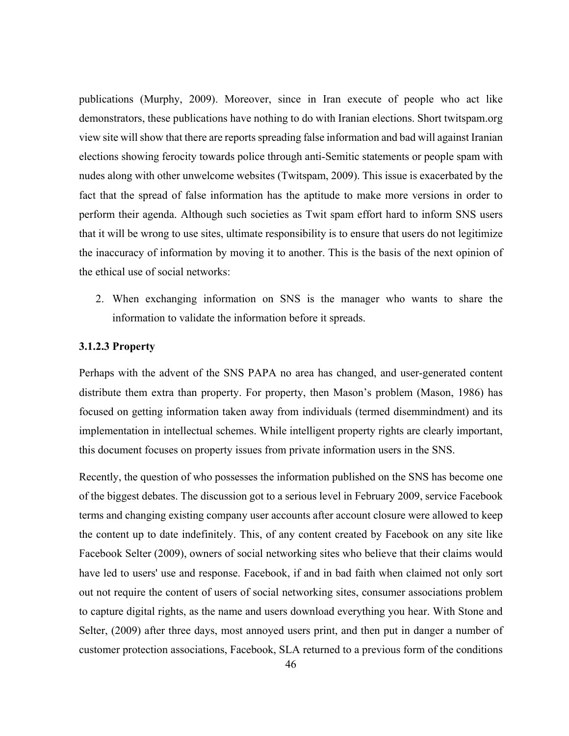publications (Murphy, 2009). Moreover, since in Iran execute of people who act like demonstrators, these publications have nothing to do with Iranian elections. Short twitspam.org view site will show that there are reports spreading false information and bad will against Iranian elections showing ferocity towards police through anti-Semitic statements or people spam with nudes along with other unwelcome websites (Twitspam, 2009). This issue is exacerbated by the fact that the spread of false information has the aptitude to make more versions in order to perform their agenda. Although such societies as Twit spam effort hard to inform SNS users that it will be wrong to use sites, ultimate responsibility is to ensure that users do not legitimize the inaccuracy of information by moving it to another. This is the basis of the next opinion of the ethical use of social networks:

2. When exchanging information on SNS is the manager who wants to share the information to validate the information before it spreads.

### 3.1.2.3 Property

Perhaps with the advent of the SNS PAPA no area has changed, and user-generated content distribute them extra than property. For property, then Mason's problem (Mason, 1986) has focused on getting information taken away from individuals (termed disemmindment) and its implementation in intellectual schemes. While intelligent property rights are clearly important, this document focuses on property issues from private information users in the SNS.

Recently, the question of who possesses the information published on the SNS has become one of the biggest debates. The discussion got to a serious level in February 2009, service Facebook terms and changing existing company user accounts after account closure were allowed to keep the content up to date indefinitely. This, of any content created by Facebook on any site like Facebook Selter (2009), owners of social networking sites who believe that their claims would have led to users' use and response. Facebook, if and in bad faith when claimed not only sort out not require the content of users of social networking sites, consumer associations problem to capture digital rights, as the name and users download everything you hear. With Stone and Selter, (2009) after three days, most annoyed users print, and then put in danger a number of customer protection associations, Facebook, SLA returned to a previous form of the conditions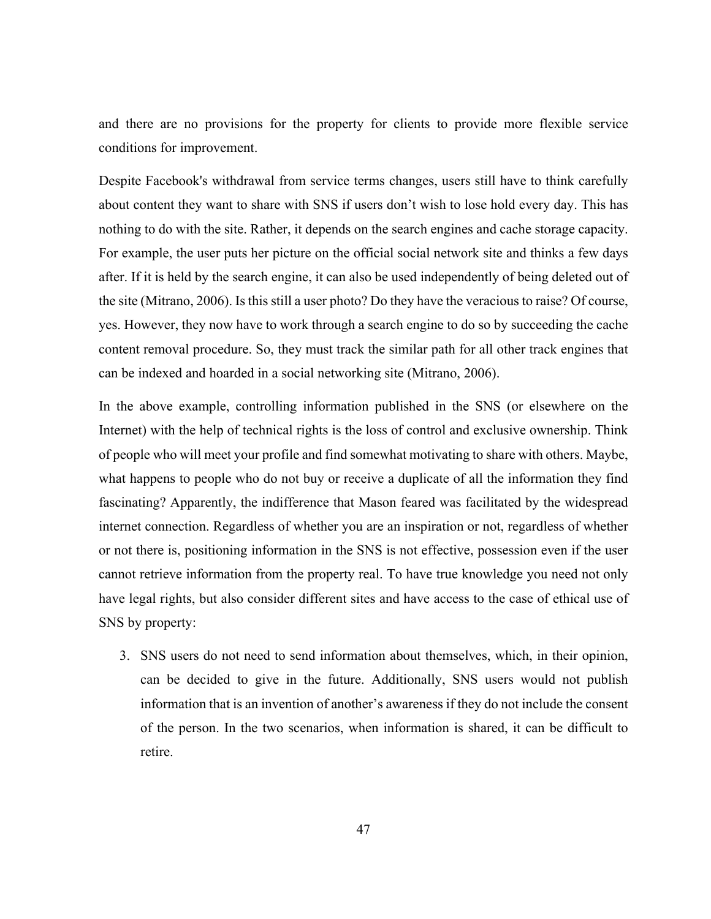and there are no provisions for the property for clients to provide more flexible service conditions for improvement.

Despite Facebook's withdrawal from service terms changes, users still have to think carefully about content they want to share with SNS if users don't wish to lose hold every day. This has nothing to do with the site. Rather, it depends on the search engines and cache storage capacity. For example, the user puts her picture on the official social network site and thinks a few days after. If it is held by the search engine, it can also be used independently of being deleted out of the site (Mitrano, 2006). Is this still a user photo? Do they have the veracious to raise? Of course, yes. However, they now have to work through a search engine to do so by succeeding the cache content removal procedure. So, they must track the similar path for all other track engines that can be indexed and hoarded in a social networking site (Mitrano, 2006).

In the above example, controlling information published in the SNS (or elsewhere on the Internet) with the help of technical rights is the loss of control and exclusive ownership. Think of people who will meet your profile and find somewhat motivating to share with others. Maybe, what happens to people who do not buy or receive a duplicate of all the information they find fascinating? Apparently, the indifference that Mason feared was facilitated by the widespread internet connection. Regardless of whether you are an inspiration or not, regardless of whether or not there is, positioning information in the SNS is not effective, possession even if the user cannot retrieve information from the property real. To have true knowledge you need not only have legal rights, but also consider different sites and have access to the case of ethical use of SNS by property:

3. SNS users do not need to send information about themselves, which, in their opinion, can be decided to give in the future. Additionally, SNS users would not publish information that is an invention of another's awareness if they do not include the consent of the person. In the two scenarios, when information is shared, it can be difficult to retire.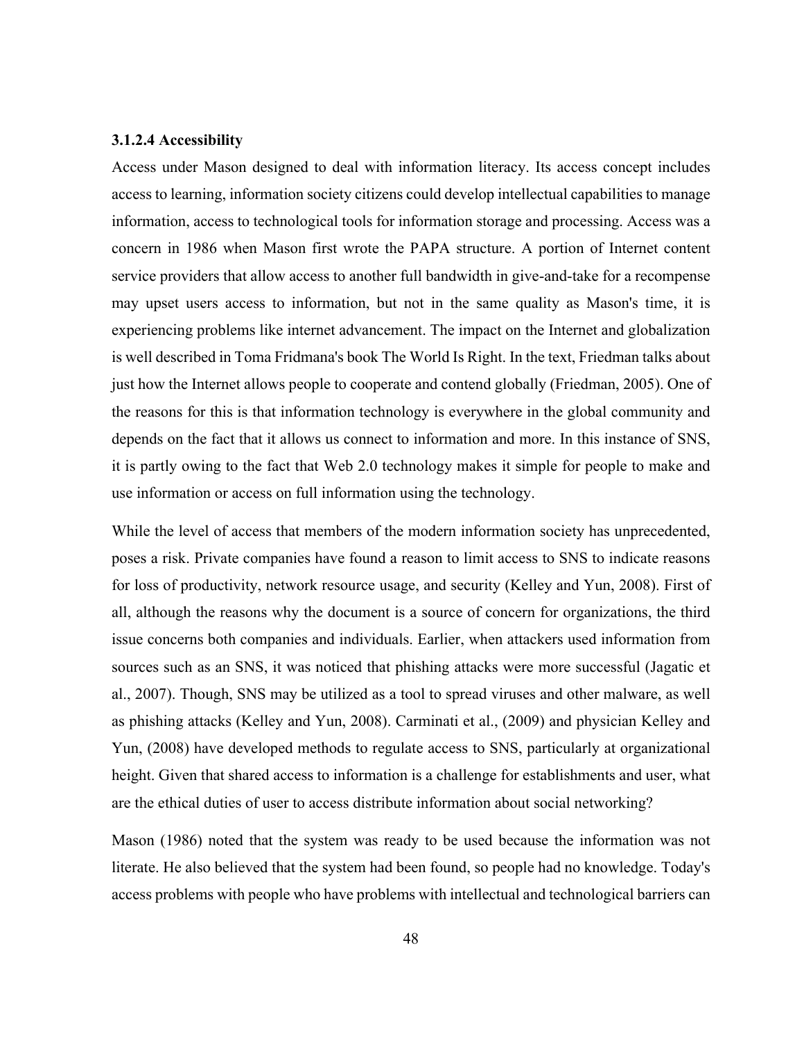#### 3.1.2.4 Accessibility

Access under Mason designed to deal with information literacy. Its access concept includes access to learning, information society citizens could develop intellectual capabilities to manage information, access to technological tools for information storage and processing. Access was a concern in 1986 when Mason first wrote the PAPA structure. A portion of Internet content service providers that allow access to another full bandwidth in give-and-take for a recompense may upset users access to information, but not in the same quality as Mason's time, it is experiencing problems like internet advancement. The impact on the Internet and globalization is well described in Toma Fridmana's book The World Is Right. In the text, Friedman talks about just how the Internet allows people to cooperate and contend globally (Friedman, 2005). One of the reasons for this is that information technology is everywhere in the global community and depends on the fact that it allows us connect to information and more. In this instance of SNS, it is partly owing to the fact that Web 2.0 technology makes it simple for people to make and use information or access on full information using the technology.

While the level of access that members of the modern information society has unprecedented, poses a risk. Private companies have found a reason to limit access to SNS to indicate reasons for loss of productivity, network resource usage, and security (Kelley and Yun, 2008). First of all, although the reasons why the document is a source of concern for organizations, the third issue concerns both companies and individuals. Earlier, when attackers used information from sources such as an SNS, it was noticed that phishing attacks were more successful (Jagatic et al., 2007). Though, SNS may be utilized as a tool to spread viruses and other malware, as well as phishing attacks (Kelley and Yun, 2008). Carminati et al., (2009) and physician Kelley and Yun, (2008) have developed methods to regulate access to SNS, particularly at organizational height. Given that shared access to information is a challenge for establishments and user, what are the ethical duties of user to access distribute information about social networking?

Mason (1986) noted that the system was ready to be used because the information was not literate. He also believed that the system had been found, so people had no knowledge. Today's access problems with people who have problems with intellectual and technological barriers can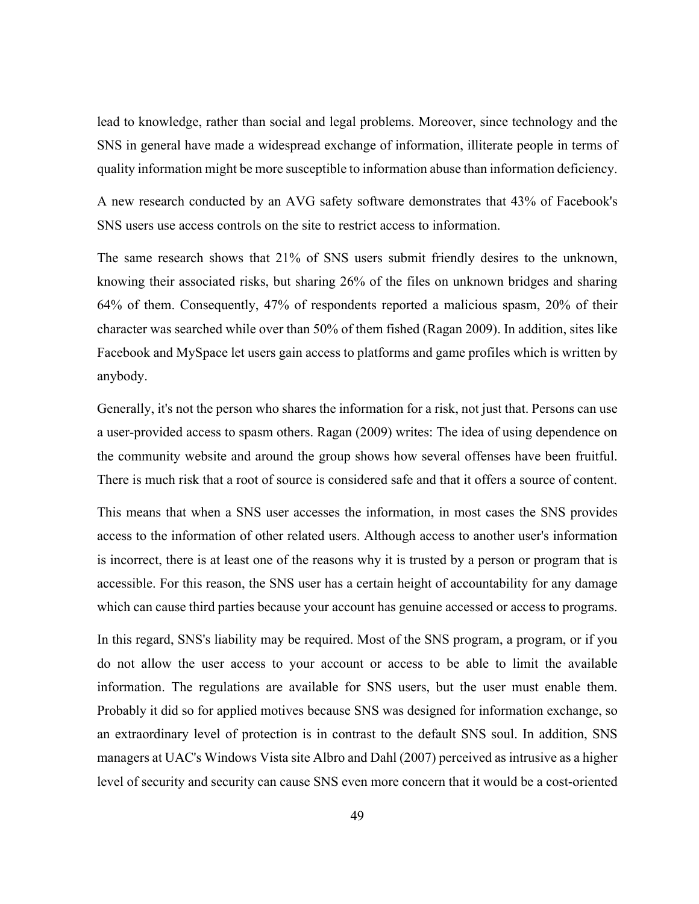lead to knowledge, rather than social and legal problems. Moreover, since technology and the SNS in general have made a widespread exchange of information, illiterate people in terms of quality information might be more susceptible to information abuse than information deficiency.

A new research conducted by an AVG safety software demonstrates that 43% of Facebook's SNS users use access controls on the site to restrict access to information.

The same research shows that 21% of SNS users submit friendly desires to the unknown, knowing their associated risks, but sharing 26% of the files on unknown bridges and sharing 64% of them. Consequently, 47% of respondents reported a malicious spasm, 20% of their character was searched while over than 50% of them fished (Ragan 2009). In addition, sites like Facebook and MySpace let users gain access to platforms and game profiles which is written by anybody.

Generally, it's not the person who shares the information for a risk, not just that. Persons can use a user-provided access to spasm others. Ragan (2009) writes: The idea of using dependence on the community website and around the group shows how several offenses have been fruitful. There is much risk that a root of source is considered safe and that it offers a source of content.

This means that when a SNS user accesses the information, in most cases the SNS provides access to the information of other related users. Although access to another user's information is incorrect, there is at least one of the reasons why it is trusted by a person or program that is accessible. For this reason, the SNS user has a certain height of accountability for any damage which can cause third parties because your account has genuine accessed or access to programs.

In this regard, SNS's liability may be required. Most of the SNS program, a program, or if you do not allow the user access to your account or access to be able to limit the available information. The regulations are available for SNS users, but the user must enable them. Probably it did so for applied motives because SNS was designed for information exchange, so an extraordinary level of protection is in contrast to the default SNS soul. In addition, SNS managers at UAC's Windows Vista site Albro and Dahl (2007) perceived as intrusive as a higher level of security and security can cause SNS even more concern that it would be a cost-oriented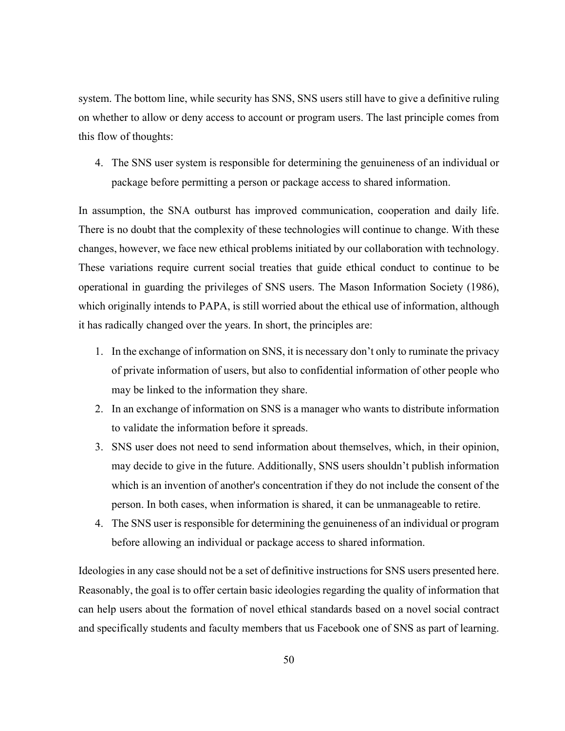system. The bottom line, while security has SNS, SNS users still have to give a definitive ruling on whether to allow or deny access to account or program users. The last principle comes from this flow of thoughts:

4. The SNS user system is responsible for determining the genuineness of an individual or package before permitting a person or package access to shared information.

In assumption, the SNA outburst has improved communication, cooperation and daily life. There is no doubt that the complexity of these technologies will continue to change. With these changes, however, we face new ethical problems initiated by our collaboration with technology. These variations require current social treaties that guide ethical conduct to continue to be operational in guarding the privileges of SNS users. The Mason Information Society (1986), which originally intends to PAPA, is still worried about the ethical use of information, although it has radically changed over the years. In short, the principles are:

1. In the exchange of information on SNS, it is necessary don't only to ruminate the privacy of private information of users, but also to confidential information of other people who may be linked to the information they share.
2. In an exchange of information on SNS is a manager who wants to distribute information to validate the information before it spreads.
3. SNS user does not need to send information about themselves, which, in their opinion, may decide to give in the future. Additionally, SNS users shouldn't publish information which is an invention of another's concentration if they do not include the consent of the person. In both cases, when information is shared, it can be unmanageable to retire.
4. The SNS user is responsible for determining the genuineness of an individual or program before allowing an individual or package access to shared information.

Ideologies in any case should not be a set of definitive instructions for SNS users presented here. Reasonably, the goal is to offer certain basic ideologies regarding the quality of information that can help users about the formation of novel ethical standards based on a novel social contract and specifically students and faculty members that us Facebook one of SNS as part of learning.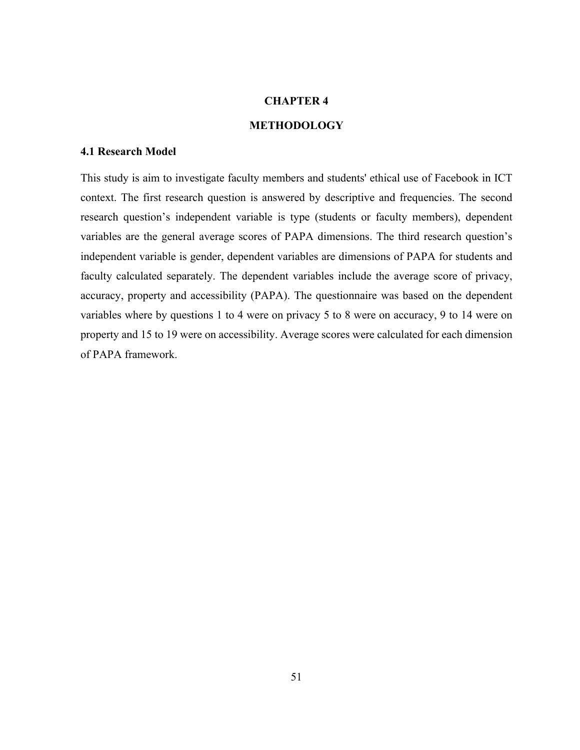# CHAPTER 4

# METHODOLOGY

## 4.1 Research Model

This study is aim to investigate faculty members and students' ethical use of Facebook in ICT context. The first research question is answered by descriptive and frequencies. The second research question's independent variable is type (students or faculty members), dependent variables are the general average scores of PAPA dimensions. The third research question's independent variable is gender, dependent variables are dimensions of PAPA for students and faculty calculated separately. The dependent variables include the average score of privacy, accuracy, property and accessibility (PAPA). The questionnaire was based on the dependent variables where by questions 1 to 4 were on privacy 5 to 8 were on accuracy, 9 to 14 were on property and 15 to 19 were on accessibility. Average scores were calculated for each dimension of PAPA framework.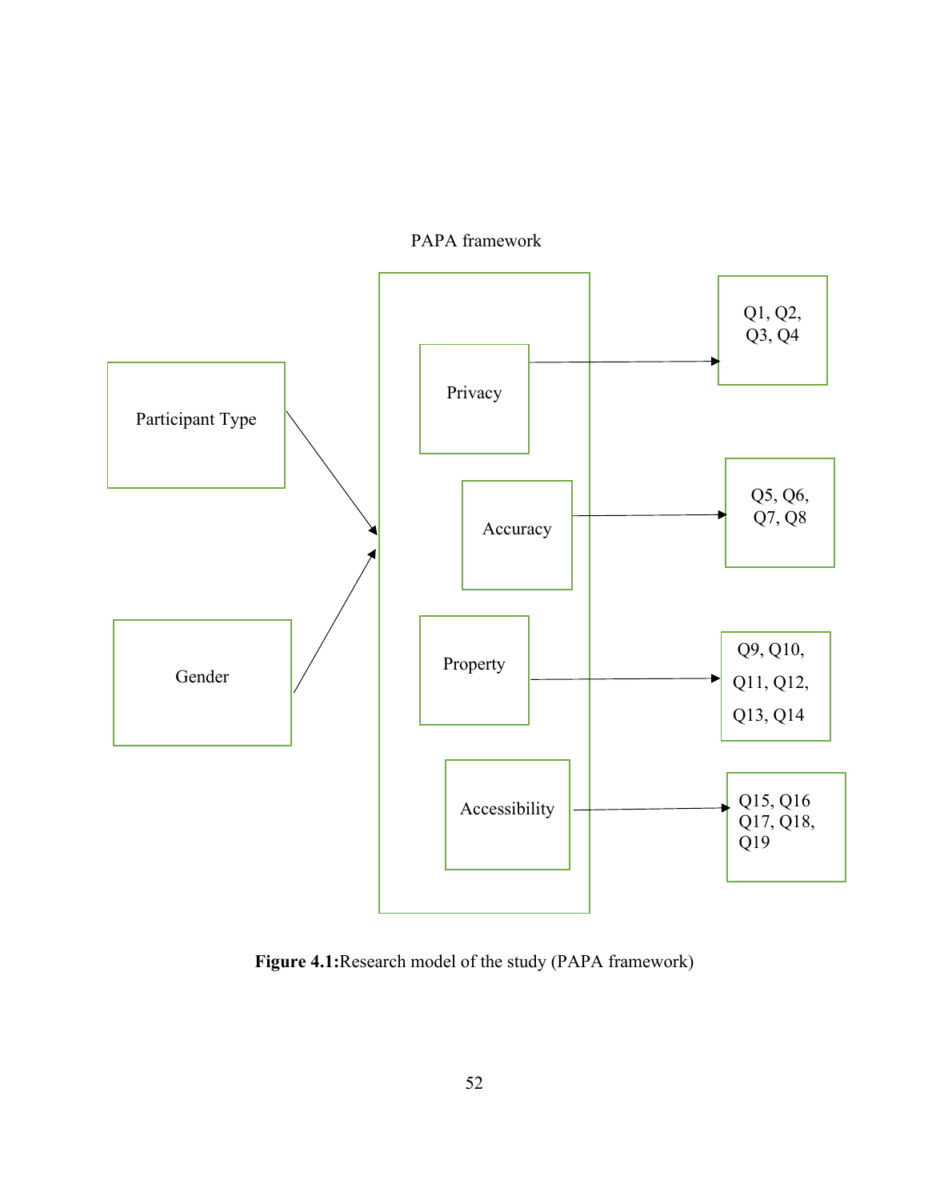PAPA framework

Participant Type

Gender

Privacy

Accuracy

Property

Accessibility

Q1, Q2, Q3, Q4

Q5, Q6, Q7, Q8

Q9, Q10, Q11, Q12, Q13, Q14

Q15, Q16 Q17, Q18, Q19

**Figure 4.1:** Research model of the study (PAPA framework)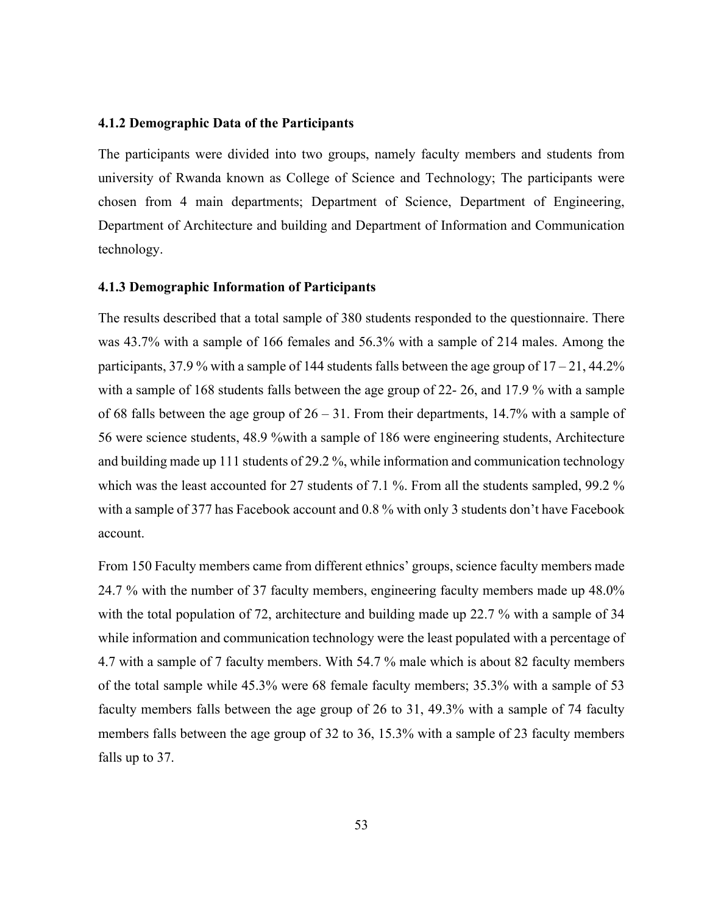### 4.1.2 Demographic Data of the Participants

The participants were divided into two groups, namely faculty members and students from university of Rwanda known as College of Science and Technology; The participants were chosen from 4 main departments; Department of Science, Department of Engineering, Department of Architecture and building and Department of Information and Communication technology.

### 4.1.3 Demographic Information of Participants

The results described that a total sample of 380 students responded to the questionnaire. There was 43.7% with a sample of 166 females and 56.3% with a sample of 214 males. Among the participants, 37.9 % with a sample of 144 students falls between the age group of 17 – 21, 44.2% with a sample of 168 students falls between the age group of 22- 26, and 17.9 % with a sample of 68 falls between the age group of 26 – 31. From their departments, 14.7% with a sample of 56 were science students, 48.9 %with a sample of 186 were engineering students, Architecture and building made up 111 students of 29.2 %, while information and communication technology which was the least accounted for 27 students of 7.1 %. From all the students sampled, 99.2 % with a sample of 377 has Facebook account and 0.8 % with only 3 students don't have Facebook account.

From 150 Faculty members came from different ethnics' groups, science faculty members made 24.7 % with the number of 37 faculty members, engineering faculty members made up 48.0% with the total population of 72, architecture and building made up 22.7 % with a sample of 34 while information and communication technology were the least populated with a percentage of 4.7 with a sample of 7 faculty members. With 54.7 % male which is about 82 faculty members of the total sample while 45.3% were 68 female faculty members; 35.3% with a sample of 53 faculty members falls between the age group of 26 to 31, 49.3% with a sample of 74 faculty members falls between the age group of 32 to 36, 15.3% with a sample of 23 faculty members falls up to 37.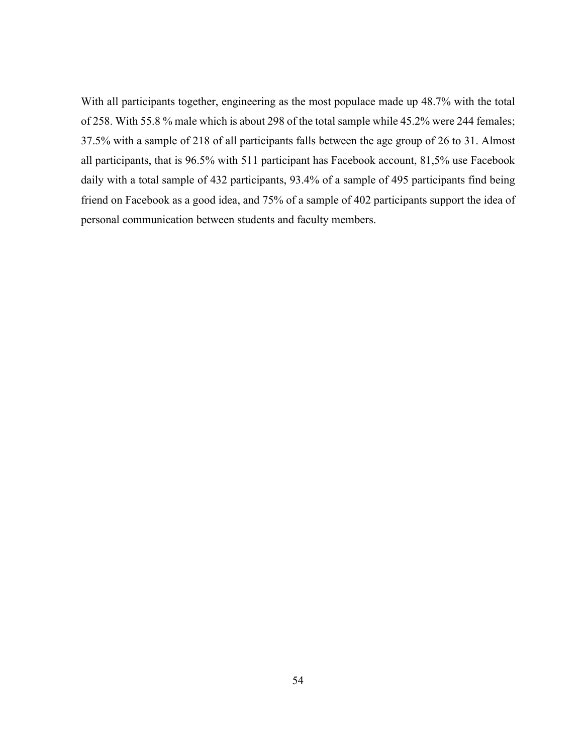With all participants together, engineering as the most populace made up 48.7% with the total of 258. With 55.8 % male which is about 298 of the total sample while 45.2% were 244 females; 37.5% with a sample of 218 of all participants falls between the age group of 26 to 31. Almost all participants, that is 96.5% with 511 participant has Facebook account, 81,5% use Facebook daily with a total sample of 432 participants, 93.4% of a sample of 495 participants find being friend on Facebook as a good idea, and 75% of a sample of 402 participants support the idea of personal communication between students and faculty members.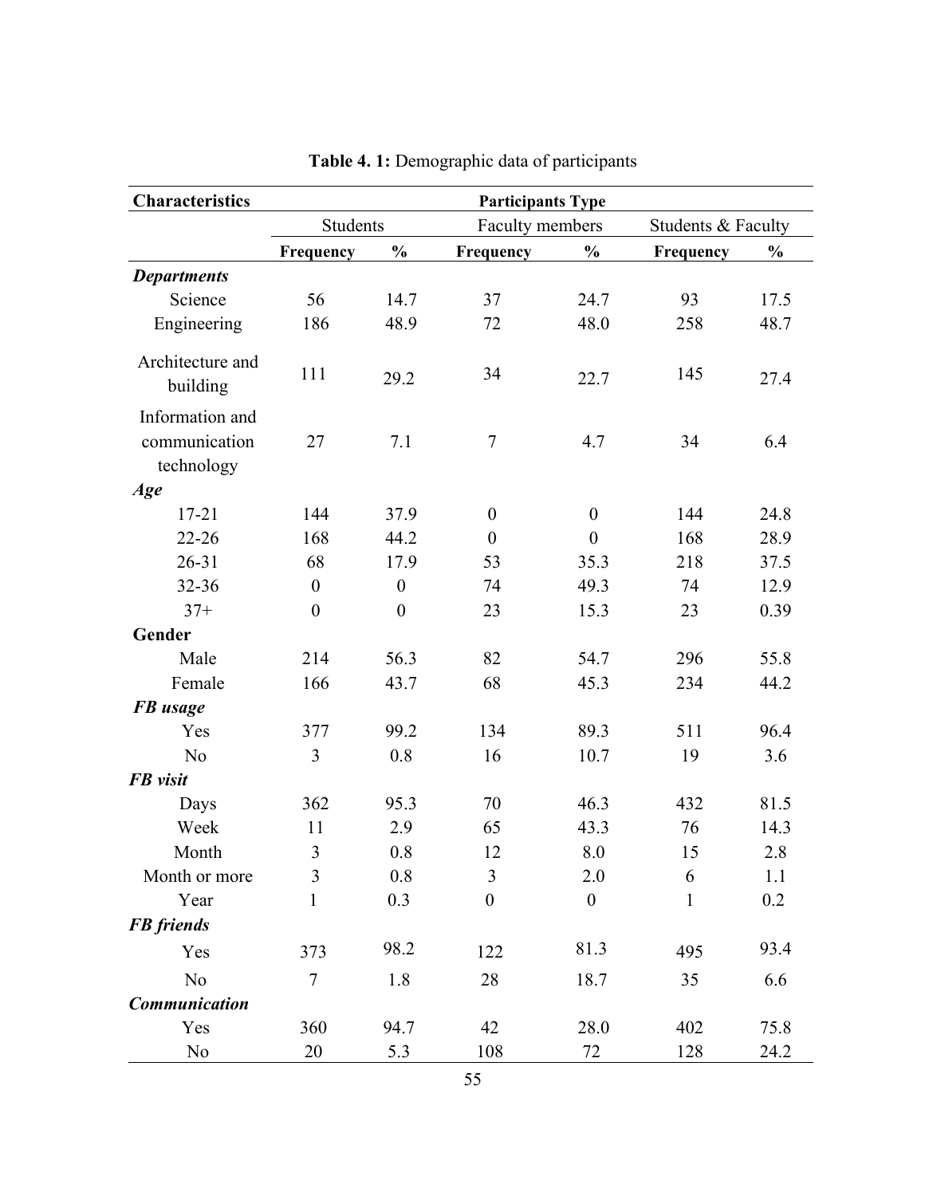**Table 4. 1:** Demographic data of participants

| Characteristics | Participants Type | | | | | |
|---|---|---|---|---|---|---|
| | Students | | Faculty members | | Students & Faculty | |
| | **Frequency** | **%** | **Frequency** | **%** | **Frequency** | **%** |
| ***Departments*** | | | | | | |
| Science | 56 | 14.7 | 37 | 24.7 | 93 | 17.5 |
| Engineering | 186 | 48.9 | 72 | 48.0 | 258 | 48.7 |
| Architecture and building | 111 | 29.2 | 34 | 22.7 | 145 | 27.4 |
| Information and communication technology | 27 | 7.1 | 7 | 4.7 | 34 | 6.4 |
| ***Age*** | | | | | | |
| 17-21 | 144 | 37.9 | 0 | 0 | 144 | 24.8 |
| 22-26 | 168 | 44.2 | 0 | 0 | 168 | 28.9 |
| 26-31 | 68 | 17.9 | 53 | 35.3 | 218 | 37.5 |
| 32-36 | 0 | 0 | 74 | 49.3 | 74 | 12.9 |
| 37+ | 0 | 0 | 23 | 15.3 | 23 | 0.39 |
| **Gender** | | | | | | |
| Male | 214 | 56.3 | 82 | 54.7 | 296 | 55.8 |
| Female | 166 | 43.7 | 68 | 45.3 | 234 | 44.2 |
| ***FB usage*** | | | | | | |
| Yes | 377 | 99.2 | 134 | 89.3 | 511 | 96.4 |
| No | 3 | 0.8 | 16 | 10.7 | 19 | 3.6 |
| ***FB visit*** | | | | | | |
| Days | 362 | 95.3 | 70 | 46.3 | 432 | 81.5 |
| Week | 11 | 2.9 | 65 | 43.3 | 76 | 14.3 |
| Month | 3 | 0.8 | 12 | 8.0 | 15 | 2.8 |
| Month or more | 3 | 0.8 | 3 | 2.0 | 6 | 1.1 |
| Year | 1 | 0.3 | 0 | 0 | 1 | 0.2 |
| ***FB friends*** | | | | | | |
| Yes | 373 | 98.2 | 122 | 81.3 | 495 | 93.4 |
| No | 7 | 1.8 | 28 | 18.7 | 35 | 6.6 |
| ***Communication*** | | | | | | |
| Yes | 360 | 94.7 | 42 | 28.0 | 402 | 75.8 |
| No | 20 | 5.3 | 108 | 72 | 128 | 24.2 |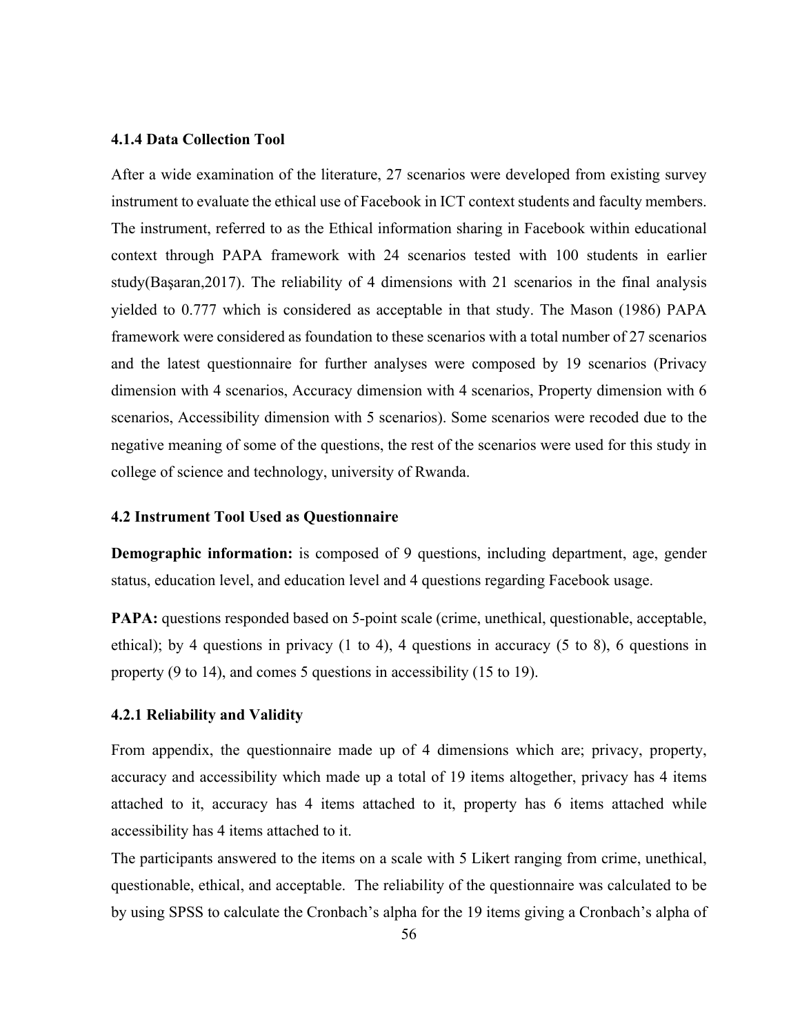### 4.1.4 Data Collection Tool

After a wide examination of the literature, 27 scenarios were developed from existing survey instrument to evaluate the ethical use of Facebook in ICT context students and faculty members. The instrument, referred to as the Ethical information sharing in Facebook within educational context through PAPA framework with 24 scenarios tested with 100 students in earlier study(Başaran,2017). The reliability of 4 dimensions with 21 scenarios in the final analysis yielded to 0.777 which is considered as acceptable in that study. The Mason (1986) PAPA framework were considered as foundation to these scenarios with a total number of 27 scenarios and the latest questionnaire for further analyses were composed by 19 scenarios (Privacy dimension with 4 scenarios, Accuracy dimension with 4 scenarios, Property dimension with 6 scenarios, Accessibility dimension with 5 scenarios). Some scenarios were recoded due to the negative meaning of some of the questions, the rest of the scenarios were used for this study in college of science and technology, university of Rwanda.

## 4.2 Instrument Tool Used as Questionnaire

**Demographic information:** is composed of 9 questions, including department, age, gender status, education level, and education level and 4 questions regarding Facebook usage.

**PAPA:** questions responded based on 5-point scale (crime, unethical, questionable, acceptable, ethical); by 4 questions in privacy (1 to 4), 4 questions in accuracy (5 to 8), 6 questions in property (9 to 14), and comes 5 questions in accessibility (15 to 19).

### 4.2.1 Reliability and Validity

From appendix, the questionnaire made up of 4 dimensions which are; privacy, property, accuracy and accessibility which made up a total of 19 items altogether, privacy has 4 items attached to it, accuracy has 4 items attached to it, property has 6 items attached while accessibility has 4 items attached to it.

The participants answered to the items on a scale with 5 Likert ranging from crime, unethical, questionable, ethical, and acceptable. The reliability of the questionnaire was calculated to be by using SPSS to calculate the Cronbach's alpha for the 19 items giving a Cronbach's alpha of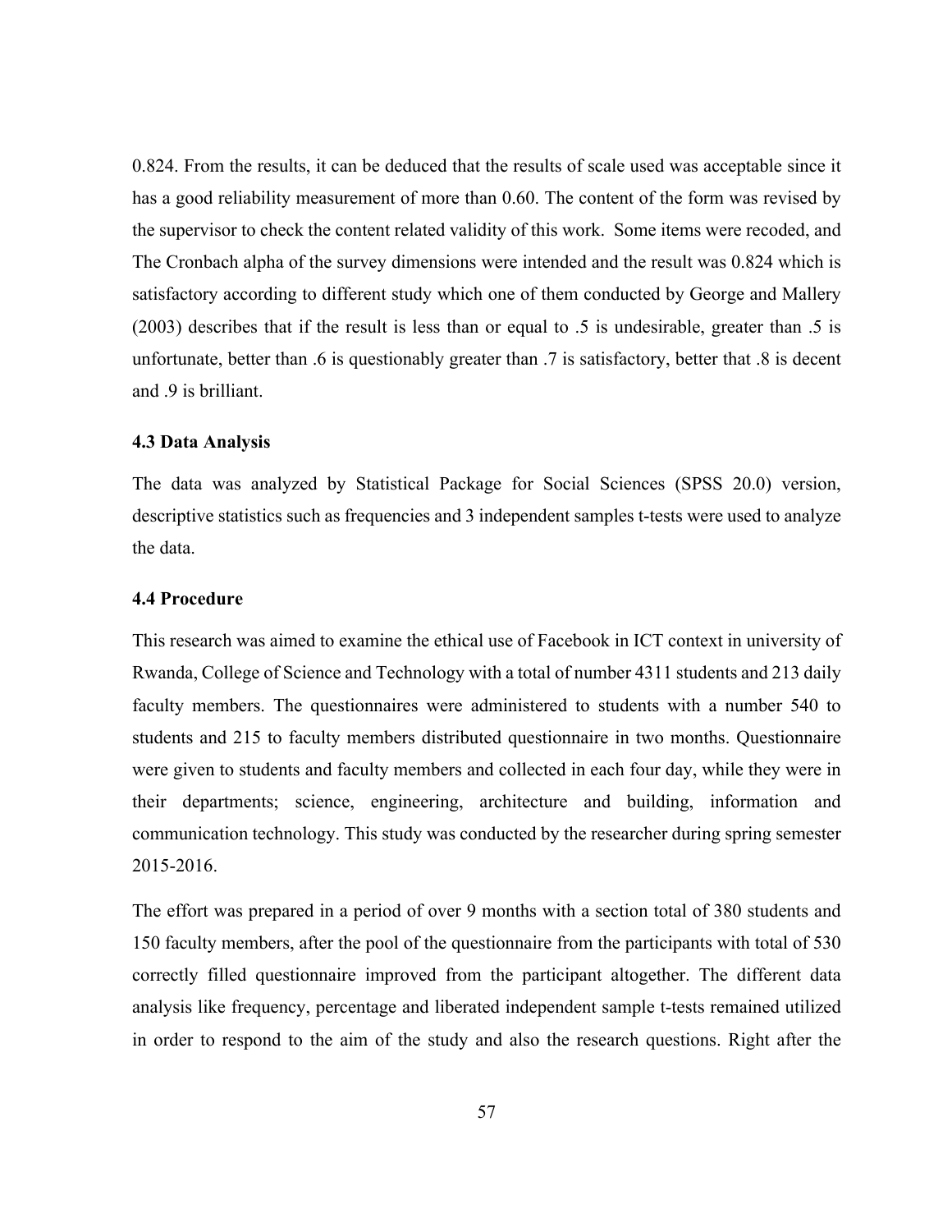0.824. From the results, it can be deduced that the results of scale used was acceptable since it has a good reliability measurement of more than 0.60. The content of the form was revised by the supervisor to check the content related validity of this work. Some items were recoded, and The Cronbach alpha of the survey dimensions were intended and the result was 0.824 which is satisfactory according to different study which one of them conducted by George and Mallery (2003) describes that if the result is less than or equal to .5 is undesirable, greater than .5 is unfortunate, better than .6 is questionably greater than .7 is satisfactory, better that .8 is decent and .9 is brilliant.

### 4.3 Data Analysis

The data was analyzed by Statistical Package for Social Sciences (SPSS 20.0) version, descriptive statistics such as frequencies and 3 independent samples t-tests were used to analyze the data.

### 4.4 Procedure

This research was aimed to examine the ethical use of Facebook in ICT context in university of Rwanda, College of Science and Technology with a total of number 4311 students and 213 daily faculty members. The questionnaires were administered to students with a number 540 to students and 215 to faculty members distributed questionnaire in two months. Questionnaire were given to students and faculty members and collected in each four day, while they were in their departments; science, engineering, architecture and building, information and communication technology. This study was conducted by the researcher during spring semester 2015-2016.

The effort was prepared in a period of over 9 months with a section total of 380 students and 150 faculty members, after the pool of the questionnaire from the participants with total of 530 correctly filled questionnaire improved from the participant altogether. The different data analysis like frequency, percentage and liberated independent sample t-tests remained utilized in order to respond to the aim of the study and also the research questions. Right after the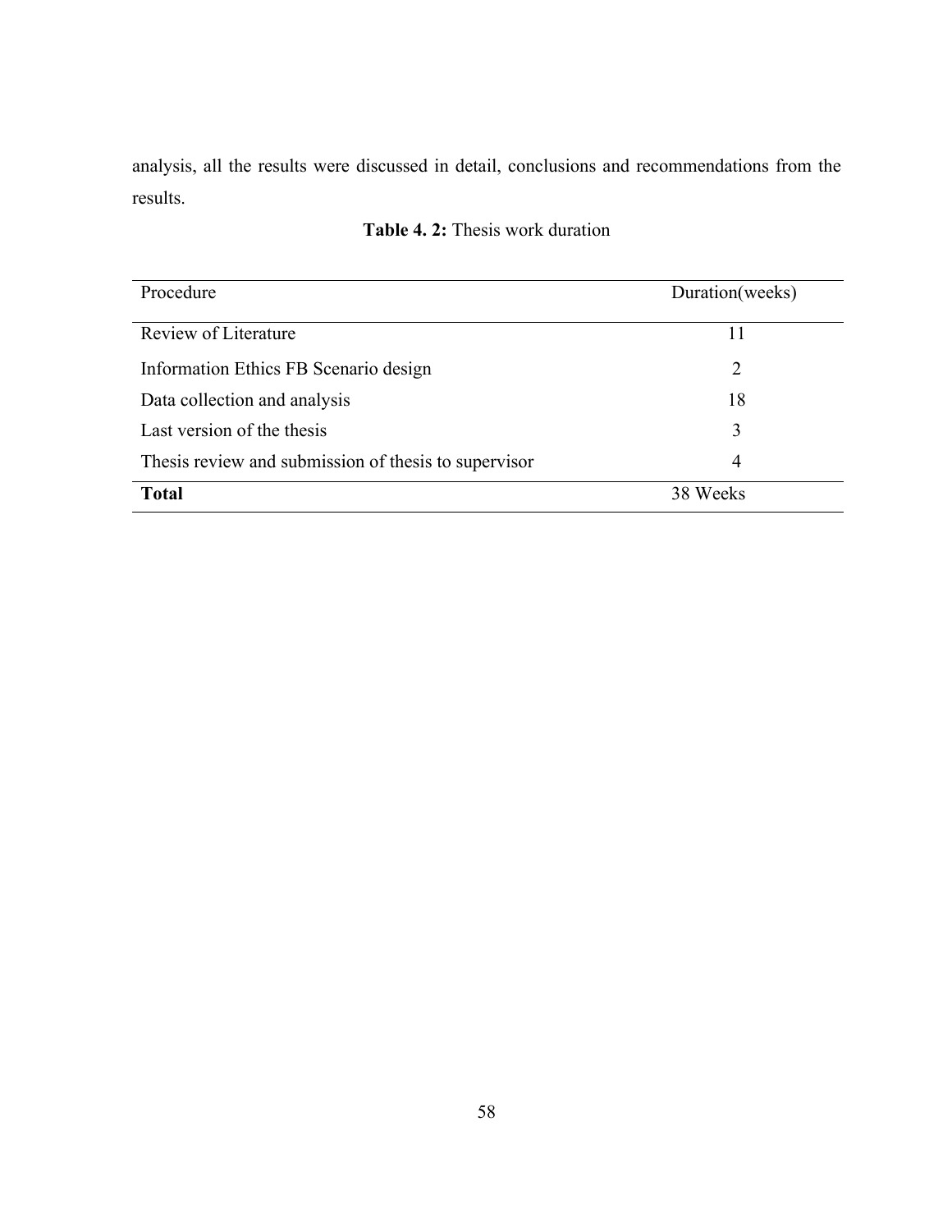analysis, all the results were discussed in detail, conclusions and recommendations from the results.

**Table 4. 2:** Thesis work duration

| Procedure | Duration(weeks) |
|---|---|
| Review of Literature | 11 |
| Information Ethics FB Scenario design | 2 |
| Data collection and analysis | 18 |
| Last version of the thesis | 3 |
| Thesis review and submission of thesis to supervisor | 4 |
| **Total** | 38 Weeks |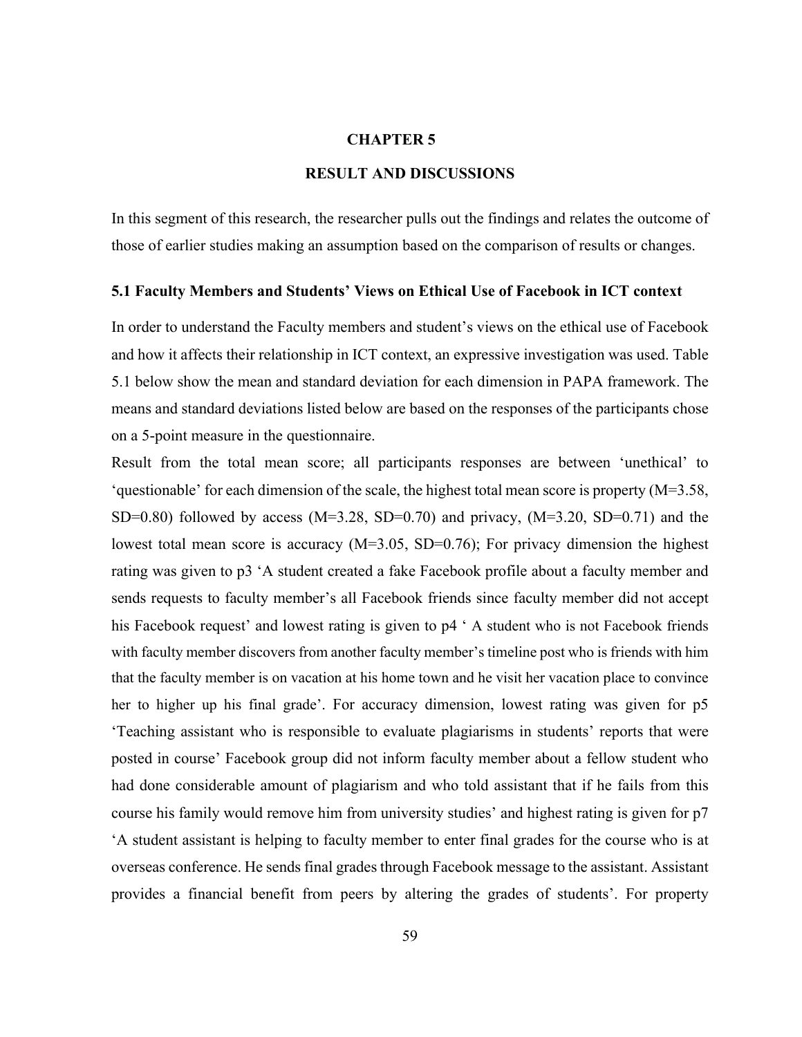# CHAPTER 5

# RESULT AND DISCUSSIONS

In this segment of this research, the researcher pulls out the findings and relates the outcome of those of earlier studies making an assumption based on the comparison of results or changes.

## 5.1 Faculty Members and Students' Views on Ethical Use of Facebook in ICT context

In order to understand the Faculty members and student's views on the ethical use of Facebook and how it affects their relationship in ICT context, an expressive investigation was used. Table 5.1 below show the mean and standard deviation for each dimension in PAPA framework. The means and standard deviations listed below are based on the responses of the participants chose on a 5-point measure in the questionnaire.

Result from the total mean score; all participants responses are between 'unethical' to 'questionable' for each dimension of the scale, the highest total mean score is property (M=3.58, SD=0.80) followed by access (M=3.28, SD=0.70) and privacy, (M=3.20, SD=0.71) and the lowest total mean score is accuracy (M=3.05, SD=0.76); For privacy dimension the highest rating was given to p3 'A student created a fake Facebook profile about a faculty member and sends requests to faculty member's all Facebook friends since faculty member did not accept his Facebook request' and lowest rating is given to p4 ' A student who is not Facebook friends with faculty member discovers from another faculty member's timeline post who is friends with him that the faculty member is on vacation at his home town and he visit her vacation place to convince her to higher up his final grade'. For accuracy dimension, lowest rating was given for p5 'Teaching assistant who is responsible to evaluate plagiarisms in students' reports that were posted in course' Facebook group did not inform faculty member about a fellow student who had done considerable amount of plagiarism and who told assistant that if he fails from this course his family would remove him from university studies' and highest rating is given for p7 'A student assistant is helping to faculty member to enter final grades for the course who is at overseas conference. He sends final grades through Facebook message to the assistant. Assistant provides a financial benefit from peers by altering the grades of students'. For property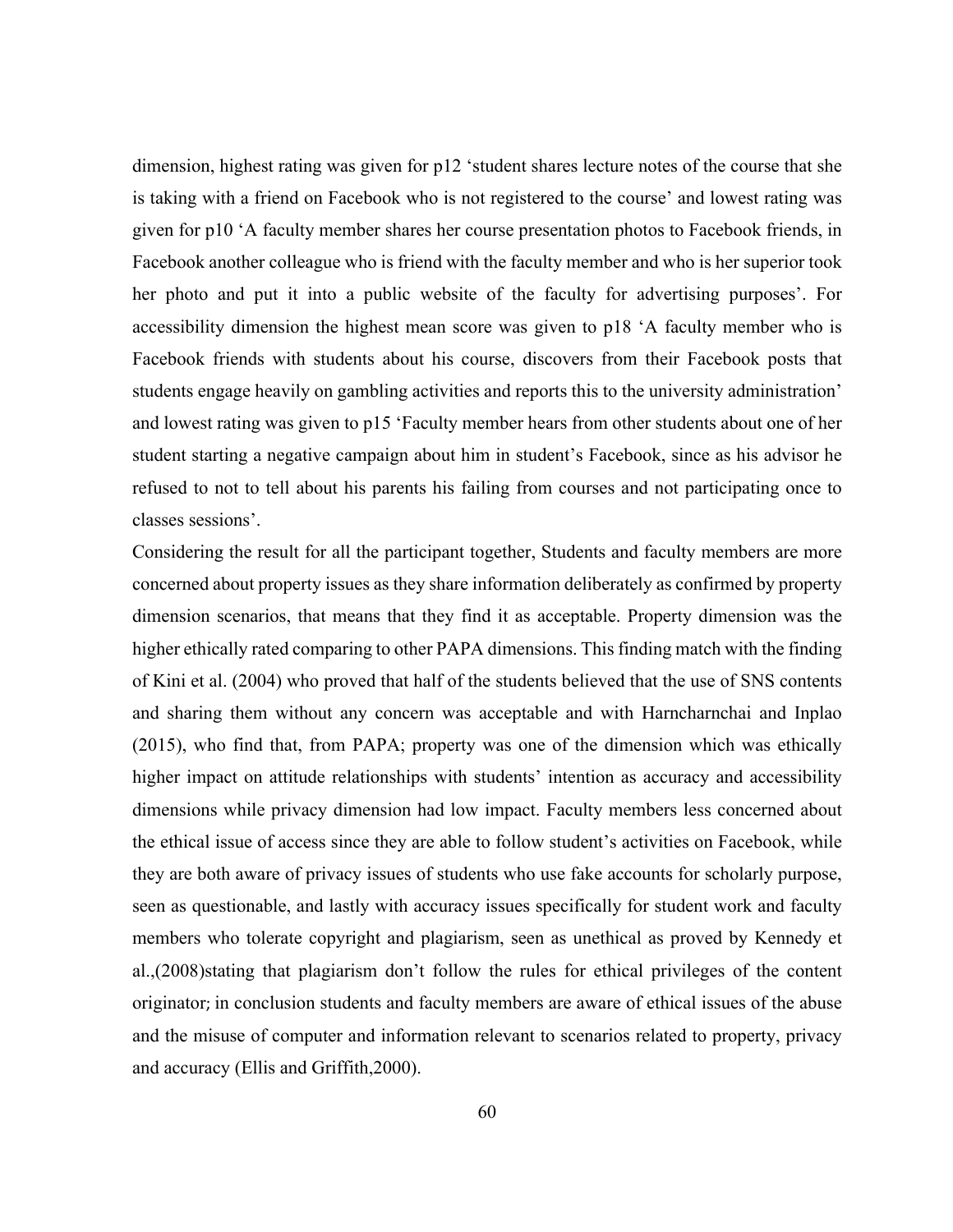dimension, highest rating was given for p12 'student shares lecture notes of the course that she is taking with a friend on Facebook who is not registered to the course' and lowest rating was given for p10 'A faculty member shares her course presentation photos to Facebook friends, in Facebook another colleague who is friend with the faculty member and who is her superior took her photo and put it into a public website of the faculty for advertising purposes'. For accessibility dimension the highest mean score was given to p18 'A faculty member who is Facebook friends with students about his course, discovers from their Facebook posts that students engage heavily on gambling activities and reports this to the university administration' and lowest rating was given to p15 'Faculty member hears from other students about one of her student starting a negative campaign about him in student's Facebook, since as his advisor he refused to not to tell about his parents his failing from courses and not participating once to classes sessions'.

Considering the result for all the participant together, Students and faculty members are more concerned about property issues as they share information deliberately as confirmed by property dimension scenarios, that means that they find it as acceptable. Property dimension was the higher ethically rated comparing to other PAPA dimensions. This finding match with the finding of Kini et al. (2004) who proved that half of the students believed that the use of SNS contents and sharing them without any concern was acceptable and with Harncharnchai and Inplao (2015), who find that, from PAPA; property was one of the dimension which was ethically higher impact on attitude relationships with students' intention as accuracy and accessibility dimensions while privacy dimension had low impact. Faculty members less concerned about the ethical issue of access since they are able to follow student's activities on Facebook, while they are both aware of privacy issues of students who use fake accounts for scholarly purpose, seen as questionable, and lastly with accuracy issues specifically for student work and faculty members who tolerate copyright and plagiarism, seen as unethical as proved by Kennedy et al.,(2008)stating that plagiarism don't follow the rules for ethical privileges of the content originator; in conclusion students and faculty members are aware of ethical issues of the abuse and the misuse of computer and information relevant to scenarios related to property, privacy and accuracy (Ellis and Griffith,2000).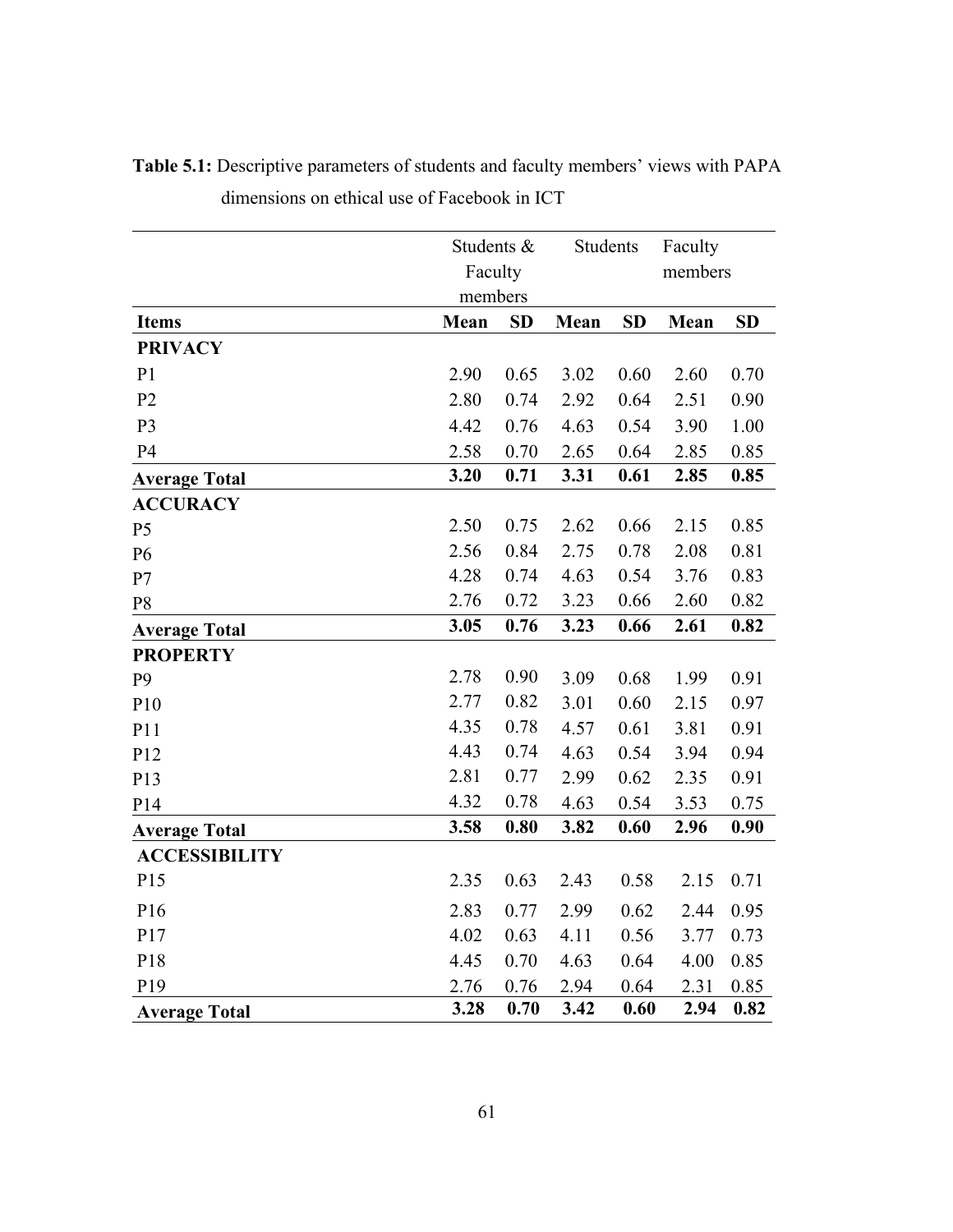**Table 5.1:** Descriptive parameters of students and faculty members' views with PAPA dimensions on ethical use of Facebook in ICT

| | Students & Faculty members | | Students | | Faculty members | |
|---|---|---|---|---|---|---|
| **Items** | **Mean** | **SD** | **Mean** | **SD** | **Mean** | **SD** |
| **PRIVACY** | | | | | | |
| P1 | 2.90 | 0.65 | 3.02 | 0.60 | 2.60 | 0.70 |
| P2 | 2.80 | 0.74 | 2.92 | 0.64 | 2.51 | 0.90 |
| P3 | 4.42 | 0.76 | 4.63 | 0.54 | 3.90 | 1.00 |
| P4 | 2.58 | 0.70 | 2.65 | 0.64 | 2.85 | 0.85 |
| **Average Total** | **3.20** | **0.71** | **3.31** | **0.61** | **2.85** | **0.85** |
| **ACCURACY** | | | | | | |
| P5 | 2.50 | 0.75 | 2.62 | 0.66 | 2.15 | 0.85 |
| P6 | 2.56 | 0.84 | 2.75 | 0.78 | 2.08 | 0.81 |
| P7 | 4.28 | 0.74 | 4.63 | 0.54 | 3.76 | 0.83 |
| P8 | 2.76 | 0.72 | 3.23 | 0.66 | 2.60 | 0.82 |
| **Average Total** | **3.05** | **0.76** | **3.23** | **0.66** | **2.61** | **0.82** |
| **PROPERTY** | | | | | | |
| P9 | 2.78 | 0.90 | 3.09 | 0.68 | 1.99 | 0.91 |
| P10 | 2.77 | 0.82 | 3.01 | 0.60 | 2.15 | 0.97 |
| P11 | 4.35 | 0.78 | 4.57 | 0.61 | 3.81 | 0.91 |
| P12 | 4.43 | 0.74 | 4.63 | 0.54 | 3.94 | 0.94 |
| P13 | 2.81 | 0.77 | 2.99 | 0.62 | 2.35 | 0.91 |
| P14 | 4.32 | 0.78 | 4.63 | 0.54 | 3.53 | 0.75 |
| **Average Total** | **3.58** | **0.80** | **3.82** | **0.60** | **2.96** | **0.90** |
| **ACCESSIBILITY** | | | | | | |
| P15 | 2.35 | 0.63 | 2.43 | 0.58 | 2.15 | 0.71 |
| P16 | 2.83 | 0.77 | 2.99 | 0.62 | 2.44 | 0.95 |
| P17 | 4.02 | 0.63 | 4.11 | 0.56 | 3.77 | 0.73 |
| P18 | 4.45 | 0.70 | 4.63 | 0.64 | 4.00 | 0.85 |
| P19 | 2.76 | 0.76 | 2.94 | 0.64 | 2.31 | 0.85 |
| **Average Total** | **3.28** | **0.70** | **3.42** | **0.60** | **2.94** | **0.82** |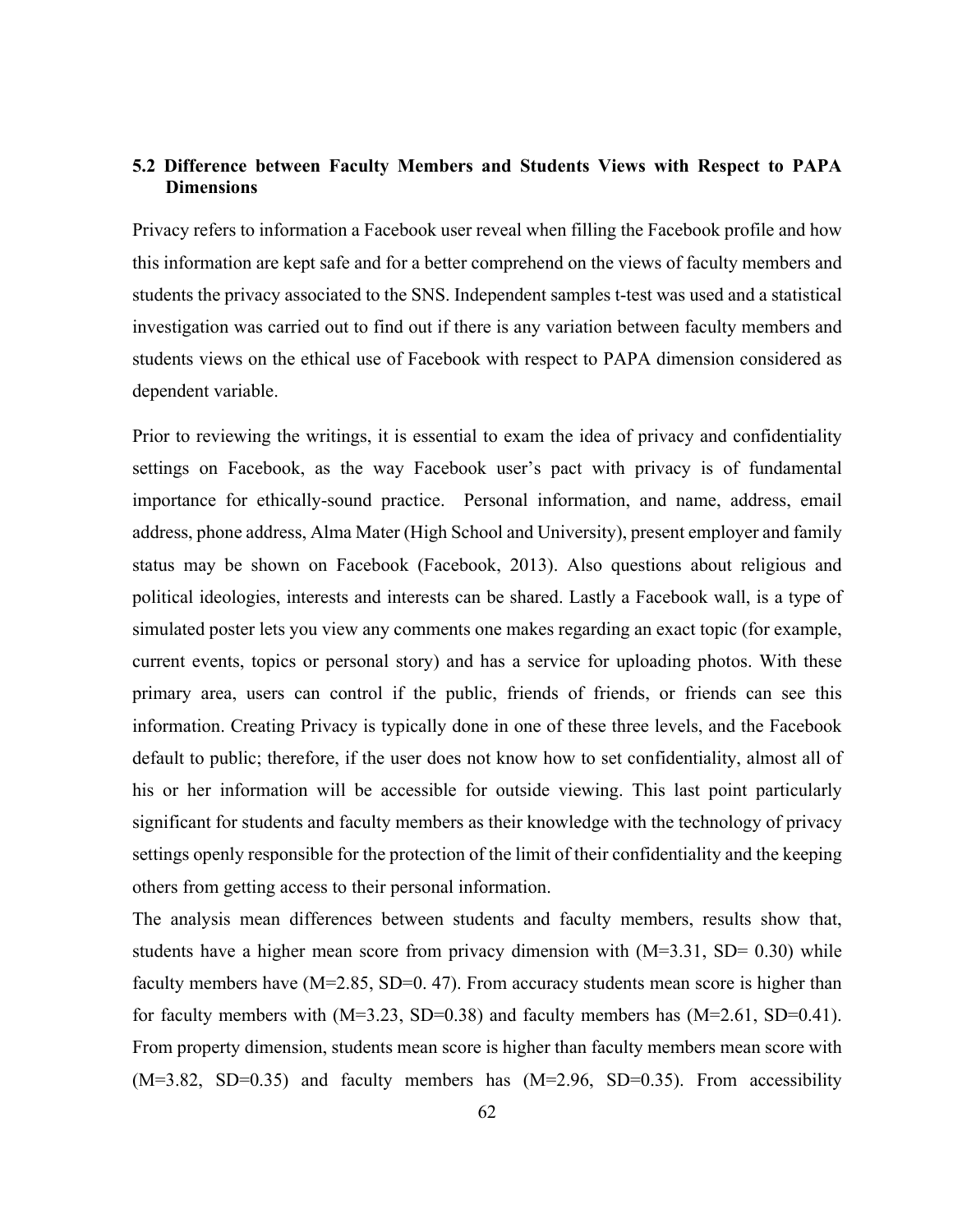## 5.2 Difference between Faculty Members and Students Views with Respect to PAPA Dimensions

Privacy refers to information a Facebook user reveal when filling the Facebook profile and how this information are kept safe and for a better comprehend on the views of faculty members and students the privacy associated to the SNS. Independent samples t-test was used and a statistical investigation was carried out to find out if there is any variation between faculty members and students views on the ethical use of Facebook with respect to PAPA dimension considered as dependent variable.

Prior to reviewing the writings, it is essential to exam the idea of privacy and confidentiality settings on Facebook, as the way Facebook user's pact with privacy is of fundamental importance for ethically-sound practice. Personal information, and name, address, email address, phone address, Alma Mater (High School and University), present employer and family status may be shown on Facebook (Facebook, 2013). Also questions about religious and political ideologies, interests and interests can be shared. Lastly a Facebook wall, is a type of simulated poster lets you view any comments one makes regarding an exact topic (for example, current events, topics or personal story) and has a service for uploading photos. With these primary area, users can control if the public, friends of friends, or friends can see this information. Creating Privacy is typically done in one of these three levels, and the Facebook default to public; therefore, if the user does not know how to set confidentiality, almost all of his or her information will be accessible for outside viewing. This last point particularly significant for students and faculty members as their knowledge with the technology of privacy settings openly responsible for the protection of the limit of their confidentiality and the keeping others from getting access to their personal information.

The analysis mean differences between students and faculty members, results show that, students have a higher mean score from privacy dimension with (M=3.31, SD= 0.30) while faculty members have (M=2.85, SD=0. 47). From accuracy students mean score is higher than for faculty members with (M=3.23, SD=0.38) and faculty members has (M=2.61, SD=0.41). From property dimension, students mean score is higher than faculty members mean score with (M=3.82, SD=0.35) and faculty members has (M=2.96, SD=0.35). From accessibility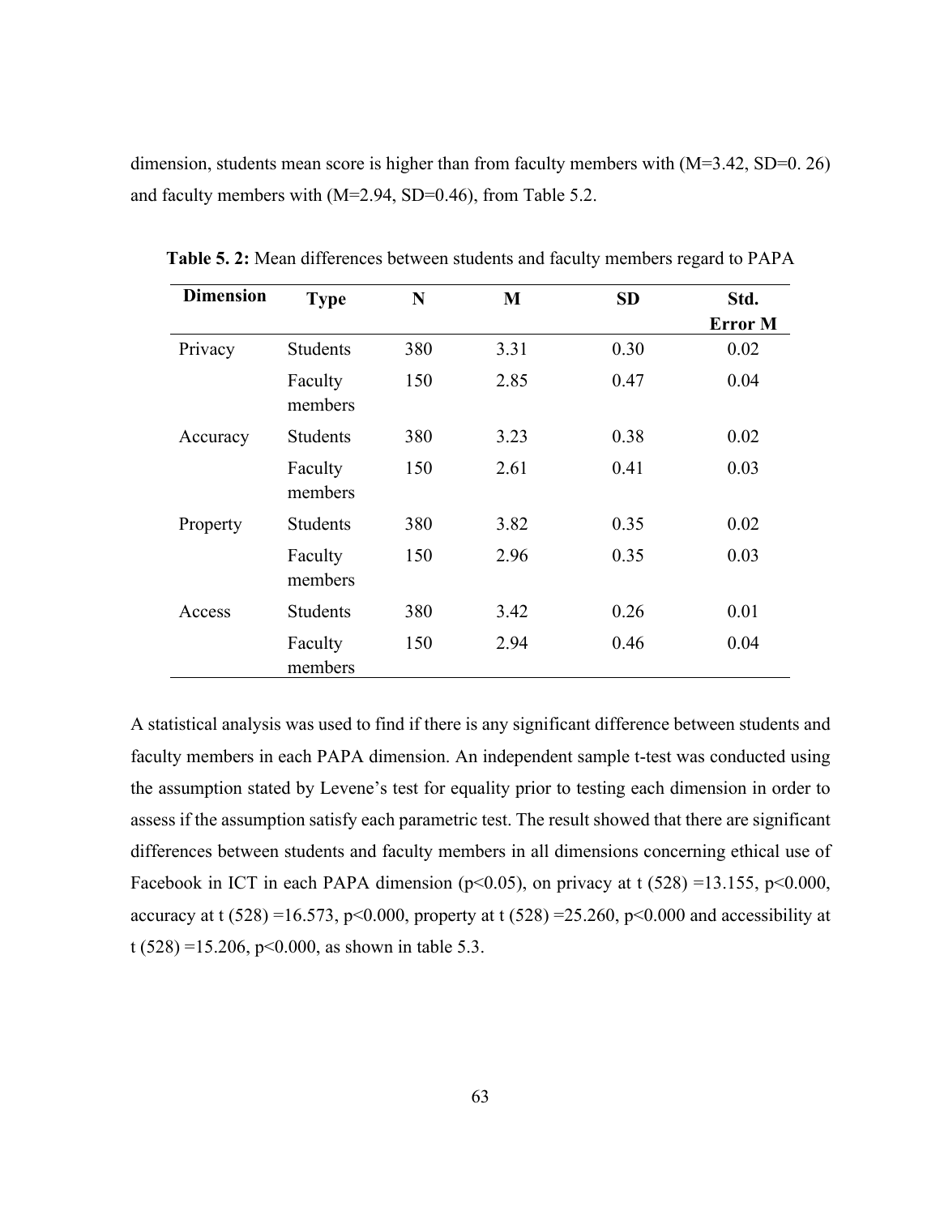dimension, students mean score is higher than from faculty members with (M=3.42, SD=0. 26) and faculty members with (M=2.94, SD=0.46), from Table 5.2.

**Table 5. 2:** Mean differences between students and faculty members regard to PAPA

| Dimension | Type | N | M | SD | Std. Error M |
|---|---|---|---|---|---|
| Privacy | Students | 380 | 3.31 | 0.30 | 0.02 |
| | Faculty members | 150 | 2.85 | 0.47 | 0.04 |
| Accuracy | Students | 380 | 3.23 | 0.38 | 0.02 |
| | Faculty members | 150 | 2.61 | 0.41 | 0.03 |
| Property | Students | 380 | 3.82 | 0.35 | 0.02 |
| | Faculty members | 150 | 2.96 | 0.35 | 0.03 |
| Access | Students | 380 | 3.42 | 0.26 | 0.01 |
| | Faculty members | 150 | 2.94 | 0.46 | 0.04 |

A statistical analysis was used to find if there is any significant difference between students and faculty members in each PAPA dimension. An independent sample t-test was conducted using the assumption stated by Levene's test for equality prior to testing each dimension in order to assess if the assumption satisfy each parametric test. The result showed that there are significant differences between students and faculty members in all dimensions concerning ethical use of Facebook in ICT in each PAPA dimension ($p<0.05$), on privacy at $t(528) = 13.155$, $p<0.000$, accuracy at $t(528) = 16.573$, $p<0.000$, property at $t(528) = 25.260$, $p<0.000$ and accessibility at $t(528) = 15.206$, $p<0.000$, as shown in table 5.3.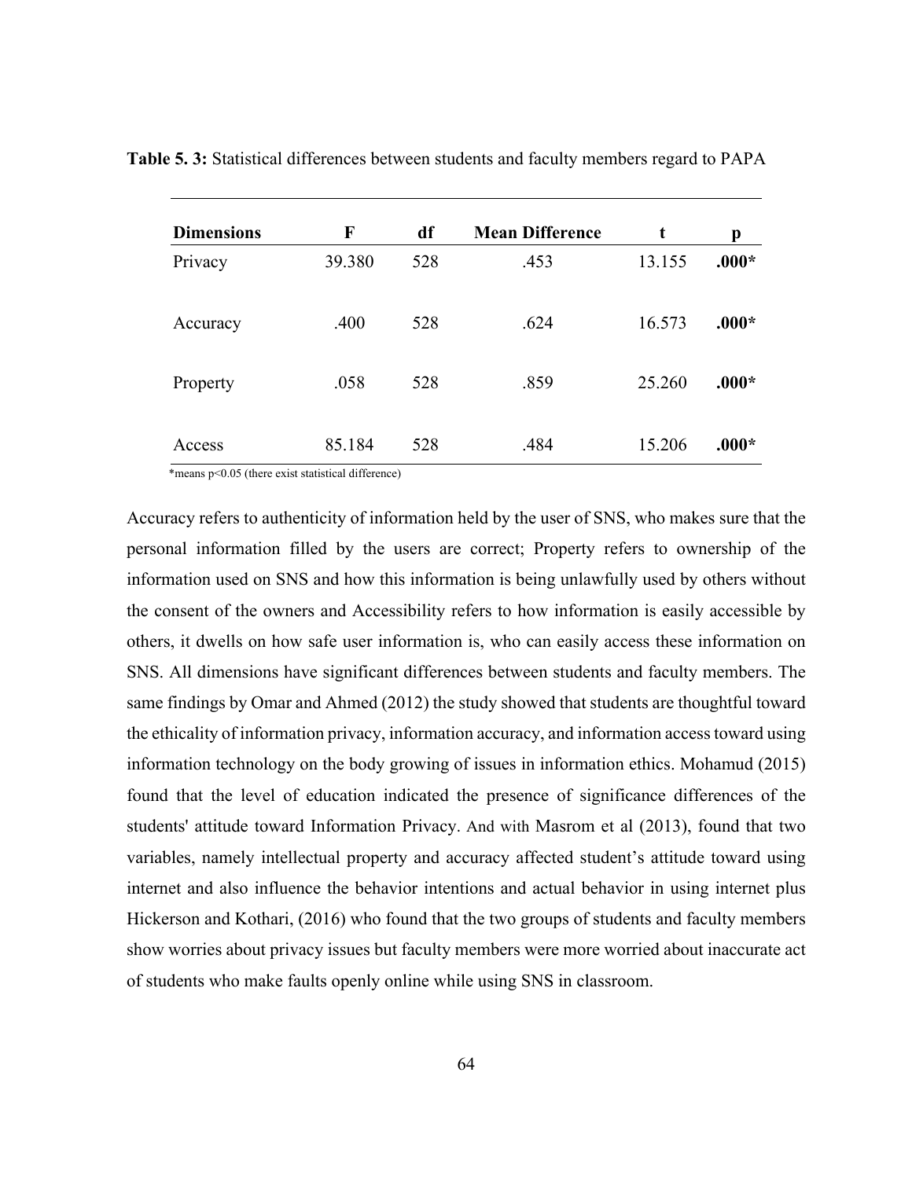**Table 5. 3:** Statistical differences between students and faculty members regard to PAPA

| Dimensions | F | df | Mean Difference | t | p |
|---|---|---|---|---|---|
| Privacy | 39.380 | 528 | .453 | 13.155 | **.000*** |
| Accuracy | .400 | 528 | .624 | 16.573 | **.000*** |
| Property | .058 | 528 | .859 | 25.260 | **.000*** |
| Access | 85.184 | 528 | .484 | 15.206 | **.000*** |

*means $p<0.05$ (there exist statistical difference)

Accuracy refers to authenticity of information held by the user of SNS, who makes sure that the personal information filled by the users are correct; Property refers to ownership of the information used on SNS and how this information is being unlawfully used by others without the consent of the owners and Accessibility refers to how information is easily accessible by others, it dwells on how safe user information is, who can easily access these information on SNS. All dimensions have significant differences between students and faculty members. The same findings by Omar and Ahmed (2012) the study showed that students are thoughtful toward the ethicality of information privacy, information accuracy, and information access toward using information technology on the body growing of issues in information ethics. Mohamud (2015) found that the level of education indicated the presence of significance differences of the students' attitude toward Information Privacy. And with Masrom et al (2013), found that two variables, namely intellectual property and accuracy affected student's attitude toward using internet and also influence the behavior intentions and actual behavior in using internet plus Hickerson and Kothari, (2016) who found that the two groups of students and faculty members show worries about privacy issues but faculty members were more worried about inaccurate act of students who make faults openly online while using SNS in classroom.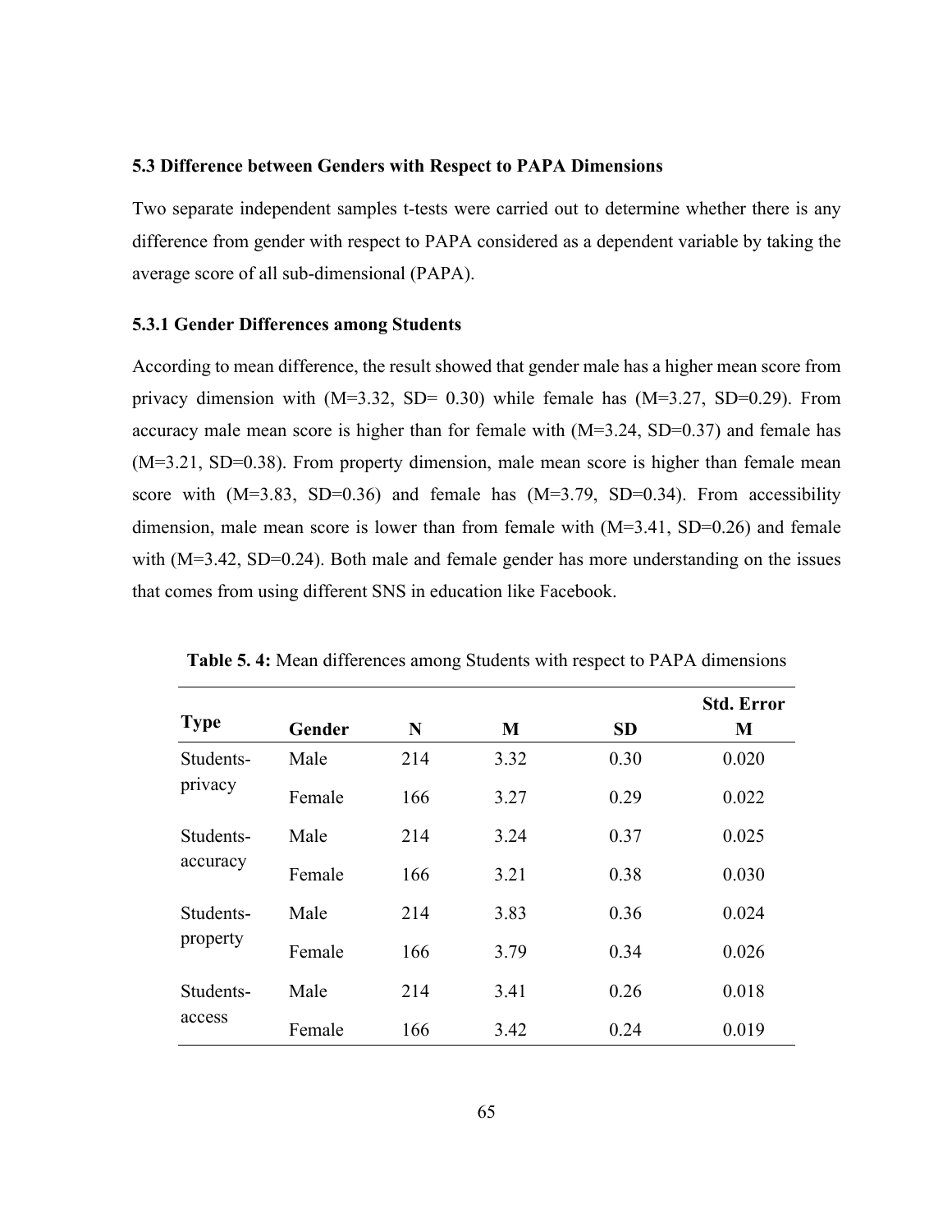### 5.3 Difference between Genders with Respect to PAPA Dimensions

Two separate independent samples t-tests were carried out to determine whether there is any difference from gender with respect to PAPA considered as a dependent variable by taking the average score of all sub-dimensional (PAPA).

#### 5.3.1 Gender Differences among Students

According to mean difference, the result showed that gender male has a higher mean score from privacy dimension with (M=3.32, SD= 0.30) while female has (M=3.27, SD=0.29). From accuracy male mean score is higher than for female with (M=3.24, SD=0.37) and female has (M=3.21, SD=0.38). From property dimension, male mean score is higher than female mean score with (M=3.83, SD=0.36) and female has (M=3.79, SD=0.34). From accessibility dimension, male mean score is lower than from female with (M=3.41, SD=0.26) and female with (M=3.42, SD=0.24). Both male and female gender has more understanding on the issues that comes from using different SNS in education like Facebook.

**Table 5. 4:** Mean differences among Students with respect to PAPA dimensions

| Type | Gender | N | M | SD | Std. Error M |
|---|---|---|---|---|---|
| Students-privacy | Male | 214 | 3.32 | 0.30 | 0.020 |
| | Female | 166 | 3.27 | 0.29 | 0.022 |
| Students-accuracy | Male | 214 | 3.24 | 0.37 | 0.025 |
| | Female | 166 | 3.21 | 0.38 | 0.030 |
| Students-property | Male | 214 | 3.83 | 0.36 | 0.024 |
| | Female | 166 | 3.79 | 0.34 | 0.026 |
| Students-access | Male | 214 | 3.41 | 0.26 | 0.018 |
| | Female | 166 | 3.42 | 0.24 | 0.019 |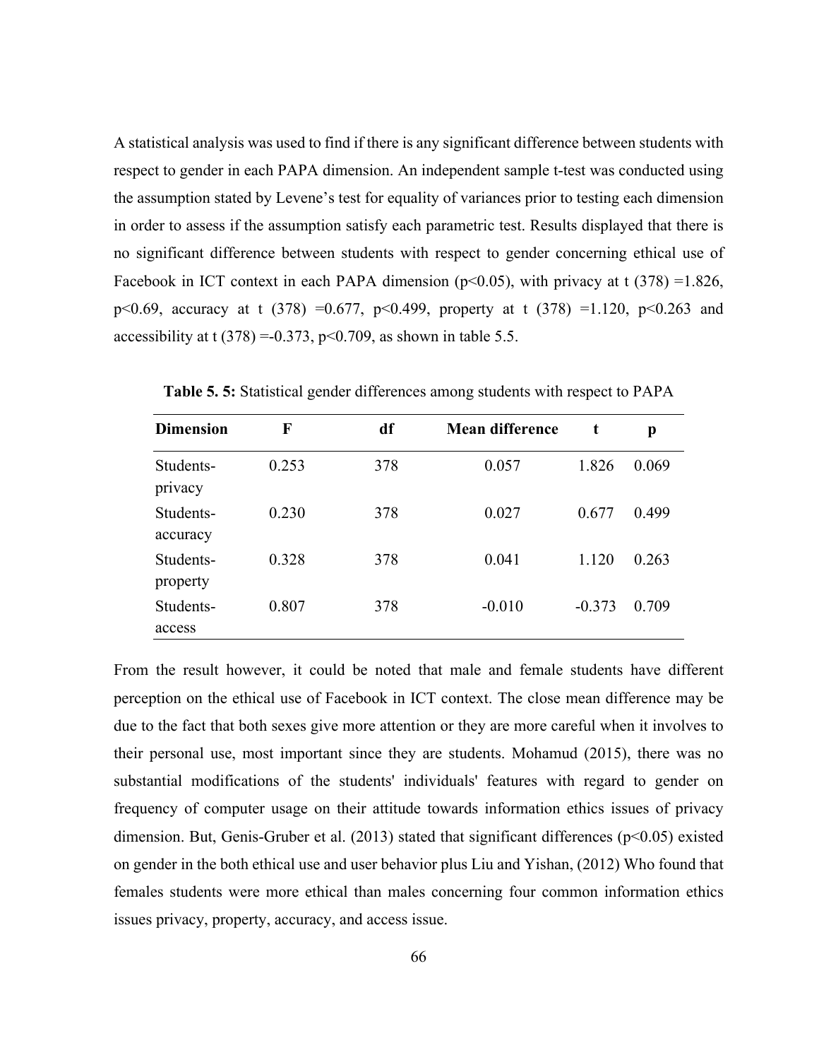A statistical analysis was used to find if there is any significant difference between students with respect to gender in each PAPA dimension. An independent sample t-test was conducted using the assumption stated by Levene's test for equality of variances prior to testing each dimension in order to assess if the assumption satisfy each parametric test. Results displayed that there is no significant difference between students with respect to gender concerning ethical use of Facebook in ICT context in each PAPA dimension ($p<0.05$), with privacy at $t(378)=1.826$, $p<0.69$, accuracy at $t(378)=0.677$, $p<0.499$, property at $t(378)=1.120$, $p<0.263$ and accessibility at $t(378)=-0.373$, $p<0.709$, as shown in table 5.5.

**Table 5. 5:** Statistical gender differences among students with respect to PAPA

| Dimension | F | df | Mean difference | t | p |
|---|---|---|---|---|---|
| Students-privacy | 0.253 | 378 | 0.057 | 1.826 | 0.069 |
| Students-accuracy | 0.230 | 378 | 0.027 | 0.677 | 0.499 |
| Students-property | 0.328 | 378 | 0.041 | 1.120 | 0.263 |
| Students-access | 0.807 | 378 | -0.010 | -0.373 | 0.709 |

From the result however, it could be noted that male and female students have different perception on the ethical use of Facebook in ICT context. The close mean difference may be due to the fact that both sexes give more attention or they are more careful when it involves to their personal use, most important since they are students. Mohamud (2015), there was no substantial modifications of the students' individuals' features with regard to gender on frequency of computer usage on their attitude towards information ethics issues of privacy dimension. But, Genis-Gruber et al. (2013) stated that significant differences ($p<0.05$) existed on gender in the both ethical use and user behavior plus Liu and Yishan, (2012) Who found that females students were more ethical than males concerning four common information ethics issues privacy, property, accuracy, and access issue.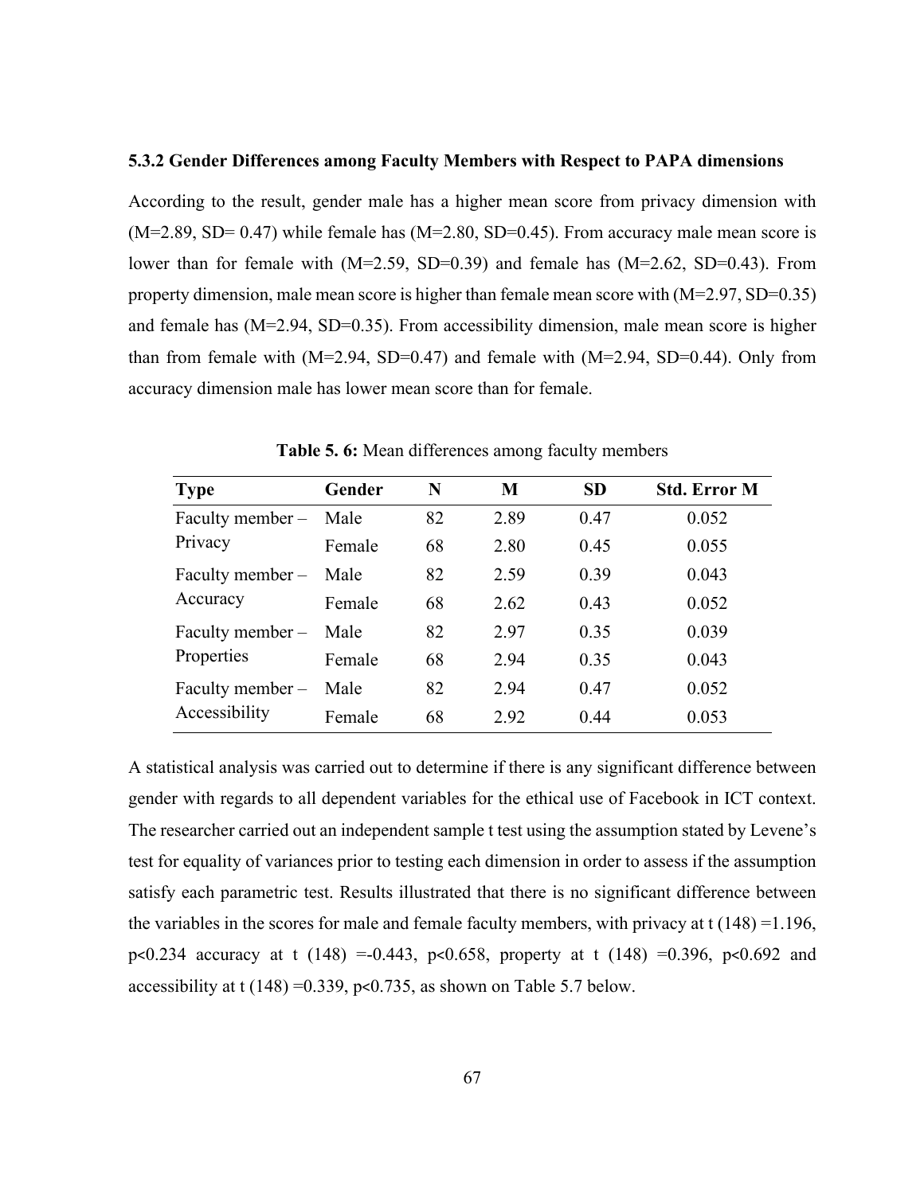### 5.3.2 Gender Differences among Faculty Members with Respect to PAPA dimensions

According to the result, gender male has a higher mean score from privacy dimension with ($M=2.89$, $SD= 0.47$) while female has ($M=2.80$, $SD=0.45$). From accuracy male mean score is lower than for female with ($M=2.59$, $SD=0.39$) and female has ($M=2.62$, $SD=0.43$). From property dimension, male mean score is higher than female mean score with ($M=2.97$, $SD=0.35$) and female has ($M=2.94$, $SD=0.35$). From accessibility dimension, male mean score is higher than from female with ($M=2.94$, $SD=0.47$) and female with ($M=2.94$, $SD=0.44$). Only from accuracy dimension male has lower mean score than for female.

**Table 5. 6:** Mean differences among faculty members

| Type | Gender | N | M | SD | Std. Error M |
|---|---|---|---|---|---|
| Faculty member – Privacy | Male | 82 | 2.89 | 0.47 | 0.052 |
| | Female | 68 | 2.80 | 0.45 | 0.055 |
| Faculty member – Accuracy | Male | 82 | 2.59 | 0.39 | 0.043 |
| | Female | 68 | 2.62 | 0.43 | 0.052 |
| Faculty member – Properties | Male | 82 | 2.97 | 0.35 | 0.039 |
| | Female | 68 | 2.94 | 0.35 | 0.043 |
| Faculty member – Accessibility | Male | 82 | 2.94 | 0.47 | 0.052 |
| | Female | 68 | 2.92 | 0.44 | 0.053 |

A statistical analysis was carried out to determine if there is any significant difference between gender with regards to all dependent variables for the ethical use of Facebook in ICT context. The researcher carried out an independent sample t test using the assumption stated by Levene's test for equality of variances prior to testing each dimension in order to assess if the assumption satisfy each parametric test. Results illustrated that there is no significant difference between the variables in the scores for male and female faculty members, with privacy at $t(148)=1.196$, $p<0.234$ accuracy at $t(148)=-0.443$, $p<0.658$, property at $t(148)=0.396$, $p<0.692$ and accessibility at $t(148)=0.339$, $p<0.735$, as shown on Table 5.7 below.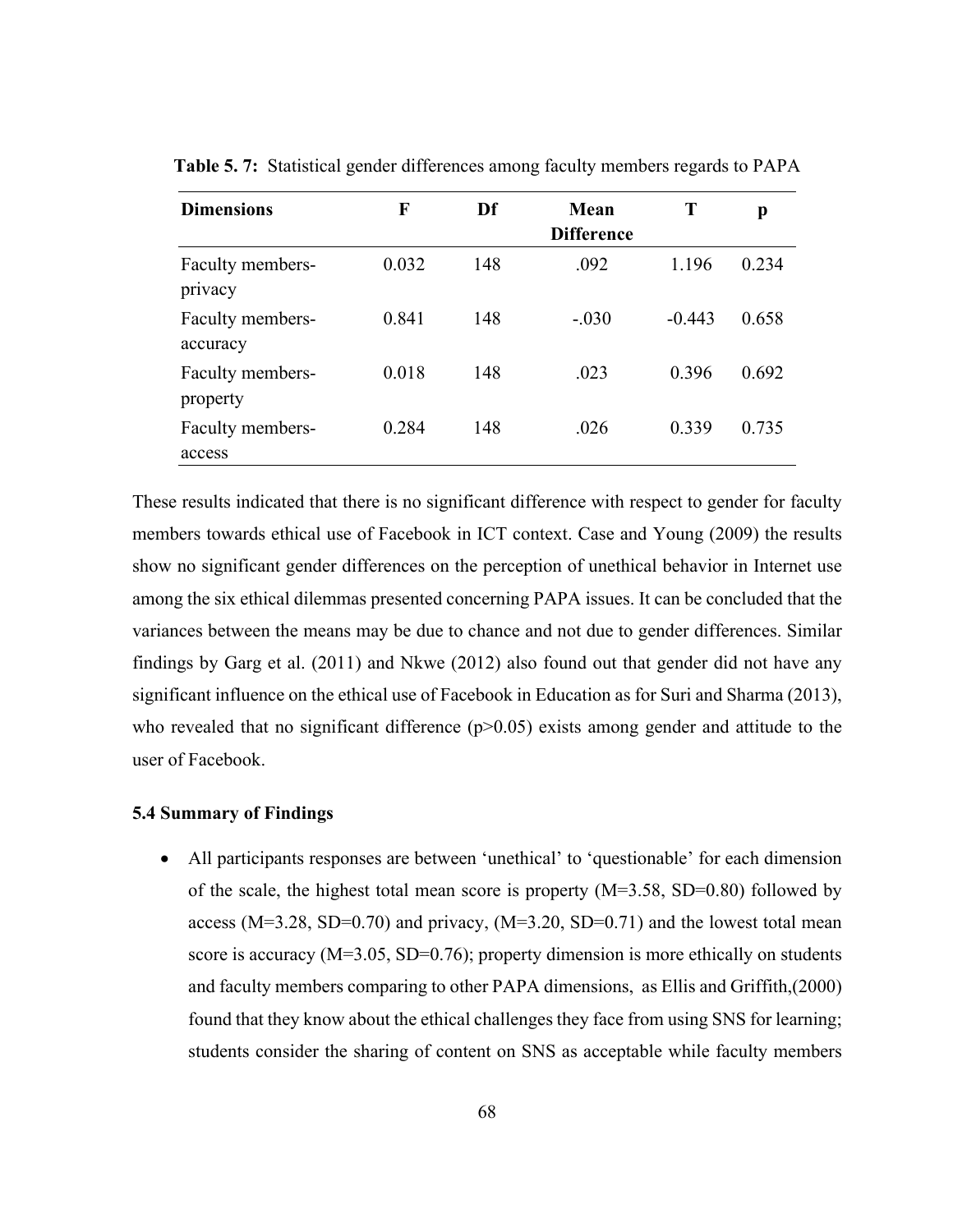**Table 5. 7:** Statistical gender differences among faculty members regards to PAPA

| Dimensions | F | Df | Mean Difference | T | p |
|---|---|---|---|---|---|
| Faculty members-privacy | 0.032 | 148 | .092 | 1.196 | 0.234 |
| Faculty members-accuracy | 0.841 | 148 | -.030 | -0.443 | 0.658 |
| Faculty members-property | 0.018 | 148 | .023 | 0.396 | 0.692 |
| Faculty members-access | 0.284 | 148 | .026 | 0.339 | 0.735 |

These results indicated that there is no significant difference with respect to gender for faculty members towards ethical use of Facebook in ICT context. Case and Young (2009) the results show no significant gender differences on the perception of unethical behavior in Internet use among the six ethical dilemmas presented concerning PAPA issues. It can be concluded that the variances between the means may be due to chance and not due to gender differences. Similar findings by Garg et al. (2011) and Nkwe (2012) also found out that gender did not have any significant influence on the ethical use of Facebook in Education as for Suri and Sharma (2013), who revealed that no significant difference ($p>0.05$) exists among gender and attitude to the user of Facebook.

### 5.4 Summary of Findings

- All participants responses are between 'unethical' to 'questionable' for each dimension of the scale, the highest total mean score is property (M=3.58, SD=0.80) followed by access (M=3.28, SD=0.70) and privacy, (M=3.20, SD=0.71) and the lowest total mean score is accuracy (M=3.05, SD=0.76); property dimension is more ethically on students and faculty members comparing to other PAPA dimensions, as Ellis and Griffith,(2000) found that they know about the ethical challenges they face from using SNS for learning; students consider the sharing of content on SNS as acceptable while faculty members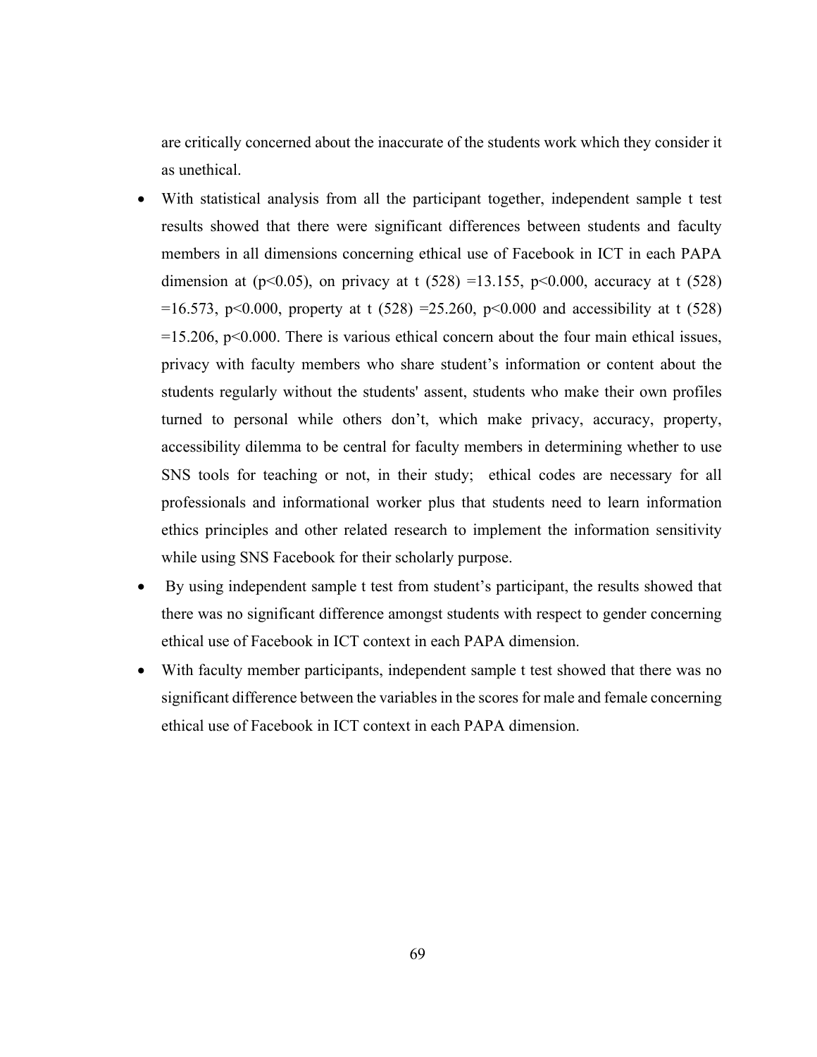are critically concerned about the inaccurate of the students work which they consider it as unethical.

- With statistical analysis from all the participant together, independent sample t test results showed that there were significant differences between students and faculty members in all dimensions concerning ethical use of Facebook in ICT in each PAPA dimension at ($p<0.05$), on privacy at $t(528) = 13.155$, $p<0.000$, accuracy at $t(528) = 16.573$, $p<0.000$, property at $t(528) = 25.260$, $p<0.000$ and accessibility at $t(528) = 15.206$, $p<0.000$. There is various ethical concern about the four main ethical issues, privacy with faculty members who share student's information or content about the students regularly without the students' assent, students who make their own profiles turned to personal while others don't, which make privacy, accuracy, property, accessibility dilemma to be central for faculty members in determining whether to use SNS tools for teaching or not, in their study; ethical codes are necessary for all professionals and informational worker plus that students need to learn information ethics principles and other related research to implement the information sensitivity while using SNS Facebook for their scholarly purpose.
- By using independent sample t test from student's participant, the results showed that there was no significant difference amongst students with respect to gender concerning ethical use of Facebook in ICT context in each PAPA dimension.
- With faculty member participants, independent sample t test showed that there was no significant difference between the variables in the scores for male and female concerning ethical use of Facebook in ICT context in each PAPA dimension.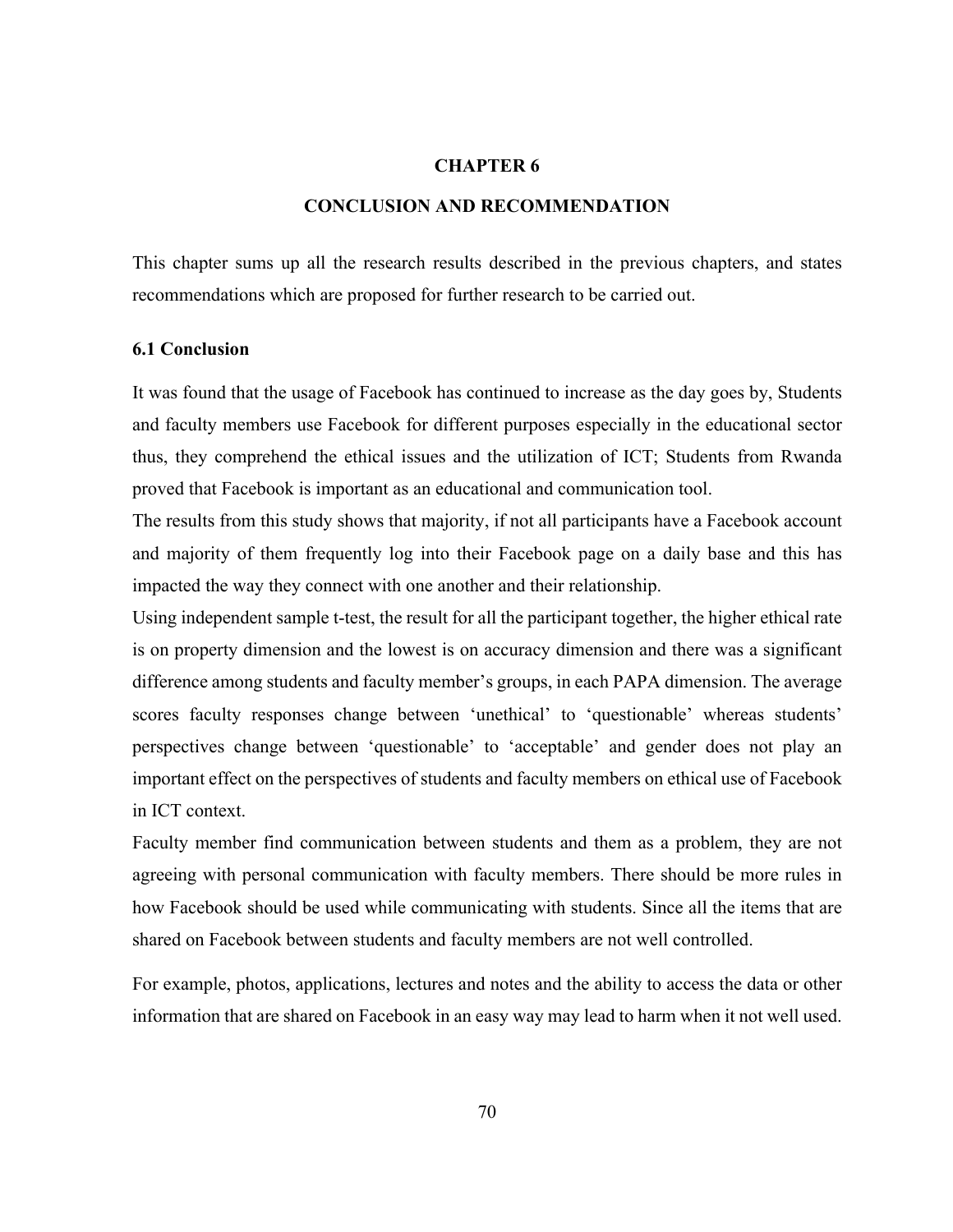# CHAPTER 6

# CONCLUSION AND RECOMMENDATION

This chapter sums up all the research results described in the previous chapters, and states recommendations which are proposed for further research to be carried out.

## 6.1 Conclusion

It was found that the usage of Facebook has continued to increase as the day goes by, Students and faculty members use Facebook for different purposes especially in the educational sector thus, they comprehend the ethical issues and the utilization of ICT; Students from Rwanda proved that Facebook is important as an educational and communication tool.

The results from this study shows that majority, if not all participants have a Facebook account and majority of them frequently log into their Facebook page on a daily base and this has impacted the way they connect with one another and their relationship.

Using independent sample t-test, the result for all the participant together, the higher ethical rate is on property dimension and the lowest is on accuracy dimension and there was a significant difference among students and faculty member's groups, in each PAPA dimension. The average scores faculty responses change between 'unethical' to 'questionable' whereas students' perspectives change between 'questionable' to 'acceptable' and gender does not play an important effect on the perspectives of students and faculty members on ethical use of Facebook in ICT context.

Faculty member find communication between students and them as a problem, they are not agreeing with personal communication with faculty members. There should be more rules in how Facebook should be used while communicating with students. Since all the items that are shared on Facebook between students and faculty members are not well controlled.

For example, photos, applications, lectures and notes and the ability to access the data or other information that are shared on Facebook in an easy way may lead to harm when it not well used.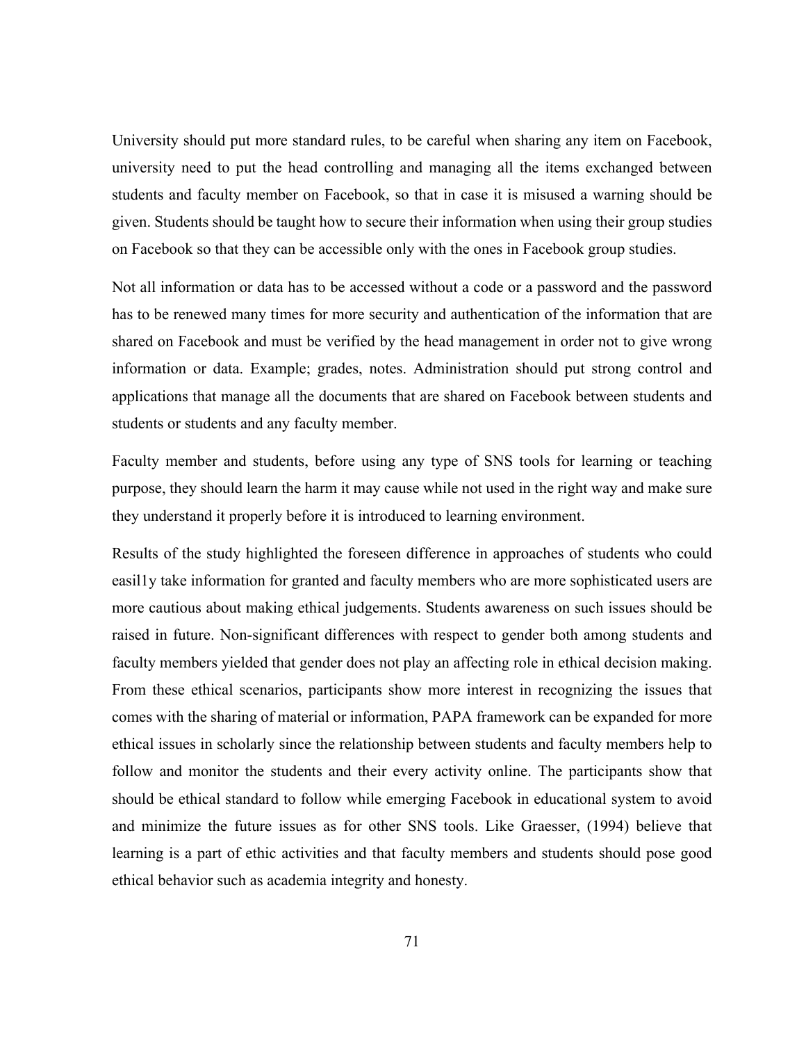University should put more standard rules, to be careful when sharing any item on Facebook, university need to put the head controlling and managing all the items exchanged between students and faculty member on Facebook, so that in case it is misused a warning should be given. Students should be taught how to secure their information when using their group studies on Facebook so that they can be accessible only with the ones in Facebook group studies.

Not all information or data has to be accessed without a code or a password and the password has to be renewed many times for more security and authentication of the information that are shared on Facebook and must be verified by the head management in order not to give wrong information or data. Example; grades, notes. Administration should put strong control and applications that manage all the documents that are shared on Facebook between students and students or students and any faculty member.

Faculty member and students, before using any type of SNS tools for learning or teaching purpose, they should learn the harm it may cause while not used in the right way and make sure they understand it properly before it is introduced to learning environment.

Results of the study highlighted the foreseen difference in approaches of students who could easil1y take information for granted and faculty members who are more sophisticated users are more cautious about making ethical judgements. Students awareness on such issues should be raised in future. Non-significant differences with respect to gender both among students and faculty members yielded that gender does not play an affecting role in ethical decision making. From these ethical scenarios, participants show more interest in recognizing the issues that comes with the sharing of material or information, PAPA framework can be expanded for more ethical issues in scholarly since the relationship between students and faculty members help to follow and monitor the students and their every activity online. The participants show that should be ethical standard to follow while emerging Facebook in educational system to avoid and minimize the future issues as for other SNS tools. Like Graesser, (1994) believe that learning is a part of ethic activities and that faculty members and students should pose good ethical behavior such as academia integrity and honesty.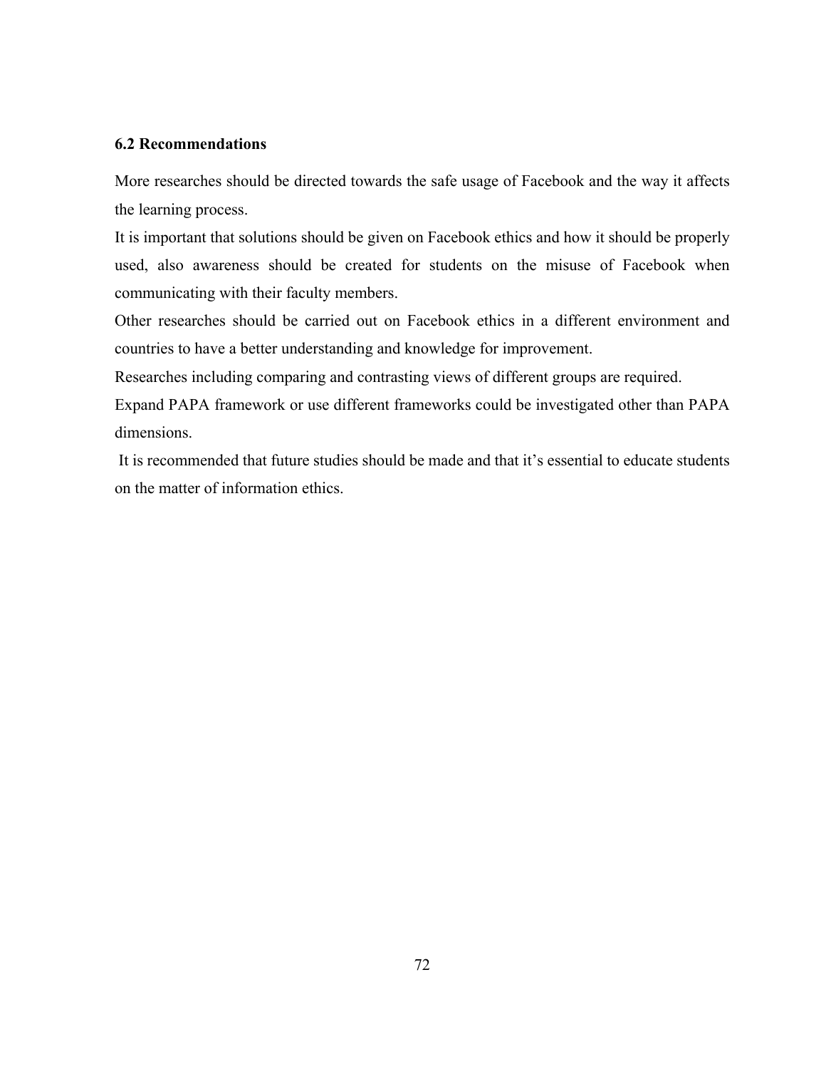### 6.2 Recommendations

More researches should be directed towards the safe usage of Facebook and the way it affects the learning process.

It is important that solutions should be given on Facebook ethics and how it should be properly used, also awareness should be created for students on the misuse of Facebook when communicating with their faculty members.

Other researches should be carried out on Facebook ethics in a different environment and countries to have a better understanding and knowledge for improvement.

Researches including comparing and contrasting views of different groups are required.

Expand PAPA framework or use different frameworks could be investigated other than PAPA dimensions.

It is recommended that future studies should be made and that it's essential to educate students on the matter of information ethics.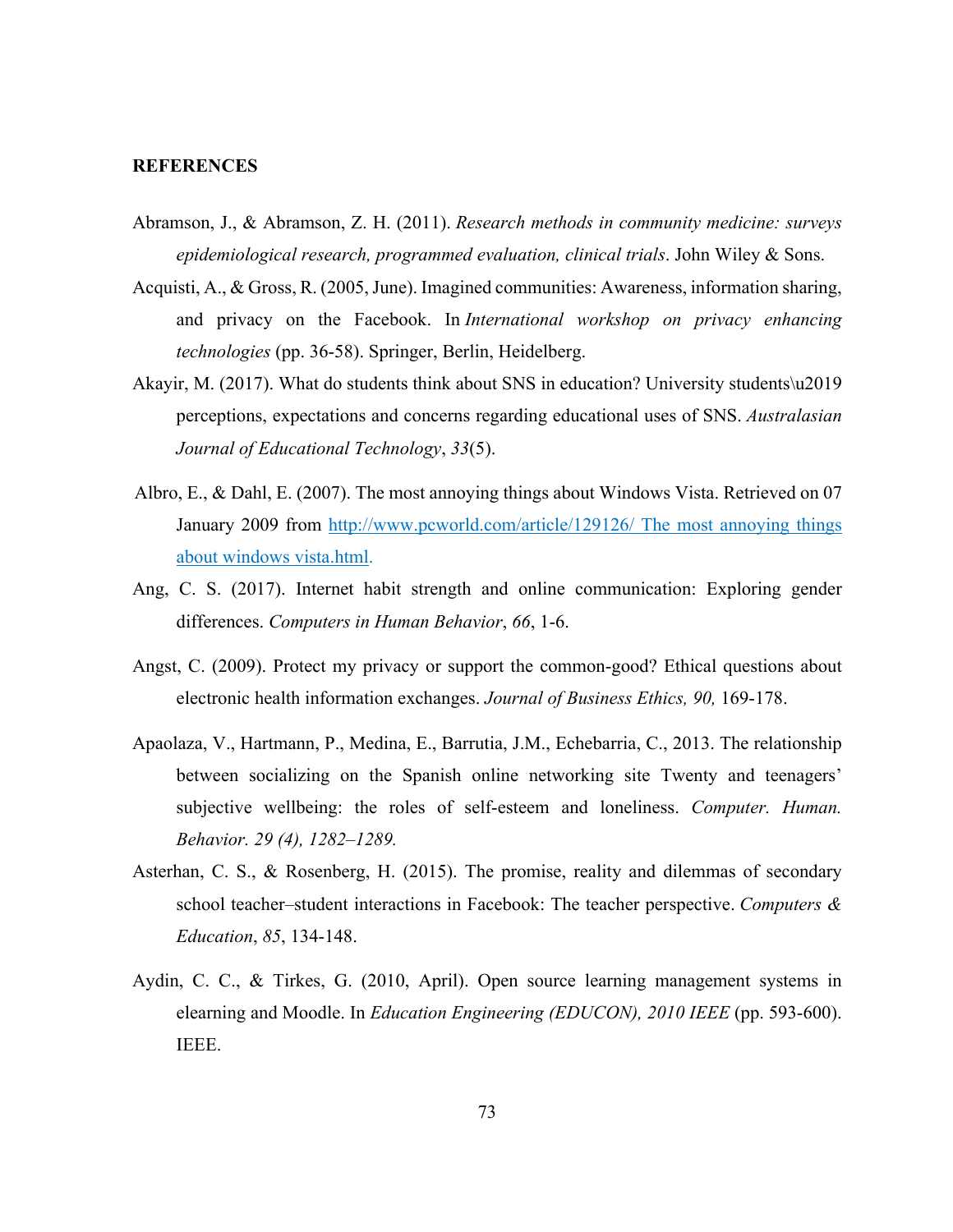**REFERENCES**

Abramson, J., & Abramson, Z. H. (2011). *Research methods in community medicine: surveys epidemiological research, programmed evaluation, clinical trials*. John Wiley & Sons.

Acquisti, A., & Gross, R. (2005, June). Imagined communities: Awareness, information sharing, and privacy on the Facebook. In *International workshop on privacy enhancing technologies* (pp. 36-58). Springer, Berlin, Heidelberg.

Akayir, M. (2017). What do students think about SNS in education? University students\u2019 perceptions, expectations and concerns regarding educational uses of SNS. *Australasian Journal of Educational Technology*, *33*(5).

Albro, E., & Dahl, E. (2007). The most annoying things about Windows Vista. Retrieved on 07 January 2009 from http://www.pcworld.com/article/129126/ The most annoying things about windows vista.html.

Ang, C. S. (2017). Internet habit strength and online communication: Exploring gender differences. *Computers in Human Behavior*, *66*, 1-6.

Angst, C. (2009). Protect my privacy or support the common-good? Ethical questions about electronic health information exchanges. *Journal of Business Ethics, 90,* 169-178.

Apaolaza, V., Hartmann, P., Medina, E., Barrutia, J.M., Echebarria, C., 2013. The relationship between socializing on the Spanish online networking site Twenty and teenagers' subjective wellbeing: the roles of self-esteem and loneliness. *Computer. Human. Behavior. 29 (4), 1282–1289.*

Asterhan, C. S., & Rosenberg, H. (2015). The promise, reality and dilemmas of secondary school teacher–student interactions in Facebook: The teacher perspective. *Computers & Education*, *85*, 134-148.

Aydin, C. C., & Tirkes, G. (2010, April). Open source learning management systems in elearning and Moodle. In *Education Engineering (EDUCON), 2010 IEEE* (pp. 593-600). IEEE.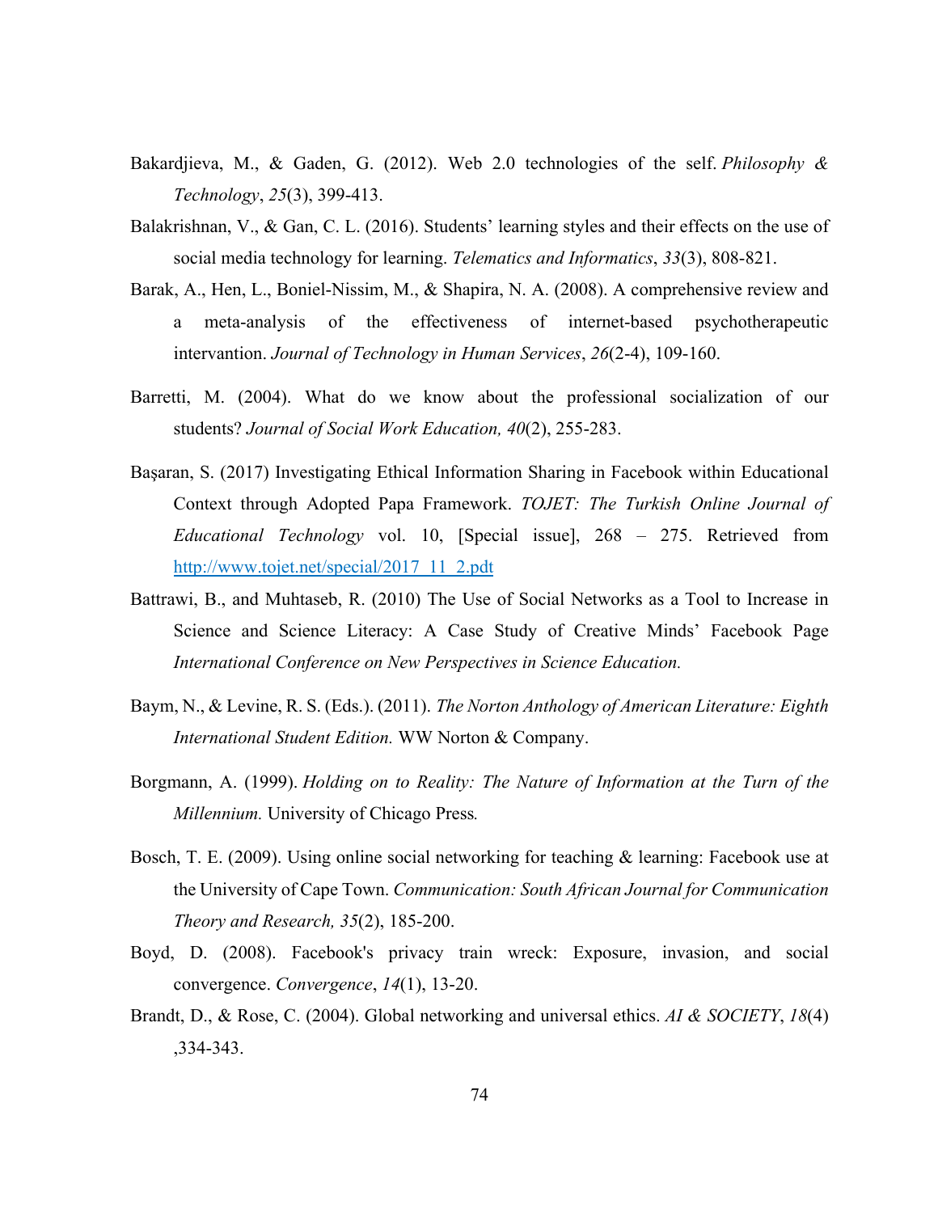Bakardjieva, M., & Gaden, G. (2012). Web 2.0 technologies of the self. *Philosophy & Technology*, *25*(3), 399-413.

Balakrishnan, V., & Gan, C. L. (2016). Students' learning styles and their effects on the use of social media technology for learning. *Telematics and Informatics*, *33*(3), 808-821.

Barak, A., Hen, L., Boniel-Nissim, M., & Shapira, N. A. (2008). A comprehensive review and a meta-analysis of the effectiveness of internet-based psychotherapeutic intervantion. *Journal of Technology in Human Services*, *26*(2-4), 109-160.

Barretti, M. (2004). What do we know about the professional socialization of our students? *Journal of Social Work Education, 40*(2), 255-283.

Başaran, S. (2017) Investigating Ethical Information Sharing in Facebook within Educational Context through Adopted Papa Framework. *TOJET: The Turkish Online Journal of Educational Technology* vol. 10, [Special issue], 268 – 275. Retrieved from http://www.tojet.net/special/2017_11_2.pdt

Battrawi, B., and Muhtaseb, R. (2010) The Use of Social Networks as a Tool to Increase in Science and Science Literacy: A Case Study of Creative Minds' Facebook Page *International Conference on New Perspectives in Science Education.*

Baym, N., & Levine, R. S. (Eds.). (2011). *The Norton Anthology of American Literature: Eighth International Student Edition.* WW Norton & Company.

Borgmann, A. (1999). *Holding on to Reality: The Nature of Information at the Turn of the Millennium.* University of Chicago Press*.*

Bosch, T. E. (2009). Using online social networking for teaching & learning: Facebook use at the University of Cape Town. *Communication: South African Journal for Communication Theory and Research, 35*(2), 185-200.

Boyd, D. (2008). Facebook's privacy train wreck: Exposure, invasion, and social convergence. *Convergence*, *14*(1), 13-20.

Brandt, D., & Rose, C. (2004). Global networking and universal ethics. *AI & SOCIETY*, *18*(4) ,334-343.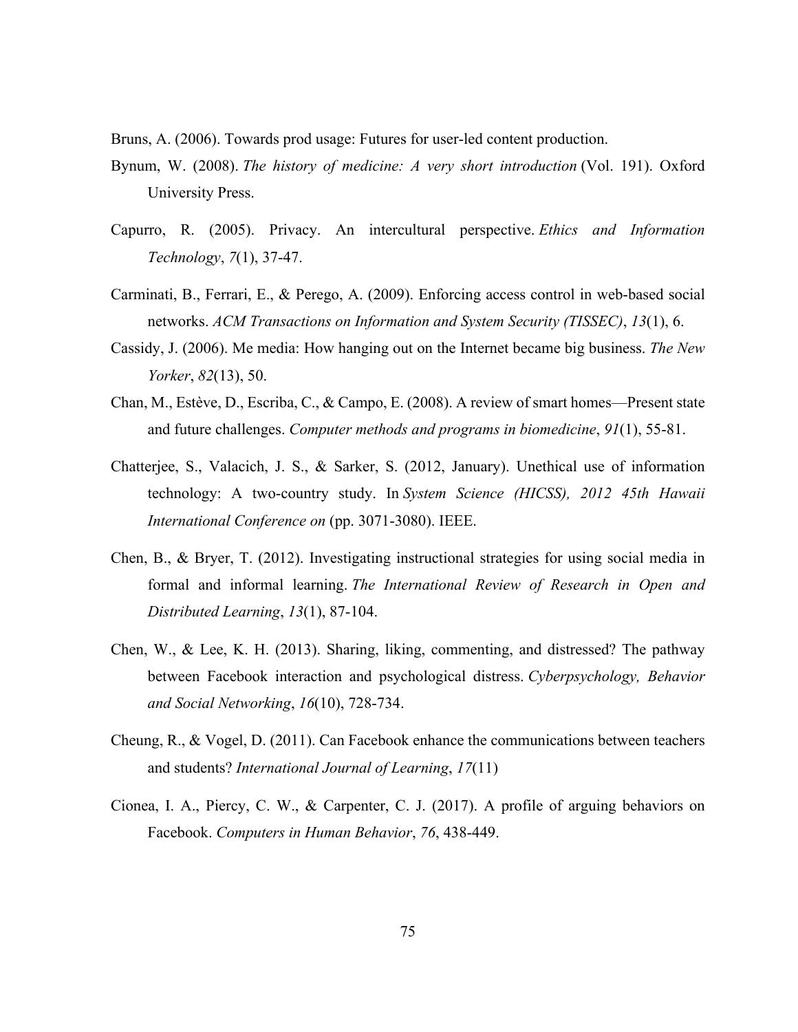Bruns, A. (2006). Towards prod usage: Futures for user-led content production.

Bynum, W. (2008). *The history of medicine: A very short introduction* (Vol. 191). Oxford University Press.

Capurro, R. (2005). Privacy. An intercultural perspective. *Ethics and Information Technology*, *7*(1), 37-47.

Carminati, B., Ferrari, E., & Perego, A. (2009). Enforcing access control in web-based social networks. *ACM Transactions on Information and System Security (TISSEC)*, *13*(1), 6.

Cassidy, J. (2006). Me media: How hanging out on the Internet became big business. *The New Yorker*, *82*(13), 50.

Chan, M., Estève, D., Escriba, C., & Campo, E. (2008). A review of smart homes—Present state and future challenges. *Computer methods and programs in biomedicine*, *91*(1), 55-81.

Chatterjee, S., Valacich, J. S., & Sarker, S. (2012, January). Unethical use of information technology: A two-country study. In *System Science (HICSS), 2012 45th Hawaii International Conference on* (pp. 3071-3080). IEEE.

Chen, B., & Bryer, T. (2012). Investigating instructional strategies for using social media in formal and informal learning. *The International Review of Research in Open and Distributed Learning*, *13*(1), 87-104.

Chen, W., & Lee, K. H. (2013). Sharing, liking, commenting, and distressed? The pathway between Facebook interaction and psychological distress. *Cyberpsychology, Behavior and Social Networking*, *16*(10), 728-734.

Cheung, R., & Vogel, D. (2011). Can Facebook enhance the communications between teachers and students? *International Journal of Learning*, *17*(11)

Cionea, I. A., Piercy, C. W., & Carpenter, C. J. (2017). A profile of arguing behaviors on Facebook. *Computers in Human Behavior*, *76*, 438-449.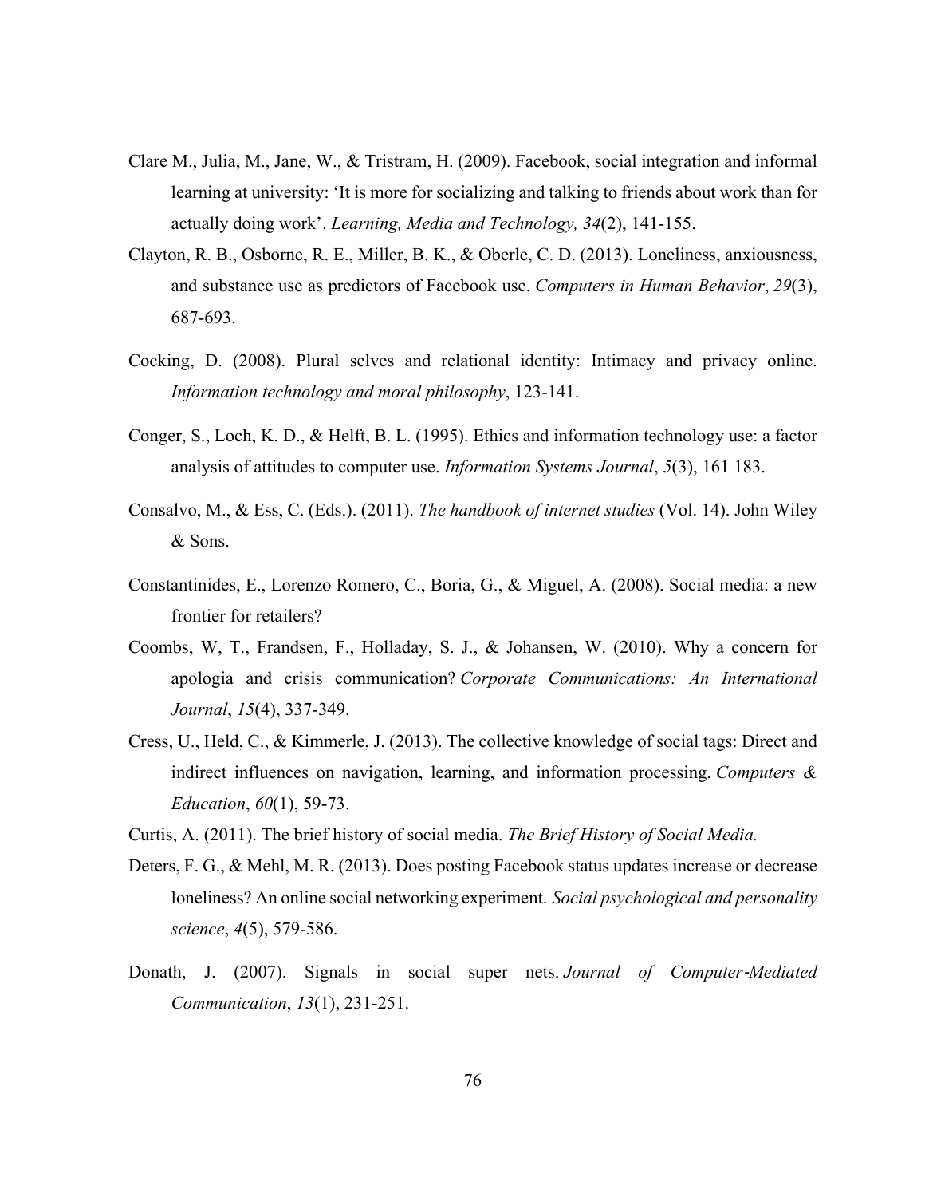Clare M., Julia, M., Jane, W., & Tristram, H. (2009). Facebook, social integration and informal learning at university: 'It is more for socializing and talking to friends about work than for actually doing work'. *Learning, Media and Technology, 34*(2), 141-155.

Clayton, R. B., Osborne, R. E., Miller, B. K., & Oberle, C. D. (2013). Loneliness, anxiousness, and substance use as predictors of Facebook use. *Computers in Human Behavior*, *29*(3), 687-693.

Cocking, D. (2008). Plural selves and relational identity: Intimacy and privacy online. *Information technology and moral philosophy*, 123-141.

Conger, S., Loch, K. D., & Helft, B. L. (1995). Ethics and information technology use: a factor analysis of attitudes to computer use. *Information Systems Journal*, *5*(3), 161 183.

Consalvo, M., & Ess, C. (Eds.). (2011). *The handbook of internet studies* (Vol. 14). John Wiley & Sons.

Constantinides, E., Lorenzo Romero, C., Boria, G., & Miguel, A. (2008). Social media: a new frontier for retailers?

Coombs, W, T., Frandsen, F., Holladay, S. J., & Johansen, W. (2010). Why a concern for apologia and crisis communication? *Corporate Communications: An International Journal*, *15*(4), 337-349.

Cress, U., Held, C., & Kimmerle, J. (2013). The collective knowledge of social tags: Direct and indirect influences on navigation, learning, and information processing. *Computers & Education*, *60*(1), 59-73.

Curtis, A. (2011). The brief history of social media. *The Brief History of Social Media.*

Deters, F. G., & Mehl, M. R. (2013). Does posting Facebook status updates increase or decrease loneliness? An online social networking experiment. *Social psychological and personality science*, *4*(5), 579-586.

Donath, J. (2007). Signals in social super nets. *Journal of Computer‐Mediated Communication*, *13*(1), 231-251.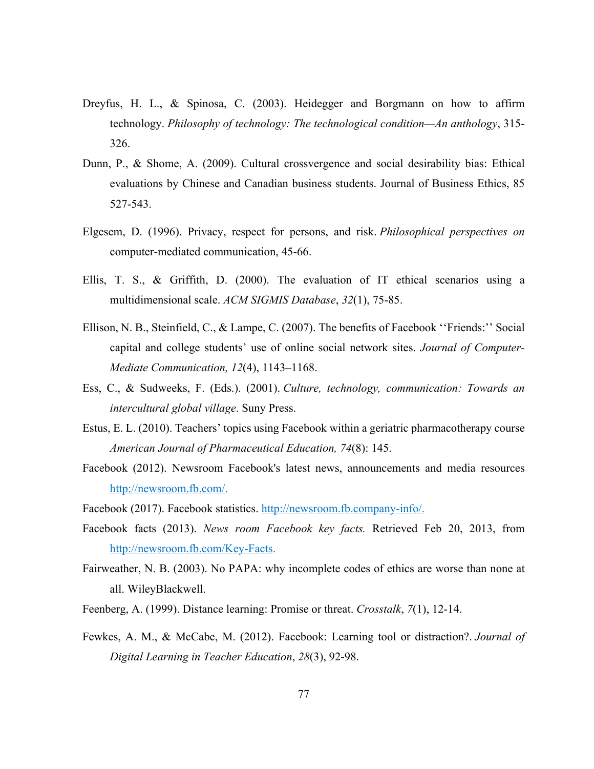Dreyfus, H. L., & Spinosa, C. (2003). Heidegger and Borgmann on how to affirm technology. *Philosophy of technology: The technological condition—An anthology*, 315-326.

Dunn, P., & Shome, A. (2009). Cultural crossvergence and social desirability bias: Ethical evaluations by Chinese and Canadian business students. Journal of Business Ethics, 85 527-543.

Elgesem, D. (1996). Privacy, respect for persons, and risk. *Philosophical perspectives on* computer-mediated communication, 45-66.

Ellis, T. S., & Griffith, D. (2000). The evaluation of IT ethical scenarios using a multidimensional scale. *ACM SIGMIS Database*, *32*(1), 75-85.

Ellison, N. B., Steinfield, C., & Lampe, C. (2007). The benefits of Facebook ''Friends:'' Social capital and college students' use of online social network sites. *Journal of Computer-Mediate Communication, 12*(4), 1143–1168.

Ess, C., & Sudweeks, F. (Eds.). (2001). *Culture, technology, communication: Towards an intercultural global village*. Suny Press.

Estus, E. L. (2010). Teachers' topics using Facebook within a geriatric pharmacotherapy course *American Journal of Pharmaceutical Education, 74*(8): 145.

Facebook (2012). Newsroom Facebook's latest news, announcements and media resources http://newsroom.fb.com/.

Facebook (2017). Facebook statistics. http://newsroom.fb.company-info/.

Facebook facts (2013). *News room Facebook key facts.* Retrieved Feb 20, 2013, from http://newsroom.fb.com/Key-Facts.

Fairweather, N. B. (2003). No PAPA: why incomplete codes of ethics are worse than none at all. WileyBlackwell.

Feenberg, A. (1999). Distance learning: Promise or threat. *Crosstalk*, *7*(1), 12-14.

Fewkes, A. M., & McCabe, M. (2012). Facebook: Learning tool or distraction?. *Journal of Digital Learning in Teacher Education*, *28*(3), 92-98.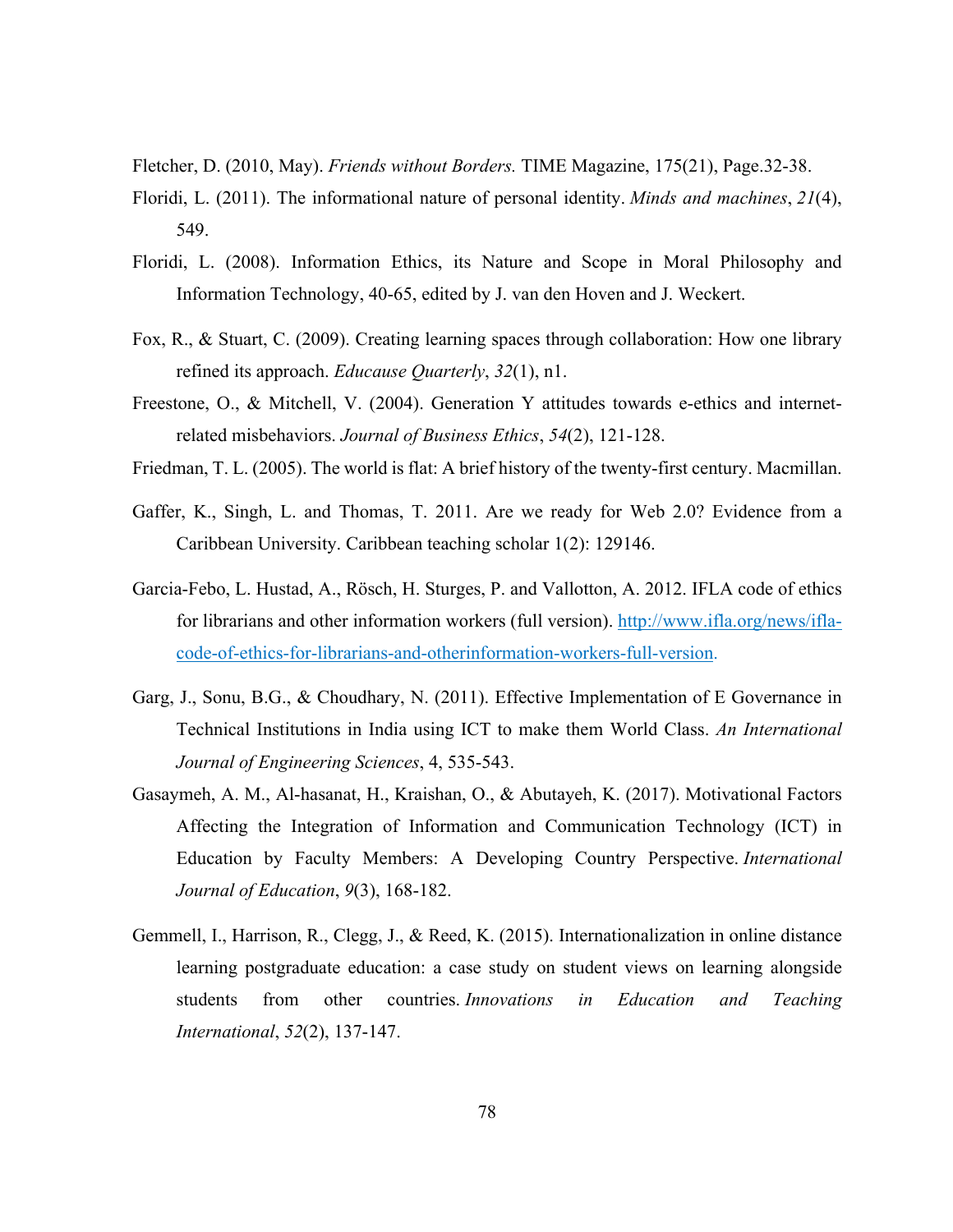Fletcher, D. (2010, May). *Friends without Borders.* TIME Magazine, 175(21), Page.32-38.

Floridi, L. (2011). The informational nature of personal identity. *Minds and machines*, *21*(4), 549.

Floridi, L. (2008). Information Ethics, its Nature and Scope in Moral Philosophy and Information Technology, 40-65, edited by J. van den Hoven and J. Weckert.

Fox, R., & Stuart, C. (2009). Creating learning spaces through collaboration: How one library refined its approach. *Educause Quarterly*, *32*(1), n1.

Freestone, O., & Mitchell, V. (2004). Generation Y attitudes towards e-ethics and internet-related misbehaviors. *Journal of Business Ethics*, *54*(2), 121-128.

Friedman, T. L. (2005). The world is flat: A brief history of the twenty-first century. Macmillan.

Gaffer, K., Singh, L. and Thomas, T. 2011. Are we ready for Web 2.0? Evidence from a Caribbean University. Caribbean teaching scholar 1(2): 129146.

Garcia-Febo, L. Hustad, A., Rösch, H. Sturges, P. and Vallotton, A. 2012. IFLA code of ethics for librarians and other information workers (full version). [http://www.ifla.org/news/ifla-code-of-ethics-for-librarians-and-otherinformation-workers-full-version](http://www.ifla.org/news/ifla-code-of-ethics-for-librarians-and-otherinformation-workers-full-version).

Garg, J., Sonu, B.G., & Choudhary, N. (2011). Effective Implementation of E Governance in Technical Institutions in India using ICT to make them World Class. *An International Journal of Engineering Sciences*, 4, 535-543.

Gasaymeh, A. M., Al-hasanat, H., Kraishan, O., & Abutayeh, K. (2017). Motivational Factors Affecting the Integration of Information and Communication Technology (ICT) in Education by Faculty Members: A Developing Country Perspective. *International Journal of Education*, *9*(3), 168-182.

Gemmell, I., Harrison, R., Clegg, J., & Reed, K. (2015). Internationalization in online distance learning postgraduate education: a case study on student views on learning alongside students from other countries. *Innovations in Education and Teaching International*, *52*(2), 137-147.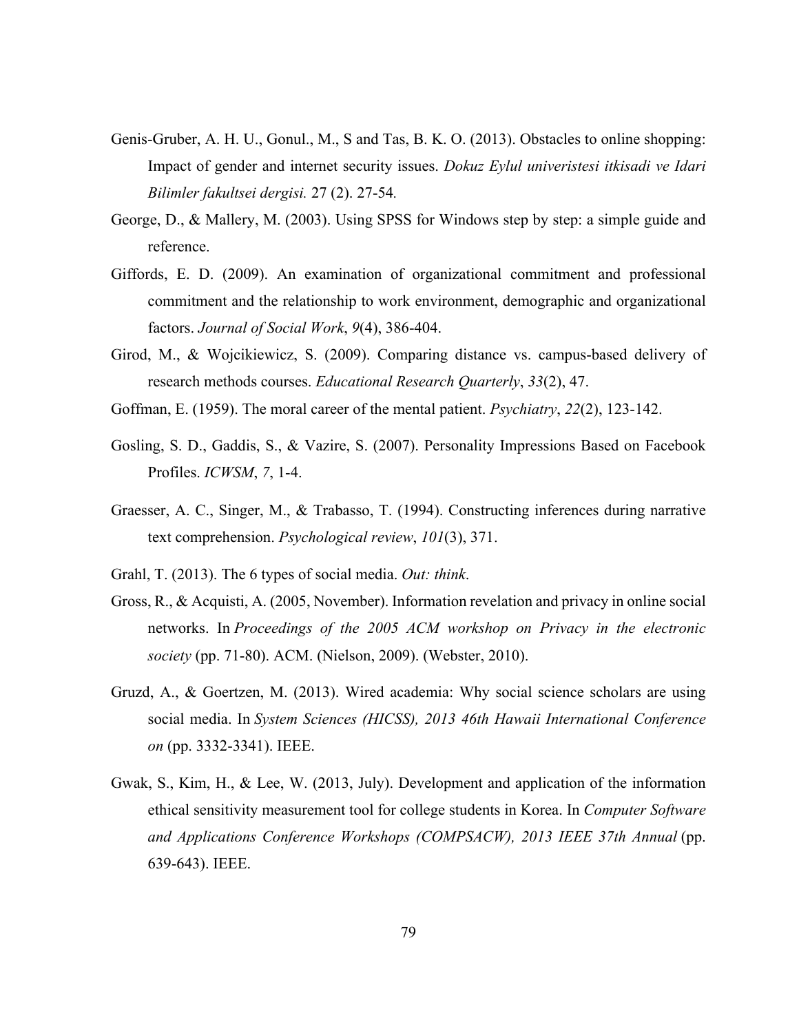Genis-Gruber, A. H. U., Gonul., M., S and Tas, B. K. O. (2013). Obstacles to online shopping: Impact of gender and internet security issues. *Dokuz Eylul univeristesi itkisadi ve Idari Bilimler fakultsei dergisi.* 27 (2). 27-54.

George, D., & Mallery, M. (2003). Using SPSS for Windows step by step: a simple guide and reference.

Giffords, E. D. (2009). An examination of organizational commitment and professional commitment and the relationship to work environment, demographic and organizational factors. *Journal of Social Work*, *9*(4), 386-404.

Girod, M., & Wojcikiewicz, S. (2009). Comparing distance vs. campus-based delivery of research methods courses. *Educational Research Quarterly*, *33*(2), 47.

Goffman, E. (1959). The moral career of the mental patient. *Psychiatry*, *22*(2), 123-142.

Gosling, S. D., Gaddis, S., & Vazire, S. (2007). Personality Impressions Based on Facebook Profiles. *ICWSM*, *7*, 1-4.

Graesser, A. C., Singer, M., & Trabasso, T. (1994). Constructing inferences during narrative text comprehension. *Psychological review*, *101*(3), 371.

Grahl, T. (2013). The 6 types of social media. *Out: think*.

Gross, R., & Acquisti, A. (2005, November). Information revelation and privacy in online social networks. In *Proceedings of the 2005 ACM workshop on Privacy in the electronic society* (pp. 71-80). ACM. (Nielson, 2009). (Webster, 2010).

Gruzd, A., & Goertzen, M. (2013). Wired academia: Why social science scholars are using social media. In *System Sciences (HICSS), 2013 46th Hawaii International Conference on* (pp. 3332-3341). IEEE.

Gwak, S., Kim, H., & Lee, W. (2013, July). Development and application of the information ethical sensitivity measurement tool for college students in Korea. In *Computer Software and Applications Conference Workshops (COMPSACW), 2013 IEEE 37th Annual* (pp. 639-643). IEEE.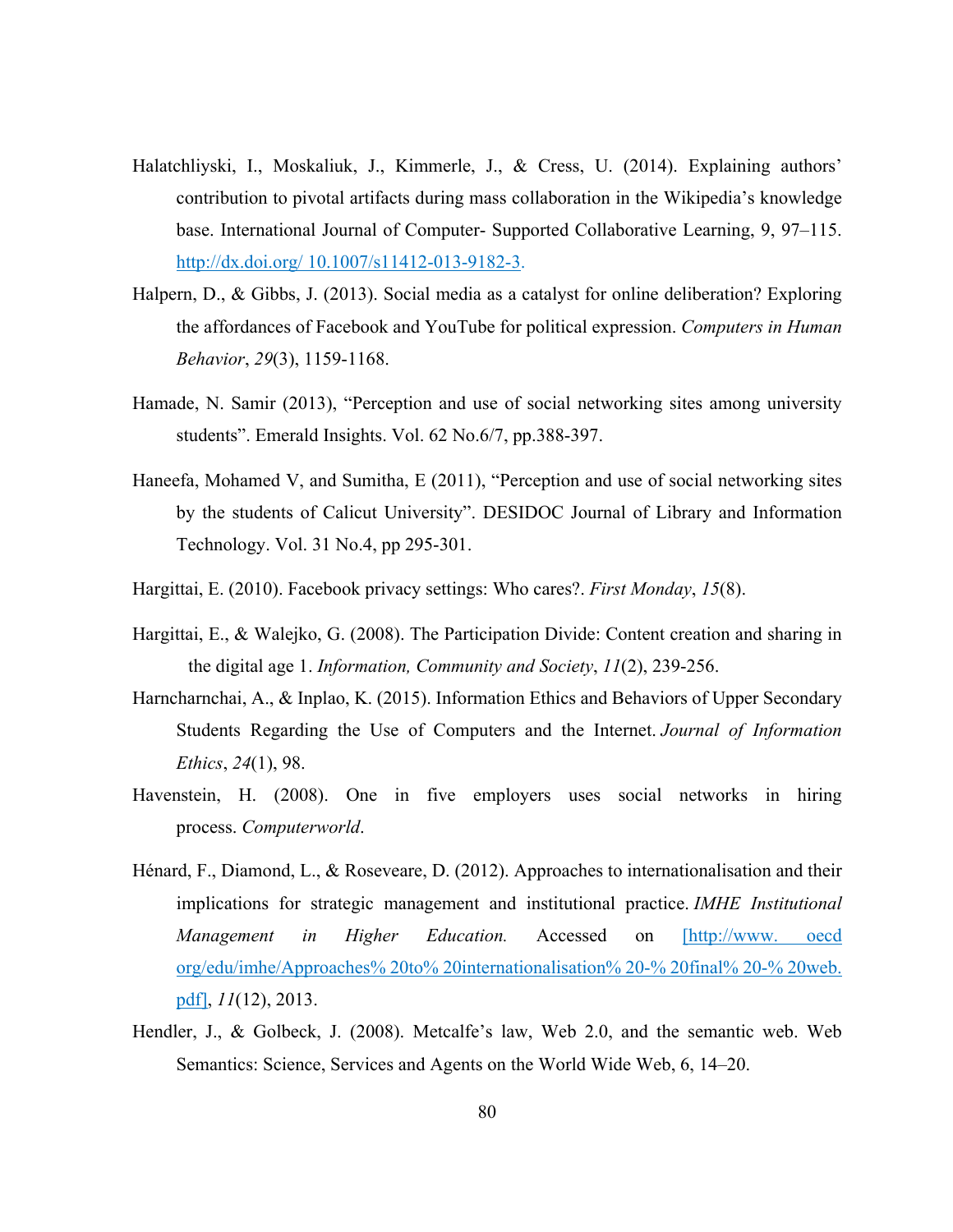Halatchliyski, I., Moskaliuk, J., Kimmerle, J., & Cress, U. (2014). Explaining authors' contribution to pivotal artifacts during mass collaboration in the Wikipedia's knowledge base. International Journal of Computer- Supported Collaborative Learning, 9, 97–115. http://dx.doi.org/ 10.1007/s11412-013-9182-3.

Halpern, D., & Gibbs, J. (2013). Social media as a catalyst for online deliberation? Exploring the affordances of Facebook and YouTube for political expression. *Computers in Human Behavior*, *29*(3), 1159-1168.

Hamade, N. Samir (2013), "Perception and use of social networking sites among university students". Emerald Insights. Vol. 62 No.6/7, pp.388-397.

Haneefa, Mohamed V, and Sumitha, E (2011), "Perception and use of social networking sites by the students of Calicut University". DESIDOC Journal of Library and Information Technology. Vol. 31 No.4, pp 295-301.

Hargittai, E. (2010). Facebook privacy settings: Who cares?. *First Monday*, *15*(8).

Hargittai, E., & Walejko, G. (2008). The Participation Divide: Content creation and sharing in the digital age 1. *Information, Community and Society*, *11*(2), 239-256.

Harncharnchai, A., & Inplao, K. (2015). Information Ethics and Behaviors of Upper Secondary Students Regarding the Use of Computers and the Internet. *Journal of Information Ethics*, *24*(1), 98.

Havenstein, H. (2008). One in five employers uses social networks in hiring process. *Computerworld*.

Hénard, F., Diamond, L., & Roseveare, D. (2012). Approaches to internationalisation and their implications for strategic management and institutional practice. *IMHE Institutional Management in Higher Education.* Accessed on [http://www. oecd org/edu/imhe/Approaches% 20to% 20internationalisation% 20-% 20final% 20-% 20web. pdf], *11*(12), 2013.

Hendler, J., & Golbeck, J. (2008). Metcalfe's law, Web 2.0, and the semantic web. Web Semantics: Science, Services and Agents on the World Wide Web, 6, 14–20.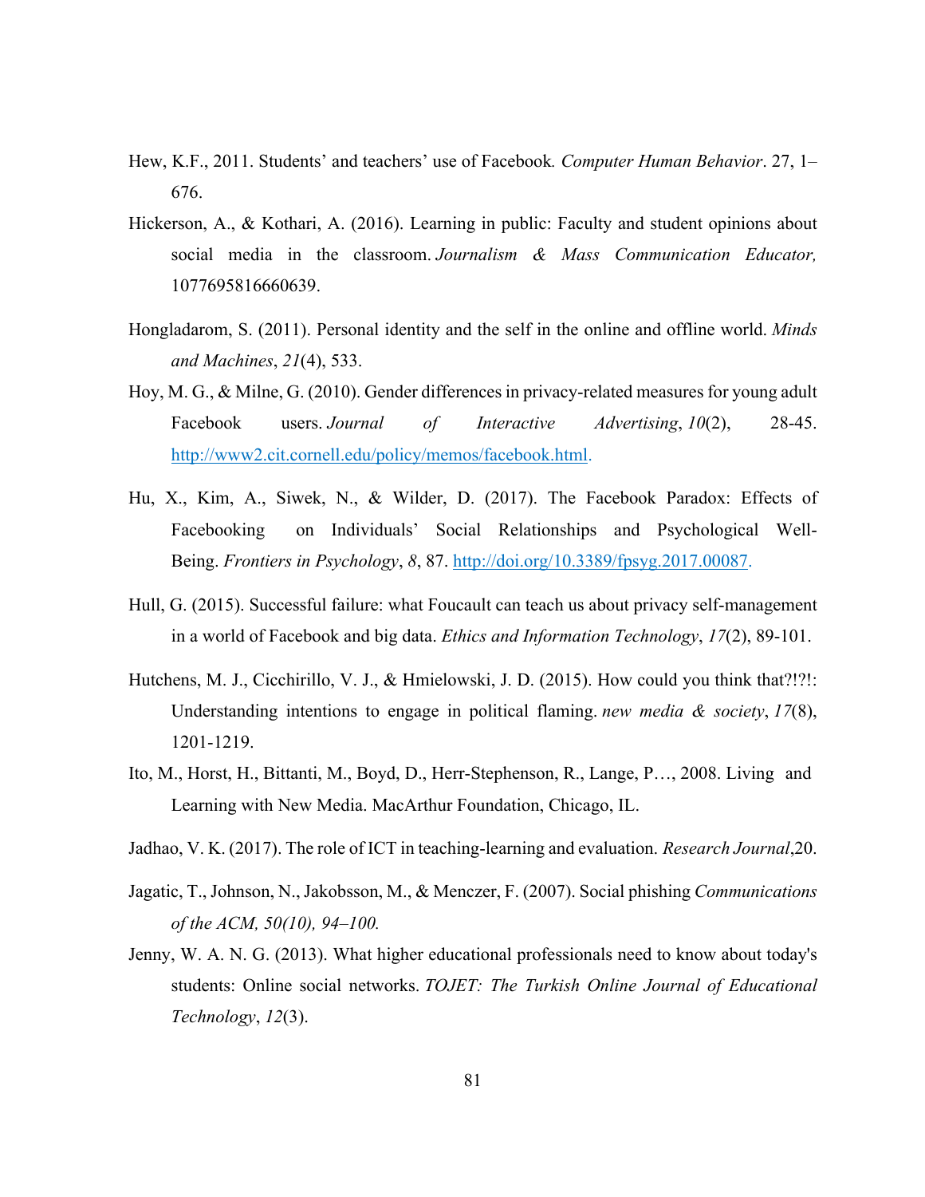Hew, K.F., 2011. Students' and teachers' use of Facebook. *Computer Human Behavior*. 27, 1–676.

Hickerson, A., & Kothari, A. (2016). Learning in public: Faculty and student opinions about social media in the classroom. *Journalism & Mass Communication Educator,* 1077695816660639.

Hongladarom, S. (2011). Personal identity and the self in the online and offline world. *Minds and Machines*, *21*(4), 533.

Hoy, M. G., & Milne, G. (2010). Gender differences in privacy-related measures for young adult Facebook users. *Journal of Interactive Advertising*, *10*(2), 28-45. http://www2.cit.cornell.edu/policy/memos/facebook.html.

Hu, X., Kim, A., Siwek, N., & Wilder, D. (2017). The Facebook Paradox: Effects of Facebooking on Individuals' Social Relationships and Psychological Well-Being. *Frontiers in Psychology*, *8*, 87. http://doi.org/10.3389/fpsyg.2017.00087.

Hull, G. (2015). Successful failure: what Foucault can teach us about privacy self-management in a world of Facebook and big data. *Ethics and Information Technology*, *17*(2), 89-101.

Hutchens, M. J., Cicchirillo, V. J., & Hmielowski, J. D. (2015). How could you think that?!?!: Understanding intentions to engage in political flaming. *new media & society*, *17*(8), 1201-1219.

Ito, M., Horst, H., Bittanti, M., Boyd, D., Herr-Stephenson, R., Lange, P…, 2008. Living and Learning with New Media. MacArthur Foundation, Chicago, IL.

Jadhao, V. K. (2017). The role of ICT in teaching-learning and evaluation. *Research Journal*,20.

Jagatic, T., Johnson, N., Jakobsson, M., & Menczer, F. (2007). Social phishing *Communications of the ACM, 50(10), 94–100.*

Jenny, W. A. N. G. (2013). What higher educational professionals need to know about today's students: Online social networks. *TOJET: The Turkish Online Journal of Educational Technology*, *12*(3).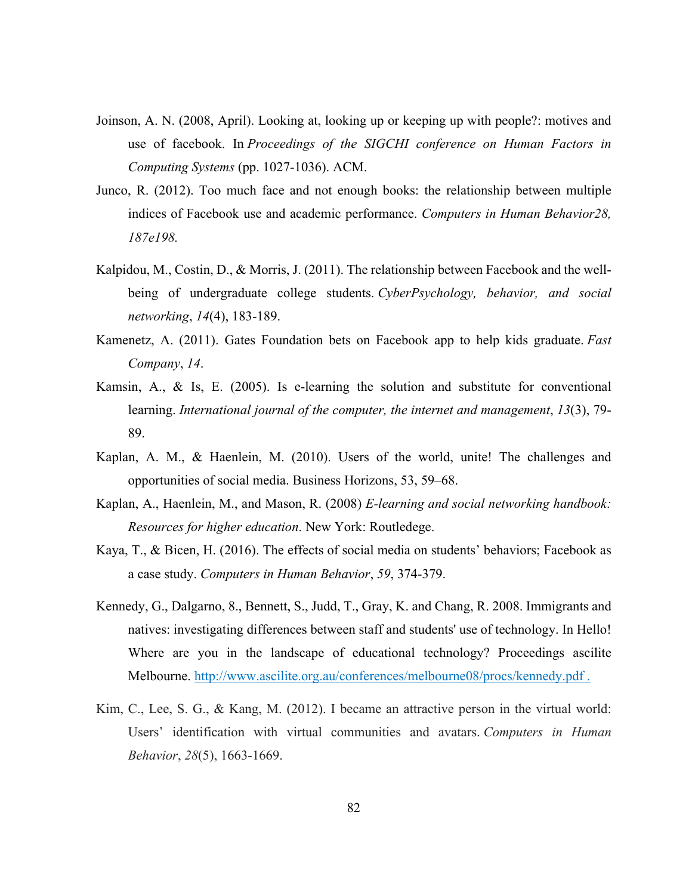Joinson, A. N. (2008, April). Looking at, looking up or keeping up with people?: motives and use of facebook. In *Proceedings of the SIGCHI conference on Human Factors in Computing Systems* (pp. 1027-1036). ACM.

Junco, R. (2012). Too much face and not enough books: the relationship between multiple indices of Facebook use and academic performance. *Computers in Human Behavior28, 187e198.*

Kalpidou, M., Costin, D., & Morris, J. (2011). The relationship between Facebook and the well-being of undergraduate college students. *CyberPsychology, behavior, and social networking*, *14*(4), 183-189.

Kamenetz, A. (2011). Gates Foundation bets on Facebook app to help kids graduate. *Fast Company*, *14*.

Kamsin, A., & Is, E. (2005). Is e-learning the solution and substitute for conventional learning. *International journal of the computer, the internet and management*, *13*(3), 79-89.

Kaplan, A. M., & Haenlein, M. (2010). Users of the world, unite! The challenges and opportunities of social media. Business Horizons, 53, 59–68.

Kaplan, A., Haenlein, M., and Mason, R. (2008) *E-learning and social networking handbook: Resources for higher education*. New York: Routledege.

Kaya, T., & Bicen, H. (2016). The effects of social media on students' behaviors; Facebook as a case study. *Computers in Human Behavior*, *59*, 374-379.

Kennedy, G., Dalgarno, 8., Bennett, S., Judd, T., Gray, K. and Chang, R. 2008. Immigrants and natives: investigating differences between staff and students' use of technology. In Hello! Where are you in the landscape of educational technology? Proceedings ascilite Melbourne. http://www.ascilite.org.au/conferences/melbourne08/procs/kennedy.pdf .

Kim, C., Lee, S. G., & Kang, M. (2012). I became an attractive person in the virtual world: Users' identification with virtual communities and avatars. *Computers in Human Behavior*, *28*(5), 1663-1669.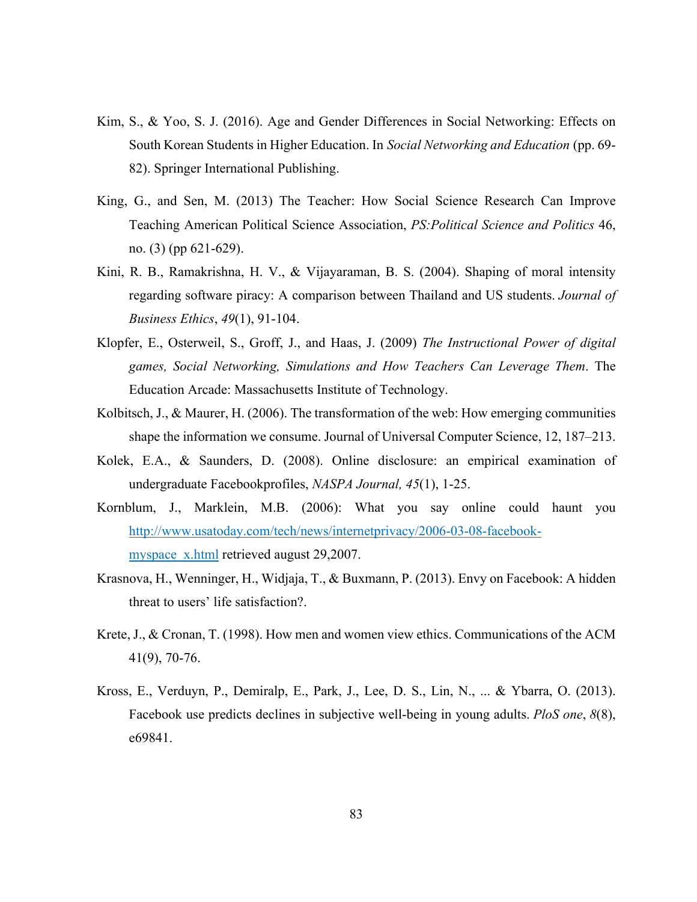Kim, S., & Yoo, S. J. (2016). Age and Gender Differences in Social Networking: Effects on South Korean Students in Higher Education. In *Social Networking and Education* (pp. 69-82). Springer International Publishing.

King, G., and Sen, M. (2013) The Teacher: How Social Science Research Can Improve Teaching American Political Science Association, *PS:Political Science and Politics* 46, no. (3) (pp 621-629).

Kini, R. B., Ramakrishna, H. V., & Vijayaraman, B. S. (2004). Shaping of moral intensity regarding software piracy: A comparison between Thailand and US students. *Journal of Business Ethics*, *49*(1), 91-104.

Klopfer, E., Osterweil, S., Groff, J., and Haas, J. (2009) *The Instructional Power of digital games, Social Networking, Simulations and How Teachers Can Leverage Them*. The Education Arcade: Massachusetts Institute of Technology.

Kolbitsch, J., & Maurer, H. (2006). The transformation of the web: How emerging communities shape the information we consume. Journal of Universal Computer Science, 12, 187–213.

Kolek, E.A., & Saunders, D. (2008). Online disclosure: an empirical examination of undergraduate Facebookprofiles, *NASPA Journal, 45*(1), 1-25.

Kornblum, J., Marklein, M.B. (2006): What you say online could haunt you http://www.usatoday.com/tech/news/internetprivacy/2006-03-08-facebook-myspace_x.html retrieved august 29,2007.

Krasnova, H., Wenninger, H., Widjaja, T., & Buxmann, P. (2013). Envy on Facebook: A hidden threat to users' life satisfaction?.

Krete, J., & Cronan, T. (1998). How men and women view ethics. Communications of the ACM 41(9), 70-76.

Kross, E., Verduyn, P., Demiralp, E., Park, J., Lee, D. S., Lin, N., ... & Ybarra, O. (2013). Facebook use predicts declines in subjective well-being in young adults. *PloS one*, *8*(8), e69841.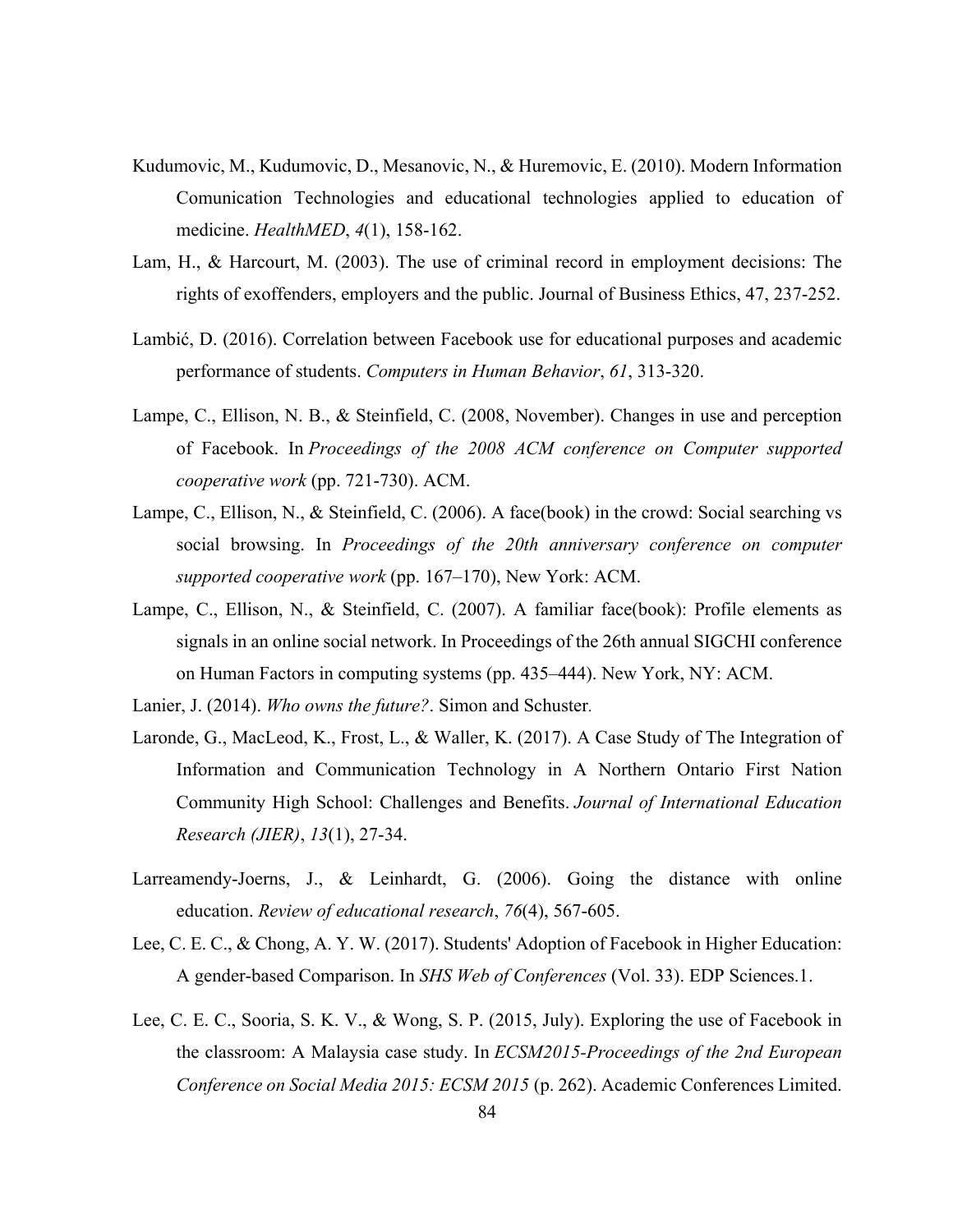Kudumovic, M., Kudumovic, D., Mesanovic, N., & Huremovic, E. (2010). Modern Information Comunication Technologies and educational technologies applied to education of medicine. *HealthMED*, *4*(1), 158-162.

Lam, H., & Harcourt, M. (2003). The use of criminal record in employment decisions: The rights of exoffenders, employers and the public. Journal of Business Ethics, 47, 237-252.

Lambić, D. (2016). Correlation between Facebook use for educational purposes and academic performance of students. *Computers in Human Behavior*, *61*, 313-320.

Lampe, C., Ellison, N. B., & Steinfield, C. (2008, November). Changes in use and perception of Facebook. In *Proceedings of the 2008 ACM conference on Computer supported cooperative work* (pp. 721-730). ACM.

Lampe, C., Ellison, N., & Steinfield, C. (2006). A face(book) in the crowd: Social searching vs social browsing. In *Proceedings of the 20th anniversary conference on computer supported cooperative work* (pp. 167–170), New York: ACM.

Lampe, C., Ellison, N., & Steinfield, C. (2007). A familiar face(book): Profile elements as signals in an online social network. In Proceedings of the 26th annual SIGCHI conference on Human Factors in computing systems (pp. 435–444). New York, NY: ACM.

Lanier, J. (2014). *Who owns the future?*. Simon and Schuster.

Laronde, G., MacLeod, K., Frost, L., & Waller, K. (2017). A Case Study of The Integration of Information and Communication Technology in A Northern Ontario First Nation Community High School: Challenges and Benefits. *Journal of International Education Research (JIER)*, *13*(1), 27-34.

Larreamendy-Joerns, J., & Leinhardt, G. (2006). Going the distance with online education. *Review of educational research*, *76*(4), 567-605.

Lee, C. E. C., & Chong, A. Y. W. (2017). Students' Adoption of Facebook in Higher Education: A gender-based Comparison. In *SHS Web of Conferences* (Vol. 33). EDP Sciences.1.

Lee, C. E. C., Sooria, S. K. V., & Wong, S. P. (2015, July). Exploring the use of Facebook in the classroom: A Malaysia case study. In *ECSM2015-Proceedings of the 2nd European Conference on Social Media 2015: ECSM 2015* (p. 262). Academic Conferences Limited.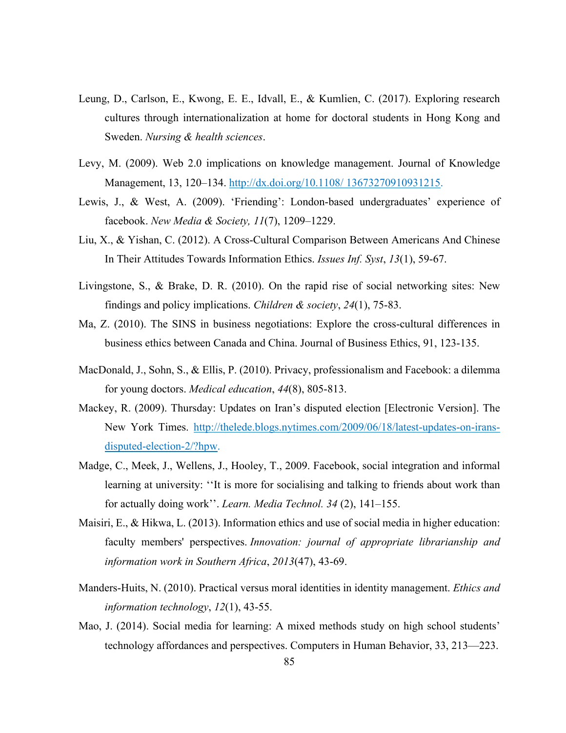Leung, D., Carlson, E., Kwong, E. E., Idvall, E., & Kumlien, C. (2017). Exploring research cultures through internationalization at home for doctoral students in Hong Kong and Sweden. *Nursing & health sciences*.

Levy, M. (2009). Web 2.0 implications on knowledge management. Journal of Knowledge Management, 13, 120–134. http://dx.doi.org/10.1108/ 13673270910931215.

Lewis, J., & West, A. (2009). 'Friending': London-based undergraduates' experience of facebook. *New Media & Society, 11*(7), 1209–1229.

Liu, X., & Yishan, C. (2012). A Cross-Cultural Comparison Between Americans And Chinese In Their Attitudes Towards Information Ethics. *Issues Inf. Syst*, *13*(1), 59-67.

Livingstone, S., & Brake, D. R. (2010). On the rapid rise of social networking sites: New findings and policy implications. *Children & society*, *24*(1), 75-83.

Ma, Z. (2010). The SINS in business negotiations: Explore the cross-cultural differences in business ethics between Canada and China. Journal of Business Ethics, 91, 123-135.

MacDonald, J., Sohn, S., & Ellis, P. (2010). Privacy, professionalism and Facebook: a dilemma for young doctors. *Medical education*, *44*(8), 805-813.

Mackey, R. (2009). Thursday: Updates on Iran's disputed election [Electronic Version]. The New York Times. http://thelede.blogs.nytimes.com/2009/06/18/latest-updates-on-irans-disputed-election-2/?hpw.

Madge, C., Meek, J., Wellens, J., Hooley, T., 2009. Facebook, social integration and informal learning at university: ''It is more for socialising and talking to friends about work than for actually doing work''. *Learn. Media Technol. 34* (2), 141–155.

Maisiri, E., & Hikwa, L. (2013). Information ethics and use of social media in higher education: faculty members' perspectives. *Innovation: journal of appropriate librarianship and information work in Southern Africa*, *2013*(47), 43-69.

Manders-Huits, N. (2010). Practical versus moral identities in identity management. *Ethics and information technology*, *12*(1), 43-55.

Mao, J. (2014). Social media for learning: A mixed methods study on high school students' technology affordances and perspectives. Computers in Human Behavior, 33, 213—223.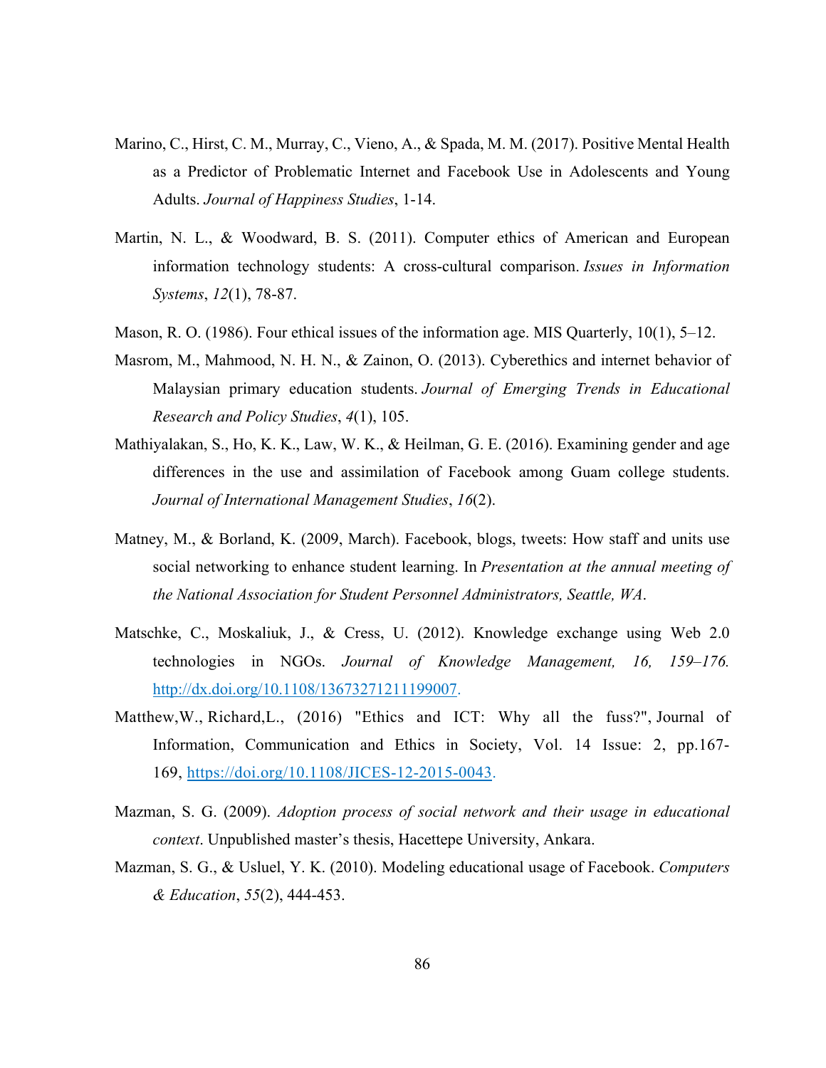Marino, C., Hirst, C. M., Murray, C., Vieno, A., & Spada, M. M. (2017). Positive Mental Health as a Predictor of Problematic Internet and Facebook Use in Adolescents and Young Adults. *Journal of Happiness Studies*, 1-14.

Martin, N. L., & Woodward, B. S. (2011). Computer ethics of American and European information technology students: A cross-cultural comparison. *Issues in Information Systems*, *12*(1), 78-87.

Mason, R. O. (1986). Four ethical issues of the information age. MIS Quarterly, 10(1), 5–12.

Masrom, M., Mahmood, N. H. N., & Zainon, O. (2013). Cyberethics and internet behavior of Malaysian primary education students. *Journal of Emerging Trends in Educational Research and Policy Studies*, *4*(1), 105.

Mathiyalakan, S., Ho, K. K., Law, W. K., & Heilman, G. E. (2016). Examining gender and age differences in the use and assimilation of Facebook among Guam college students. *Journal of International Management Studies*, *16*(2).

Matney, M., & Borland, K. (2009, March). Facebook, blogs, tweets: How staff and units use social networking to enhance student learning. In *Presentation at the annual meeting of the National Association for Student Personnel Administrators, Seattle, WA*.

Matschke, C., Moskaliuk, J., & Cress, U. (2012). Knowledge exchange using Web 2.0 technologies in NGOs. *Journal of Knowledge Management, 16, 159–176.* http://dx.doi.org/10.1108/13673271211199007.

Matthew,W., Richard,L., (2016) "Ethics and ICT: Why all the fuss?", Journal of Information, Communication and Ethics in Society, Vol. 14 Issue: 2, pp.167-169, https://doi.org/10.1108/JICES-12-2015-0043.

Mazman, S. G. (2009). *Adoption process of social network and their usage in educational context*. Unpublished master's thesis, Hacettepe University, Ankara.

Mazman, S. G., & Usluel, Y. K. (2010). Modeling educational usage of Facebook. *Computers & Education*, *55*(2), 444-453.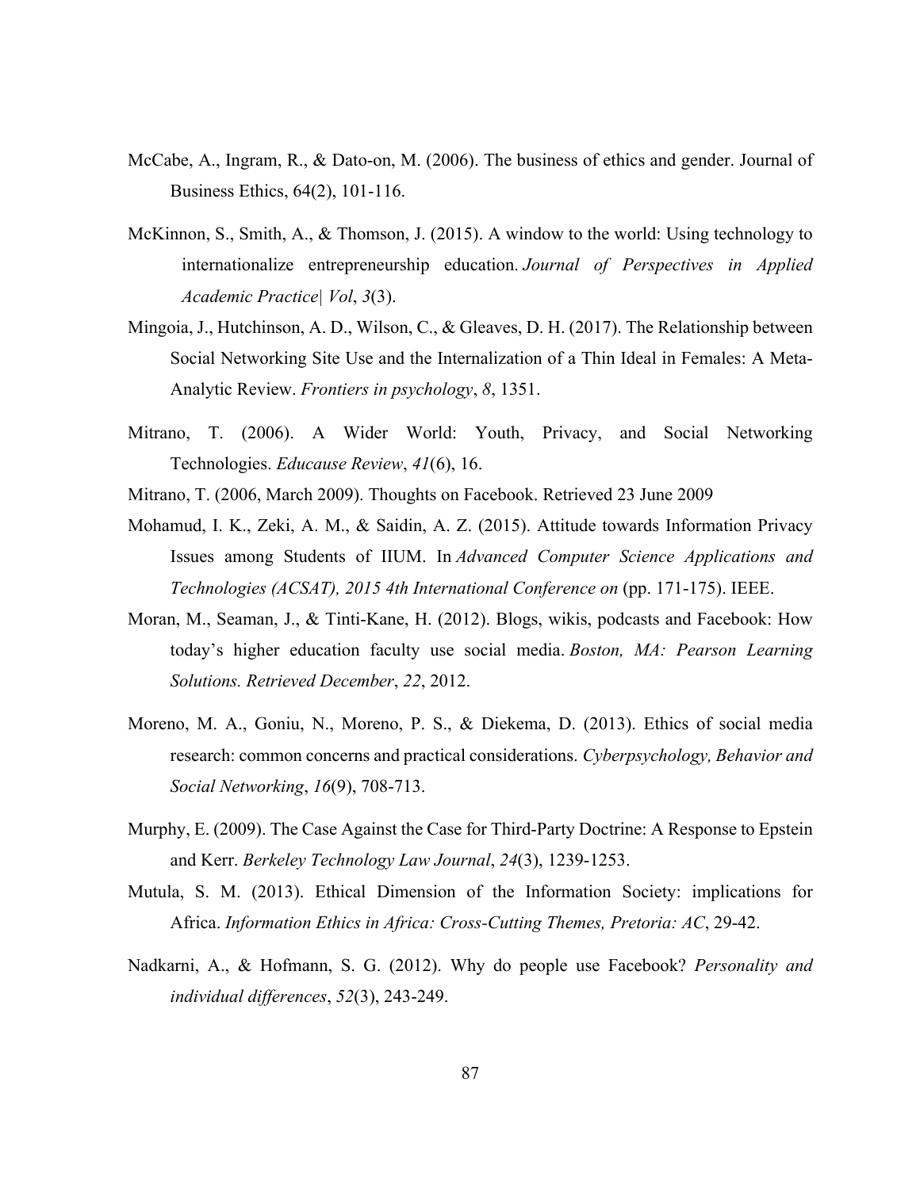McCabe, A., Ingram, R., & Dato-on, M. (2006). The business of ethics and gender. Journal of Business Ethics, 64(2), 101-116.

McKinnon, S., Smith, A., & Thomson, J. (2015). A window to the world: Using technology to internationalize entrepreneurship education. *Journal of Perspectives in Applied Academic Practice| Vol*, *3*(3).

Mingoia, J., Hutchinson, A. D., Wilson, C., & Gleaves, D. H. (2017). The Relationship between Social Networking Site Use and the Internalization of a Thin Ideal in Females: A Meta-Analytic Review. *Frontiers in psychology*, *8*, 1351.

Mitrano, T. (2006). A Wider World: Youth, Privacy, and Social Networking Technologies. *Educause Review*, *41*(6), 16.

Mitrano, T. (2006, March 2009). Thoughts on Facebook. Retrieved 23 June 2009

Mohamud, I. K., Zeki, A. M., & Saidin, A. Z. (2015). Attitude towards Information Privacy Issues among Students of IIUM. In *Advanced Computer Science Applications and Technologies (ACSAT), 2015 4th International Conference on* (pp. 171-175). IEEE.

Moran, M., Seaman, J., & Tinti-Kane, H. (2012). Blogs, wikis, podcasts and Facebook: How today's higher education faculty use social media. *Boston, MA: Pearson Learning Solutions. Retrieved December*, *22*, 2012.

Moreno, M. A., Goniu, N., Moreno, P. S., & Diekema, D. (2013). Ethics of social media research: common concerns and practical considerations. *Cyberpsychology, Behavior and Social Networking*, *16*(9), 708-713.

Murphy, E. (2009). The Case Against the Case for Third-Party Doctrine: A Response to Epstein and Kerr. *Berkeley Technology Law Journal*, *24*(3), 1239-1253.

Mutula, S. M. (2013). Ethical Dimension of the Information Society: implications for Africa. *Information Ethics in Africa: Cross-Cutting Themes, Pretoria: AC*, 29-42.

Nadkarni, A., & Hofmann, S. G. (2012). Why do people use Facebook? *Personality and individual differences*, *52*(3), 243-249.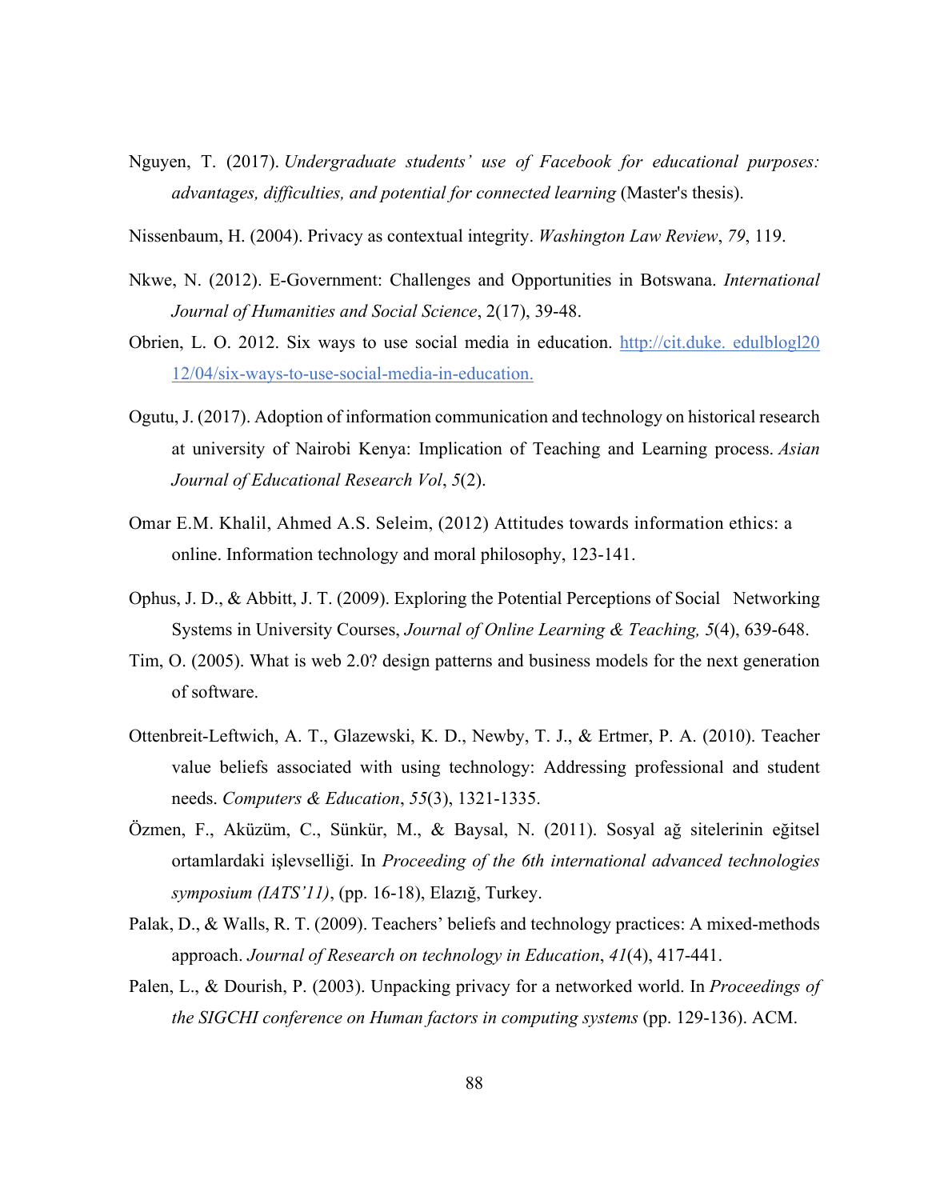Nguyen, T. (2017). *Undergraduate students' use of Facebook for educational purposes: advantages, difficulties, and potential for connected learning* (Master's thesis).

Nissenbaum, H. (2004). Privacy as contextual integrity. *Washington Law Review*, *79*, 119.

Nkwe, N. (2012). E-Government: Challenges and Opportunities in Botswana. *International Journal of Humanities and Social Science*, 2(17), 39-48.

Obrien, L. O. 2012. Six ways to use social media in education. [http://cit.duke. edulblogl2012/04/six-ways-to-use-social-media-in-education.](http://cit.duke.edulblogl2012/04/six-ways-to-use-social-media-in-education.)

Ogutu, J. (2017). Adoption of information communication and technology on historical research at university of Nairobi Kenya: Implication of Teaching and Learning process. *Asian Journal of Educational Research Vol*, *5*(2).

Omar E.M. Khalil, Ahmed A.S. Seleim, (2012) Attitudes towards information ethics: a online. Information technology and moral philosophy, 123-141.

Ophus, J. D., & Abbitt, J. T. (2009). Exploring the Potential Perceptions of Social Networking Systems in University Courses, *Journal of Online Learning & Teaching, 5*(4), 639-648.

Tim, O. (2005). What is web 2.0? design patterns and business models for the next generation of software.

Ottenbreit-Leftwich, A. T., Glazewski, K. D., Newby, T. J., & Ertmer, P. A. (2010). Teacher value beliefs associated with using technology: Addressing professional and student needs. *Computers & Education*, *55*(3), 1321-1335.

Özmen, F., Aküzüm, C., Sünkür, M., & Baysal, N. (2011). Sosyal ağ sitelerinin eğitsel ortamlardaki işlevselliği. In *Proceeding of the 6th international advanced technologies symposium (IATS'11)*, (pp. 16-18), Elazığ, Turkey.

Palak, D., & Walls, R. T. (2009). Teachers' beliefs and technology practices: A mixed-methods approach. *Journal of Research on technology in Education*, *41*(4), 417-441.

Palen, L., & Dourish, P. (2003). Unpacking privacy for a networked world. In *Proceedings of the SIGCHI conference on Human factors in computing systems* (pp. 129-136). ACM.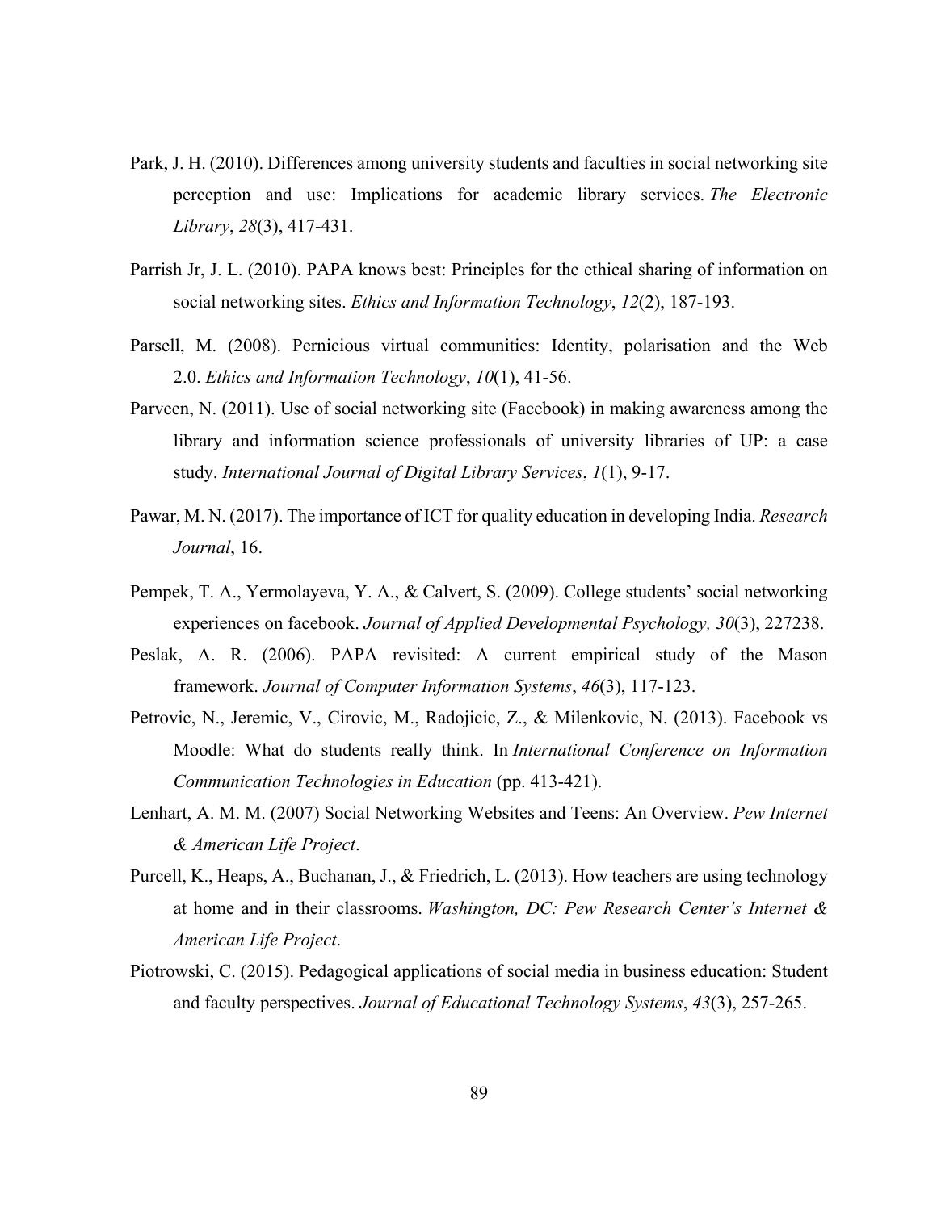Park, J. H. (2010). Differences among university students and faculties in social networking site perception and use: Implications for academic library services. *The Electronic Library*, *28*(3), 417-431.

Parrish Jr, J. L. (2010). PAPA knows best: Principles for the ethical sharing of information on social networking sites. *Ethics and Information Technology*, *12*(2), 187-193.

Parsell, M. (2008). Pernicious virtual communities: Identity, polarisation and the Web 2.0. *Ethics and Information Technology*, *10*(1), 41-56.

Parveen, N. (2011). Use of social networking site (Facebook) in making awareness among the library and information science professionals of university libraries of UP: a case study. *International Journal of Digital Library Services*, *1*(1), 9-17.

Pawar, M. N. (2017). The importance of ICT for quality education in developing India. *Research Journal*, 16.

Pempek, T. A., Yermolayeva, Y. A., & Calvert, S. (2009). College students' social networking experiences on facebook. *Journal of Applied Developmental Psychology, 30*(3), 227238.

Peslak, A. R. (2006). PAPA revisited: A current empirical study of the Mason framework. *Journal of Computer Information Systems*, *46*(3), 117-123.

Petrovic, N., Jeremic, V., Cirovic, M., Radojicic, Z., & Milenkovic, N. (2013). Facebook vs Moodle: What do students really think. In *International Conference on Information Communication Technologies in Education* (pp. 413-421).

Lenhart, A. M. M. (2007) Social Networking Websites and Teens: An Overview. *Pew Internet & American Life Project*.

Purcell, K., Heaps, A., Buchanan, J., & Friedrich, L. (2013). How teachers are using technology at home and in their classrooms. *Washington, DC: Pew Research Center's Internet & American Life Project*.

Piotrowski, C. (2015). Pedagogical applications of social media in business education: Student and faculty perspectives. *Journal of Educational Technology Systems*, *43*(3), 257-265.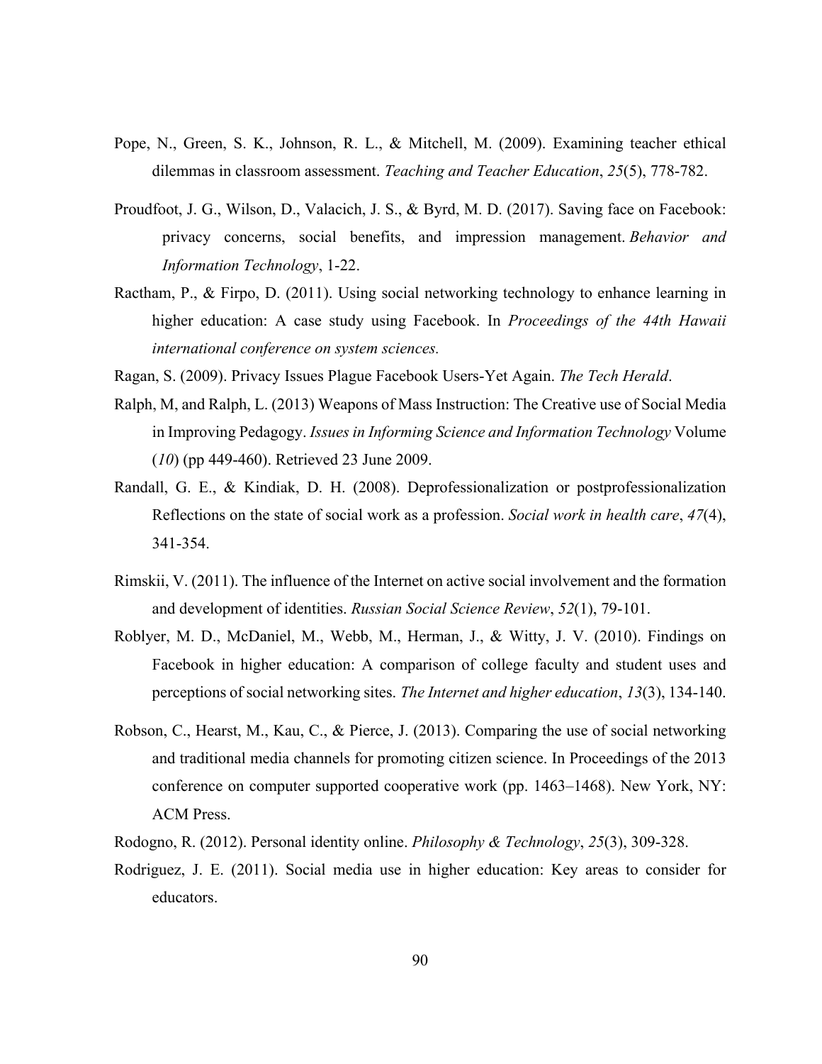Pope, N., Green, S. K., Johnson, R. L., & Mitchell, M. (2009). Examining teacher ethical dilemmas in classroom assessment. *Teaching and Teacher Education*, *25*(5), 778-782.

Proudfoot, J. G., Wilson, D., Valacich, J. S., & Byrd, M. D. (2017). Saving face on Facebook: privacy concerns, social benefits, and impression management. *Behavior and Information Technology*, 1-22.

Ractham, P., & Firpo, D. (2011). Using social networking technology to enhance learning in higher education: A case study using Facebook. In *Proceedings of the 44th Hawaii international conference on system sciences.*

Ragan, S. (2009). Privacy Issues Plague Facebook Users-Yet Again. *The Tech Herald*.

Ralph, M, and Ralph, L. (2013) Weapons of Mass Instruction: The Creative use of Social Media in Improving Pedagogy. *Issues in Informing Science and Information Technology* Volume (*10*) (pp 449-460). Retrieved 23 June 2009.

Randall, G. E., & Kindiak, D. H. (2008). Deprofessionalization or postprofessionalization Reflections on the state of social work as a profession. *Social work in health care*, *47*(4), 341-354.

Rimskii, V. (2011). The influence of the Internet on active social involvement and the formation and development of identities. *Russian Social Science Review*, *52*(1), 79-101.

Roblyer, M. D., McDaniel, M., Webb, M., Herman, J., & Witty, J. V. (2010). Findings on Facebook in higher education: A comparison of college faculty and student uses and perceptions of social networking sites. *The Internet and higher education*, *13*(3), 134-140.

Robson, C., Hearst, M., Kau, C., & Pierce, J. (2013). Comparing the use of social networking and traditional media channels for promoting citizen science. In Proceedings of the 2013 conference on computer supported cooperative work (pp. 1463–1468). New York, NY: ACM Press.

Rodogno, R. (2012). Personal identity online. *Philosophy & Technology*, *25*(3), 309-328.

Rodriguez, J. E. (2011). Social media use in higher education: Key areas to consider for educators.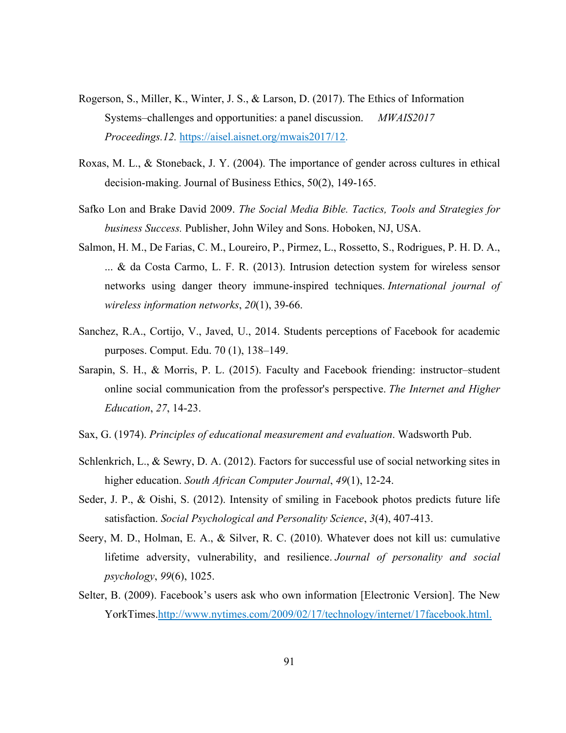Rogerson, S., Miller, K., Winter, J. S., & Larson, D. (2017). The Ethics of Information Systems–challenges and opportunities: a panel discussion. *MWAIS2017 Proceedings.12.* https://aisel.aisnet.org/mwais2017/12.

Roxas, M. L., & Stoneback, J. Y. (2004). The importance of gender across cultures in ethical decision-making. Journal of Business Ethics, 50(2), 149-165.

Safko Lon and Brake David 2009. *The Social Media Bible. Tactics, Tools and Strategies for business Success.* Publisher, John Wiley and Sons. Hoboken, NJ, USA.

Salmon, H. M., De Farias, C. M., Loureiro, P., Pirmez, L., Rossetto, S., Rodrigues, P. H. D. A., ... & da Costa Carmo, L. F. R. (2013). Intrusion detection system for wireless sensor networks using danger theory immune-inspired techniques. *International journal of wireless information networks*, *20*(1), 39-66.

Sanchez, R.A., Cortijo, V., Javed, U., 2014. Students perceptions of Facebook for academic purposes. Comput. Edu. 70 (1), 138–149.

Sarapin, S. H., & Morris, P. L. (2015). Faculty and Facebook friending: instructor–student online social communication from the professor's perspective. *The Internet and Higher Education*, *27*, 14-23.

Sax, G. (1974). *Principles of educational measurement and evaluation*. Wadsworth Pub.

Schlenkrich, L., & Sewry, D. A. (2012). Factors for successful use of social networking sites in higher education. *South African Computer Journal*, *49*(1), 12-24.

Seder, J. P., & Oishi, S. (2012). Intensity of smiling in Facebook photos predicts future life satisfaction. *Social Psychological and Personality Science*, *3*(4), 407-413.

Seery, M. D., Holman, E. A., & Silver, R. C. (2010). Whatever does not kill us: cumulative lifetime adversity, vulnerability, and resilience. *Journal of personality and social psychology*, *99*(6), 1025.

Selter, B. (2009). Facebook's users ask who own information [Electronic Version]. The New YorkTimes.http://www.nytimes.com/2009/02/17/technology/internet/17facebook.html.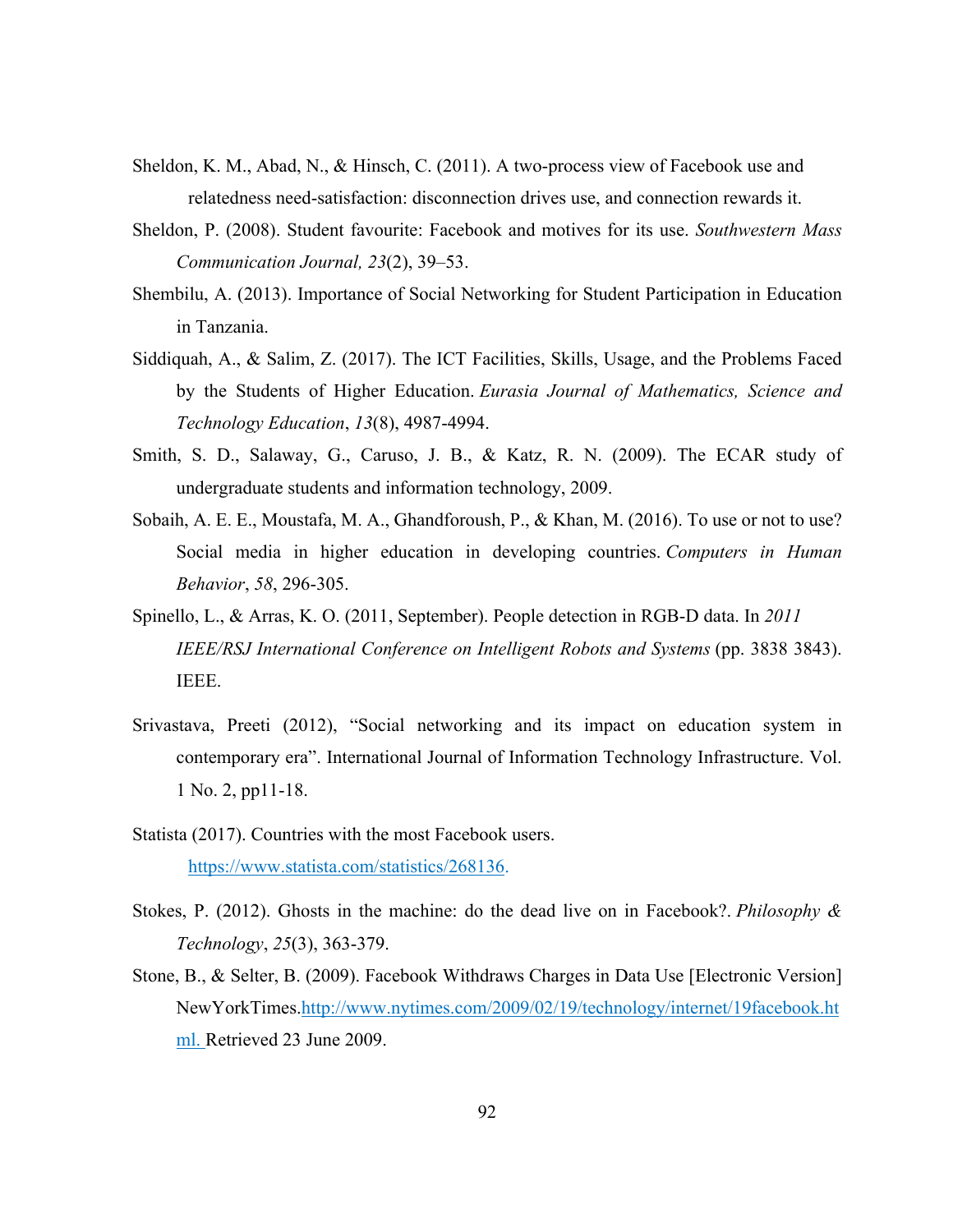Sheldon, K. M., Abad, N., & Hinsch, C. (2011). A two-process view of Facebook use and relatedness need-satisfaction: disconnection drives use, and connection rewards it.

Sheldon, P. (2008). Student favourite: Facebook and motives for its use. *Southwestern Mass Communication Journal, 23*(2), 39–53.

Shembilu, A. (2013). Importance of Social Networking for Student Participation in Education in Tanzania.

Siddiquah, A., & Salim, Z. (2017). The ICT Facilities, Skills, Usage, and the Problems Faced by the Students of Higher Education. *Eurasia Journal of Mathematics, Science and Technology Education*, *13*(8), 4987-4994.

Smith, S. D., Salaway, G., Caruso, J. B., & Katz, R. N. (2009). The ECAR study of undergraduate students and information technology, 2009.

Sobaih, A. E. E., Moustafa, M. A., Ghandforoush, P., & Khan, M. (2016). To use or not to use? Social media in higher education in developing countries. *Computers in Human Behavior*, *58*, 296-305.

Spinello, L., & Arras, K. O. (2011, September). People detection in RGB-D data. In *2011 IEEE/RSJ International Conference on Intelligent Robots and Systems* (pp. 3838 3843). IEEE.

Srivastava, Preeti (2012), "Social networking and its impact on education system in contemporary era". International Journal of Information Technology Infrastructure. Vol. 1 No. 2, pp11-18.

Statista (2017). Countries with the most Facebook users. https://www.statista.com/statistics/268136.

Stokes, P. (2012). Ghosts in the machine: do the dead live on in Facebook?. *Philosophy & Technology*, *25*(3), 363-379.

Stone, B., & Selter, B. (2009). Facebook Withdraws Charges in Data Use [Electronic Version] NewYorkTimes.http://www.nytimes.com/2009/02/19/technology/internet/19facebook.html. Retrieved 23 June 2009.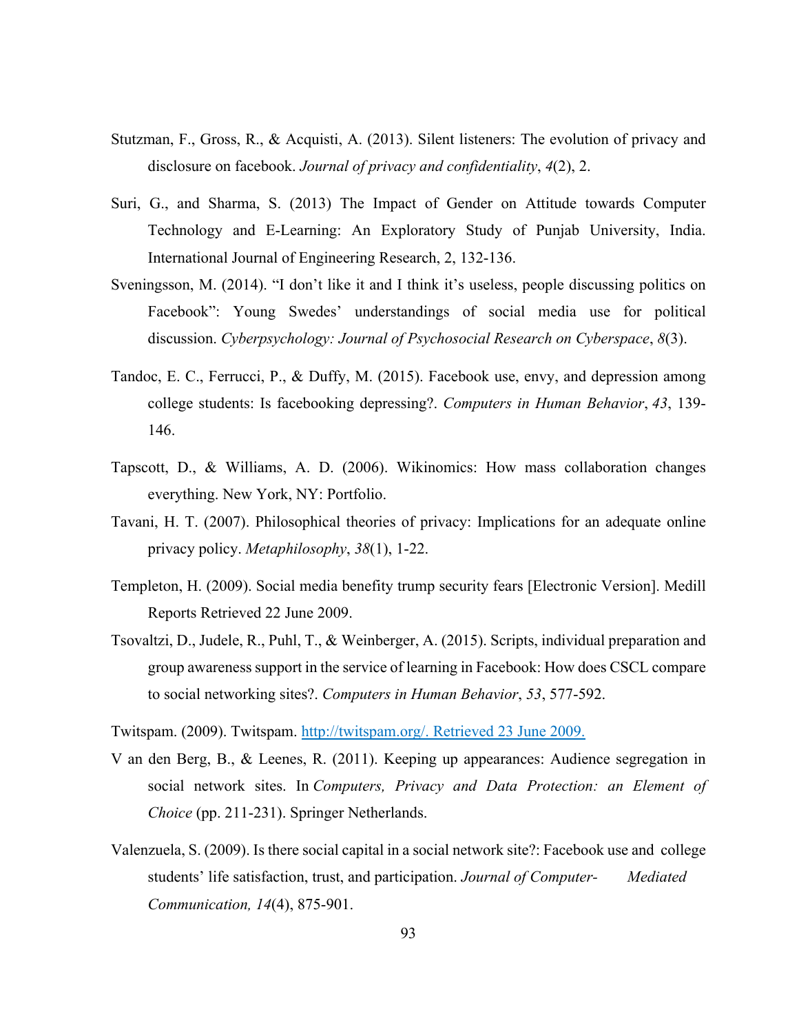Stutzman, F., Gross, R., & Acquisti, A. (2013). Silent listeners: The evolution of privacy and disclosure on facebook. *Journal of privacy and confidentiality*, *4*(2), 2.

Suri, G., and Sharma, S. (2013) The Impact of Gender on Attitude towards Computer Technology and E-Learning: An Exploratory Study of Punjab University, India. International Journal of Engineering Research, 2, 132-136.

Sveningsson, M. (2014). "I don't like it and I think it's useless, people discussing politics on Facebook": Young Swedes' understandings of social media use for political discussion. *Cyberpsychology: Journal of Psychosocial Research on Cyberspace*, *8*(3).

Tandoc, E. C., Ferrucci, P., & Duffy, M. (2015). Facebook use, envy, and depression among college students: Is facebooking depressing?. *Computers in Human Behavior*, *43*, 139-146.

Tapscott, D., & Williams, A. D. (2006). Wikinomics: How mass collaboration changes everything. New York, NY: Portfolio.

Tavani, H. T. (2007). Philosophical theories of privacy: Implications for an adequate online privacy policy. *Metaphilosophy*, *38*(1), 1-22.

Templeton, H. (2009). Social media benefity trump security fears [Electronic Version]. Medill Reports Retrieved 22 June 2009.

Tsovaltzi, D., Judele, R., Puhl, T., & Weinberger, A. (2015). Scripts, individual preparation and group awareness support in the service of learning in Facebook: How does CSCL compare to social networking sites?. *Computers in Human Behavior*, *53*, 577-592.

Twitspam. (2009). Twitspam. http://twitspam.org/. Retrieved 23 June 2009.

V an den Berg, B., & Leenes, R. (2011). Keeping up appearances: Audience segregation in social network sites. In *Computers, Privacy and Data Protection: an Element of Choice* (pp. 211-231). Springer Netherlands.

Valenzuela, S. (2009). Is there social capital in a social network site?: Facebook use and college students' life satisfaction, trust, and participation. *Journal of Computer-Mediated Communication, 14*(4), 875-901.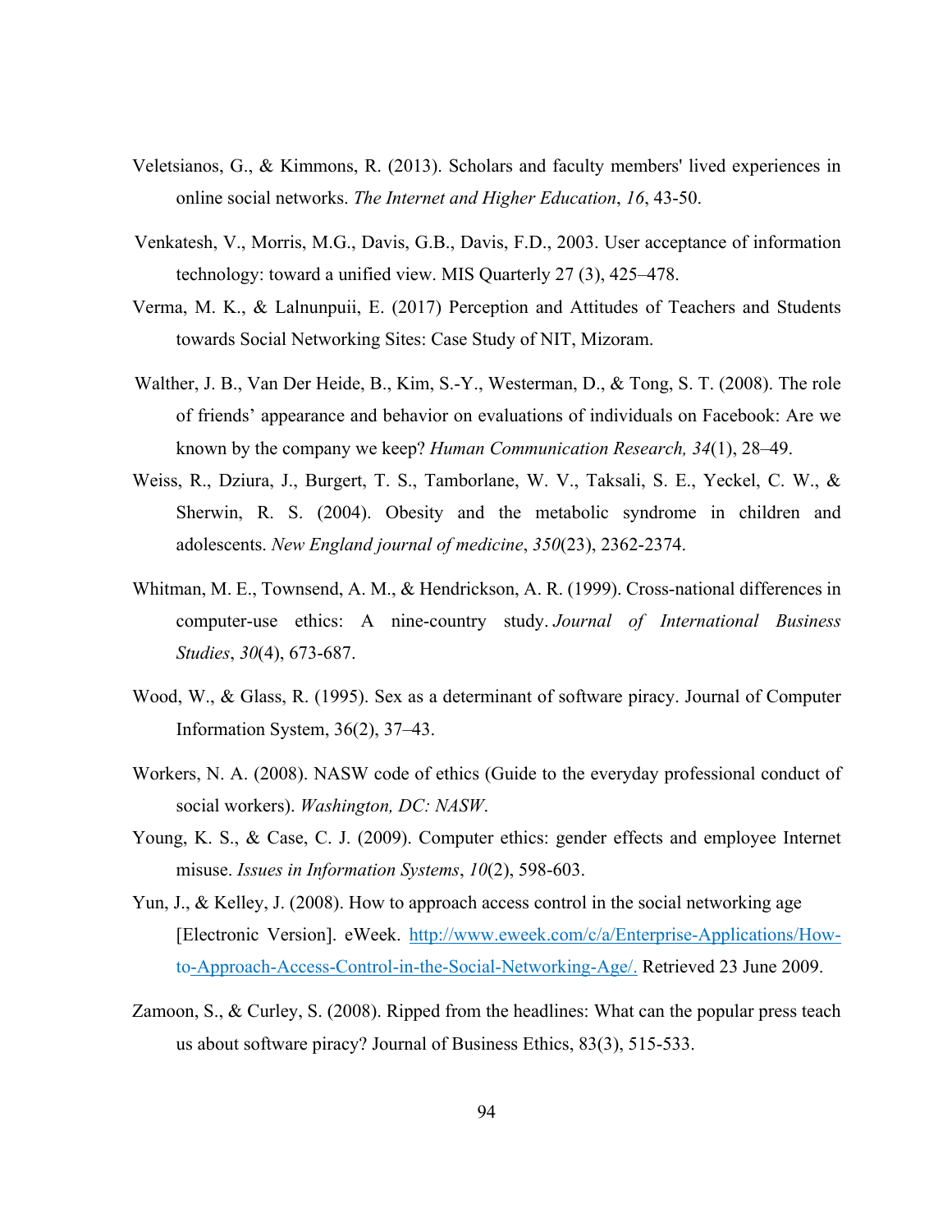Veletsianos, G., & Kimmons, R. (2013). Scholars and faculty members' lived experiences in online social networks. *The Internet and Higher Education*, *16*, 43-50.

Venkatesh, V., Morris, M.G., Davis, G.B., Davis, F.D., 2003. User acceptance of information technology: toward a unified view. MIS Quarterly 27 (3), 425–478.

Verma, M. K., & Lalnunpuii, E. (2017) Perception and Attitudes of Teachers and Students towards Social Networking Sites: Case Study of NIT, Mizoram.

Walther, J. B., Van Der Heide, B., Kim, S.-Y., Westerman, D., & Tong, S. T. (2008). The role of friends' appearance and behavior on evaluations of individuals on Facebook: Are we known by the company we keep? *Human Communication Research, 34*(1), 28–49.

Weiss, R., Dziura, J., Burgert, T. S., Tamborlane, W. V., Taksali, S. E., Yeckel, C. W., & Sherwin, R. S. (2004). Obesity and the metabolic syndrome in children and adolescents. *New England journal of medicine*, *350*(23), 2362-2374.

Whitman, M. E., Townsend, A. M., & Hendrickson, A. R. (1999). Cross-national differences in computer-use ethics: A nine-country study. *Journal of International Business Studies*, *30*(4), 673-687.

Wood, W., & Glass, R. (1995). Sex as a determinant of software piracy. Journal of Computer Information System, 36(2), 37–43.

Workers, N. A. (2008). NASW code of ethics (Guide to the everyday professional conduct of social workers). *Washington, DC: NASW*.

Young, K. S., & Case, C. J. (2009). Computer ethics: gender effects and employee Internet misuse. *Issues in Information Systems*, *10*(2), 598-603.

Yun, J., & Kelley, J. (2008). How to approach access control in the social networking age [Electronic Version]. eWeek. http://www.eweek.com/c/a/Enterprise-Applications/How-to-Approach-Access-Control-in-the-Social-Networking-Age/. Retrieved 23 June 2009.

Zamoon, S., & Curley, S. (2008). Ripped from the headlines: What can the popular press teach us about software piracy? Journal of Business Ethics, 83(3), 515-533.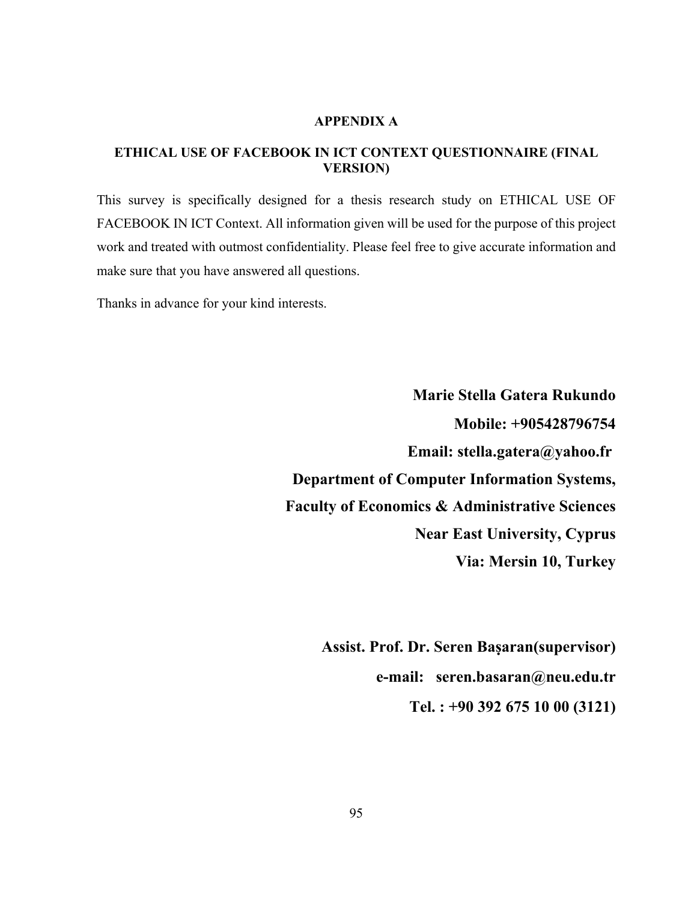# APPENDIX A

## ETHICAL USE OF FACEBOOK IN ICT CONTEXT QUESTIONNAIRE (FINAL VERSION)

This survey is specifically designed for a thesis research study on ETHICAL USE OF FACEBOOK IN ICT Context. All information given will be used for the purpose of this project work and treated with outmost confidentiality. Please feel free to give accurate information and make sure that you have answered all questions.

Thanks in advance for your kind interests.

**Marie Stella Gatera Rukundo**

**Mobile: +905428796754**

**Email: stella.gatera@yahoo.fr**

**Department of Computer Information Systems,**

**Faculty of Economics & Administrative Sciences**

**Near East University, Cyprus**

**Via: Mersin 10, Turkey**

**Assist. Prof. Dr. Seren Başaran(supervisor)**

**e-mail: seren.basaran@neu.edu.tr**

**Tel. : +90 392 675 10 00 (3121)**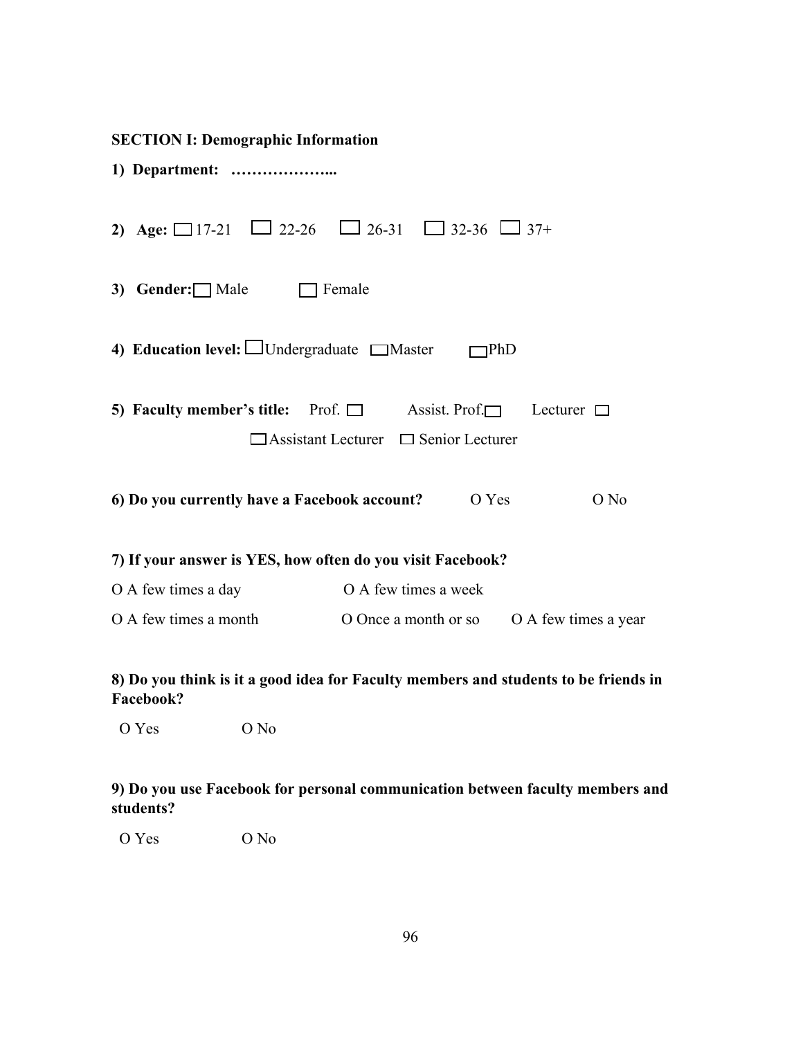**SECTION I: Demographic Information**

**1) Department: ………………...**

**2) Age:** ☐ 17-21 ☐ 22-26 ☐ 26-31 ☐ 32-36 ☐ 37+

**3) Gender:** ☐ Male ☐ Female

**4) Education level:** ☐ Undergraduate ☐ Master ☐ PhD

**5) Faculty member's title:** Prof. ☐ Assist. Prof. ☐ Lecturer ☐
☐ Assistant Lecturer ☐ Senior Lecturer

**6) Do you currently have a Facebook account?** O Yes O No

**7) If your answer is YES, how often do you visit Facebook?**

O A few times a day O A few times a week

O A few times a month O Once a month or so O A few times a year

**8) Do you think is it a good idea for Faculty members and students to be friends in Facebook?**

O Yes O No

**9) Do you use Facebook for personal communication between faculty members and students?**

O Yes O No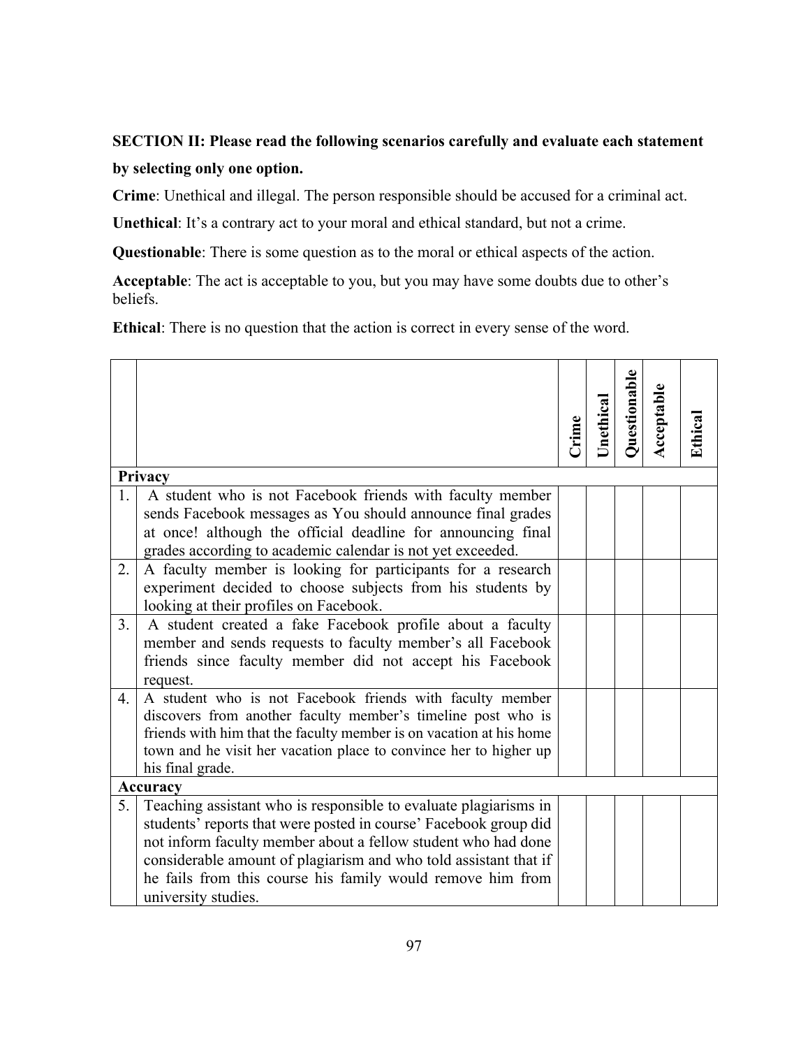**SECTION II: Please read the following scenarios carefully and evaluate each statement by selecting only one option.**

**Crime**: Unethical and illegal. The person responsible should be accused for a criminal act.

**Unethical**: It's a contrary act to your moral and ethical standard, but not a crime.

**Questionable**: There is some question as to the moral or ethical aspects of the action.

**Acceptable**: The act is acceptable to you, but you may have some doubts due to other's beliefs.

**Ethical**: There is no question that the action is correct in every sense of the word.

| | | Crime | Unethical | Questionable | Acceptable | Ethical |
|---|---|---|---|---|---|---|
| **Privacy** | | | | | | |
| 1. | A student who is not Facebook friends with faculty member sends Facebook messages as You should announce final grades at once! although the official deadline for announcing final grades according to academic calendar is not yet exceeded. | | | | | |
| 2. | A faculty member is looking for participants for a research experiment decided to choose subjects from his students by looking at their profiles on Facebook. | | | | | |
| 3. | A student created a fake Facebook profile about a faculty member and sends requests to faculty member's all Facebook friends since faculty member did not accept his Facebook request. | | | | | |
| 4. | A student who is not Facebook friends with faculty member discovers from another faculty member's timeline post who is friends with him that the faculty member is on vacation at his home town and he visit her vacation place to convince her to higher up his final grade. | | | | | |
| **Accuracy** | | | | | | |
| 5. | Teaching assistant who is responsible to evaluate plagiarisms in students' reports that were posted in course' Facebook group did not inform faculty member about a fellow student who had done considerable amount of plagiarism and who told assistant that if he fails from this course his family would remove him from university studies. | | | | | |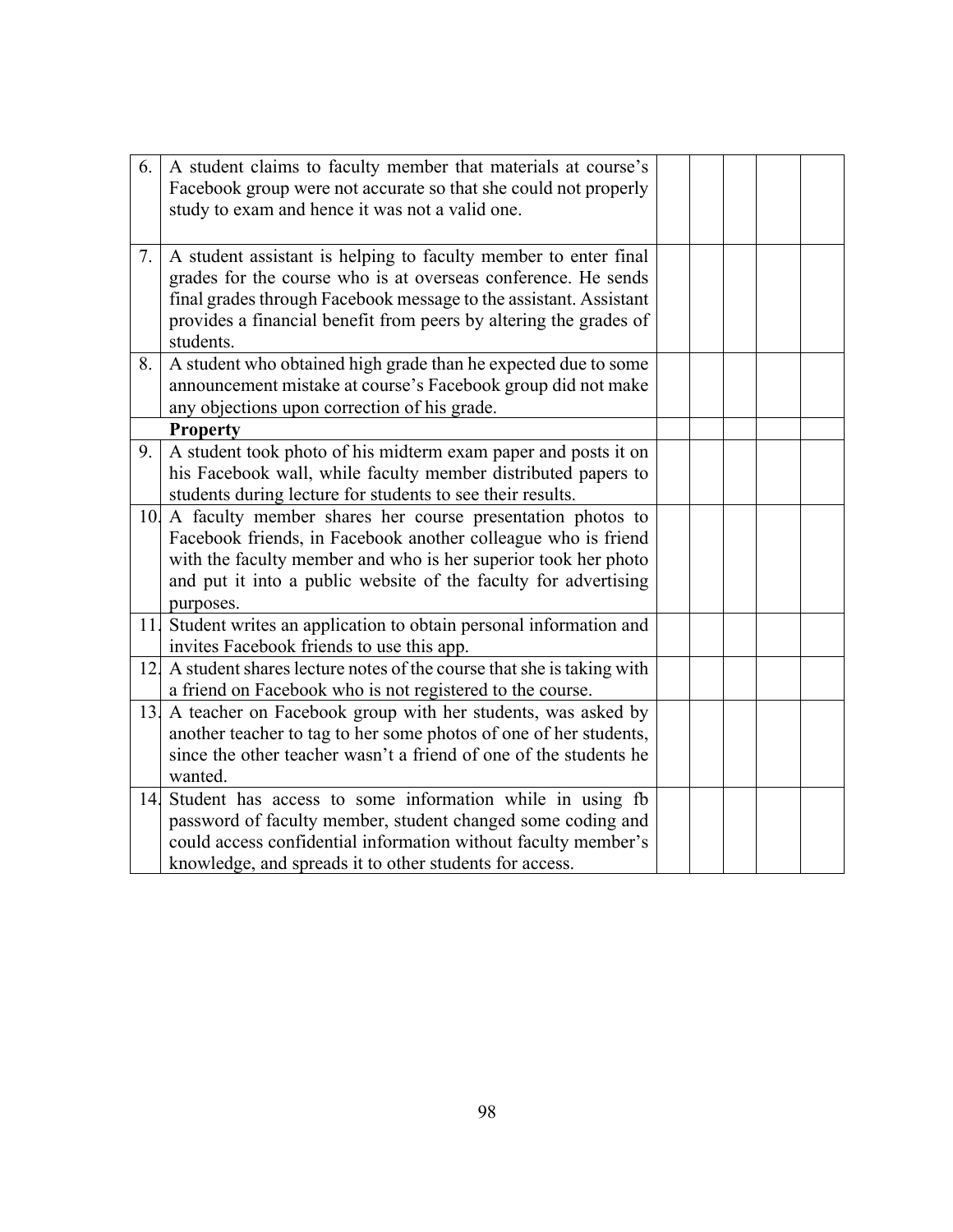| | | | | | | |
|---|---|---|---|---|---|---|
| 6. | A student claims to faculty member that materials at course's Facebook group were not accurate so that she could not properly study to exam and hence it was not a valid one. | | | | | |
| 7. | A student assistant is helping to faculty member to enter final grades for the course who is at overseas conference. He sends final grades through Facebook message to the assistant. Assistant provides a financial benefit from peers by altering the grades of students. | | | | | |
| 8. | A student who obtained high grade than he expected due to some announcement mistake at course's Facebook group did not make any objections upon correction of his grade. | | | | | |
| | **Property** | | | | | |
| 9. | A student took photo of his midterm exam paper and posts it on his Facebook wall, while faculty member distributed papers to students during lecture for students to see their results. | | | | | |
| 10. | A faculty member shares her course presentation photos to Facebook friends, in Facebook another colleague who is friend with the faculty member and who is her superior took her photo and put it into a public website of the faculty for advertising purposes. | | | | | |
| 11. | Student writes an application to obtain personal information and invites Facebook friends to use this app. | | | | | |
| 12. | A student shares lecture notes of the course that she is taking with a friend on Facebook who is not registered to the course. | | | | | |
| 13. | A teacher on Facebook group with her students, was asked by another teacher to tag to her some photos of one of her students, since the other teacher wasn't a friend of one of the students he wanted. | | | | | |
| 14. | Student has access to some information while in using fb password of faculty member, student changed some coding and could access confidential information without faculty member's knowledge, and spreads it to other students for access. | | | | | |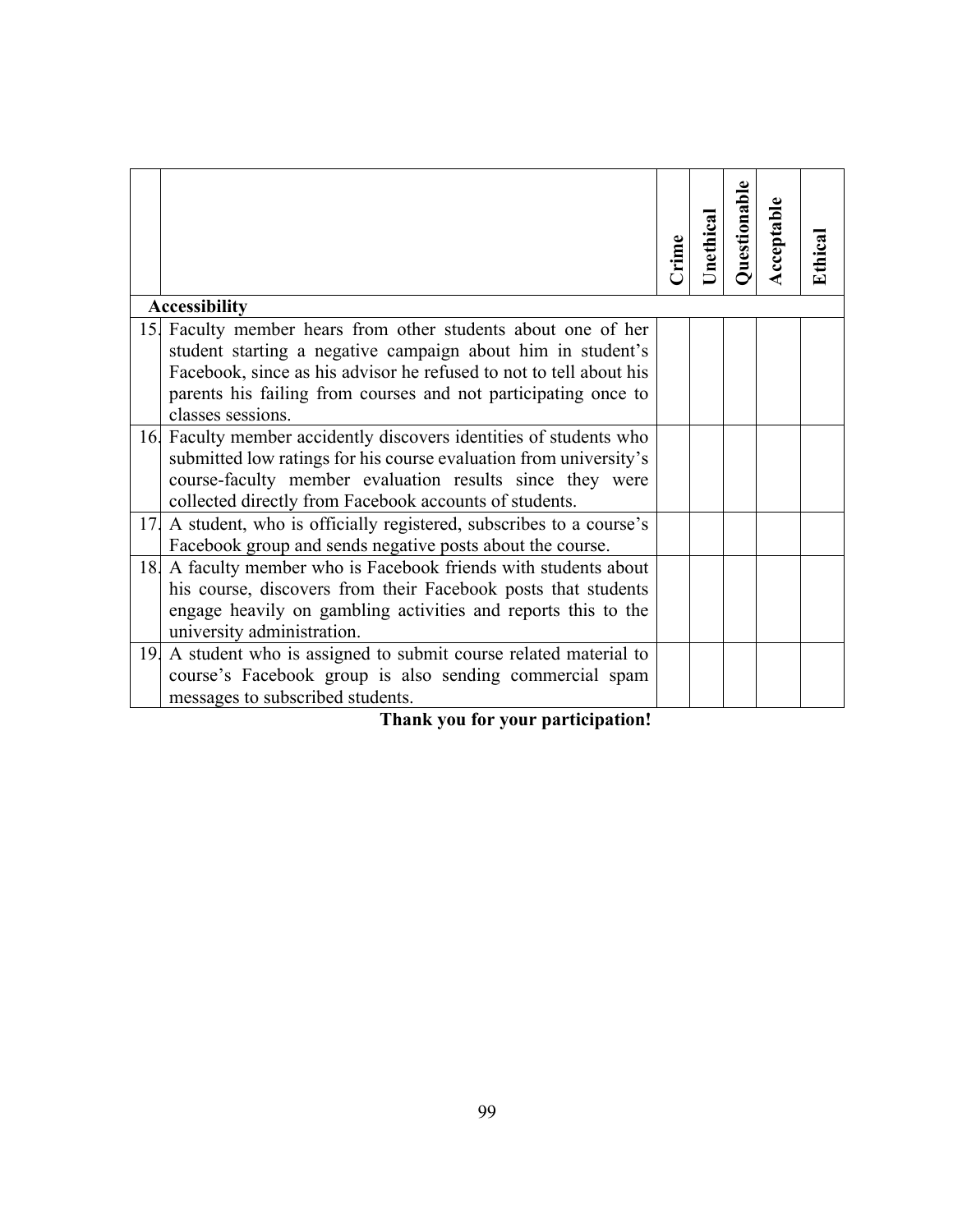| | | Crime | Unethical | Questionable | Acceptable | Ethical |
|---|---|---|---|---|---|---|
| | **Accessibility** | | | | | |
| 15. | Faculty member hears from other students about one of her student starting a negative campaign about him in student's Facebook, since as his advisor he refused to not to tell about his parents his failing from courses and not participating once to classes sessions. | | | | | |
| 16. | Faculty member accidently discovers identities of students who submitted low ratings for his course evaluation from university's course-faculty member evaluation results since they were collected directly from Facebook accounts of students. | | | | | |
| 17. | A student, who is officially registered, subscribes to a course's Facebook group and sends negative posts about the course. | | | | | |
| 18. | A faculty member who is Facebook friends with students about his course, discovers from their Facebook posts that students engage heavily on gambling activities and reports this to the university administration. | | | | | |
| 19. | A student who is assigned to submit course related material to course's Facebook group is also sending commercial spam messages to subscribed students. | | | | | |

**Thank you for your participation!**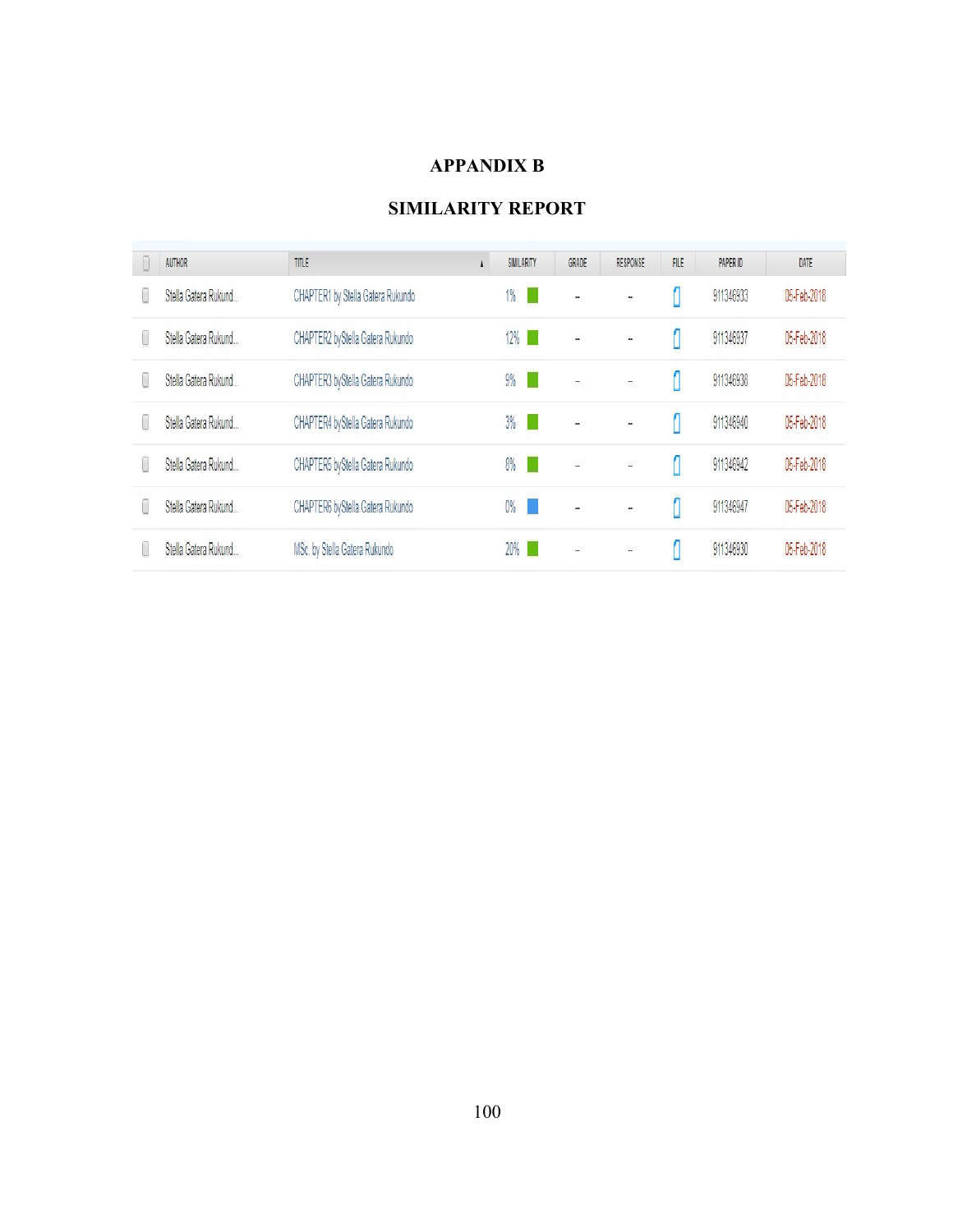# APPANDIX B

## SIMILARITY REPORT

| | AUTHOR | TITLE | SIMILARITY | GRADE | RESPONSE | FILE | PAPER ID | DATE |
|---|---|---|---|---|---|---|---|---|
| | Stella Gatera Rukund... | CHAPTER1 by Stella Gatera Rukundo | 1% | -- | -- | | 911346933 | 05-Feb-2018 |
| | Stella Gatera Rukund... | CHAPTER2 byStella Gatera Rukundo | 12% | -- | -- | | 911346937 | 05-Feb-2018 |
| | Stella Gatera Rukund... | CHAPTER3 byStella Gatera Rukundo | 9% | -- | -- | | 911346938 | 05-Feb-2018 |
| | Stella Gatera Rukund... | CHAPTER4 byStella Gatera Rukundo | 3% | -- | -- | | 911346940 | 05-Feb-2018 |
| | Stella Gatera Rukund... | CHAPTER5 byStella Gatera Rukundo | 8% | -- | -- | | 911346942 | 05-Feb-2018 |
| | Stella Gatera Rukund... | CHAPTER6 byStella Gatera Rukundo | 0% | -- | -- | | 911346947 | 05-Feb-2018 |
| | Stella Gatera Rukund... | MSc. by Stella Gatera Rukundo | 20% | -- | -- | | 911346930 | 05-Feb-2018 |